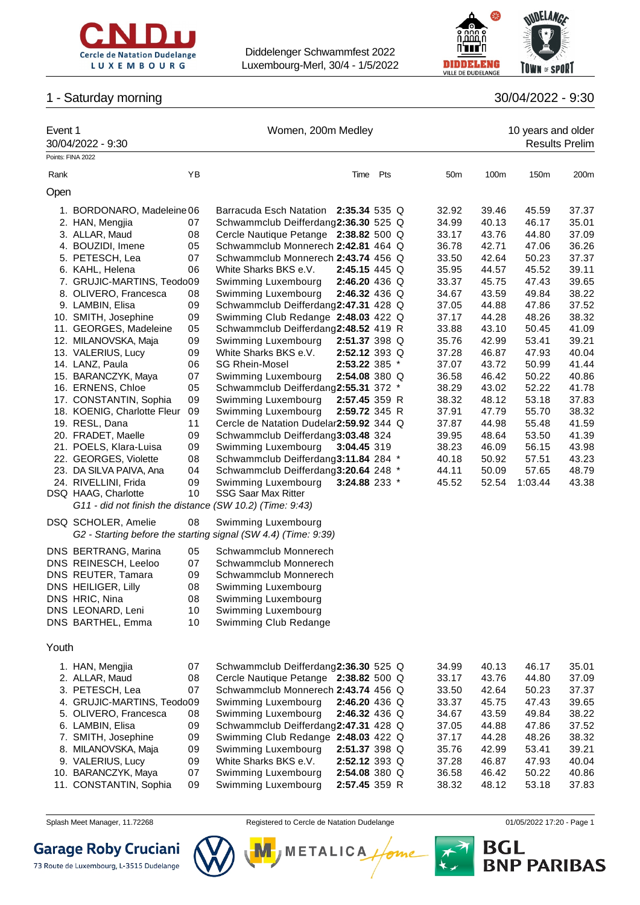Diddelenger Schwammfest 2022
Luxembourg-Merl, 30/4 - 1/5/2022

## 1 - Saturday morning

30/04/2022 - 9:30

### Event 1 — Women, 200m Medley — 10 years and older

30/04/2022 - 9:30

Results Prelim

Points: FINA 2022

#### Open

| Rank | Name | YB | Club | Time | Pts | | 50m | 100m | 150m | 200m |
|---|---|---|---|---|---|---|---|---|---|---|
| 1. | BORDONARO, Madeleine | 06 | Barracuda Esch Natation | **2:35.34** | 535 | Q | 32.92 | 39.46 | 45.59 | 37.37 |
| 2. | HAN, Mengjia | 07 | Schwammclub Deifferdang | **2:36.30** | 525 | Q | 34.99 | 40.13 | 46.17 | 35.01 |
| 3. | ALLAR, Maud | 08 | Cercle Nautique Petange | **2:38.82** | 500 | Q | 33.17 | 43.76 | 44.80 | 37.09 |
| 4. | BOUZIDI, Imene | 05 | Schwammclub Monnerech | **2:42.81** | 464 | Q | 36.78 | 42.71 | 47.06 | 36.26 |
| 5. | PETESCH, Lea | 07 | Schwammclub Monnerech | **2:43.74** | 456 | Q | 33.50 | 42.64 | 50.23 | 37.37 |
| 6. | KAHL, Helena | 06 | White Sharks BKS e.V. | **2:45.15** | 445 | Q | 35.95 | 44.57 | 45.52 | 39.11 |
| 7. | GRUJIC-MARTINS, Teodo | 09 | Swimming Luxembourg | **2:46.20** | 436 | Q | 33.37 | 45.75 | 47.43 | 39.65 |
| 8. | OLIVERO, Francesca | 08 | Swimming Luxembourg | **2:46.32** | 436 | Q | 34.67 | 43.59 | 49.84 | 38.22 |
| 9. | LAMBIN, Elisa | 09 | Schwammclub Deifferdang | **2:47.31** | 428 | Q | 37.05 | 44.88 | 47.86 | 37.52 |
| 10. | SMITH, Josephine | 09 | Swimming Club Redange | **2:48.03** | 422 | Q | 37.17 | 44.28 | 48.26 | 38.32 |
| 11. | GEORGES, Madeleine | 05 | Schwammclub Deifferdang | **2:48.52** | 419 | R | 33.88 | 43.10 | 50.45 | 41.09 |
| 12. | MILANOVSKA, Maja | 09 | Swimming Luxembourg | **2:51.37** | 398 | Q | 35.76 | 42.99 | 53.41 | 39.21 |
| 13. | VALERIUS, Lucy | 09 | White Sharks BKS e.V. | **2:52.12** | 393 | Q | 37.28 | 46.87 | 47.93 | 40.04 |
| 14. | LANZ, Paula | 06 | SG Rhein-Mosel | **2:53.22** | 385 | * | 37.07 | 43.72 | 50.99 | 41.44 |
| 15. | BARANCZYK, Maya | 07 | Swimming Luxembourg | **2:54.08** | 380 | Q | 36.58 | 46.42 | 50.22 | 40.86 |
| 16. | ERNENS, Chloe | 05 | Schwammclub Deifferdang | **2:55.31** | 372 | * | 38.29 | 43.02 | 52.22 | 41.78 |
| 17. | CONSTANTIN, Sophia | 09 | Swimming Luxembourg | **2:57.45** | 359 | R | 38.32 | 48.12 | 53.18 | 37.83 |
| 18. | KOENIG, Charlotte Fleur | 09 | Swimming Luxembourg | **2:59.72** | 345 | R | 37.91 | 47.79 | 55.70 | 38.32 |
| 19. | RESL, Dana | 11 | Cercle de Natation Dudelar | **2:59.92** | 344 | Q | 37.87 | 44.98 | 55.48 | 41.59 |
| 20. | FRADET, Maelle | 09 | Schwammclub Deifferdang | **3:03.48** | 324 | | 39.95 | 48.64 | 53.50 | 41.39 |
| 21. | POELS, Klara-Luisa | 09 | Swimming Luxembourg | **3:04.45** | 319 | | 38.23 | 46.09 | 56.15 | 43.98 |
| 22. | GEORGES, Violette | 08 | Schwammclub Deifferdang | **3:11.84** | 284 | * | 40.18 | 50.92 | 57.51 | 43.23 |
| 23. | DA SILVA PAIVA, Ana | 04 | Schwammclub Deifferdang | **3:20.64** | 248 | * | 44.11 | 50.09 | 57.65 | 48.79 |
| 24. | RIVELLINI, Frida | 09 | Swimming Luxembourg | **3:24.88** | 233 | * | 45.52 | 52.54 | 1:03.44 | 43.38 |
| DSQ | HAAG, Charlotte | 10 | SSG Saar Max Ritter | | | | | | | |

*G11 - did not finish the distance (SW 10.2) (Time: 9:43)*

| Rank | Name | YB | Club |
|---|---|---|---|
| DSQ | SCHOLER, Amelie | 08 | Swimming Luxembourg |

*G2 - Starting before the starting signal (SW 4.4) (Time: 9:39)*

| Rank | Name | YB | Club |
|---|---|---|---|
| DNS | BERTRANG, Marina | 05 | Schwammclub Monnerech |
| DNS | REINESCH, Leeloo | 07 | Schwammclub Monnerech |
| DNS | REUTER, Tamara | 09 | Schwammclub Monnerech |
| DNS | HEILIGER, Lilly | 08 | Swimming Luxembourg |
| DNS | HRIC, Nina | 08 | Swimming Luxembourg |
| DNS | LEONARD, Leni | 10 | Swimming Luxembourg |
| DNS | BARTHEL, Emma | 10 | Swimming Club Redange |

#### Youth

| Rank | Name | YB | Club | Time | Pts | | 50m | 100m | 150m | 200m |
|---|---|---|---|---|---|---|---|---|---|---|
| 1. | HAN, Mengjia | 07 | Schwammclub Deifferdang | **2:36.30** | 525 | Q | 34.99 | 40.13 | 46.17 | 35.01 |
| 2. | ALLAR, Maud | 08 | Cercle Nautique Petange | **2:38.82** | 500 | Q | 33.17 | 43.76 | 44.80 | 37.09 |
| 3. | PETESCH, Lea | 07 | Schwammclub Monnerech | **2:43.74** | 456 | Q | 33.50 | 42.64 | 50.23 | 37.37 |
| 4. | GRUJIC-MARTINS, Teodo | 09 | Swimming Luxembourg | **2:46.20** | 436 | Q | 33.37 | 45.75 | 47.43 | 39.65 |
| 5. | OLIVERO, Francesca | 08 | Swimming Luxembourg | **2:46.32** | 436 | Q | 34.67 | 43.59 | 49.84 | 38.22 |
| 6. | LAMBIN, Elisa | 09 | Schwammclub Deifferdang | **2:47.31** | 428 | Q | 37.05 | 44.88 | 47.86 | 37.52 |
| 7. | SMITH, Josephine | 09 | Swimming Club Redange | **2:48.03** | 422 | Q | 37.17 | 44.28 | 48.26 | 38.32 |
| 8. | MILANOVSKA, Maja | 09 | Swimming Luxembourg | **2:51.37** | 398 | Q | 35.76 | 42.99 | 53.41 | 39.21 |
| 9. | VALERIUS, Lucy | 09 | White Sharks BKS e.V. | **2:52.12** | 393 | Q | 37.28 | 46.87 | 47.93 | 40.04 |
| 10. | BARANCZYK, Maya | 07 | Swimming Luxembourg | **2:54.08** | 380 | Q | 36.58 | 46.42 | 50.22 | 40.86 |
| 11. | CONSTANTIN, Sophia | 09 | Swimming Luxembourg | **2:57.45** | 359 | R | 38.32 | 48.12 | 53.18 | 37.83 |

Splash Meet Manager, 11.72268 — Registered to Cercle de Natation Dudelange — 01/05/2022 17:20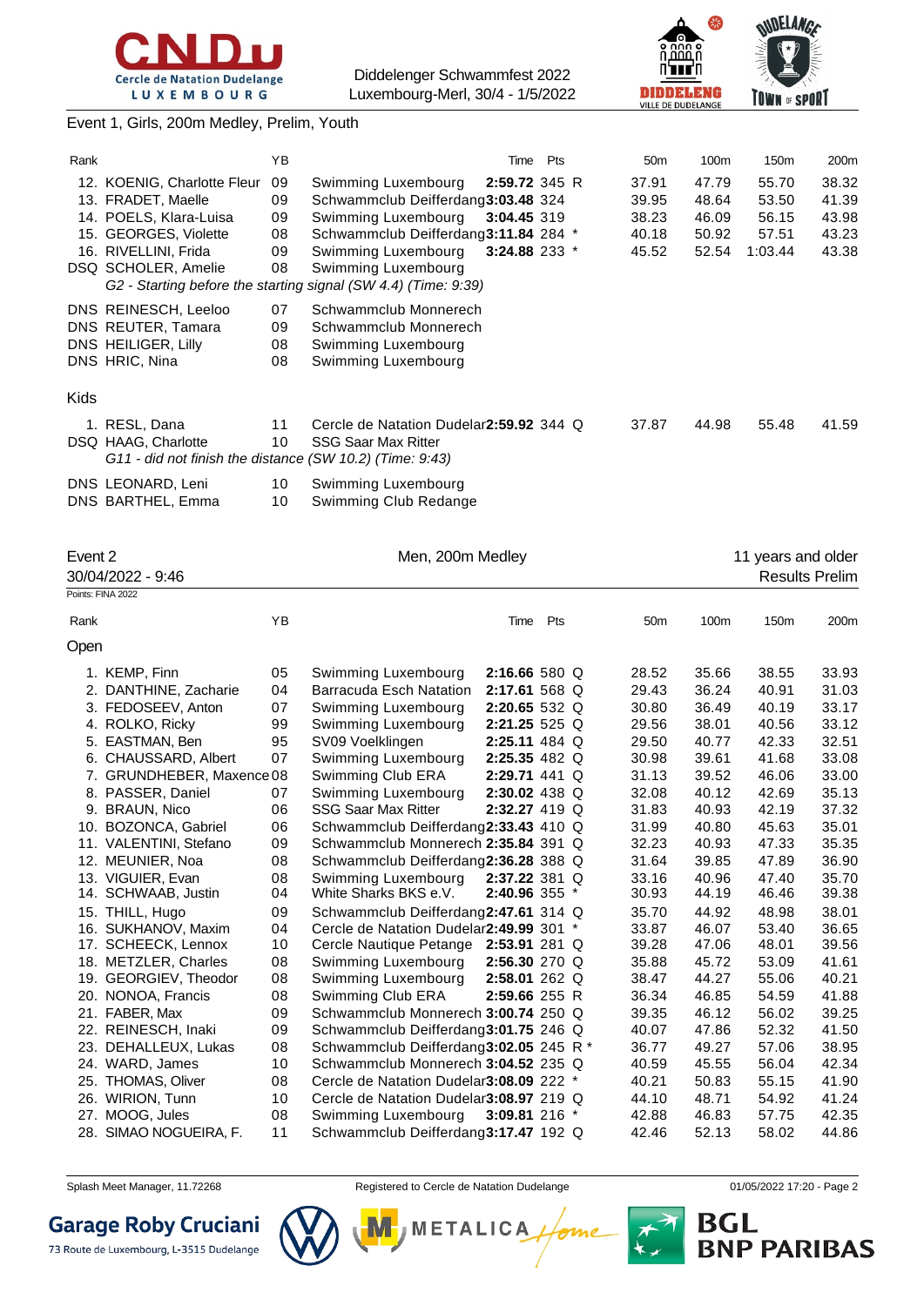Event 1, Girls, 200m Medley, Prelim, Youth

| Rank | | YB | | Time | Pts | | 50m | 100m | 150m | 200m |
|---|---|---|---|---|---|---|---|---|---|---|
| 12. | KOENIG, Charlotte Fleur | 09 | Swimming Luxembourg | 2:59.72 | 345 | R | 37.91 | 47.79 | 55.70 | 38.32 |
| 13. | FRADET, Maelle | 09 | Schwammclub Deifferdang | 3:03.48 | 324 | | 39.95 | 48.64 | 53.50 | 41.39 |
| 14. | POELS, Klara-Luisa | 09 | Swimming Luxembourg | 3:04.45 | 319 | | 38.23 | 46.09 | 56.15 | 43.98 |
| 15. | GEORGES, Violette | 08 | Schwammclub Deifferdang | 3:11.84 | 284 | * | 40.18 | 50.92 | 57.51 | 43.23 |
| 16. | RIVELLINI, Frida | 09 | Swimming Luxembourg | 3:24.88 | 233 | * | 45.52 | 52.54 | 1:03.44 | 43.38 |
| DSQ | SCHOLER, Amelie | 08 | Swimming Luxembourg | | | | | | | |
| | *G2 - Starting before the starting signal (SW 4.4) (Time: 9:39)* | | | | | | | | | |
| DNS | REINESCH, Leeloo | 07 | Schwammclub Monnerech | | | | | | | |
| DNS | REUTER, Tamara | 09 | Schwammclub Monnerech | | | | | | | |
| DNS | HEILIGER, Lilly | 08 | Swimming Luxembourg | | | | | | | |
| DNS | HRIC, Nina | 08 | Swimming Luxembourg | | | | | | | |

Kids

| Rank | | YB | | Time | Pts | | 50m | 100m | 150m | 200m |
|---|---|---|---|---|---|---|---|---|---|---|
| 1. | RESL, Dana | 11 | Cercle de Natation Dudelange | 2:59.92 | 344 | Q | 37.87 | 44.98 | 55.48 | 41.59 |
| DSQ | HAAG, Charlotte | 10 | SSG Saar Max Ritter | | | | | | | |
| | *G11 - did not finish the distance (SW 10.2) (Time: 9:43)* | | | | | | | | | |
| DNS | LEONARD, Leni | 10 | Swimming Luxembourg | | | | | | | |
| DNS | BARTHEL, Emma | 10 | Swimming Club Redange | | | | | | | |

## Event 2 — Men, 200m Medley — 11 years and older

30/04/2022 - 9:46 — Results Prelim

Points: FINA 2022

Open

| Rank | | YB | | Time | Pts | | 50m | 100m | 150m | 200m |
|---|---|---|---|---|---|---|---|---|---|---|
| 1. | KEMP, Finn | 05 | Swimming Luxembourg | 2:16.66 | 580 | Q | 28.52 | 35.66 | 38.55 | 33.93 |
| 2. | DANTHINE, Zacharie | 04 | Barracuda Esch Natation | 2:17.61 | 568 | Q | 29.43 | 36.24 | 40.91 | 31.03 |
| 3. | FEDOSEEV, Anton | 07 | Swimming Luxembourg | 2:20.65 | 532 | Q | 30.80 | 36.49 | 40.19 | 33.17 |
| 4. | ROLKO, Ricky | 99 | Swimming Luxembourg | 2:21.25 | 525 | Q | 29.56 | 38.01 | 40.56 | 33.12 |
| 5. | EASTMAN, Ben | 95 | SV09 Voelklingen | 2:25.11 | 484 | Q | 29.50 | 40.77 | 42.33 | 32.51 |
| 6. | CHAUSSARD, Albert | 07 | Swimming Luxembourg | 2:25.35 | 482 | Q | 30.98 | 39.61 | 41.68 | 33.08 |
| 7. | GRUNDHEBER, Maxence | 08 | Swimming Club ERA | 2:29.71 | 441 | Q | 31.13 | 39.52 | 46.06 | 33.00 |
| 8. | PASSER, Daniel | 07 | Swimming Luxembourg | 2:30.02 | 438 | Q | 32.08 | 40.12 | 42.69 | 35.13 |
| 9. | BRAUN, Nico | 06 | SSG Saar Max Ritter | 2:32.27 | 419 | Q | 31.83 | 40.93 | 42.19 | 37.32 |
| 10. | BOZONCA, Gabriel | 06 | Schwammclub Deifferdang | 2:33.43 | 410 | Q | 31.99 | 40.80 | 45.63 | 35.01 |
| 11. | VALENTINI, Stefano | 09 | Schwammclub Monnerech | 2:35.84 | 391 | Q | 32.23 | 40.93 | 47.33 | 35.35 |
| 12. | MEUNIER, Noa | 08 | Schwammclub Deifferdang | 2:36.28 | 388 | Q | 31.64 | 39.85 | 47.89 | 36.90 |
| 13. | VIGUIER, Evan | 08 | Swimming Luxembourg | 2:37.22 | 381 | Q | 33.16 | 40.96 | 47.40 | 35.70 |
| 14. | SCHWAAB, Justin | 04 | White Sharks BKS e.V. | 2:40.96 | 355 | * | 30.93 | 44.19 | 46.46 | 39.38 |
| 15. | THILL, Hugo | 09 | Schwammclub Deifferdang | 2:47.61 | 314 | Q | 35.70 | 44.92 | 48.98 | 38.01 |
| 16. | SUKHANOV, Maxim | 04 | Cercle de Natation Dudelange | 2:49.99 | 301 | * | 33.87 | 46.07 | 53.40 | 36.65 |
| 17. | SCHEECK, Lennox | 10 | Cercle Nautique Petange | 2:53.91 | 281 | Q | 39.28 | 47.06 | 48.01 | 39.56 |
| 18. | METZLER, Charles | 08 | Swimming Luxembourg | 2:56.30 | 270 | Q | 35.88 | 45.72 | 53.09 | 41.61 |
| 19. | GEORGIEV, Theodor | 08 | Swimming Luxembourg | 2:58.01 | 262 | Q | 38.47 | 44.27 | 55.06 | 40.21 |
| 20. | NONOA, Francis | 08 | Swimming Club ERA | 2:59.66 | 255 | R | 36.34 | 46.85 | 54.59 | 41.88 |
| 21. | FABER, Max | 09 | Schwammclub Monnerech | 3:00.74 | 250 | Q | 39.35 | 46.12 | 56.02 | 39.25 |
| 22. | REINESCH, Inaki | 09 | Schwammclub Deifferdang | 3:01.75 | 246 | Q | 40.07 | 47.86 | 52.32 | 41.50 |
| 23. | DEHALLEUX, Lukas | 08 | Schwammclub Deifferdang | 3:02.05 | 245 | R * | 36.77 | 49.27 | 57.06 | 38.95 |
| 24. | WARD, James | 10 | Schwammclub Monnerech | 3:04.52 | 235 | Q | 40.59 | 45.55 | 56.04 | 42.34 |
| 25. | THOMAS, Oliver | 08 | Cercle de Natation Dudelange | 3:08.09 | 222 | * | 40.21 | 50.83 | 55.15 | 41.90 |
| 26. | WIRION, Tunn | 10 | Cercle de Natation Dudelange | 3:08.97 | 219 | Q | 44.10 | 48.71 | 54.92 | 41.24 |
| 27. | MOOG, Jules | 08 | Swimming Luxembourg | 3:09.81 | 216 | * | 42.88 | 46.83 | 57.75 | 42.35 |
| 28. | SIMAO NOGUEIRA, F. | 11 | Schwammclub Deifferdang | 3:17.47 | 192 | Q | 42.46 | 52.13 | 58.02 | 44.86 |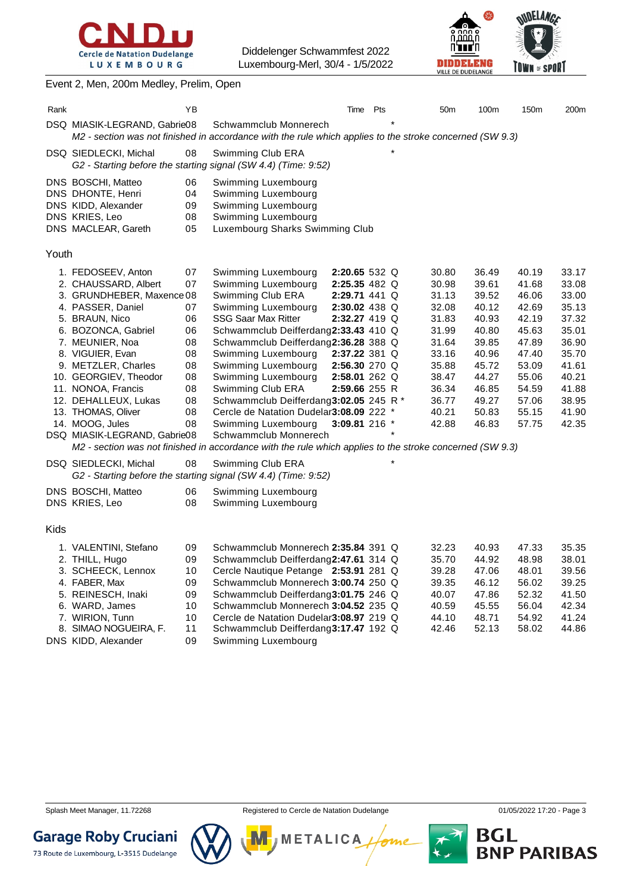Diddelenger Schwammfest 2022
Luxembourg-Merl, 30/4 - 1/5/2022

## Event 2, Men, 200m Medley, Prelim, Open

| Rank | | YB | | Time | Pts | | 50m | 100m | 150m | 200m |
|---|---|---|---|---|---|---|---|---|---|---|
| DSQ | MIASIK-LEGRAND, Gabriel | 08 | Schwammclub Monnerech | | | * | | | | |
| | *M2 - section was not finished in accordance with the rule which applies to the stroke concerned (SW 9.3)* | | | | | | | | | |
| DSQ | SIEDLECKI, Michal | 08 | Swimming Club ERA | | | * | | | | |
| | *G2 - Starting before the starting signal (SW 4.4) (Time: 9:52)* | | | | | | | | | |
| DNS | BOSCHI, Matteo | 06 | Swimming Luxembourg | | | | | | | |
| DNS | DHONTE, Henri | 04 | Swimming Luxembourg | | | | | | | |
| DNS | KIDD, Alexander | 09 | Swimming Luxembourg | | | | | | | |
| DNS | KRIES, Leo | 08 | Swimming Luxembourg | | | | | | | |
| DNS | MACLEAR, Gareth | 05 | Luxembourg Sharks Swimming Club | | | | | | | |

### Youth

| Rank | | YB | | Time | Pts | | 50m | 100m | 150m | 200m |
|---|---|---|---|---|---|---|---|---|---|---|
| 1. | FEDOSEEV, Anton | 07 | Swimming Luxembourg | **2:20.65** | 532 | Q | 30.80 | 36.49 | 40.19 | 33.17 |
| 2. | CHAUSSARD, Albert | 07 | Swimming Luxembourg | **2:25.35** | 482 | Q | 30.98 | 39.61 | 41.68 | 33.08 |
| 3. | GRUNDHEBER, Maxence | 08 | Swimming Club ERA | **2:29.71** | 441 | Q | 31.13 | 39.52 | 46.06 | 33.00 |
| 4. | PASSER, Daniel | 07 | Swimming Luxembourg | **2:30.02** | 438 | Q | 32.08 | 40.12 | 42.69 | 35.13 |
| 5. | BRAUN, Nico | 06 | SSG Saar Max Ritter | **2:32.27** | 419 | Q | 31.83 | 40.93 | 42.19 | 37.32 |
| 6. | BOZONCA, Gabriel | 06 | Schwammclub Deifferdang | **2:33.43** | 410 | Q | 31.99 | 40.80 | 45.63 | 35.01 |
| 7. | MEUNIER, Noa | 08 | Schwammclub Deifferdang | **2:36.28** | 388 | Q | 31.64 | 39.85 | 47.89 | 36.90 |
| 8. | VIGUIER, Evan | 08 | Swimming Luxembourg | **2:37.22** | 381 | Q | 33.16 | 40.96 | 47.40 | 35.70 |
| 9. | METZLER, Charles | 08 | Swimming Luxembourg | **2:56.30** | 270 | Q | 35.88 | 45.72 | 53.09 | 41.61 |
| 10. | GEORGIEV, Theodor | 08 | Swimming Luxembourg | **2:58.01** | 262 | Q | 38.47 | 44.27 | 55.06 | 40.21 |
| 11. | NONOA, Francis | 08 | Swimming Club ERA | **2:59.66** | 255 | R | 36.34 | 46.85 | 54.59 | 41.88 |
| 12. | DEHALLEUX, Lukas | 08 | Schwammclub Deifferdang | **3:02.05** | 245 | R * | 36.77 | 49.27 | 57.06 | 38.95 |
| 13. | THOMAS, Oliver | 08 | Cercle de Natation Dudelange | **3:08.09** | 222 | * | 40.21 | 50.83 | 55.15 | 41.90 |
| 14. | MOOG, Jules | 08 | Swimming Luxembourg | **3:09.81** | 216 | * | 42.88 | 46.83 | 57.75 | 42.35 |
| DSQ | MIASIK-LEGRAND, Gabriel | 08 | Schwammclub Monnerech | | | * | | | | |
| | *M2 - section was not finished in accordance with the rule which applies to the stroke concerned (SW 9.3)* | | | | | | | | | |
| DSQ | SIEDLECKI, Michal | 08 | Swimming Club ERA | | | * | | | | |
| | *G2 - Starting before the starting signal (SW 4.4) (Time: 9:52)* | | | | | | | | | |
| DNS | BOSCHI, Matteo | 06 | Swimming Luxembourg | | | | | | | |
| DNS | KRIES, Leo | 08 | Swimming Luxembourg | | | | | | | |

### Kids

| Rank | | YB | | Time | Pts | | 50m | 100m | 150m | 200m |
|---|---|---|---|---|---|---|---|---|---|---|
| 1. | VALENTINI, Stefano | 09 | Schwammclub Monnerech | **2:35.84** | 391 | Q | 32.23 | 40.93 | 47.33 | 35.35 |
| 2. | THILL, Hugo | 09 | Schwammclub Deifferdang | **2:47.61** | 314 | Q | 35.70 | 44.92 | 48.98 | 38.01 |
| 3. | SCHEECK, Lennox | 10 | Cercle Nautique Petange | **2:53.91** | 281 | Q | 39.28 | 47.06 | 48.01 | 39.56 |
| 4. | FABER, Max | 09 | Schwammclub Monnerech | **3:00.74** | 250 | Q | 39.35 | 46.12 | 56.02 | 39.25 |
| 5. | REINESCH, Inaki | 09 | Schwammclub Deifferdang | **3:01.75** | 246 | Q | 40.07 | 47.86 | 52.32 | 41.50 |
| 6. | WARD, James | 10 | Schwammclub Monnerech | **3:04.52** | 235 | Q | 40.59 | 45.55 | 56.04 | 42.34 |
| 7. | WIRION, Tunn | 10 | Cercle de Natation Dudelange | **3:08.97** | 219 | Q | 44.10 | 48.71 | 54.92 | 41.24 |
| 8. | SIMAO NOGUEIRA, F. | 11 | Schwammclub Deifferdang | **3:17.47** | 192 | Q | 42.46 | 52.13 | 58.02 | 44.86 |
| DNS | KIDD, Alexander | 09 | Swimming Luxembourg | | | | | | | |

Splash Meet Manager, 11.72268 — Registered to Cercle de Natation Dudelange — 01/05/2022 17:20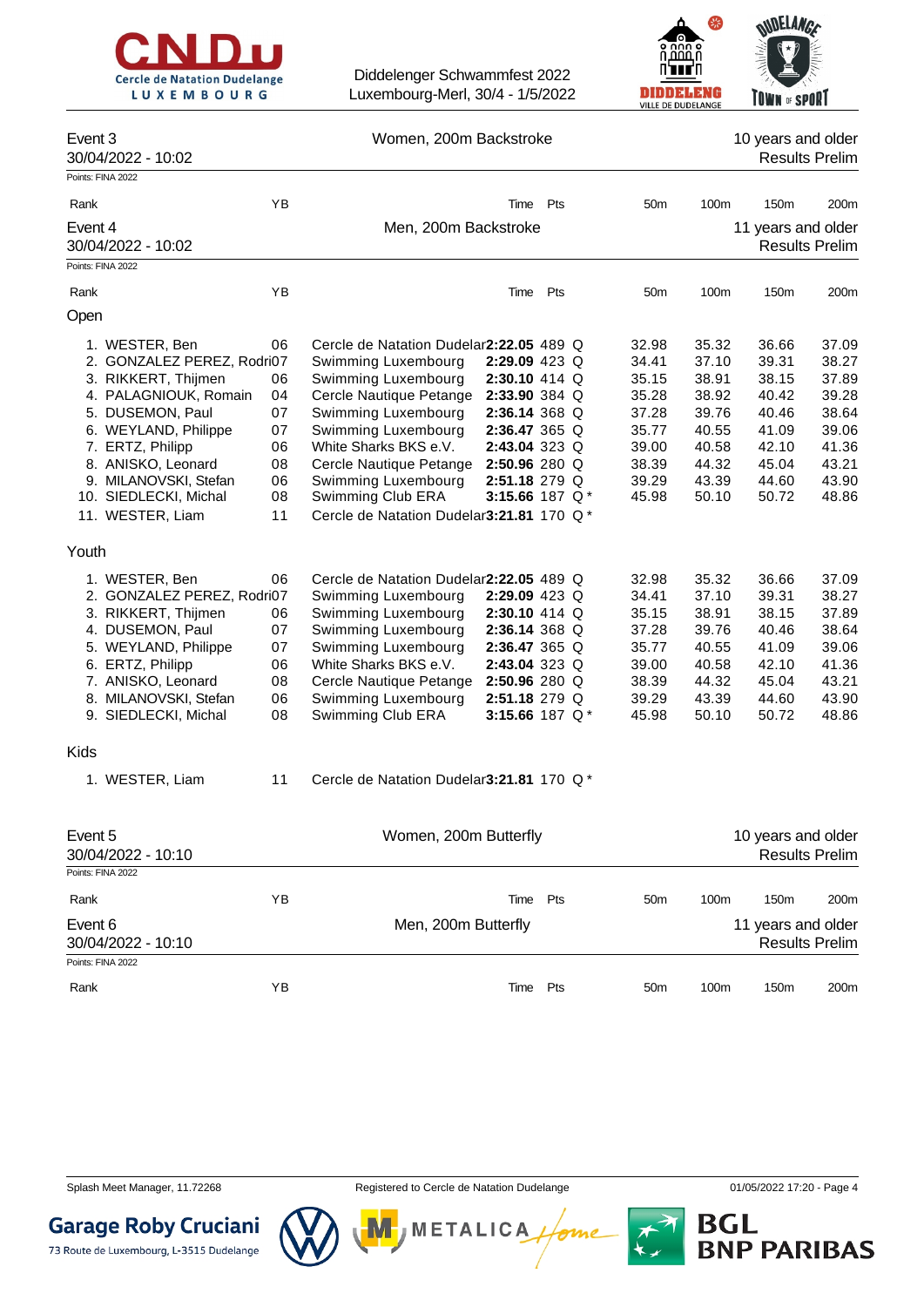Event 3 | Women, 200m Backstroke | 10 years and older
30/04/2022 - 10:02 | Results Prelim

Points: FINA 2022

| Rank | | YB | | Time | Pts | | 50m | 100m | 150m | 200m |
|---|---|---|---|---|---|---|---|---|---|---|

Event 4 | Men, 200m Backstroke | 11 years and older
30/04/2022 - 10:02 | Results Prelim

Points: FINA 2022

| Rank | | YB | | Time | Pts | | 50m | 100m | 150m | 200m |
|---|---|---|---|---|---|---|---|---|---|---|
| **Open** | | | | | | | | | | |
| 1. | WESTER, Ben | 06 | Cercle de Natation Dudelar | **2:22.05** | 489 | Q | 32.98 | 35.32 | 36.66 | 37.09 |
| 2. | GONZALEZ PEREZ, Rodri | 07 | Swimming Luxembourg | **2:29.09** | 423 | Q | 34.41 | 37.10 | 39.31 | 38.27 |
| 3. | RIKKERT, Thijmen | 06 | Swimming Luxembourg | **2:30.10** | 414 | Q | 35.15 | 38.91 | 38.15 | 37.89 |
| 4. | PALAGNIOUK, Romain | 04 | Cercle Nautique Petange | **2:33.90** | 384 | Q | 35.28 | 38.92 | 40.42 | 39.28 |
| 5. | DUSEMON, Paul | 07 | Swimming Luxembourg | **2:36.14** | 368 | Q | 37.28 | 39.76 | 40.46 | 38.64 |
| 6. | WEYLAND, Philippe | 07 | Swimming Luxembourg | **2:36.47** | 365 | Q | 35.77 | 40.55 | 41.09 | 39.06 |
| 7. | ERTZ, Philipp | 06 | White Sharks BKS e.V. | **2:43.04** | 323 | Q | 39.00 | 40.58 | 42.10 | 41.36 |
| 8. | ANISKO, Leonard | 08 | Cercle Nautique Petange | **2:50.96** | 280 | Q | 38.39 | 44.32 | 45.04 | 43.21 |
| 9. | MILANOVSKI, Stefan | 06 | Swimming Luxembourg | **2:51.18** | 279 | Q | 39.29 | 43.39 | 44.60 | 43.90 |
| 10. | SIEDLECKI, Michal | 08 | Swimming Club ERA | **3:15.66** | 187 | Q * | 45.98 | 50.10 | 50.72 | 48.86 |
| 11. | WESTER, Liam | 11 | Cercle de Natation Dudelar | **3:21.81** | 170 | Q * | | | | |
| **Youth** | | | | | | | | | | |
| 1. | WESTER, Ben | 06 | Cercle de Natation Dudelar | **2:22.05** | 489 | Q | 32.98 | 35.32 | 36.66 | 37.09 |
| 2. | GONZALEZ PEREZ, Rodri | 07 | Swimming Luxembourg | **2:29.09** | 423 | Q | 34.41 | 37.10 | 39.31 | 38.27 |
| 3. | RIKKERT, Thijmen | 06 | Swimming Luxembourg | **2:30.10** | 414 | Q | 35.15 | 38.91 | 38.15 | 37.89 |
| 4. | DUSEMON, Paul | 07 | Swimming Luxembourg | **2:36.14** | 368 | Q | 37.28 | 39.76 | 40.46 | 38.64 |
| 5. | WEYLAND, Philippe | 07 | Swimming Luxembourg | **2:36.47** | 365 | Q | 35.77 | 40.55 | 41.09 | 39.06 |
| 6. | ERTZ, Philipp | 06 | White Sharks BKS e.V. | **2:43.04** | 323 | Q | 39.00 | 40.58 | 42.10 | 41.36 |
| 7. | ANISKO, Leonard | 08 | Cercle Nautique Petange | **2:50.96** | 280 | Q | 38.39 | 44.32 | 45.04 | 43.21 |
| 8. | MILANOVSKI, Stefan | 06 | Swimming Luxembourg | **2:51.18** | 279 | Q | 39.29 | 43.39 | 44.60 | 43.90 |
| 9. | SIEDLECKI, Michal | 08 | Swimming Club ERA | **3:15.66** | 187 | Q * | 45.98 | 50.10 | 50.72 | 48.86 |
| **Kids** | | | | | | | | | | |
| 1. | WESTER, Liam | 11 | Cercle de Natation Dudelar | **3:21.81** | 170 | Q * | | | | |

Event 5 | Women, 200m Butterfly | 10 years and older
30/04/2022 - 10:10 | Results Prelim

Points: FINA 2022

| Rank | | YB | | Time | Pts | | 50m | 100m | 150m | 200m |
|---|---|---|---|---|---|---|---|---|---|---|

Event 6 | Men, 200m Butterfly | 11 years and older
30/04/2022 - 10:10 | Results Prelim

Points: FINA 2022

| Rank | | YB | | Time | Pts | | 50m | 100m | 150m | 200m |
|---|---|---|---|---|---|---|---|---|---|---|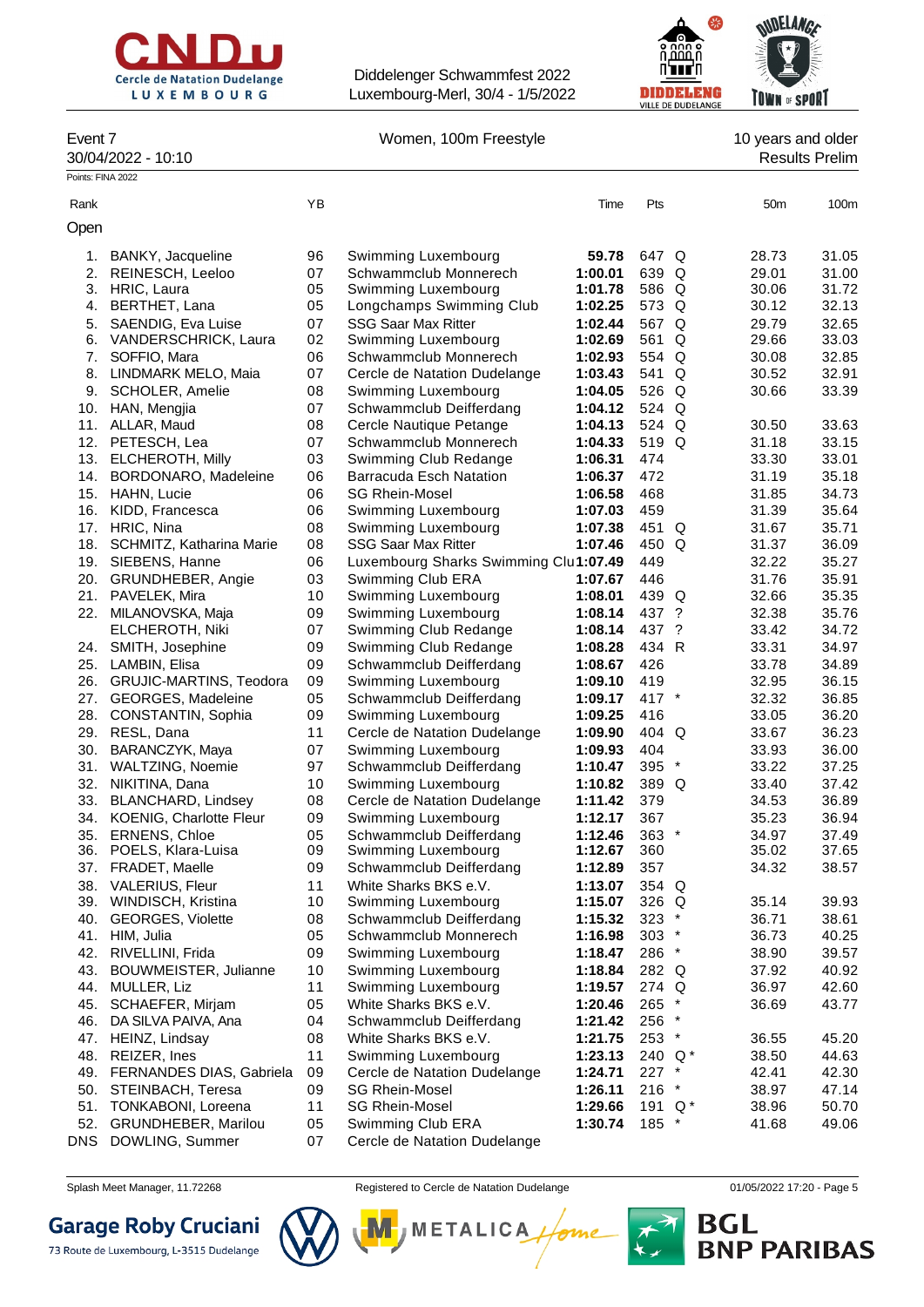Diddelenger Schwammfest 2022
Luxembourg-Merl, 30/4 - 1/5/2022

**Event 7** — Women, 100m Freestyle — 10 years and older
30/04/2022 - 10:10 — Results Prelim

Points: FINA 2022

| Rank | | YB | | Time | Pts | | 50m | 100m |
|---|---|---|---|---|---|---|---|---|
| **Open** | | | | | | | | |
| 1. | BANKY, Jacqueline | 96 | Swimming Luxembourg | **59.78** | 647 | Q | 28.73 | 31.05 |
| 2. | REINESCH, Leeloo | 07 | Schwammclub Monnerech | **1:00.01** | 639 | Q | 29.01 | 31.00 |
| 3. | HRIC, Laura | 05 | Swimming Luxembourg | **1:01.78** | 586 | Q | 30.06 | 31.72 |
| 4. | BERTHET, Lana | 05 | Longchamps Swimming Club | **1:02.25** | 573 | Q | 30.12 | 32.13 |
| 5. | SAENDIG, Eva Luise | 07 | SSG Saar Max Ritter | **1:02.44** | 567 | Q | 29.79 | 32.65 |
| 6. | VANDERSCHRICK, Laura | 02 | Swimming Luxembourg | **1:02.69** | 561 | Q | 29.66 | 33.03 |
| 7. | SOFFIO, Mara | 06 | Schwammclub Monnerech | **1:02.93** | 554 | Q | 30.08 | 32.85 |
| 8. | LINDMARK MELO, Maia | 07 | Cercle de Natation Dudelange | **1:03.43** | 541 | Q | 30.52 | 32.91 |
| 9. | SCHOLER, Amelie | 08 | Swimming Luxembourg | **1:04.05** | 526 | Q | 30.66 | 33.39 |
| 10. | HAN, Mengjia | 07 | Schwammclub Deifferdang | **1:04.12** | 524 | Q | | |
| 11. | ALLAR, Maud | 08 | Cercle Nautique Petange | **1:04.13** | 524 | Q | 30.50 | 33.63 |
| 12. | PETESCH, Lea | 07 | Schwammclub Monnerech | **1:04.33** | 519 | Q | 31.18 | 33.15 |
| 13. | ELCHEROTH, Milly | 03 | Swimming Club Redange | **1:06.31** | 474 | | 33.30 | 33.01 |
| 14. | BORDONARO, Madeleine | 06 | Barracuda Esch Natation | **1:06.37** | 472 | | 31.19 | 35.18 |
| 15. | HAHN, Lucie | 06 | SG Rhein-Mosel | **1:06.58** | 468 | | 31.85 | 34.73 |
| 16. | KIDD, Francesca | 06 | Swimming Luxembourg | **1:07.03** | 459 | | 31.39 | 35.64 |
| 17. | HRIC, Nina | 08 | Swimming Luxembourg | **1:07.38** | 451 | Q | 31.67 | 35.71 |
| 18. | SCHMITZ, Katharina Marie | 08 | SSG Saar Max Ritter | **1:07.46** | 450 | Q | 31.37 | 36.09 |
| 19. | SIEBENS, Hanne | 06 | Luxembourg Sharks Swimming Clu | **1:07.49** | 449 | | 32.22 | 35.27 |
| 20. | GRUNDHEBER, Angie | 03 | Swimming Club ERA | **1:07.67** | 446 | | 31.76 | 35.91 |
| 21. | PAVELEK, Mira | 10 | Swimming Luxembourg | **1:08.01** | 439 | Q | 32.66 | 35.35 |
| 22. | MILANOVSKA, Maja | 09 | Swimming Luxembourg | **1:08.14** | 437 | ? | 32.38 | 35.76 |
| | ELCHEROTH, Niki | 07 | Swimming Club Redange | **1:08.14** | 437 | ? | 33.42 | 34.72 |
| 24. | SMITH, Josephine | 09 | Swimming Club Redange | **1:08.28** | 434 | R | 33.31 | 34.97 |
| 25. | LAMBIN, Elisa | 09 | Schwammclub Deifferdang | **1:08.67** | 426 | | 33.78 | 34.89 |
| 26. | GRUJIC-MARTINS, Teodora | 09 | Swimming Luxembourg | **1:09.10** | 419 | | 32.95 | 36.15 |
| 27. | GEORGES, Madeleine | 05 | Schwammclub Deifferdang | **1:09.17** | 417 | * | 32.32 | 36.85 |
| 28. | CONSTANTIN, Sophia | 09 | Swimming Luxembourg | **1:09.25** | 416 | | 33.05 | 36.20 |
| 29. | RESL, Dana | 11 | Cercle de Natation Dudelange | **1:09.90** | 404 | Q | 33.67 | 36.23 |
| 30. | BARANCZYK, Maya | 07 | Swimming Luxembourg | **1:09.93** | 404 | | 33.93 | 36.00 |
| 31. | WALTZING, Noemie | 97 | Schwammclub Deifferdang | **1:10.47** | 395 | * | 33.22 | 37.25 |
| 32. | NIKITINA, Dana | 10 | Swimming Luxembourg | **1:10.82** | 389 | Q | 33.40 | 37.42 |
| 33. | BLANCHARD, Lindsey | 08 | Cercle de Natation Dudelange | **1:11.42** | 379 | | 34.53 | 36.89 |
| 34. | KOENIG, Charlotte Fleur | 09 | Swimming Luxembourg | **1:12.17** | 367 | | 35.23 | 36.94 |
| 35. | ERNENS, Chloe | 05 | Schwammclub Deifferdang | **1:12.46** | 363 | * | 34.97 | 37.49 |
| 36. | POELS, Klara-Luisa | 09 | Swimming Luxembourg | **1:12.67** | 360 | | 35.02 | 37.65 |
| 37. | FRADET, Maelle | 09 | Schwammclub Deifferdang | **1:12.89** | 357 | | 34.32 | 38.57 |
| 38. | VALERIUS, Fleur | 11 | White Sharks BKS e.V. | **1:13.07** | 354 | Q | | |
| 39. | WINDISCH, Kristina | 10 | Swimming Luxembourg | **1:15.07** | 326 | Q | 35.14 | 39.93 |
| 40. | GEORGES, Violette | 08 | Schwammclub Deifferdang | **1:15.32** | 323 | * | 36.71 | 38.61 |
| 41. | HIM, Julia | 05 | Schwammclub Monnerech | **1:16.98** | 303 | * | 36.73 | 40.25 |
| 42. | RIVELLINI, Frida | 09 | Swimming Luxembourg | **1:18.47** | 286 | * | 38.90 | 39.57 |
| 43. | BOUWMEISTER, Julianne | 10 | Swimming Luxembourg | **1:18.84** | 282 | Q | 37.92 | 40.92 |
| 44. | MULLER, Liz | 11 | Swimming Luxembourg | **1:19.57** | 274 | Q | 36.97 | 42.60 |
| 45. | SCHAEFER, Mirjam | 05 | White Sharks BKS e.V. | **1:20.46** | 265 | * | 36.69 | 43.77 |
| 46. | DA SILVA PAIVA, Ana | 04 | Schwammclub Deifferdang | **1:21.42** | 256 | * | | |
| 47. | HEINZ, Lindsay | 08 | White Sharks BKS e.V. | **1:21.75** | 253 | * | 36.55 | 45.20 |
| 48. | REIZER, Ines | 11 | Swimming Luxembourg | **1:23.13** | 240 | Q * | 38.50 | 44.63 |
| 49. | FERNANDES DIAS, Gabriela | 09 | Cercle de Natation Dudelange | **1:24.71** | 227 | * | 42.41 | 42.30 |
| 50. | STEINBACH, Teresa | 09 | SG Rhein-Mosel | **1:26.11** | 216 | * | 38.97 | 47.14 |
| 51. | TONKABONI, Loreena | 11 | SG Rhein-Mosel | **1:29.66** | 191 | Q * | 38.96 | 50.70 |
| 52. | GRUNDHEBER, Marilou | 05 | Swimming Club ERA | **1:30.74** | 185 | * | 41.68 | 49.06 |
| DNS | DOWLING, Summer | 07 | Cercle de Natation Dudelange | | | | | |

Splash Meet Manager, 11.72268 — Registered to Cercle de Natation Dudelange — 01/05/2022 17:20 - Page 5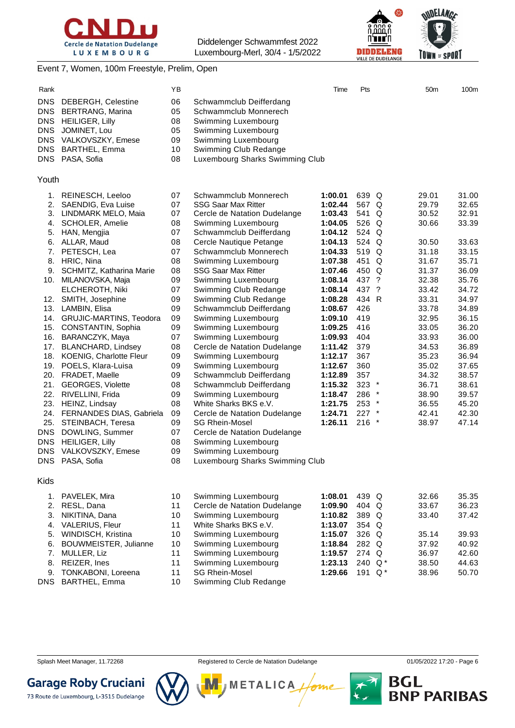Diddelenger Schwammfest 2022
Luxembourg-Merl, 30/4 - 1/5/2022

## Event 7, Women, 100m Freestyle, Prelim, Open

| Rank | | YB | | Time | Pts | | 50m | 100m |
|---|---|---|---|---|---|---|---|---|
| DNS | DEBERGH, Celestine | 06 | Schwammclub Deifferdang | | | | | |
| DNS | BERTRANG, Marina | 05 | Schwammclub Monnerech | | | | | |
| DNS | HEILIGER, Lilly | 08 | Swimming Luxembourg | | | | | |
| DNS | JOMINET, Lou | 05 | Swimming Luxembourg | | | | | |
| DNS | VALKOVSZKY, Emese | 09 | Swimming Luxembourg | | | | | |
| DNS | BARTHEL, Emma | 10 | Swimming Club Redange | | | | | |
| DNS | PASA, Sofia | 08 | Luxembourg Sharks Swimming Club | | | | | |

### Youth

| Rank | | YB | | Time | Pts | | 50m | 100m |
|---|---|---|---|---|---|---|---|---|
| 1. | REINESCH, Leeloo | 07 | Schwammclub Monnerech | **1:00.01** | 639 | Q | 29.01 | 31.00 |
| 2. | SAENDIG, Eva Luise | 07 | SSG Saar Max Ritter | **1:02.44** | 567 | Q | 29.79 | 32.65 |
| 3. | LINDMARK MELO, Maia | 07 | Cercle de Natation Dudelange | **1:03.43** | 541 | Q | 30.52 | 32.91 |
| 4. | SCHOLER, Amelie | 08 | Swimming Luxembourg | **1:04.05** | 526 | Q | 30.66 | 33.39 |
| 5. | HAN, Mengjia | 07 | Schwammclub Deifferdang | **1:04.12** | 524 | Q | | |
| 6. | ALLAR, Maud | 08 | Cercle Nautique Petange | **1:04.13** | 524 | Q | 30.50 | 33.63 |
| 7. | PETESCH, Lea | 07 | Schwammclub Monnerech | **1:04.33** | 519 | Q | 31.18 | 33.15 |
| 8. | HRIC, Nina | 08 | Swimming Luxembourg | **1:07.38** | 451 | Q | 31.67 | 35.71 |
| 9. | SCHMITZ, Katharina Marie | 08 | SSG Saar Max Ritter | **1:07.46** | 450 | Q | 31.37 | 36.09 |
| 10. | MILANOVSKA, Maja | 09 | Swimming Luxembourg | **1:08.14** | 437 | ? | 32.38 | 35.76 |
| | ELCHEROTH, Niki | 07 | Swimming Club Redange | **1:08.14** | 437 | ? | 33.42 | 34.72 |
| 12. | SMITH, Josephine | 09 | Swimming Club Redange | **1:08.28** | 434 | R | 33.31 | 34.97 |
| 13. | LAMBIN, Elisa | 09 | Schwammclub Deifferdang | **1:08.67** | 426 | | 33.78 | 34.89 |
| 14. | GRUJIC-MARTINS, Teodora | 09 | Swimming Luxembourg | **1:09.10** | 419 | | 32.95 | 36.15 |
| 15. | CONSTANTIN, Sophia | 09 | Swimming Luxembourg | **1:09.25** | 416 | | 33.05 | 36.20 |
| 16. | BARANCZYK, Maya | 07 | Swimming Luxembourg | **1:09.93** | 404 | | 33.93 | 36.00 |
| 17. | BLANCHARD, Lindsey | 08 | Cercle de Natation Dudelange | **1:11.42** | 379 | | 34.53 | 36.89 |
| 18. | KOENIG, Charlotte Fleur | 09 | Swimming Luxembourg | **1:12.17** | 367 | | 35.23 | 36.94 |
| 19. | POELS, Klara-Luisa | 09 | Swimming Luxembourg | **1:12.67** | 360 | | 35.02 | 37.65 |
| 20. | FRADET, Maelle | 09 | Schwammclub Deifferdang | **1:12.89** | 357 | | 34.32 | 38.57 |
| 21. | GEORGES, Violette | 08 | Schwammclub Deifferdang | **1:15.32** | 323 | * | 36.71 | 38.61 |
| 22. | RIVELLINI, Frida | 09 | Swimming Luxembourg | **1:18.47** | 286 | * | 38.90 | 39.57 |
| 23. | HEINZ, Lindsay | 08 | White Sharks BKS e.V. | **1:21.75** | 253 | * | 36.55 | 45.20 |
| 24. | FERNANDES DIAS, Gabriela | 09 | Cercle de Natation Dudelange | **1:24.71** | 227 | * | 42.41 | 42.30 |
| 25. | STEINBACH, Teresa | 09 | SG Rhein-Mosel | **1:26.11** | 216 | * | 38.97 | 47.14 |
| DNS | DOWLING, Summer | 07 | Cercle de Natation Dudelange | | | | | |
| DNS | HEILIGER, Lilly | 08 | Swimming Luxembourg | | | | | |
| DNS | VALKOVSZKY, Emese | 09 | Swimming Luxembourg | | | | | |
| DNS | PASA, Sofia | 08 | Luxembourg Sharks Swimming Club | | | | | |

### Kids

| Rank | | YB | | Time | Pts | | 50m | 100m |
|---|---|---|---|---|---|---|---|---|
| 1. | PAVELEK, Mira | 10 | Swimming Luxembourg | **1:08.01** | 439 | Q | 32.66 | 35.35 |
| 2. | RESL, Dana | 11 | Cercle de Natation Dudelange | **1:09.90** | 404 | Q | 33.67 | 36.23 |
| 3. | NIKITINA, Dana | 10 | Swimming Luxembourg | **1:10.82** | 389 | Q | 33.40 | 37.42 |
| 4. | VALERIUS, Fleur | 11 | White Sharks BKS e.V. | **1:13.07** | 354 | Q | | |
| 5. | WINDISCH, Kristina | 10 | Swimming Luxembourg | **1:15.07** | 326 | Q | 35.14 | 39.93 |
| 6. | BOUWMEISTER, Julianne | 10 | Swimming Luxembourg | **1:18.84** | 282 | Q | 37.92 | 40.92 |
| 7. | MULLER, Liz | 11 | Swimming Luxembourg | **1:19.57** | 274 | Q | 36.97 | 42.60 |
| 8. | REIZER, Ines | 11 | Swimming Luxembourg | **1:23.13** | 240 | Q * | 38.50 | 44.63 |
| 9. | TONKABONI, Loreena | 11 | SG Rhein-Mosel | **1:29.66** | 191 | Q * | 38.96 | 50.70 |
| DNS | BARTHEL, Emma | 10 | Swimming Club Redange | | | | | |

Splash Meet Manager, 11.72268 | Registered to Cercle de Natation Dudelange | 01/05/2022 17:20 - Page 6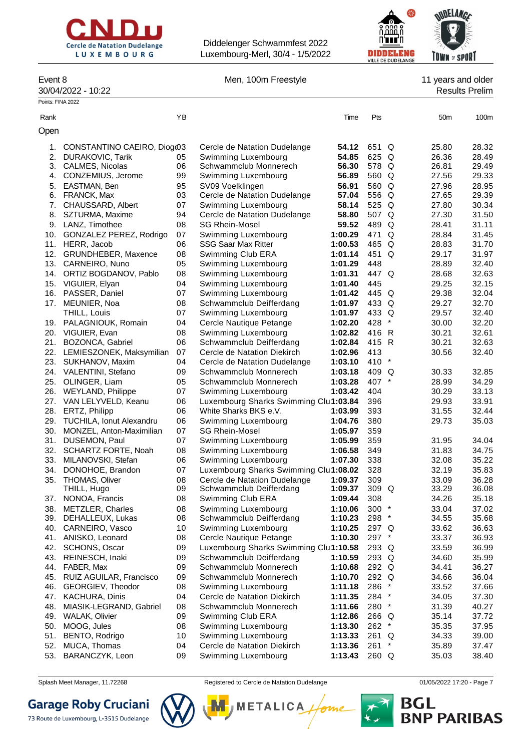Diddelenger Schwammfest 2022
Luxembourg-Merl, 30/4 - 1/5/2022

Event 8 — Men, 100m Freestyle — 11 years and older

30/04/2022 - 10:22 — Results Prelim

Points: FINA 2022

## Open

| Rank | Name | YB | Club | Time | Pts | | 50m | 100m |
|---|---|---|---|---|---|---|---|---|
| 1. | CONSTANTINO CAEIRO, Diog | 03 | Cercle de Natation Dudelange | **54.12** | 651 | Q | 25.80 | 28.32 |
| 2. | DURAKOVIC, Tarik | 05 | Swimming Luxembourg | **54.85** | 625 | Q | 26.36 | 28.49 |
| 3. | CALMES, Nicolas | 06 | Schwammclub Monnerech | **56.30** | 578 | Q | 26.81 | 29.49 |
| 4. | CONZEMIUS, Jerome | 99 | Swimming Luxembourg | **56.89** | 560 | Q | 27.56 | 29.33 |
| 5. | EASTMAN, Ben | 95 | SV09 Voelklingen | **56.91** | 560 | Q | 27.96 | 28.95 |
| 6. | FRANCK, Max | 03 | Cercle de Natation Dudelange | **57.04** | 556 | Q | 27.65 | 29.39 |
| 7. | CHAUSSARD, Albert | 07 | Swimming Luxembourg | **58.14** | 525 | Q | 27.80 | 30.34 |
| 8. | SZTURMA, Maxime | 94 | Cercle de Natation Dudelange | **58.80** | 507 | Q | 27.30 | 31.50 |
| 9. | LANZ, Timothee | 08 | SG Rhein-Mosel | **59.52** | 489 | Q | 28.41 | 31.11 |
| 10. | GONZALEZ PEREZ, Rodrigo | 07 | Swimming Luxembourg | **1:00.29** | 471 | Q | 28.84 | 31.45 |
| 11. | HERR, Jacob | 06 | SSG Saar Max Ritter | **1:00.53** | 465 | Q | 28.83 | 31.70 |
| 12. | GRUNDHEBER, Maxence | 08 | Swimming Club ERA | **1:01.14** | 451 | Q | 29.17 | 31.97 |
| 13. | CARNEIRO, Nuno | 05 | Swimming Luxembourg | **1:01.29** | 448 | | 28.89 | 32.40 |
| 14. | ORTIZ BOGDANOV, Pablo | 08 | Swimming Luxembourg | **1:01.31** | 447 | Q | 28.68 | 32.63 |
| 15. | VIGUIER, Elyan | 04 | Swimming Luxembourg | **1:01.40** | 445 | | 29.25 | 32.15 |
| 16. | PASSER, Daniel | 07 | Swimming Luxembourg | **1:01.42** | 445 | Q | 29.38 | 32.04 |
| 17. | MEUNIER, Noa | 08 | Schwammclub Deifferdang | **1:01.97** | 433 | Q | 29.27 | 32.70 |
| | THILL, Louis | 07 | Swimming Luxembourg | **1:01.97** | 433 | Q | 29.57 | 32.40 |
| 19. | PALAGNIOUK, Romain | 04 | Cercle Nautique Petange | **1:02.20** | 428 | * | 30.00 | 32.20 |
| 20. | VIGUIER, Evan | 08 | Swimming Luxembourg | **1:02.82** | 416 | R | 30.21 | 32.61 |
| 21. | BOZONCA, Gabriel | 06 | Schwammclub Deifferdang | **1:02.84** | 415 | R | 30.21 | 32.63 |
| 22. | LEMIESZONEK, Maksymilian | 07 | Cercle de Natation Diekirch | **1:02.96** | 413 | | 30.56 | 32.40 |
| 23. | SUKHANOV, Maxim | 04 | Cercle de Natation Dudelange | **1:03.10** | 410 | * | | |
| 24. | VALENTINI, Stefano | 09 | Schwammclub Monnerech | **1:03.18** | 409 | Q | 30.33 | 32.85 |
| 25. | OLINGER, Liam | 05 | Schwammclub Monnerech | **1:03.28** | 407 | * | 28.99 | 34.29 |
| 26. | WEYLAND, Philippe | 07 | Swimming Luxembourg | **1:03.42** | 404 | | 30.29 | 33.13 |
| 27. | VAN LELYVELD, Keanu | 06 | Luxembourg Sharks Swimming Clu | **1:03.84** | 396 | | 29.93 | 33.91 |
| 28. | ERTZ, Philipp | 06 | White Sharks BKS e.V. | **1:03.99** | 393 | | 31.55 | 32.44 |
| 29. | TUCHILA, Ionut Alexandru | 06 | Swimming Luxembourg | **1:04.76** | 380 | | 29.73 | 35.03 |
| 30. | MONZEL, Anton-Maximilian | 07 | SG Rhein-Mosel | **1:05.97** | 359 | | | |
| 31. | DUSEMON, Paul | 07 | Swimming Luxembourg | **1:05.99** | 359 | | 31.95 | 34.04 |
| 32. | SCHARTZ FORTE, Noah | 08 | Swimming Luxembourg | **1:06.58** | 349 | | 31.83 | 34.75 |
| 33. | MILANOVSKI, Stefan | 06 | Swimming Luxembourg | **1:07.30** | 338 | | 32.08 | 35.22 |
| 34. | DONOHOE, Brandon | 07 | Luxembourg Sharks Swimming Clu | **1:08.02** | 328 | | 32.19 | 35.83 |
| 35. | THOMAS, Oliver | 08 | Cercle de Natation Dudelange | **1:09.37** | 309 | | 33.09 | 36.28 |
| | THILL, Hugo | 09 | Schwammclub Deifferdang | **1:09.37** | 309 | Q | 33.29 | 36.08 |
| 37. | NONOA, Francis | 08 | Swimming Club ERA | **1:09.44** | 308 | | 34.26 | 35.18 |
| 38. | METZLER, Charles | 08 | Swimming Luxembourg | **1:10.06** | 300 | * | 33.04 | 37.02 |
| 39. | DEHALLEUX, Lukas | 08 | Schwammclub Deifferdang | **1:10.23** | 298 | * | 34.55 | 35.68 |
| 40. | CARNEIRO, Vasco | 10 | Swimming Luxembourg | **1:10.25** | 297 | Q | 33.62 | 36.63 |
| 41. | ANISKO, Leonard | 08 | Cercle Nautique Petange | **1:10.30** | 297 | * | 33.37 | 36.93 |
| 42. | SCHONS, Oscar | 09 | Luxembourg Sharks Swimming Clu | **1:10.58** | 293 | Q | 33.59 | 36.99 |
| 43. | REINESCH, Inaki | 09 | Schwammclub Deifferdang | **1:10.59** | 293 | Q | 34.60 | 35.99 |
| 44. | FABER, Max | 09 | Schwammclub Monnerech | **1:10.68** | 292 | Q | 34.41 | 36.27 |
| 45. | RUIZ AGUILAR, Francisco | 09 | Schwammclub Monnerech | **1:10.70** | 292 | Q | 34.66 | 36.04 |
| 46. | GEORGIEV, Theodor | 08 | Swimming Luxembourg | **1:11.18** | 286 | * | 33.52 | 37.66 |
| 47. | KACHURA, Dinis | 04 | Cercle de Natation Diekirch | **1:11.35** | 284 | * | 34.05 | 37.30 |
| 48. | MIASIK-LEGRAND, Gabriel | 08 | Schwammclub Monnerech | **1:11.66** | 280 | * | 31.39 | 40.27 |
| 49. | WALAK, Olivier | 09 | Swimming Club ERA | **1:12.86** | 266 | Q | 35.14 | 37.72 |
| 50. | MOOG, Jules | 08 | Swimming Luxembourg | **1:13.30** | 262 | * | 35.35 | 37.95 |
| 51. | BENTO, Rodrigo | 10 | Swimming Luxembourg | **1:13.33** | 261 | Q | 34.33 | 39.00 |
| 52. | MUCA, Thomas | 04 | Cercle de Natation Diekirch | **1:13.36** | 261 | * | 35.89 | 37.47 |
| 53. | BARANCZYK, Leon | 09 | Swimming Luxembourg | **1:13.43** | 260 | Q | 35.03 | 38.40 |

Splash Meet Manager, 11.72268 — Registered to Cercle de Natation Dudelange — 01/05/2022 17:20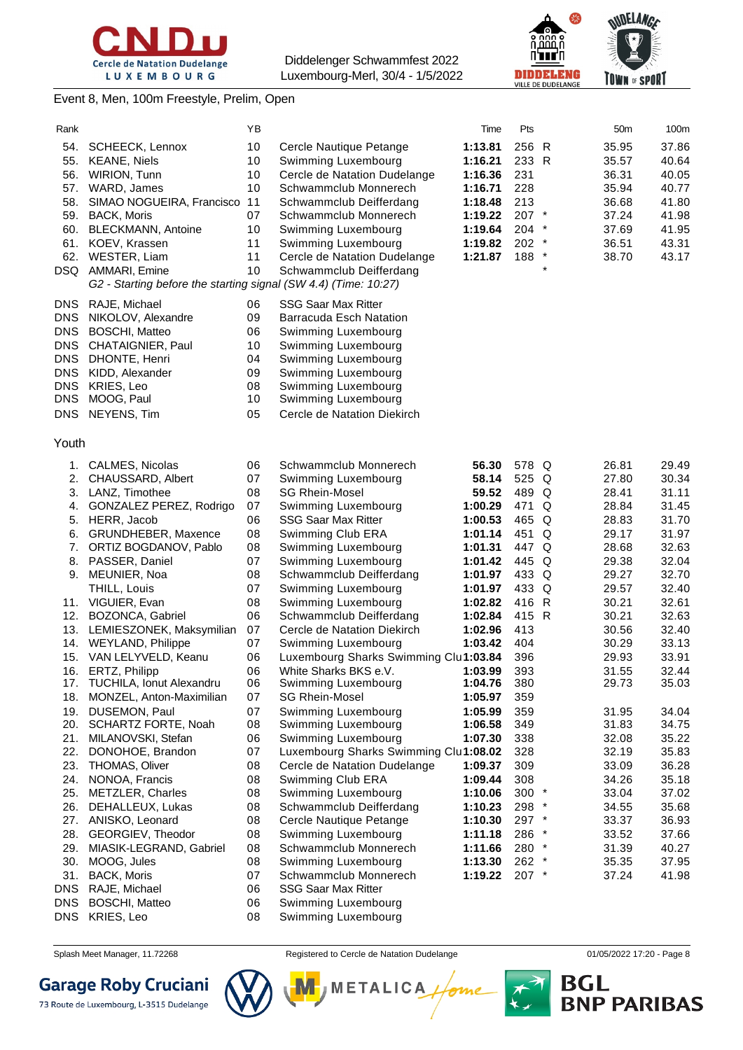Diddelenger Schwammfest 2022
Luxembourg-Merl, 30/4 - 1/5/2022

Event 8, Men, 100m Freestyle, Prelim, Open

| Rank | | YB | | Time | Pts | | 50m | 100m |
|---|---|---|---|---|---|---|---|---|
| 54. | SCHEECK, Lennox | 10 | Cercle Nautique Petange | **1:13.81** | 256 | R | 35.95 | 37.86 |
| 55. | KEANE, Niels | 10 | Swimming Luxembourg | **1:16.21** | 233 | R | 35.57 | 40.64 |
| 56. | WIRION, Tunn | 10 | Cercle de Natation Dudelange | **1:16.36** | 231 | | 36.31 | 40.05 |
| 57. | WARD, James | 10 | Schwammclub Monnerech | **1:16.71** | 228 | | 35.94 | 40.77 |
| 58. | SIMAO NOGUEIRA, Francisco | 11 | Schwammclub Deifferdang | **1:18.48** | 213 | | 36.68 | 41.80 |
| 59. | BACK, Moris | 07 | Schwammclub Monnerech | **1:19.22** | 207 | * | 37.24 | 41.98 |
| 60. | BLECKMANN, Antoine | 10 | Swimming Luxembourg | **1:19.64** | 204 | * | 37.69 | 41.95 |
| 61. | KOEV, Krassen | 11 | Swimming Luxembourg | **1:19.82** | 202 | * | 36.51 | 43.31 |
| 62. | WESTER, Liam | 11 | Cercle de Natation Dudelange | **1:21.87** | 188 | * | 38.70 | 43.17 |
| DSQ | AMMARI, Emine | 10 | Schwammclub Deifferdang | | | * | | |
| | *G2 - Starting before the starting signal (SW 4.4) (Time: 10:27)* | | | | | | | |
| DNS | RAJE, Michael | 06 | SSG Saar Max Ritter | | | | | |
| DNS | NIKOLOV, Alexandre | 09 | Barracuda Esch Natation | | | | | |
| DNS | BOSCHI, Matteo | 06 | Swimming Luxembourg | | | | | |
| DNS | CHATAIGNIER, Paul | 10 | Swimming Luxembourg | | | | | |
| DNS | DHONTE, Henri | 04 | Swimming Luxembourg | | | | | |
| DNS | KIDD, Alexander | 09 | Swimming Luxembourg | | | | | |
| DNS | KRIES, Leo | 08 | Swimming Luxembourg | | | | | |
| DNS | MOOG, Paul | 10 | Swimming Luxembourg | | | | | |
| DNS | NEYENS, Tim | 05 | Cercle de Natation Diekirch | | | | | |

Youth

| Rank | | YB | | Time | Pts | | 50m | 100m |
|---|---|---|---|---|---|---|---|---|
| 1. | CALMES, Nicolas | 06 | Schwammclub Monnerech | **56.30** | 578 | Q | 26.81 | 29.49 |
| 2. | CHAUSSARD, Albert | 07 | Swimming Luxembourg | **58.14** | 525 | Q | 27.80 | 30.34 |
| 3. | LANZ, Timothee | 08 | SG Rhein-Mosel | **59.52** | 489 | Q | 28.41 | 31.11 |
| 4. | GONZALEZ PEREZ, Rodrigo | 07 | Swimming Luxembourg | **1:00.29** | 471 | Q | 28.84 | 31.45 |
| 5. | HERR, Jacob | 06 | SSG Saar Max Ritter | **1:00.53** | 465 | Q | 28.83 | 31.70 |
| 6. | GRUNDHEBER, Maxence | 08 | Swimming Club ERA | **1:01.14** | 451 | Q | 29.17 | 31.97 |
| 7. | ORTIZ BOGDANOV, Pablo | 08 | Swimming Luxembourg | **1:01.31** | 447 | Q | 28.68 | 32.63 |
| 8. | PASSER, Daniel | 07 | Swimming Luxembourg | **1:01.42** | 445 | Q | 29.38 | 32.04 |
| 9. | MEUNIER, Noa | 08 | Schwammclub Deifferdang | **1:01.97** | 433 | Q | 29.27 | 32.70 |
| | THILL, Louis | 07 | Swimming Luxembourg | **1:01.97** | 433 | Q | 29.57 | 32.40 |
| 11. | VIGUIER, Evan | 08 | Swimming Luxembourg | **1:02.82** | 416 | R | 30.21 | 32.61 |
| 12. | BOZONCA, Gabriel | 06 | Schwammclub Deifferdang | **1:02.84** | 415 | R | 30.21 | 32.63 |
| 13. | LEMIESZONEK, Maksymilian | 07 | Cercle de Natation Diekirch | **1:02.96** | 413 | | 30.56 | 32.40 |
| 14. | WEYLAND, Philippe | 07 | Swimming Luxembourg | **1:03.42** | 404 | | 30.29 | 33.13 |
| 15. | VAN LELYVELD, Keanu | 06 | Luxembourg Sharks Swimming Clu | **1:03.84** | 396 | | 29.93 | 33.91 |
| 16. | ERTZ, Philipp | 06 | White Sharks BKS e.V. | **1:03.99** | 393 | | 31.55 | 32.44 |
| 17. | TUCHILA, Ionut Alexandru | 06 | Swimming Luxembourg | **1:04.76** | 380 | | 29.73 | 35.03 |
| 18. | MONZEL, Anton-Maximilian | 07 | SG Rhein-Mosel | **1:05.97** | 359 | | | |
| 19. | DUSEMON, Paul | 07 | Swimming Luxembourg | **1:05.99** | 359 | | 31.95 | 34.04 |
| 20. | SCHARTZ FORTE, Noah | 08 | Swimming Luxembourg | **1:06.58** | 349 | | 31.83 | 34.75 |
| 21. | MILANOVSKI, Stefan | 06 | Swimming Luxembourg | **1:07.30** | 338 | | 32.08 | 35.22 |
| 22. | DONOHOE, Brandon | 07 | Luxembourg Sharks Swimming Clu | **1:08.02** | 328 | | 32.19 | 35.83 |
| 23. | THOMAS, Oliver | 08 | Cercle de Natation Dudelange | **1:09.37** | 309 | | 33.09 | 36.28 |
| 24. | NONOA, Francis | 08 | Swimming Club ERA | **1:09.44** | 308 | | 34.26 | 35.18 |
| 25. | METZLER, Charles | 08 | Swimming Luxembourg | **1:10.06** | 300 | * | 33.04 | 37.02 |
| 26. | DEHALLEUX, Lukas | 08 | Schwammclub Deifferdang | **1:10.23** | 298 | * | 34.55 | 35.68 |
| 27. | ANISKO, Leonard | 08 | Cercle Nautique Petange | **1:10.30** | 297 | * | 33.37 | 36.93 |
| 28. | GEORGIEV, Theodor | 08 | Swimming Luxembourg | **1:11.18** | 286 | * | 33.52 | 37.66 |
| 29. | MIASIK-LEGRAND, Gabriel | 08 | Schwammclub Monnerech | **1:11.66** | 280 | * | 31.39 | 40.27 |
| 30. | MOOG, Jules | 08 | Swimming Luxembourg | **1:13.30** | 262 | * | 35.35 | 37.95 |
| 31. | BACK, Moris | 07 | Schwammclub Monnerech | **1:19.22** | 207 | * | 37.24 | 41.98 |
| DNS | RAJE, Michael | 06 | SSG Saar Max Ritter | | | | | |
| DNS | BOSCHI, Matteo | 06 | Swimming Luxembourg | | | | | |
| DNS | KRIES, Leo | 08 | Swimming Luxembourg | | | | | |

Splash Meet Manager, 11.72268 — Registered to Cercle de Natation Dudelange — 01/05/2022 17:20 - Page 8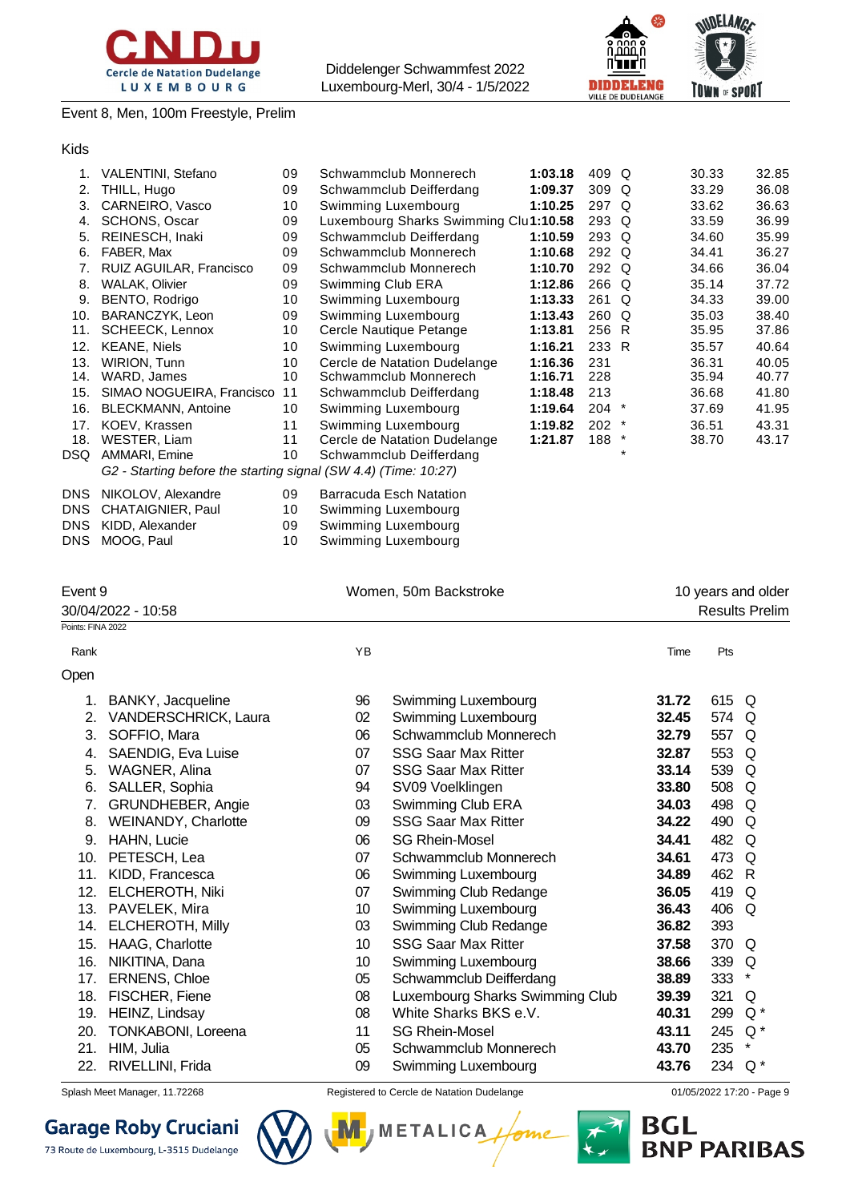Event 8, Men, 100m Freestyle, Prelim

Kids

| Rank | Name | YB | Club | Time | Pts | | Split 1 | Split 2 |
|---|---|---|---|---|---|---|---|---|
| 1. | VALENTINI, Stefano | 09 | Schwammclub Monnerech | **1:03.18** | 409 | Q | 30.33 | 32.85 |
| 2. | THILL, Hugo | 09 | Schwammclub Deifferdang | **1:09.37** | 309 | Q | 33.29 | 36.08 |
| 3. | CARNEIRO, Vasco | 10 | Swimming Luxembourg | **1:10.25** | 297 | Q | 33.62 | 36.63 |
| 4. | SCHONS, Oscar | 09 | Luxembourg Sharks Swimming Clu | **1:10.58** | 293 | Q | 33.59 | 36.99 |
| 5. | REINESCH, Inaki | 09 | Schwammclub Deifferdang | **1:10.59** | 293 | Q | 34.60 | 35.99 |
| 6. | FABER, Max | 09 | Schwammclub Monnerech | **1:10.68** | 292 | Q | 34.41 | 36.27 |
| 7. | RUIZ AGUILAR, Francisco | 09 | Schwammclub Monnerech | **1:10.70** | 292 | Q | 34.66 | 36.04 |
| 8. | WALAK, Olivier | 09 | Swimming Club ERA | **1:12.86** | 266 | Q | 35.14 | 37.72 |
| 9. | BENTO, Rodrigo | 10 | Swimming Luxembourg | **1:13.33** | 261 | Q | 34.33 | 39.00 |
| 10. | BARANCZYK, Leon | 09 | Swimming Luxembourg | **1:13.43** | 260 | Q | 35.03 | 38.40 |
| 11. | SCHEECK, Lennox | 10 | Cercle Nautique Petange | **1:13.81** | 256 | R | 35.95 | 37.86 |
| 12. | KEANE, Niels | 10 | Swimming Luxembourg | **1:16.21** | 233 | R | 35.57 | 40.64 |
| 13. | WIRION, Tunn | 10 | Cercle de Natation Dudelange | **1:16.36** | 231 | | 36.31 | 40.05 |
| 14. | WARD, James | 10 | Schwammclub Monnerech | **1:16.71** | 228 | | 35.94 | 40.77 |
| 15. | SIMAO NOGUEIRA, Francisco | 11 | Schwammclub Deifferdang | **1:18.48** | 213 | | 36.68 | 41.80 |
| 16. | BLECKMANN, Antoine | 10 | Swimming Luxembourg | **1:19.64** | 204 | * | 37.69 | 41.95 |
| 17. | KOEV, Krassen | 11 | Swimming Luxembourg | **1:19.82** | 202 | * | 36.51 | 43.31 |
| 18. | WESTER, Liam | 11 | Cercle de Natation Dudelange | **1:21.87** | 188 | * | 38.70 | 43.17 |
| DSQ | AMMARI, Emine | 10 | Schwammclub Deifferdang | | | * | | |

*G2 - Starting before the starting signal (SW 4.4) (Time: 10:27)*

| | Name | YB | Club |
|---|---|---|---|
| DNS | NIKOLOV, Alexandre | 09 | Barracuda Esch Natation |
| DNS | CHATAIGNIER, Paul | 10 | Swimming Luxembourg |
| DNS | KIDD, Alexander | 09 | Swimming Luxembourg |
| DNS | MOOG, Paul | 10 | Swimming Luxembourg |

Event 9 — Women, 50m Backstroke — 10 years and older

30/04/2022 - 10:58 — Results Prelim

Points: FINA 2022

Open

| Rank | Name | YB | Club | Time | Pts | |
|---|---|---|---|---|---|---|
| 1. | BANKY, Jacqueline | 96 | Swimming Luxembourg | **31.72** | 615 | Q |
| 2. | VANDERSCHRICK, Laura | 02 | Swimming Luxembourg | **32.45** | 574 | Q |
| 3. | SOFFIO, Mara | 06 | Schwammclub Monnerech | **32.79** | 557 | Q |
| 4. | SAENDIG, Eva Luise | 07 | SSG Saar Max Ritter | **32.87** | 553 | Q |
| 5. | WAGNER, Alina | 07 | SSG Saar Max Ritter | **33.14** | 539 | Q |
| 6. | SALLER, Sophia | 94 | SV09 Voelklingen | **33.80** | 508 | Q |
| 7. | GRUNDHEBER, Angie | 03 | Swimming Club ERA | **34.03** | 498 | Q |
| 8. | WEINANDY, Charlotte | 09 | SSG Saar Max Ritter | **34.22** | 490 | Q |
| 9. | HAHN, Lucie | 06 | SG Rhein-Mosel | **34.41** | 482 | Q |
| 10. | PETESCH, Lea | 07 | Schwammclub Monnerech | **34.61** | 473 | Q |
| 11. | KIDD, Francesca | 06 | Swimming Luxembourg | **34.89** | 462 | R |
| 12. | ELCHEROTH, Niki | 07 | Swimming Club Redange | **36.05** | 419 | Q |
| 13. | PAVELEK, Mira | 10 | Swimming Luxembourg | **36.43** | 406 | Q |
| 14. | ELCHEROTH, Milly | 03 | Swimming Club Redange | **36.82** | 393 | |
| 15. | HAAG, Charlotte | 10 | SSG Saar Max Ritter | **37.58** | 370 | Q |
| 16. | NIKITINA, Dana | 10 | Swimming Luxembourg | **38.66** | 339 | Q |
| 17. | ERNENS, Chloe | 05 | Schwammclub Deifferdang | **38.89** | 333 | * |
| 18. | FISCHER, Fiene | 08 | Luxembourg Sharks Swimming Club | **39.39** | 321 | Q |
| 19. | HEINZ, Lindsay | 08 | White Sharks BKS e.V. | **40.31** | 299 | Q * |
| 20. | TONKABONI, Loreena | 11 | SG Rhein-Mosel | **43.11** | 245 | Q * |
| 21. | HIM, Julia | 05 | Schwammclub Monnerech | **43.70** | 235 | * |
| 22. | RIVELLINI, Frida | 09 | Swimming Luxembourg | **43.76** | 234 | Q * |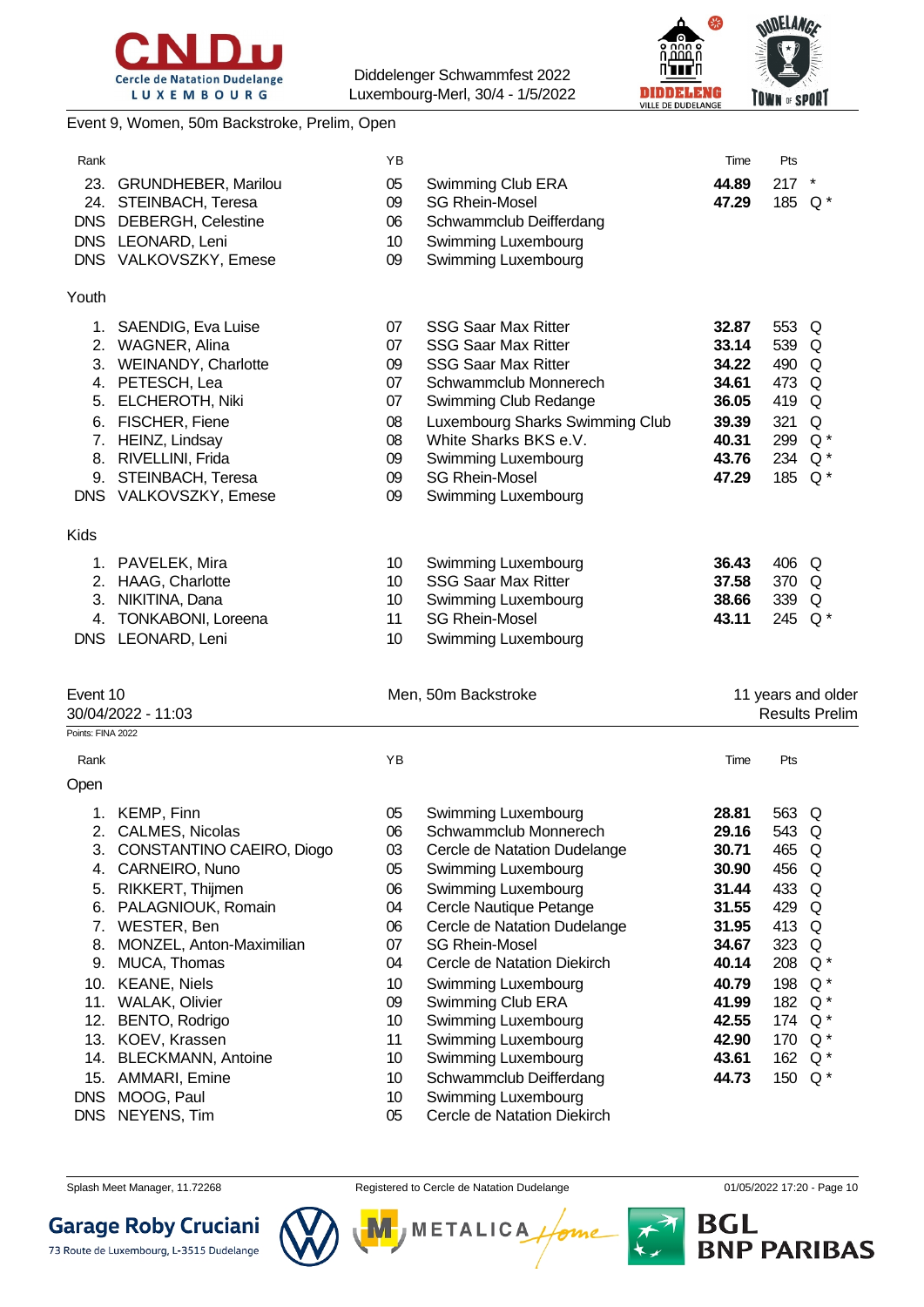Event 9, Women, 50m Backstroke, Prelim, Open

| Rank | | YB | | Time | Pts | |
|---|---|---|---|---|---|---|
| 23. | GRUNDHEBER, Marilou | 05 | Swimming Club ERA | **44.89** | 217 | * |
| 24. | STEINBACH, Teresa | 09 | SG Rhein-Mosel | **47.29** | 185 | Q * |
| DNS | DEBERGH, Celestine | 06 | Schwammclub Deifferdang | | | |
| DNS | LEONARD, Leni | 10 | Swimming Luxembourg | | | |
| DNS | VALKOVSZKY, Emese | 09 | Swimming Luxembourg | | | |

Youth

| Rank | | YB | | Time | Pts | |
|---|---|---|---|---|---|---|
| 1. | SAENDIG, Eva Luise | 07 | SSG Saar Max Ritter | **32.87** | 553 | Q |
| 2. | WAGNER, Alina | 07 | SSG Saar Max Ritter | **33.14** | 539 | Q |
| 3. | WEINANDY, Charlotte | 09 | SSG Saar Max Ritter | **34.22** | 490 | Q |
| 4. | PETESCH, Lea | 07 | Schwammclub Monnerech | **34.61** | 473 | Q |
| 5. | ELCHEROTH, Niki | 07 | Swimming Club Redange | **36.05** | 419 | Q |
| 6. | FISCHER, Fiene | 08 | Luxembourg Sharks Swimming Club | **39.39** | 321 | Q |
| 7. | HEINZ, Lindsay | 08 | White Sharks BKS e.V. | **40.31** | 299 | Q * |
| 8. | RIVELLINI, Frida | 09 | Swimming Luxembourg | **43.76** | 234 | Q * |
| 9. | STEINBACH, Teresa | 09 | SG Rhein-Mosel | **47.29** | 185 | Q * |
| DNS | VALKOVSZKY, Emese | 09 | Swimming Luxembourg | | | |

Kids

| Rank | | YB | | Time | Pts | |
|---|---|---|---|---|---|---|
| 1. | PAVELEK, Mira | 10 | Swimming Luxembourg | **36.43** | 406 | Q |
| 2. | HAAG, Charlotte | 10 | SSG Saar Max Ritter | **37.58** | 370 | Q |
| 3. | NIKITINA, Dana | 10 | Swimming Luxembourg | **38.66** | 339 | Q |
| 4. | TONKABONI, Loreena | 11 | SG Rhein-Mosel | **43.11** | 245 | Q * |
| DNS | LEONARD, Leni | 10 | Swimming Luxembourg | | | |

## Event 10 — Men, 50m Backstroke — 11 years and older

30/04/2022 - 11:03 — Results Prelim

Points: FINA 2022

Open

| Rank | | YB | | Time | Pts | |
|---|---|---|---|---|---|---|
| 1. | KEMP, Finn | 05 | Swimming Luxembourg | **28.81** | 563 | Q |
| 2. | CALMES, Nicolas | 06 | Schwammclub Monnerech | **29.16** | 543 | Q |
| 3. | CONSTANTINO CAEIRO, Diogo | 03 | Cercle de Natation Dudelange | **30.71** | 465 | Q |
| 4. | CARNEIRO, Nuno | 05 | Swimming Luxembourg | **30.90** | 456 | Q |
| 5. | RIKKERT, Thijmen | 06 | Swimming Luxembourg | **31.44** | 433 | Q |
| 6. | PALAGNIOUK, Romain | 04 | Cercle Nautique Petange | **31.55** | 429 | Q |
| 7. | WESTER, Ben | 06 | Cercle de Natation Dudelange | **31.95** | 413 | Q |
| 8. | MONZEL, Anton-Maximilian | 07 | SG Rhein-Mosel | **34.67** | 323 | Q |
| 9. | MUCA, Thomas | 04 | Cercle de Natation Diekirch | **40.14** | 208 | Q * |
| 10. | KEANE, Niels | 10 | Swimming Luxembourg | **40.79** | 198 | Q * |
| 11. | WALAK, Olivier | 09 | Swimming Club ERA | **41.99** | 182 | Q * |
| 12. | BENTO, Rodrigo | 10 | Swimming Luxembourg | **42.55** | 174 | Q * |
| 13. | KOEV, Krassen | 11 | Swimming Luxembourg | **42.90** | 170 | Q * |
| 14. | BLECKMANN, Antoine | 10 | Swimming Luxembourg | **43.61** | 162 | Q * |
| 15. | AMMARI, Emine | 10 | Schwammclub Deifferdang | **44.73** | 150 | Q * |
| DNS | MOOG, Paul | 10 | Swimming Luxembourg | | | |
| DNS | NEYENS, Tim | 05 | Cercle de Natation Diekirch | | | |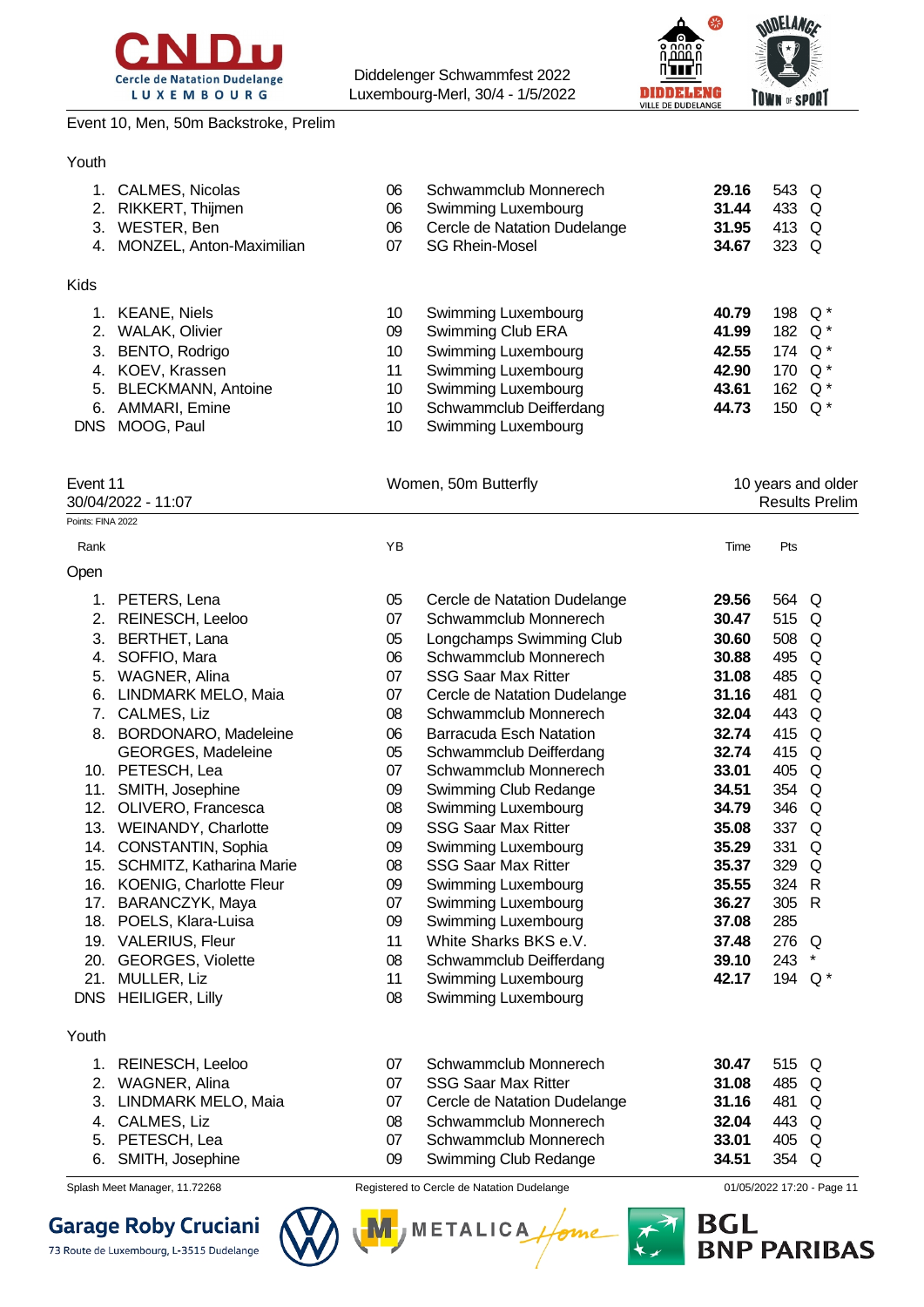Event 10, Men, 50m Backstroke, Prelim

Youth

| Rank | Name | YB | Club | Time | Pts | |
|---|---|---|---|---|---|---|
| 1. | CALMES, Nicolas | 06 | Schwammclub Monnerech | **29.16** | 543 | Q |
| 2. | RIKKERT, Thijmen | 06 | Swimming Luxembourg | **31.44** | 433 | Q |
| 3. | WESTER, Ben | 06 | Cercle de Natation Dudelange | **31.95** | 413 | Q |
| 4. | MONZEL, Anton-Maximilian | 07 | SG Rhein-Mosel | **34.67** | 323 | Q |

Kids

| Rank | Name | YB | Club | Time | Pts | |
|---|---|---|---|---|---|---|
| 1. | KEANE, Niels | 10 | Swimming Luxembourg | **40.79** | 198 | Q * |
| 2. | WALAK, Olivier | 09 | Swimming Club ERA | **41.99** | 182 | Q * |
| 3. | BENTO, Rodrigo | 10 | Swimming Luxembourg | **42.55** | 174 | Q * |
| 4. | KOEV, Krassen | 11 | Swimming Luxembourg | **42.90** | 170 | Q * |
| 5. | BLECKMANN, Antoine | 10 | Swimming Luxembourg | **43.61** | 162 | Q * |
| 6. | AMMARI, Emine | 10 | Schwammclub Deifferdang | **44.73** | 150 | Q * |
| DNS | MOOG, Paul | 10 | Swimming Luxembourg | | | |

Event 11 — Women, 50m Butterfly — 10 years and older

30/04/2022 - 11:07 — Results Prelim

Points: FINA 2022

Open

| Rank | Name | YB | Club | Time | Pts | |
|---|---|---|---|---|---|---|
| 1. | PETERS, Lena | 05 | Cercle de Natation Dudelange | **29.56** | 564 | Q |
| 2. | REINESCH, Leeloo | 07 | Schwammclub Monnerech | **30.47** | 515 | Q |
| 3. | BERTHET, Lana | 05 | Longchamps Swimming Club | **30.60** | 508 | Q |
| 4. | SOFFIO, Mara | 06 | Schwammclub Monnerech | **30.88** | 495 | Q |
| 5. | WAGNER, Alina | 07 | SSG Saar Max Ritter | **31.08** | 485 | Q |
| 6. | LINDMARK MELO, Maia | 07 | Cercle de Natation Dudelange | **31.16** | 481 | Q |
| 7. | CALMES, Liz | 08 | Schwammclub Monnerech | **32.04** | 443 | Q |
| 8. | BORDONARO, Madeleine | 06 | Barracuda Esch Natation | **32.74** | 415 | Q |
| | GEORGES, Madeleine | 05 | Schwammclub Deifferdang | **32.74** | 415 | Q |
| 10. | PETESCH, Lea | 07 | Schwammclub Monnerech | **33.01** | 405 | Q |
| 11. | SMITH, Josephine | 09 | Swimming Club Redange | **34.51** | 354 | Q |
| 12. | OLIVERO, Francesca | 08 | Swimming Luxembourg | **34.79** | 346 | Q |
| 13. | WEINANDY, Charlotte | 09 | SSG Saar Max Ritter | **35.08** | 337 | Q |
| 14. | CONSTANTIN, Sophia | 09 | Swimming Luxembourg | **35.29** | 331 | Q |
| 15. | SCHMITZ, Katharina Marie | 08 | SSG Saar Max Ritter | **35.37** | 329 | Q |
| 16. | KOENIG, Charlotte Fleur | 09 | Swimming Luxembourg | **35.55** | 324 | R |
| 17. | BARANCZYK, Maya | 07 | Swimming Luxembourg | **36.27** | 305 | R |
| 18. | POELS, Klara-Luisa | 09 | Swimming Luxembourg | **37.08** | 285 | |
| 19. | VALERIUS, Fleur | 11 | White Sharks BKS e.V. | **37.48** | 276 | Q |
| 20. | GEORGES, Violette | 08 | Schwammclub Deifferdang | **39.10** | 243 | * |
| 21. | MULLER, Liz | 11 | Swimming Luxembourg | **42.17** | 194 | Q * |
| DNS | HEILIGER, Lilly | 08 | Swimming Luxembourg | | | |

Youth

| Rank | Name | YB | Club | Time | Pts | |
|---|---|---|---|---|---|---|
| 1. | REINESCH, Leeloo | 07 | Schwammclub Monnerech | **30.47** | 515 | Q |
| 2. | WAGNER, Alina | 07 | SSG Saar Max Ritter | **31.08** | 485 | Q |
| 3. | LINDMARK MELO, Maia | 07 | Cercle de Natation Dudelange | **31.16** | 481 | Q |
| 4. | CALMES, Liz | 08 | Schwammclub Monnerech | **32.04** | 443 | Q |
| 5. | PETESCH, Lea | 07 | Schwammclub Monnerech | **33.01** | 405 | Q |
| 6. | SMITH, Josephine | 09 | Swimming Club Redange | **34.51** | 354 | Q |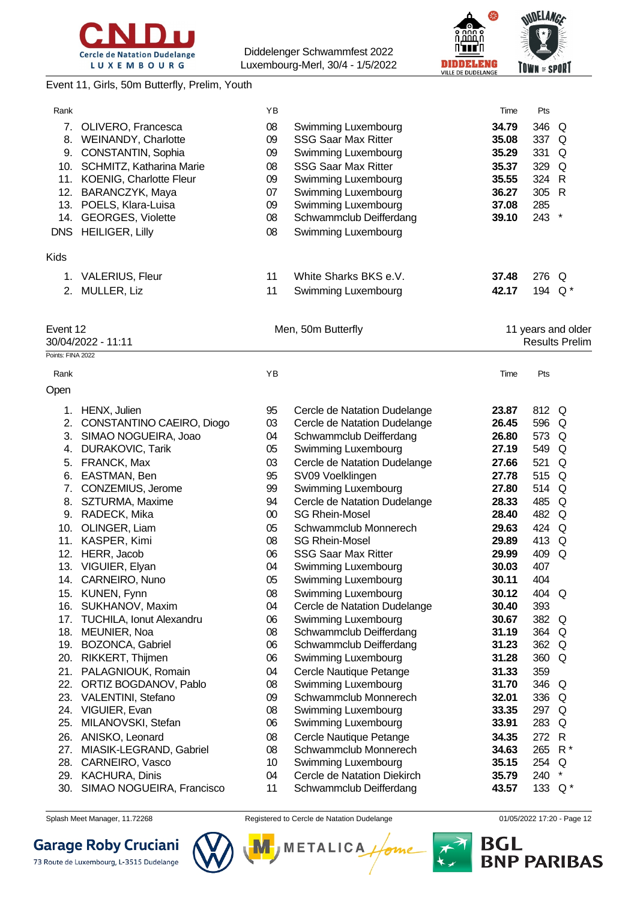Event 11, Girls, 50m Butterfly, Prelim, Youth

| Rank | | YB | | Time | Pts | |
|---|---|---|---|---|---|---|
| 7. | OLIVERO, Francesca | 08 | Swimming Luxembourg | **34.79** | 346 | Q |
| 8. | WEINANDY, Charlotte | 09 | SSG Saar Max Ritter | **35.08** | 337 | Q |
| 9. | CONSTANTIN, Sophia | 09 | Swimming Luxembourg | **35.29** | 331 | Q |
| 10. | SCHMITZ, Katharina Marie | 08 | SSG Saar Max Ritter | **35.37** | 329 | Q |
| 11. | KOENIG, Charlotte Fleur | 09 | Swimming Luxembourg | **35.55** | 324 | R |
| 12. | BARANCZYK, Maya | 07 | Swimming Luxembourg | **36.27** | 305 | R |
| 13. | POELS, Klara-Luisa | 09 | Swimming Luxembourg | **37.08** | 285 | |
| 14. | GEORGES, Violette | 08 | Schwammclub Deifferdang | **39.10** | 243 | * |
| DNS | HEILIGER, Lilly | 08 | Swimming Luxembourg | | | |

Kids

| Rank | | YB | | Time | Pts | |
|---|---|---|---|---|---|---|
| 1. | VALERIUS, Fleur | 11 | White Sharks BKS e.V. | **37.48** | 276 | Q |
| 2. | MULLER, Liz | 11 | Swimming Luxembourg | **42.17** | 194 | Q * |

Event 12 — Men, 50m Butterfly — 11 years and older

30/04/2022 - 11:11 — Results Prelim

Points: FINA 2022

Open

| Rank | | YB | | Time | Pts | |
|---|---|---|---|---|---|---|
| 1. | HENX, Julien | 95 | Cercle de Natation Dudelange | **23.87** | 812 | Q |
| 2. | CONSTANTINO CAEIRO, Diogo | 03 | Cercle de Natation Dudelange | **26.45** | 596 | Q |
| 3. | SIMAO NOGUEIRA, Joao | 04 | Schwammclub Deifferdang | **26.80** | 573 | Q |
| 4. | DURAKOVIC, Tarik | 05 | Swimming Luxembourg | **27.19** | 549 | Q |
| 5. | FRANCK, Max | 03 | Cercle de Natation Dudelange | **27.66** | 521 | Q |
| 6. | EASTMAN, Ben | 95 | SV09 Voelklingen | **27.78** | 515 | Q |
| 7. | CONZEMIUS, Jerome | 99 | Swimming Luxembourg | **27.80** | 514 | Q |
| 8. | SZTURMA, Maxime | 94 | Cercle de Natation Dudelange | **28.33** | 485 | Q |
| 9. | RADECK, Mika | 00 | SG Rhein-Mosel | **28.40** | 482 | Q |
| 10. | OLINGER, Liam | 05 | Schwammclub Monnerech | **29.63** | 424 | Q |
| 11. | KASPER, Kimi | 08 | SG Rhein-Mosel | **29.89** | 413 | Q |
| 12. | HERR, Jacob | 06 | SSG Saar Max Ritter | **29.99** | 409 | Q |
| 13. | VIGUIER, Elyan | 04 | Swimming Luxembourg | **30.03** | 407 | |
| 14. | CARNEIRO, Nuno | 05 | Swimming Luxembourg | **30.11** | 404 | |
| 15. | KUNEN, Fynn | 08 | Swimming Luxembourg | **30.12** | 404 | Q |
| 16. | SUKHANOV, Maxim | 04 | Cercle de Natation Dudelange | **30.40** | 393 | |
| 17. | TUCHILA, Ionut Alexandru | 06 | Swimming Luxembourg | **30.67** | 382 | Q |
| 18. | MEUNIER, Noa | 08 | Schwammclub Deifferdang | **31.19** | 364 | Q |
| 19. | BOZONCA, Gabriel | 06 | Schwammclub Deifferdang | **31.23** | 362 | Q |
| 20. | RIKKERT, Thijmen | 06 | Swimming Luxembourg | **31.28** | 360 | Q |
| 21. | PALAGNIOUK, Romain | 04 | Cercle Nautique Petange | **31.33** | 359 | |
| 22. | ORTIZ BOGDANOV, Pablo | 08 | Swimming Luxembourg | **31.70** | 346 | Q |
| 23. | VALENTINI, Stefano | 09 | Schwammclub Monnerech | **32.01** | 336 | Q |
| 24. | VIGUIER, Evan | 08 | Swimming Luxembourg | **33.35** | 297 | Q |
| 25. | MILANOVSKI, Stefan | 06 | Swimming Luxembourg | **33.91** | 283 | Q |
| 26. | ANISKO, Leonard | 08 | Cercle Nautique Petange | **34.35** | 272 | R |
| 27. | MIASIK-LEGRAND, Gabriel | 08 | Schwammclub Monnerech | **34.63** | 265 | R * |
| 28. | CARNEIRO, Vasco | 10 | Swimming Luxembourg | **35.15** | 254 | Q |
| 29. | KACHURA, Dinis | 04 | Cercle de Natation Diekirch | **35.79** | 240 | * |
| 30. | SIMAO NOGUEIRA, Francisco | 11 | Schwammclub Deifferdang | **43.57** | 133 | Q * |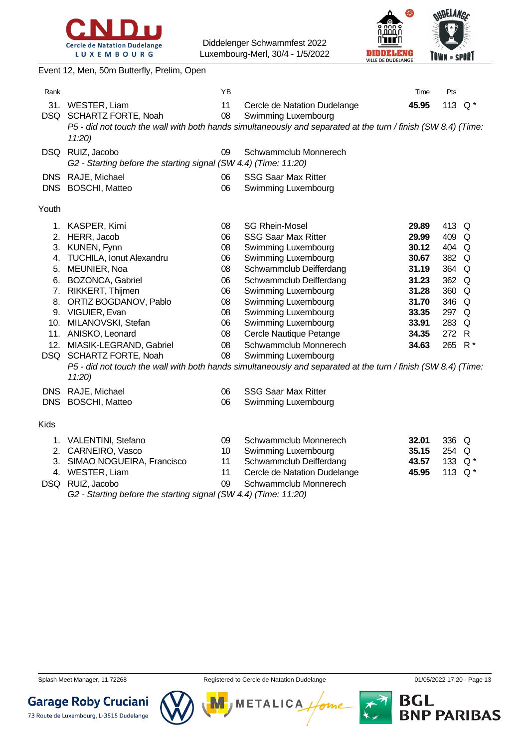Event 12, Men, 50m Butterfly, Prelim, Open

| Rank | | YB | | Time | Pts | |
|---|---|---|---|---|---|---|
| 31. | WESTER, Liam | 11 | Cercle de Natation Dudelange | **45.95** | 113 | Q * |
| DSQ | SCHARTZ FORTE, Noah | 08 | Swimming Luxembourg | | | |
| | *P5 - did not touch the wall with both hands simultaneously and separated at the turn / finish (SW 8.4) (Time: 11:20)* | | | | | |
| DSQ | RUIZ, Jacobo | 09 | Schwammclub Monnerech | | | |
| | *G2 - Starting before the starting signal (SW 4.4) (Time: 11:20)* | | | | | |
| DNS | RAJE, Michael | 06 | SSG Saar Max Ritter | | | |
| DNS | BOSCHI, Matteo | 06 | Swimming Luxembourg | | | |

Youth

| Rank | | YB | | Time | Pts | |
|---|---|---|---|---|---|---|
| 1. | KASPER, Kimi | 08 | SG Rhein-Mosel | **29.89** | 413 | Q |
| 2. | HERR, Jacob | 06 | SSG Saar Max Ritter | **29.99** | 409 | Q |
| 3. | KUNEN, Fynn | 08 | Swimming Luxembourg | **30.12** | 404 | Q |
| 4. | TUCHILA, Ionut Alexandru | 06 | Swimming Luxembourg | **30.67** | 382 | Q |
| 5. | MEUNIER, Noa | 08 | Schwammclub Deifferdang | **31.19** | 364 | Q |
| 6. | BOZONCA, Gabriel | 06 | Schwammclub Deifferdang | **31.23** | 362 | Q |
| 7. | RIKKERT, Thijmen | 06 | Swimming Luxembourg | **31.28** | 360 | Q |
| 8. | ORTIZ BOGDANOV, Pablo | 08 | Swimming Luxembourg | **31.70** | 346 | Q |
| 9. | VIGUIER, Evan | 08 | Swimming Luxembourg | **33.35** | 297 | Q |
| 10. | MILANOVSKI, Stefan | 06 | Swimming Luxembourg | **33.91** | 283 | Q |
| 11. | ANISKO, Leonard | 08 | Cercle Nautique Petange | **34.35** | 272 | R |
| 12. | MIASIK-LEGRAND, Gabriel | 08 | Schwammclub Monnerech | **34.63** | 265 | R * |
| DSQ | SCHARTZ FORTE, Noah | 08 | Swimming Luxembourg | | | |
| | *P5 - did not touch the wall with both hands simultaneously and separated at the turn / finish (SW 8.4) (Time: 11:20)* | | | | | |
| DNS | RAJE, Michael | 06 | SSG Saar Max Ritter | | | |
| DNS | BOSCHI, Matteo | 06 | Swimming Luxembourg | | | |

Kids

| Rank | | YB | | Time | Pts | |
|---|---|---|---|---|---|---|
| 1. | VALENTINI, Stefano | 09 | Schwammclub Monnerech | **32.01** | 336 | Q |
| 2. | CARNEIRO, Vasco | 10 | Swimming Luxembourg | **35.15** | 254 | Q |
| 3. | SIMAO NOGUEIRA, Francisco | 11 | Schwammclub Deifferdang | **43.57** | 133 | Q * |
| 4. | WESTER, Liam | 11 | Cercle de Natation Dudelange | **45.95** | 113 | Q * |
| DSQ | RUIZ, Jacobo | 09 | Schwammclub Monnerech | | | |
| | *G2 - Starting before the starting signal (SW 4.4) (Time: 11:20)* | | | | | |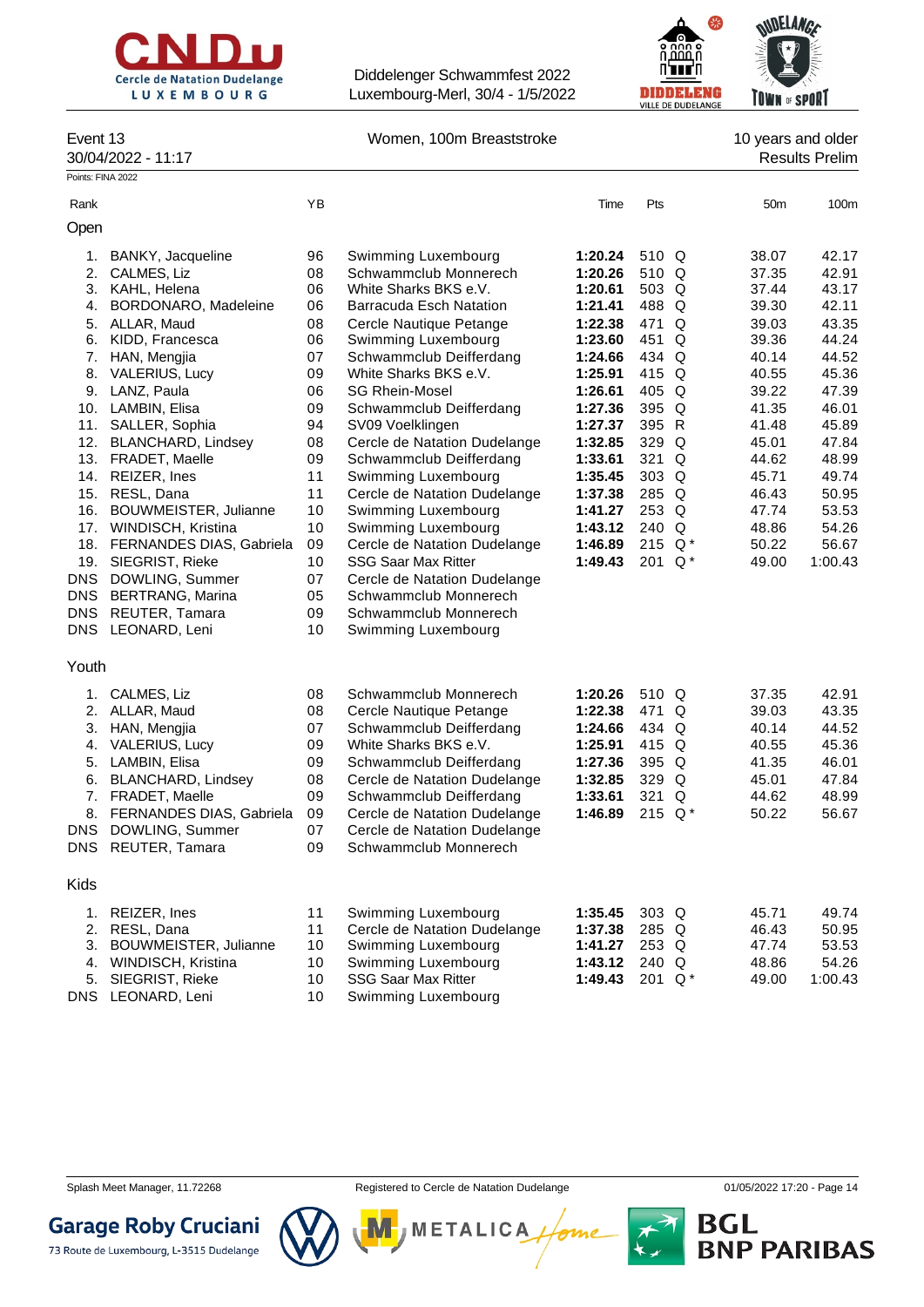Diddelenger Schwammfest 2022
Luxembourg-Merl, 30/4 - 1/5/2022

Event 13 — Women, 100m Breaststroke — 10 years and older

30/04/2022 - 11:17 — Results Prelim

Points: FINA 2022

## Open

| Rank | Name | YB | Club | Time | Pts | | 50m | 100m |
|---|---|---|---|---|---|---|---|---|
| 1. | BANKY, Jacqueline | 96 | Swimming Luxembourg | **1:20.24** | 510 | Q | 38.07 | 42.17 |
| 2. | CALMES, Liz | 08 | Schwammclub Monnerech | **1:20.26** | 510 | Q | 37.35 | 42.91 |
| 3. | KAHL, Helena | 06 | White Sharks BKS e.V. | **1:20.61** | 503 | Q | 37.44 | 43.17 |
| 4. | BORDONARO, Madeleine | 06 | Barracuda Esch Natation | **1:21.41** | 488 | Q | 39.30 | 42.11 |
| 5. | ALLAR, Maud | 08 | Cercle Nautique Petange | **1:22.38** | 471 | Q | 39.03 | 43.35 |
| 6. | KIDD, Francesca | 06 | Swimming Luxembourg | **1:23.60** | 451 | Q | 39.36 | 44.24 |
| 7. | HAN, Mengjia | 07 | Schwammclub Deifferdang | **1:24.66** | 434 | Q | 40.14 | 44.52 |
| 8. | VALERIUS, Lucy | 09 | White Sharks BKS e.V. | **1:25.91** | 415 | Q | 40.55 | 45.36 |
| 9. | LANZ, Paula | 06 | SG Rhein-Mosel | **1:26.61** | 405 | Q | 39.22 | 47.39 |
| 10. | LAMBIN, Elisa | 09 | Schwammclub Deifferdang | **1:27.36** | 395 | Q | 41.35 | 46.01 |
| 11. | SALLER, Sophia | 94 | SV09 Voelklingen | **1:27.37** | 395 | R | 41.48 | 45.89 |
| 12. | BLANCHARD, Lindsey | 08 | Cercle de Natation Dudelange | **1:32.85** | 329 | Q | 45.01 | 47.84 |
| 13. | FRADET, Maelle | 09 | Schwammclub Deifferdang | **1:33.61** | 321 | Q | 44.62 | 48.99 |
| 14. | REIZER, Ines | 11 | Swimming Luxembourg | **1:35.45** | 303 | Q | 45.71 | 49.74 |
| 15. | RESL, Dana | 11 | Cercle de Natation Dudelange | **1:37.38** | 285 | Q | 46.43 | 50.95 |
| 16. | BOUWMEISTER, Julianne | 10 | Swimming Luxembourg | **1:41.27** | 253 | Q | 47.74 | 53.53 |
| 17. | WINDISCH, Kristina | 10 | Swimming Luxembourg | **1:43.12** | 240 | Q | 48.86 | 54.26 |
| 18. | FERNANDES DIAS, Gabriela | 09 | Cercle de Natation Dudelange | **1:46.89** | 215 | Q * | 50.22 | 56.67 |
| 19. | SIEGRIST, Rieke | 10 | SSG Saar Max Ritter | **1:49.43** | 201 | Q * | 49.00 | 1:00.43 |
| DNS | DOWLING, Summer | 07 | Cercle de Natation Dudelange | | | | | |
| DNS | BERTRANG, Marina | 05 | Schwammclub Monnerech | | | | | |
| DNS | REUTER, Tamara | 09 | Schwammclub Monnerech | | | | | |
| DNS | LEONARD, Leni | 10 | Swimming Luxembourg | | | | | |

## Youth

| Rank | Name | YB | Club | Time | Pts | | 50m | 100m |
|---|---|---|---|---|---|---|---|---|
| 1. | CALMES, Liz | 08 | Schwammclub Monnerech | **1:20.26** | 510 | Q | 37.35 | 42.91 |
| 2. | ALLAR, Maud | 08 | Cercle Nautique Petange | **1:22.38** | 471 | Q | 39.03 | 43.35 |
| 3. | HAN, Mengjia | 07 | Schwammclub Deifferdang | **1:24.66** | 434 | Q | 40.14 | 44.52 |
| 4. | VALERIUS, Lucy | 09 | White Sharks BKS e.V. | **1:25.91** | 415 | Q | 40.55 | 45.36 |
| 5. | LAMBIN, Elisa | 09 | Schwammclub Deifferdang | **1:27.36** | 395 | Q | 41.35 | 46.01 |
| 6. | BLANCHARD, Lindsey | 08 | Cercle de Natation Dudelange | **1:32.85** | 329 | Q | 45.01 | 47.84 |
| 7. | FRADET, Maelle | 09 | Schwammclub Deifferdang | **1:33.61** | 321 | Q | 44.62 | 48.99 |
| 8. | FERNANDES DIAS, Gabriela | 09 | Cercle de Natation Dudelange | **1:46.89** | 215 | Q * | 50.22 | 56.67 |
| DNS | DOWLING, Summer | 07 | Cercle de Natation Dudelange | | | | | |
| DNS | REUTER, Tamara | 09 | Schwammclub Monnerech | | | | | |

## Kids

| Rank | Name | YB | Club | Time | Pts | | 50m | 100m |
|---|---|---|---|---|---|---|---|---|
| 1. | REIZER, Ines | 11 | Swimming Luxembourg | **1:35.45** | 303 | Q | 45.71 | 49.74 |
| 2. | RESL, Dana | 11 | Cercle de Natation Dudelange | **1:37.38** | 285 | Q | 46.43 | 50.95 |
| 3. | BOUWMEISTER, Julianne | 10 | Swimming Luxembourg | **1:41.27** | 253 | Q | 47.74 | 53.53 |
| 4. | WINDISCH, Kristina | 10 | Swimming Luxembourg | **1:43.12** | 240 | Q | 48.86 | 54.26 |
| 5. | SIEGRIST, Rieke | 10 | SSG Saar Max Ritter | **1:49.43** | 201 | Q * | 49.00 | 1:00.43 |
| DNS | LEONARD, Leni | 10 | Swimming Luxembourg | | | | | |

Splash Meet Manager, 11.72268 — Registered to Cercle de Natation Dudelange — 01/05/2022 17:20

Garage Roby Cruciani, 73 Route de Luxembourg, L-3515 Dudelange — METALICA Home — BGL BNP PARIBAS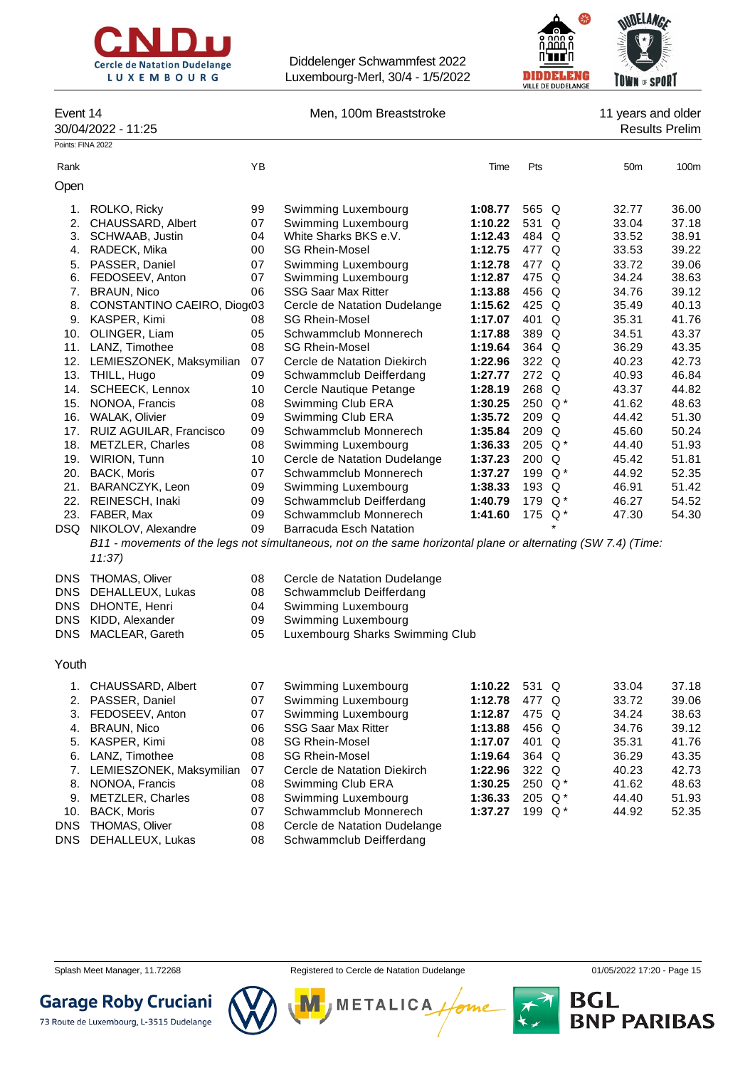Diddelenger Schwammfest 2022
Luxembourg-Merl, 30/4 - 1/5/2022

## Event 14 — Men, 100m Breaststroke — 11 years and older

30/04/2022 - 11:25 — Results Prelim

Points: FINA 2022

### Open

| Rank | | YB | | Time | Pts | | 50m | 100m |
|---|---|---|---|---|---|---|---|---|
| 1. | ROLKO, Ricky | 99 | Swimming Luxembourg | **1:08.77** | 565 | Q | 32.77 | 36.00 |
| 2. | CHAUSSARD, Albert | 07 | Swimming Luxembourg | **1:10.22** | 531 | Q | 33.04 | 37.18 |
| 3. | SCHWAAB, Justin | 04 | White Sharks BKS e.V. | **1:12.43** | 484 | Q | 33.52 | 38.91 |
| 4. | RADECK, Mika | 00 | SG Rhein-Mosel | **1:12.75** | 477 | Q | 33.53 | 39.22 |
| 5. | PASSER, Daniel | 07 | Swimming Luxembourg | **1:12.78** | 477 | Q | 33.72 | 39.06 |
| 6. | FEDOSEEV, Anton | 07 | Swimming Luxembourg | **1:12.87** | 475 | Q | 34.24 | 38.63 |
| 7. | BRAUN, Nico | 06 | SSG Saar Max Ritter | **1:13.88** | 456 | Q | 34.76 | 39.12 |
| 8. | CONSTANTINO CAEIRO, Diogo | 03 | Cercle de Natation Dudelange | **1:15.62** | 425 | Q | 35.49 | 40.13 |
| 9. | KASPER, Kimi | 08 | SG Rhein-Mosel | **1:17.07** | 401 | Q | 35.31 | 41.76 |
| 10. | OLINGER, Liam | 05 | Schwammclub Monnerech | **1:17.88** | 389 | Q | 34.51 | 43.37 |
| 11. | LANZ, Timothee | 08 | SG Rhein-Mosel | **1:19.64** | 364 | Q | 36.29 | 43.35 |
| 12. | LEMIESZONEK, Maksymilian | 07 | Cercle de Natation Diekirch | **1:22.96** | 322 | Q | 40.23 | 42.73 |
| 13. | THILL, Hugo | 09 | Schwammclub Deifferdang | **1:27.77** | 272 | Q | 40.93 | 46.84 |
| 14. | SCHEECK, Lennox | 10 | Cercle Nautique Petange | **1:28.19** | 268 | Q | 43.37 | 44.82 |
| 15. | NONOA, Francis | 08 | Swimming Club ERA | **1:30.25** | 250 | Q * | 41.62 | 48.63 |
| 16. | WALAK, Olivier | 09 | Swimming Club ERA | **1:35.72** | 209 | Q | 44.42 | 51.30 |
| 17. | RUIZ AGUILAR, Francisco | 09 | Schwammclub Monnerech | **1:35.84** | 209 | Q | 45.60 | 50.24 |
| 18. | METZLER, Charles | 08 | Swimming Luxembourg | **1:36.33** | 205 | Q * | 44.40 | 51.93 |
| 19. | WIRION, Tunn | 10 | Cercle de Natation Dudelange | **1:37.23** | 200 | Q | 45.42 | 51.81 |
| 20. | BACK, Moris | 07 | Schwammclub Monnerech | **1:37.27** | 199 | Q * | 44.92 | 52.35 |
| 21. | BARANCZYK, Leon | 09 | Swimming Luxembourg | **1:38.33** | 193 | Q | 46.91 | 51.42 |
| 22. | REINESCH, Inaki | 09 | Schwammclub Deifferdang | **1:40.79** | 179 | Q * | 46.27 | 54.52 |
| 23. | FABER, Max | 09 | Schwammclub Monnerech | **1:41.60** | 175 | Q * | 47.30 | 54.30 |
| DSQ | NIKOLOV, Alexandre | 09 | Barracuda Esch Natation | | | * | | |
| DNS | THOMAS, Oliver | 08 | Cercle de Natation Dudelange | | | | | |
| DNS | DEHALLEUX, Lukas | 08 | Schwammclub Deifferdang | | | | | |
| DNS | DHONTE, Henri | 04 | Swimming Luxembourg | | | | | |
| DNS | KIDD, Alexander | 09 | Swimming Luxembourg | | | | | |
| DNS | MACLEAR, Gareth | 05 | Luxembourg Sharks Swimming Club | | | | | |

*B11 - movements of the legs not simultaneous, not on the same horizontal plane or alternating (SW 7.4) (Time: 11:37)* (NIKOLOV, Alexandre — DSQ)

### Youth

| Rank | | YB | | Time | Pts | | 50m | 100m |
|---|---|---|---|---|---|---|---|---|
| 1. | CHAUSSARD, Albert | 07 | Swimming Luxembourg | **1:10.22** | 531 | Q | 33.04 | 37.18 |
| 2. | PASSER, Daniel | 07 | Swimming Luxembourg | **1:12.78** | 477 | Q | 33.72 | 39.06 |
| 3. | FEDOSEEV, Anton | 07 | Swimming Luxembourg | **1:12.87** | 475 | Q | 34.24 | 38.63 |
| 4. | BRAUN, Nico | 06 | SSG Saar Max Ritter | **1:13.88** | 456 | Q | 34.76 | 39.12 |
| 5. | KASPER, Kimi | 08 | SG Rhein-Mosel | **1:17.07** | 401 | Q | 35.31 | 41.76 |
| 6. | LANZ, Timothee | 08 | SG Rhein-Mosel | **1:19.64** | 364 | Q | 36.29 | 43.35 |
| 7. | LEMIESZONEK, Maksymilian | 07 | Cercle de Natation Diekirch | **1:22.96** | 322 | Q | 40.23 | 42.73 |
| 8. | NONOA, Francis | 08 | Swimming Club ERA | **1:30.25** | 250 | Q * | 41.62 | 48.63 |
| 9. | METZLER, Charles | 08 | Swimming Luxembourg | **1:36.33** | 205 | Q * | 44.40 | 51.93 |
| 10. | BACK, Moris | 07 | Schwammclub Monnerech | **1:37.27** | 199 | Q * | 44.92 | 52.35 |
| DNS | THOMAS, Oliver | 08 | Cercle de Natation Dudelange | | | | | |
| DNS | DEHALLEUX, Lukas | 08 | Schwammclub Deifferdang | | | | | |

Splash Meet Manager, 11.72268 — Registered to Cercle de Natation Dudelange — 01/05/2022 17:20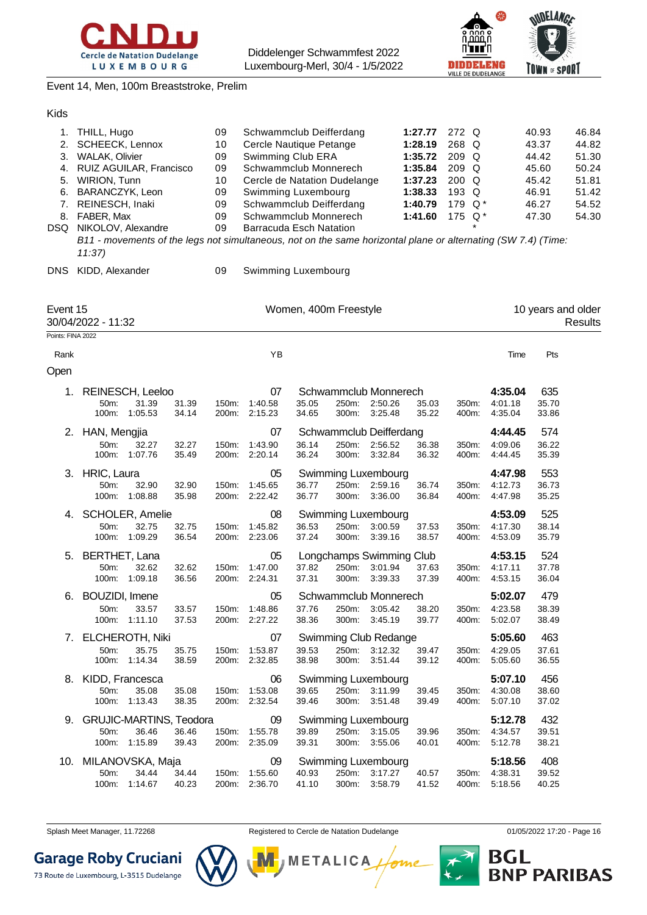Event 14, Men, 100m Breaststroke, Prelim

Kids

| Rank | Name | YB | Club | Time | Pts | | 50m | 100m |
|---|---|---|---|---|---|---|---|---|
| 1. | THILL, Hugo | 09 | Schwammclub Deifferdang | **1:27.77** | 272 | Q | 40.93 | 46.84 |
| 2. | SCHEECK, Lennox | 10 | Cercle Nautique Petange | **1:28.19** | 268 | Q | 43.37 | 44.82 |
| 3. | WALAK, Olivier | 09 | Swimming Club ERA | **1:35.72** | 209 | Q | 44.42 | 51.30 |
| 4. | RUIZ AGUILAR, Francisco | 09 | Schwammclub Monnerech | **1:35.84** | 209 | Q | 45.60 | 50.24 |
| 5. | WIRION, Tunn | 10 | Cercle de Natation Dudelange | **1:37.23** | 200 | Q | 45.42 | 51.81 |
| 6. | BARANCZYK, Leon | 09 | Swimming Luxembourg | **1:38.33** | 193 | Q | 46.91 | 51.42 |
| 7. | REINESCH, Inaki | 09 | Schwammclub Deifferdang | **1:40.79** | 179 | Q * | 46.27 | 54.52 |
| 8. | FABER, Max | 09 | Schwammclub Monnerech | **1:41.60** | 175 | Q * | 47.30 | 54.30 |
| DSQ | NIKOLOV, Alexandre | 09 | Barracuda Esch Natation | | | * | | |

*B11 - movements of the legs not simultaneous, not on the same horizontal plane or alternating (SW 7.4) (Time: 11:37)*

| | | | |
|---|---|---|---|
| DNS | KIDD, Alexander | 09 | Swimming Luxembourg |

## Event 15 — Women, 400m Freestyle — 10 years and older

30/04/2022 - 11:32 — Results

Points: FINA 2022

Open

| Rank | Name | YB | Club | Time | Pts |
|---|---|---|---|---|---|
| 1. | REINESCH, Leeloo | 07 | Schwammclub Monnerech | **4:35.04** | 635 |
| 2. | HAN, Mengjia | 07 | Schwammclub Deifferdang | **4:44.45** | 574 |
| 3. | HRIC, Laura | 05 | Swimming Luxembourg | **4:47.98** | 553 |
| 4. | SCHOLER, Amelie | 08 | Swimming Luxembourg | **4:53.09** | 525 |
| 5. | BERTHET, Lana | 05 | Longchamps Swimming Club | **4:53.15** | 524 |
| 6. | BOUZIDI, Imene | 05 | Schwammclub Monnerech | **5:02.07** | 479 |
| 7. | ELCHEROTH, Niki | 07 | Swimming Club Redange | **5:05.60** | 463 |
| 8. | KIDD, Francesca | 06 | Swimming Luxembourg | **5:07.10** | 456 |
| 9. | GRUJIC-MARTINS, Teodora | 09 | Swimming Luxembourg | **5:12.78** | 432 |
| 10. | MILANOVSKA, Maja | 09 | Swimming Luxembourg | **5:18.56** | 408 |

Splits:

| Rank | 50m | | 100m | | 150m | | 200m | | 250m | | 300m | | 350m | | 400m | |
|---|---|---|---|---|---|---|---|---|---|---|---|---|---|---|---|---|
| 1. | 31.39 | 31.39 | 1:05.53 | 34.14 | 1:40.58 | 35.05 | 2:15.23 | 34.65 | 2:50.26 | 35.03 | 3:25.48 | 35.22 | 4:01.18 | 35.70 | 4:35.04 | 33.86 |
| 2. | 32.27 | 32.27 | 1:07.76 | 35.49 | 1:43.90 | 36.14 | 2:20.14 | 36.24 | 2:56.52 | 36.38 | 3:32.84 | 36.32 | 4:09.06 | 36.22 | 4:44.45 | 35.39 |
| 3. | 32.90 | 32.90 | 1:08.88 | 35.98 | 1:45.65 | 36.77 | 2:22.42 | 36.77 | 2:59.16 | 36.74 | 3:36.00 | 36.84 | 4:12.73 | 36.73 | 4:47.98 | 35.25 |
| 4. | 32.75 | 32.75 | 1:09.29 | 36.54 | 1:45.82 | 36.53 | 2:23.06 | 37.24 | 3:00.59 | 37.53 | 3:39.16 | 38.57 | 4:17.30 | 38.14 | 4:53.09 | 35.79 |
| 5. | 32.62 | 32.62 | 1:09.18 | 36.56 | 1:47.00 | 37.82 | 2:24.31 | 37.31 | 3:01.94 | 37.63 | 3:39.33 | 37.39 | 4:17.11 | 37.78 | 4:53.15 | 36.04 |
| 6. | 33.57 | 33.57 | 1:11.10 | 37.53 | 1:48.86 | 37.76 | 2:27.22 | 38.36 | 3:05.42 | 38.20 | 3:45.19 | 39.77 | 4:23.58 | 38.39 | 5:02.07 | 38.49 |
| 7. | 35.75 | 35.75 | 1:14.34 | 38.59 | 1:53.87 | 39.53 | 2:32.85 | 38.98 | 3:12.32 | 39.47 | 3:51.44 | 39.12 | 4:29.05 | 37.61 | 5:05.60 | 36.55 |
| 8. | 35.08 | 35.08 | 1:13.43 | 38.35 | 1:53.08 | 39.65 | 2:32.54 | 39.46 | 3:11.99 | 39.45 | 3:51.48 | 39.49 | 4:30.08 | 38.60 | 5:07.10 | 37.02 |
| 9. | 36.46 | 36.46 | 1:15.89 | 39.43 | 1:55.78 | 39.89 | 2:35.09 | 39.31 | 3:15.05 | 39.96 | 3:55.06 | 40.01 | 4:34.57 | 39.51 | 5:12.78 | 38.21 |
| 10. | 34.44 | 34.44 | 1:14.67 | 40.23 | 1:55.60 | 40.93 | 2:36.70 | 41.10 | 3:17.27 | 40.57 | 3:58.79 | 41.52 | 4:38.31 | 39.52 | 5:18.56 | 40.25 |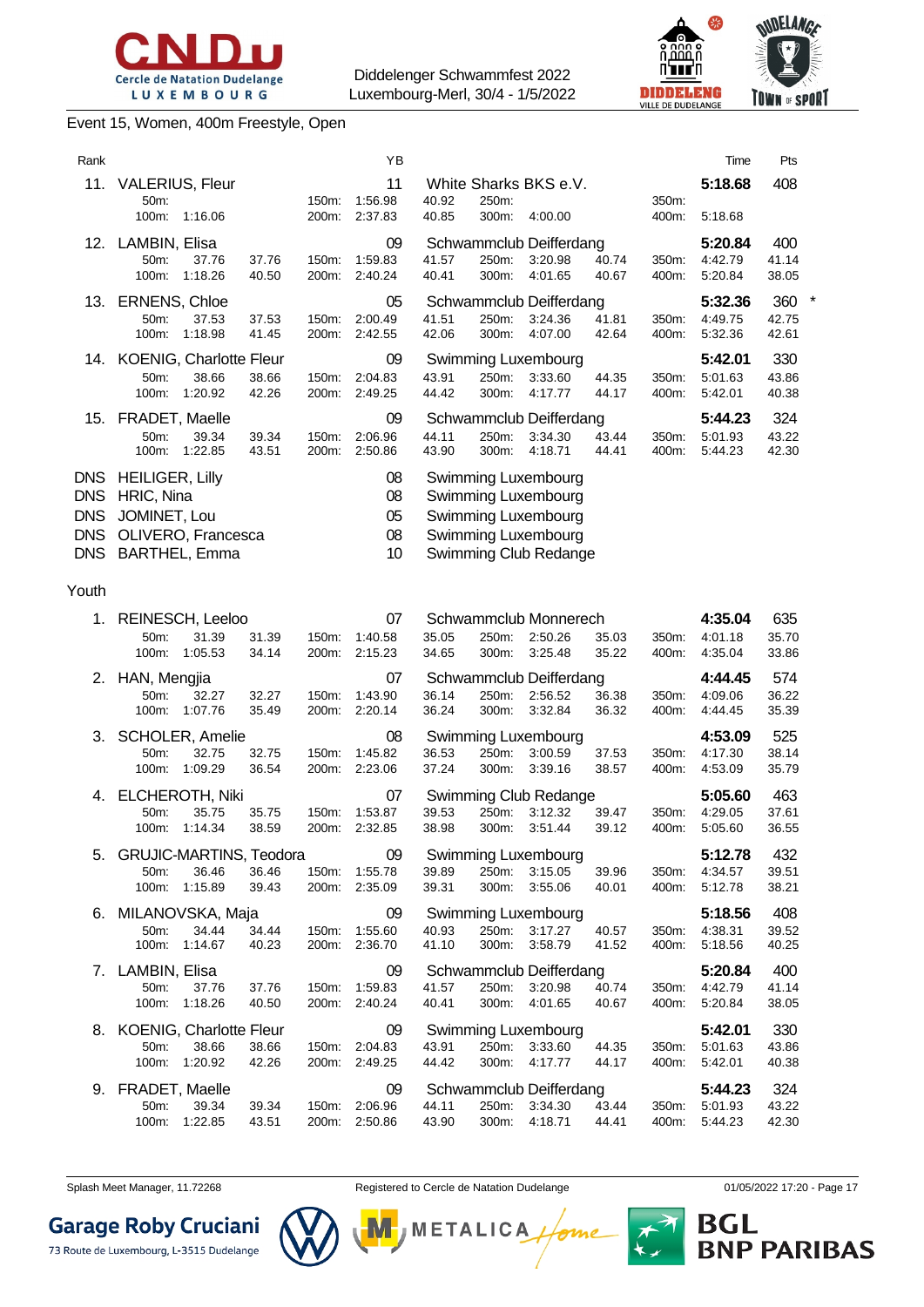Diddelenger Schwammfest 2022
Luxembourg-Merl, 30/4 - 1/5/2022

## Event 15, Women, 400m Freestyle, Open

| Rank | Name | YB | Club | Time | Pts |
|---|---|---|---|---|---|
| 11. | VALERIUS, Fleur | 11 | White Sharks BKS e.V. | 5:18.68 | 408 |
| | 50m: 40.92 · 100m: 1:16.06 · 150m: 1:56.98 · 200m: 2:37.83 · 250m: · 300m: 4:00.00 · 350m: · 400m: 5:18.68 | | | | |
| | splits: 40.85 | | | | |
| 12. | LAMBIN, Elisa | 09 | Schwammclub Deifferdang | 5:20.84 | 400 |
| | 50m: 37.76 (37.76) · 100m: 1:18.26 (40.50) · 150m: 1:59.83 (41.57) · 200m: 2:40.24 (40.41) · 250m: 3:20.98 (40.74) · 300m: 4:01.65 (40.67) · 350m: 4:42.79 (41.14) · 400m: 5:20.84 (38.05) | | | | |
| 13. | ERNENS, Chloe | 05 | Schwammclub Deifferdang | 5:32.36 | 360 * |
| | 50m: 37.53 (37.53) · 100m: 1:18.98 (41.45) · 150m: 2:00.49 (41.51) · 200m: 2:42.55 (42.06) · 250m: 3:24.36 (41.81) · 300m: 4:07.00 (42.64) · 350m: 4:49.75 (42.75) · 400m: 5:32.36 (42.61) | | | | |
| 14. | KOENIG, Charlotte Fleur | 09 | Swimming Luxembourg | 5:42.01 | 330 |
| | 50m: 38.66 (38.66) · 100m: 1:20.92 (42.26) · 150m: 2:04.83 (43.91) · 200m: 2:49.25 (44.42) · 250m: 3:33.60 (44.35) · 300m: 4:17.77 (44.17) · 350m: 5:01.63 (43.86) · 400m: 5:42.01 (40.38) | | | | |
| 15. | FRADET, Maelle | 09 | Schwammclub Deifferdang | 5:44.23 | 324 |
| | 50m: 39.34 (39.34) · 100m: 1:22.85 (43.51) · 150m: 2:06.96 (44.11) · 200m: 2:50.86 (43.90) · 250m: 3:34.30 (43.44) · 300m: 4:18.71 (44.41) · 350m: 5:01.93 (43.22) · 400m: 5:44.23 (42.30) | | | | |
| DNS | HEILIGER, Lilly | 08 | Swimming Luxembourg | | |
| DNS | HRIC, Nina | 08 | Swimming Luxembourg | | |
| DNS | JOMINET, Lou | 05 | Swimming Luxembourg | | |
| DNS | OLIVERO, Francesca | 08 | Swimming Luxembourg | | |
| DNS | BARTHEL, Emma | 10 | Swimming Club Redange | | |

### Youth

| Rank | Name | YB | Club | Time | Pts |
|---|---|---|---|---|---|
| 1. | REINESCH, Leeloo | 07 | Schwammclub Monnerech | 4:35.04 | 635 |
| | 50m: 31.39 (31.39) · 100m: 1:05.53 (34.14) · 150m: 1:40.58 (35.05) · 200m: 2:15.23 (34.65) · 250m: 2:50.26 (35.03) · 300m: 3:25.48 (35.22) · 350m: 4:01.18 (35.70) · 400m: 4:35.04 (33.86) | | | | |
| 2. | HAN, Mengjia | 07 | Schwammclub Deifferdang | 4:44.45 | 574 |
| | 50m: 32.27 (32.27) · 100m: 1:07.76 (35.49) · 150m: 1:43.90 (36.14) · 200m: 2:20.14 (36.24) · 250m: 2:56.52 (36.38) · 300m: 3:32.84 (36.32) · 350m: 4:09.06 (36.22) · 400m: 4:44.45 (35.39) | | | | |
| 3. | SCHOLER, Amelie | 08 | Swimming Luxembourg | 4:53.09 | 525 |
| | 50m: 32.75 (32.75) · 100m: 1:09.29 (36.54) · 150m: 1:45.82 (36.53) · 200m: 2:23.06 (37.24) · 250m: 3:00.59 (37.53) · 300m: 3:39.16 (38.57) · 350m: 4:17.30 (38.14) · 400m: 4:53.09 (35.79) | | | | |
| 4. | ELCHEROTH, Niki | 07 | Swimming Club Redange | 5:05.60 | 463 |
| | 50m: 35.75 (35.75) · 100m: 1:14.34 (38.59) · 150m: 1:53.87 (39.53) · 200m: 2:32.85 (38.98) · 250m: 3:12.32 (39.47) · 300m: 3:51.44 (39.12) · 350m: 4:29.05 (37.61) · 400m: 5:05.60 (36.55) | | | | |
| 5. | GRUJIC-MARTINS, Teodora | 09 | Swimming Luxembourg | 5:12.78 | 432 |
| | 50m: 36.46 (36.46) · 100m: 1:15.89 (39.43) · 150m: 1:55.78 (39.89) · 200m: 2:35.09 (39.31) · 250m: 3:15.05 (39.96) · 300m: 3:55.06 (40.01) · 350m: 4:34.57 (39.51) · 400m: 5:12.78 (38.21) | | | | |
| 6. | MILANOVSKA, Maja | 09 | Swimming Luxembourg | 5:18.56 | 408 |
| | 50m: 34.44 (34.44) · 100m: 1:14.67 (40.23) · 150m: 1:55.60 (40.93) · 200m: 2:36.70 (41.10) · 250m: 3:17.27 (40.57) · 300m: 3:58.79 (41.52) · 350m: 4:38.31 (39.52) · 400m: 5:18.56 (40.25) | | | | |
| 7. | LAMBIN, Elisa | 09 | Schwammclub Deifferdang | 5:20.84 | 400 |
| | 50m: 37.76 (37.76) · 100m: 1:18.26 (40.50) · 150m: 1:59.83 (41.57) · 200m: 2:40.24 (40.41) · 250m: 3:20.98 (40.74) · 300m: 4:01.65 (40.67) · 350m: 4:42.79 (41.14) · 400m: 5:20.84 (38.05) | | | | |
| 8. | KOENIG, Charlotte Fleur | 09 | Swimming Luxembourg | 5:42.01 | 330 |
| | 50m: 38.66 (38.66) · 100m: 1:20.92 (42.26) · 150m: 2:04.83 (43.91) · 200m: 2:49.25 (44.42) · 250m: 3:33.60 (44.35) · 300m: 4:17.77 (44.17) · 350m: 5:01.63 (43.86) · 400m: 5:42.01 (40.38) | | | | |
| 9. | FRADET, Maelle | 09 | Schwammclub Deifferdang | 5:44.23 | 324 |
| | 50m: 39.34 (39.34) · 100m: 1:22.85 (43.51) · 150m: 2:06.96 (44.11) · 200m: 2:50.86 (43.90) · 250m: 3:34.30 (43.44) · 300m: 4:18.71 (44.41) · 350m: 5:01.93 (43.22) · 400m: 5:44.23 (42.30) | | | | |

Splash Meet Manager, 11.72268 — Registered to Cercle de Natation Dudelange — 01/05/2022 17:20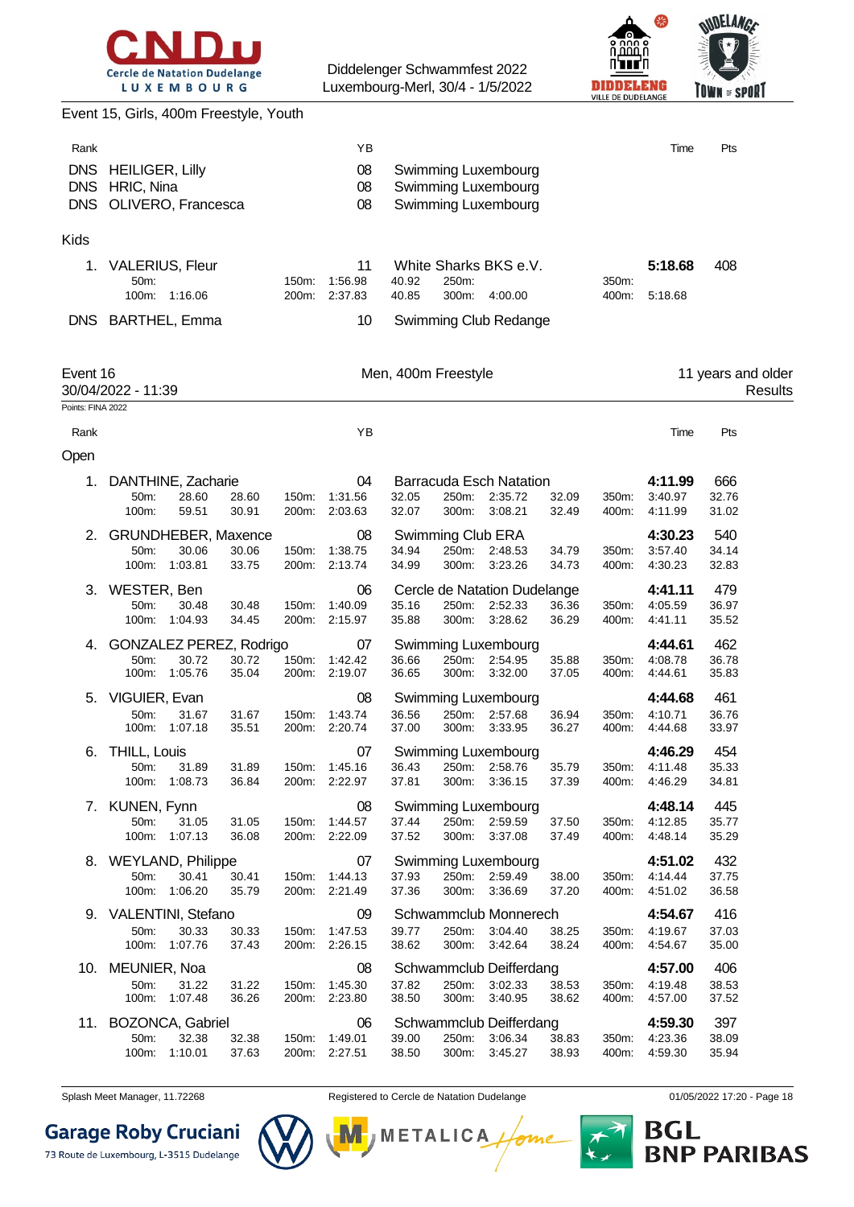Event 15, Girls, 400m Freestyle, Youth

| Rank | | YB | | Time | Pts |
|---|---|---|---|---|---|
| DNS | HEILIGER, Lilly | 08 | Swimming Luxembourg | | |
| DNS | HRIC, Nina | 08 | Swimming Luxembourg | | |
| DNS | OLIVERO, Francesca | 08 | Swimming Luxembourg | | |

**Kids**

| Rank | | YB | | Time | Pts |
|---|---|---|---|---|---|
| 1. | VALERIUS, Fleur | 11 | White Sharks BKS e.V. | **5:18.68** | 408 |
| | 50m: / 100m: 1:16.06 / 150m: 1:56.98 40.92 / 200m: 2:37.83 40.85 / 250m: / 300m: 4:00.00 / 350m: / 400m: 5:18.68 | | | | |
| DNS | BARTHEL, Emma | 10 | Swimming Club Redange | | |

## Event 16 — Men, 400m Freestyle — 11 years and older

30/04/2022 - 11:39 — Results

Points: FINA 2022

**Open**

| Rank | Name | YB | Club | Time | Pts |
|---|---|---|---|---|---|
| 1. | DANTHINE, Zacharie | 04 | Barracuda Esch Natation | **4:11.99** | 666 |
| 2. | GRUNDHEBER, Maxence | 08 | Swimming Club ERA | **4:30.23** | 540 |
| 3. | WESTER, Ben | 06 | Cercle de Natation Dudelange | **4:41.11** | 479 |
| 4. | GONZALEZ PEREZ, Rodrigo | 07 | Swimming Luxembourg | **4:44.61** | 462 |
| 5. | VIGUIER, Evan | 08 | Swimming Luxembourg | **4:44.68** | 461 |
| 6. | THILL, Louis | 07 | Swimming Luxembourg | **4:46.29** | 454 |
| 7. | KUNEN, Fynn | 08 | Swimming Luxembourg | **4:48.14** | 445 |
| 8. | WEYLAND, Philippe | 07 | Swimming Luxembourg | **4:51.02** | 432 |
| 9. | VALENTINI, Stefano | 09 | Schwammclub Monnerech | **4:54.67** | 416 |
| 10. | MEUNIER, Noa | 08 | Schwammclub Deifferdang | **4:57.00** | 406 |
| 11. | BOZONCA, Gabriel | 06 | Schwammclub Deifferdang | **4:59.30** | 397 |

Splits (cumulative time / split):

| Rank | 50m | 100m | 150m | 200m | 250m | 300m | 350m | 400m |
|---|---|---|---|---|---|---|---|---|
| 1. | 28.60 / 28.60 | 59.51 / 30.91 | 1:31.56 / 32.05 | 2:03.63 / 32.07 | 2:35.72 / 32.09 | 3:08.21 / 32.49 | 3:40.97 / 32.76 | 4:11.99 / 31.02 |
| 2. | 30.06 / 30.06 | 1:03.81 / 33.75 | 1:38.75 / 34.94 | 2:13.74 / 34.99 | 2:48.53 / 34.79 | 3:23.26 / 34.73 | 3:57.40 / 34.14 | 4:30.23 / 32.83 |
| 3. | 30.48 / 30.48 | 1:04.93 / 34.45 | 1:40.09 / 35.16 | 2:15.97 / 35.88 | 2:52.33 / 36.36 | 3:28.62 / 36.29 | 4:05.59 / 36.97 | 4:41.11 / 35.52 |
| 4. | 30.72 / 30.72 | 1:05.76 / 35.04 | 1:42.42 / 36.66 | 2:19.07 / 36.65 | 2:54.95 / 35.88 | 3:32.00 / 37.05 | 4:08.78 / 36.78 | 4:44.61 / 35.83 |
| 5. | 31.67 / 31.67 | 1:07.18 / 35.51 | 1:43.74 / 36.56 | 2:20.74 / 37.00 | 2:57.68 / 36.94 | 3:33.95 / 36.27 | 4:10.71 / 36.76 | 4:44.68 / 33.97 |
| 6. | 31.89 / 31.89 | 1:08.73 / 36.84 | 1:45.16 / 36.43 | 2:22.97 / 37.81 | 2:58.76 / 35.79 | 3:36.15 / 37.39 | 4:11.48 / 35.33 | 4:46.29 / 34.81 |
| 7. | 31.05 / 31.05 | 1:07.13 / 36.08 | 1:44.57 / 37.44 | 2:22.09 / 37.52 | 2:59.59 / 37.50 | 3:37.08 / 37.49 | 4:12.85 / 35.77 | 4:48.14 / 35.29 |
| 8. | 30.41 / 30.41 | 1:06.20 / 35.79 | 1:44.13 / 37.93 | 2:21.49 / 37.36 | 2:59.49 / 38.00 | 3:36.69 / 37.20 | 4:14.44 / 37.75 | 4:51.02 / 36.58 |
| 9. | 30.33 / 30.33 | 1:07.76 / 37.43 | 1:47.53 / 39.77 | 2:26.15 / 38.62 | 3:04.40 / 38.25 | 3:42.64 / 38.24 | 4:19.67 / 37.03 | 4:54.67 / 35.00 |
| 10. | 31.22 / 31.22 | 1:07.48 / 36.26 | 1:45.30 / 37.82 | 2:23.80 / 38.50 | 3:02.33 / 38.53 | 3:40.95 / 38.62 | 4:19.48 / 38.53 | 4:57.00 / 37.52 |
| 11. | 32.38 / 32.38 | 1:10.01 / 37.63 | 1:49.01 / 39.00 | 2:27.51 / 38.50 | 3:06.34 / 38.83 | 3:45.27 / 38.93 | 4:23.36 / 38.09 | 4:59.30 / 35.94 |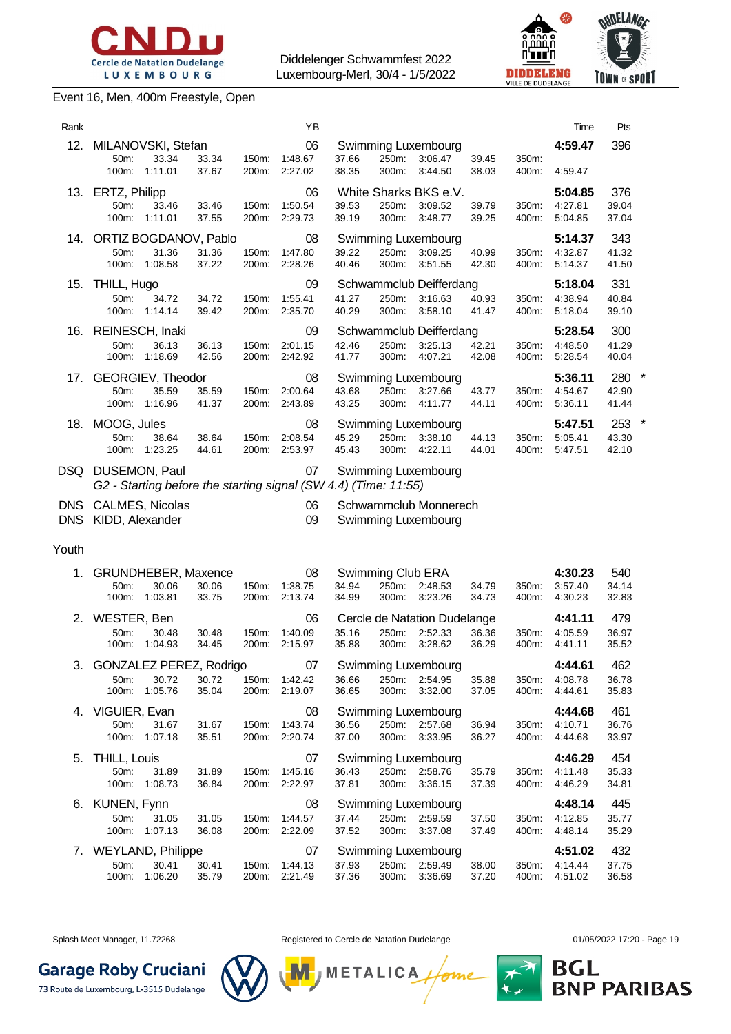Diddelenger Schwammfest 2022
Luxembourg-Merl, 30/4 - 1/5/2022

Event 16, Men, 400m Freestyle, Open

| Rank | Name | YB | Club | Time | Pts |
|---|---|---|---|---|---|
| 12. | MILANOVSKI, Stefan | 06 | Swimming Luxembourg | 4:59.47 | 396 |
| | 50m: 33.34 33.34 / 100m: 1:11.01 37.67 / 150m: 1:48.67 37.66 / 200m: 2:27.02 38.35 / 250m: 3:06.47 39.45 / 300m: 3:44.50 38.03 / 350m: / 400m: 4:59.47 | | | | |
| 13. | ERTZ, Philipp | 06 | White Sharks BKS e.V. | 5:04.85 | 376 |
| | 50m: 33.46 33.46 / 100m: 1:11.01 37.55 / 150m: 1:50.54 39.53 / 200m: 2:29.73 39.19 / 250m: 3:09.52 39.79 / 300m: 3:48.77 39.25 / 350m: 4:27.81 39.04 / 400m: 5:04.85 37.04 | | | | |
| 14. | ORTIZ BOGDANOV, Pablo | 08 | Swimming Luxembourg | 5:14.37 | 343 |
| | 50m: 31.36 31.36 / 100m: 1:08.58 37.22 / 150m: 1:47.80 39.22 / 200m: 2:28.26 40.46 / 250m: 3:09.25 40.99 / 300m: 3:51.55 42.30 / 350m: 4:32.87 41.32 / 400m: 5:14.37 41.50 | | | | |
| 15. | THILL, Hugo | 09 | Schwammclub Deifferdang | 5:18.04 | 331 |
| | 50m: 34.72 34.72 / 100m: 1:14.14 39.42 / 150m: 1:55.41 41.27 / 200m: 2:35.70 40.29 / 250m: 3:16.63 40.93 / 300m: 3:58.10 41.47 / 350m: 4:38.94 40.84 / 400m: 5:18.04 39.10 | | | | |
| 16. | REINESCH, Inaki | 09 | Schwammclub Deifferdang | 5:28.54 | 300 |
| | 50m: 36.13 36.13 / 100m: 1:18.69 42.56 / 150m: 2:01.15 42.46 / 200m: 2:42.92 41.77 / 250m: 3:25.13 42.21 / 300m: 4:07.21 42.08 / 350m: 4:48.50 41.29 / 400m: 5:28.54 40.04 | | | | |
| 17. | GEORGIEV, Theodor | 08 | Swimming Luxembourg | 5:36.11 | 280 * |
| | 50m: 35.59 35.59 / 100m: 1:16.96 41.37 / 150m: 2:00.64 43.68 / 200m: 2:43.89 43.25 / 250m: 3:27.66 43.77 / 300m: 4:11.77 44.11 / 350m: 4:54.67 42.90 / 400m: 5:36.11 41.44 | | | | |
| 18. | MOOG, Jules | 08 | Swimming Luxembourg | 5:47.51 | 253 * |
| | 50m: 38.64 38.64 / 100m: 1:23.25 44.61 / 150m: 2:08.54 45.29 / 200m: 2:53.97 45.43 / 250m: 3:38.10 44.13 / 300m: 4:22.11 44.01 / 350m: 5:05.41 43.30 / 400m: 5:47.51 42.10 | | | | |
| DSQ | DUSEMON, Paul | 07 | Swimming Luxembourg | | |
| | *G2 - Starting before the starting signal (SW 4.4) (Time: 11:55)* | | | | |
| DNS | CALMES, Nicolas | 06 | Schwammclub Monnerech | | |
| DNS | KIDD, Alexander | 09 | Swimming Luxembourg | | |

Youth

| Rank | Name | YB | Club | Time | Pts |
|---|---|---|---|---|---|
| 1. | GRUNDHEBER, Maxence | 08 | Swimming Club ERA | 4:30.23 | 540 |
| | 50m: 30.06 30.06 / 100m: 1:03.81 33.75 / 150m: 1:38.75 34.94 / 200m: 2:13.74 34.99 / 250m: 2:48.53 34.79 / 300m: 3:23.26 34.73 / 350m: 3:57.40 34.14 / 400m: 4:30.23 32.83 | | | | |
| 2. | WESTER, Ben | 06 | Cercle de Natation Dudelange | 4:41.11 | 479 |
| | 50m: 30.48 30.48 / 100m: 1:04.93 34.45 / 150m: 1:40.09 35.16 / 200m: 2:15.97 35.88 / 250m: 2:52.33 36.36 / 300m: 3:28.62 36.29 / 350m: 4:05.59 36.97 / 400m: 4:41.11 35.52 | | | | |
| 3. | GONZALEZ PEREZ, Rodrigo | 07 | Swimming Luxembourg | 4:44.61 | 462 |
| | 50m: 30.72 30.72 / 100m: 1:05.76 35.04 / 150m: 1:42.42 36.66 / 200m: 2:19.07 36.65 / 250m: 2:54.95 35.88 / 300m: 3:32.00 37.05 / 350m: 4:08.78 36.78 / 400m: 4:44.61 35.83 | | | | |
| 4. | VIGUIER, Evan | 08 | Swimming Luxembourg | 4:44.68 | 461 |
| | 50m: 31.67 31.67 / 100m: 1:07.18 35.51 / 150m: 1:43.74 36.56 / 200m: 2:20.74 37.00 / 250m: 2:57.68 36.94 / 300m: 3:33.95 36.27 / 350m: 4:10.71 36.76 / 400m: 4:44.68 33.97 | | | | |
| 5. | THILL, Louis | 07 | Swimming Luxembourg | 4:46.29 | 454 |
| | 50m: 31.89 31.89 / 100m: 1:08.73 36.84 / 150m: 1:45.16 36.43 / 200m: 2:22.97 37.81 / 250m: 2:58.76 35.79 / 300m: 3:36.15 37.39 / 350m: 4:11.48 35.33 / 400m: 4:46.29 34.81 | | | | |
| 6. | KUNEN, Fynn | 08 | Swimming Luxembourg | 4:48.14 | 445 |
| | 50m: 31.05 31.05 / 100m: 1:07.13 36.08 / 150m: 1:44.57 37.44 / 200m: 2:22.09 37.52 / 250m: 2:59.59 37.50 / 300m: 3:37.08 37.49 / 350m: 4:12.85 35.77 / 400m: 4:48.14 35.29 | | | | |
| 7. | WEYLAND, Philippe | 07 | Swimming Luxembourg | 4:51.02 | 432 |
| | 50m: 30.41 30.41 / 100m: 1:06.20 35.79 / 150m: 1:44.13 37.93 / 200m: 2:21.49 37.36 / 250m: 2:59.49 38.00 / 300m: 3:36.69 37.20 / 350m: 4:14.44 37.75 / 400m: 4:51.02 36.58 | | | | |

Splash Meet Manager, 11.72268 — Registered to Cercle de Natation Dudelange — 01/05/2022 17:20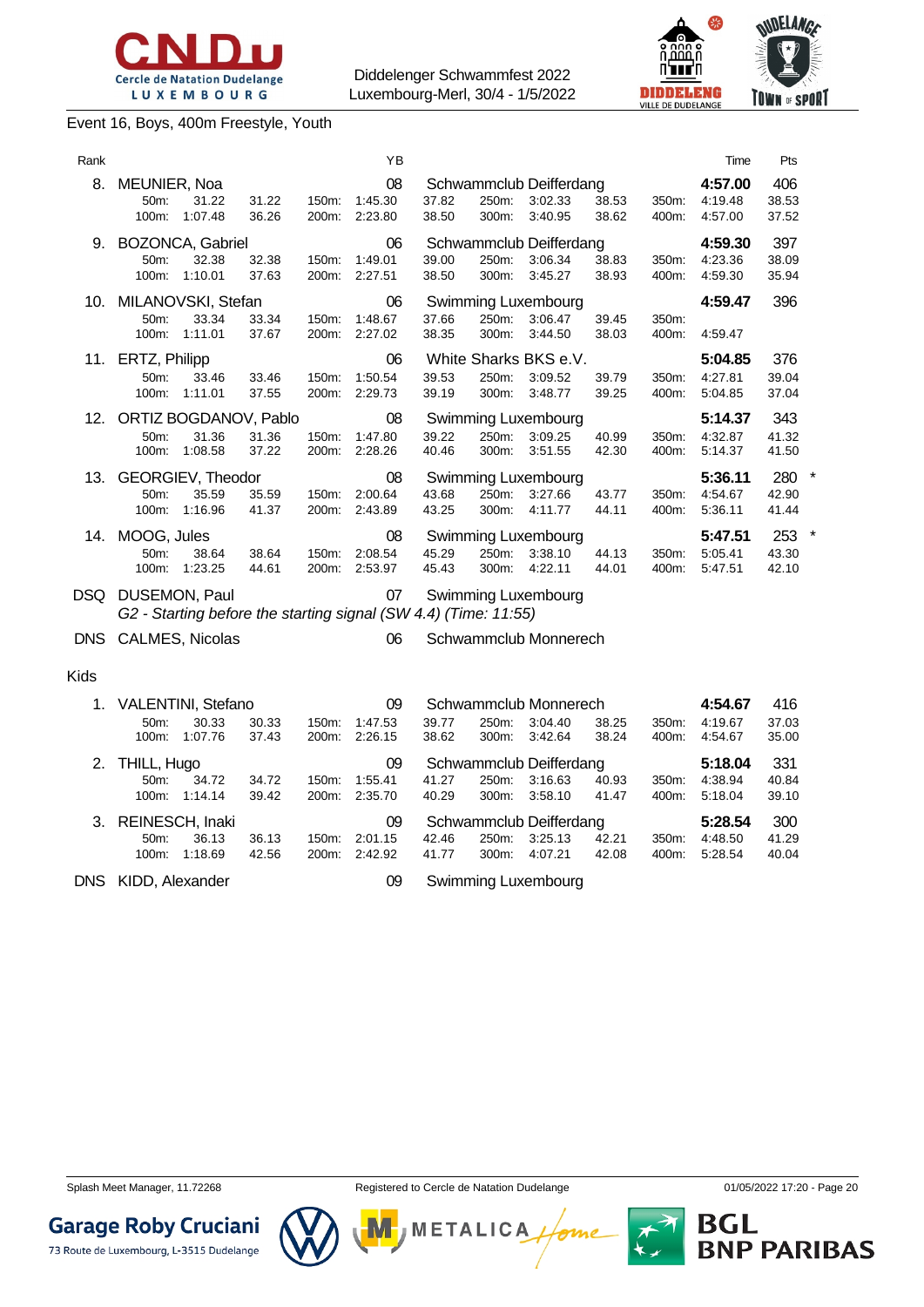Diddelenger Schwammfest 2022
Luxembourg-Merl, 30/4 - 1/5/2022

## Event 16, Boys, 400m Freestyle, Youth

| Rank | Name | YB | Club | Time | Pts |
|---|---|---|---|---|---|
| 8. | MEUNIER, Noa | 08 | Schwammclub Deifferdang | 4:57.00 | 406 |
| | 50m: 31.22 31.22 / 100m: 1:07.48 36.26 / 150m: 1:45.30 37.82 / 200m: 2:23.80 38.50 / 250m: 3:02.33 38.53 / 300m: 3:40.95 38.62 / 350m: 4:19.48 38.53 / 400m: 4:57.00 37.52 | | | | |
| 9. | BOZONCA, Gabriel | 06 | Schwammclub Deifferdang | 4:59.30 | 397 |
| | 50m: 32.38 32.38 / 100m: 1:10.01 37.63 / 150m: 1:49.01 39.00 / 200m: 2:27.51 38.50 / 250m: 3:06.34 38.83 / 300m: 3:45.27 38.93 / 350m: 4:23.36 38.09 / 400m: 4:59.30 35.94 | | | | |
| 10. | MILANOVSKI, Stefan | 06 | Swimming Luxembourg | 4:59.47 | 396 |
| | 50m: 33.34 33.34 / 100m: 1:11.01 37.67 / 150m: 1:48.67 37.66 / 200m: 2:27.02 38.35 / 250m: 3:06.47 39.45 / 300m: 3:44.50 38.03 / 350m: / 400m: 4:59.47 | | | | |
| 11. | ERTZ, Philipp | 06 | White Sharks BKS e.V. | 5:04.85 | 376 |
| | 50m: 33.46 33.46 / 100m: 1:11.01 37.55 / 150m: 1:50.54 39.53 / 200m: 2:29.73 39.19 / 250m: 3:09.52 39.79 / 300m: 3:48.77 39.25 / 350m: 4:27.81 39.04 / 400m: 5:04.85 37.04 | | | | |
| 12. | ORTIZ BOGDANOV, Pablo | 08 | Swimming Luxembourg | 5:14.37 | 343 |
| | 50m: 31.36 31.36 / 100m: 1:08.58 37.22 / 150m: 1:47.80 39.22 / 200m: 2:28.26 40.46 / 250m: 3:09.25 40.99 / 300m: 3:51.55 42.30 / 350m: 4:32.87 41.32 / 400m: 5:14.37 41.50 | | | | |
| 13. | GEORGIEV, Theodor | 08 | Swimming Luxembourg | 5:36.11 | 280 * |
| | 50m: 35.59 35.59 / 100m: 1:16.96 41.37 / 150m: 2:00.64 43.68 / 200m: 2:43.89 43.25 / 250m: 3:27.66 43.77 / 300m: 4:11.77 44.11 / 350m: 4:54.67 42.90 / 400m: 5:36.11 41.44 | | | | |
| 14. | MOOG, Jules | 08 | Swimming Luxembourg | 5:47.51 | 253 * |
| | 50m: 38.64 38.64 / 100m: 1:23.25 44.61 / 150m: 2:08.54 45.29 / 200m: 2:53.97 45.43 / 250m: 3:38.10 44.13 / 300m: 4:22.11 44.01 / 350m: 5:05.41 43.30 / 400m: 5:47.51 42.10 | | | | |
| DSQ | DUSEMON, Paul | 07 | Swimming Luxembourg | | |
| | *G2 - Starting before the starting signal (SW 4.4) (Time: 11:55)* | | | | |
| DNS | CALMES, Nicolas | 06 | Schwammclub Monnerech | | |

### Kids

| Rank | Name | YB | Club | Time | Pts |
|---|---|---|---|---|---|
| 1. | VALENTINI, Stefano | 09 | Schwammclub Monnerech | 4:54.67 | 416 |
| | 50m: 30.33 30.33 / 100m: 1:07.76 37.43 / 150m: 1:47.53 39.77 / 200m: 2:26.15 38.62 / 250m: 3:04.40 38.25 / 300m: 3:42.64 38.24 / 350m: 4:19.67 37.03 / 400m: 4:54.67 35.00 | | | | |
| 2. | THILL, Hugo | 09 | Schwammclub Deifferdang | 5:18.04 | 331 |
| | 50m: 34.72 34.72 / 100m: 1:14.14 39.42 / 150m: 1:55.41 41.27 / 200m: 2:35.70 40.29 / 250m: 3:16.63 40.93 / 300m: 3:58.10 41.47 / 350m: 4:38.94 40.84 / 400m: 5:18.04 39.10 | | | | |
| 3. | REINESCH, Inaki | 09 | Schwammclub Deifferdang | 5:28.54 | 300 |
| | 50m: 36.13 36.13 / 100m: 1:18.69 42.56 / 150m: 2:01.15 42.46 / 200m: 2:42.92 41.77 / 250m: 3:25.13 42.21 / 300m: 4:07.21 42.08 / 350m: 4:48.50 41.29 / 400m: 5:28.54 40.04 | | | | |
| DNS | KIDD, Alexander | 09 | Swimming Luxembourg | | |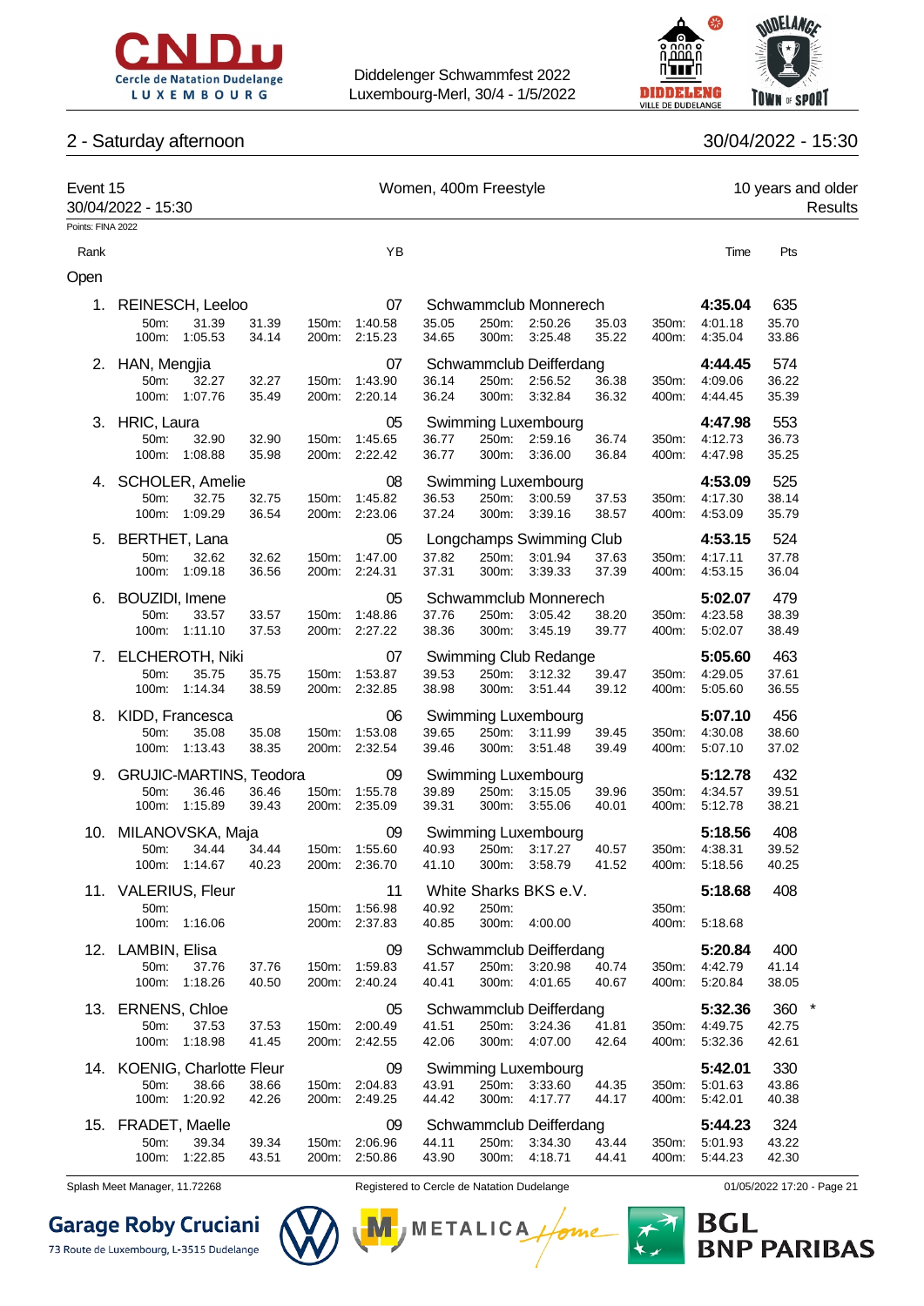## 2 - Saturday afternoon

30/04/2022 - 15:30

**Event 15** — Women, 400m Freestyle — 10 years and older

30/04/2022 - 15:30 — Results

Points: FINA 2022

| Rank | Name | YB | Club | Time | Pts |
|---|---|---|---|---|---|
| **Open** | | | | | |
| 1. | REINESCH, Leeloo | 07 | Schwammclub Monnerech | **4:35.04** | 635 |
| | 50m: 31.39 31.39 / 100m: 1:05.53 34.14 / 150m: 1:40.58 35.05 / 200m: 2:15.23 34.65 / 250m: 2:50.26 35.03 / 300m: 3:25.48 35.22 / 350m: 4:01.18 35.70 / 400m: 4:35.04 33.86 | | | | |
| 2. | HAN, Mengjia | 07 | Schwammclub Deifferdang | **4:44.45** | 574 |
| | 50m: 32.27 32.27 / 100m: 1:07.76 35.49 / 150m: 1:43.90 36.14 / 200m: 2:20.14 36.24 / 250m: 2:56.52 36.38 / 300m: 3:32.84 36.32 / 350m: 4:09.06 36.22 / 400m: 4:44.45 35.39 | | | | |
| 3. | HRIC, Laura | 05 | Swimming Luxembourg | **4:47.98** | 553 |
| | 50m: 32.90 32.90 / 100m: 1:08.88 35.98 / 150m: 1:45.65 36.77 / 200m: 2:22.42 36.77 / 250m: 2:59.16 36.74 / 300m: 3:36.00 36.84 / 350m: 4:12.73 36.73 / 400m: 4:47.98 35.25 | | | | |
| 4. | SCHOLER, Amelie | 08 | Swimming Luxembourg | **4:53.09** | 525 |
| | 50m: 32.75 32.75 / 100m: 1:09.29 36.54 / 150m: 1:45.82 36.53 / 200m: 2:23.06 37.24 / 250m: 3:00.59 37.53 / 300m: 3:39.16 38.57 / 350m: 4:17.30 38.14 / 400m: 4:53.09 35.79 | | | | |
| 5. | BERTHET, Lana | 05 | Longchamps Swimming Club | **4:53.15** | 524 |
| | 50m: 32.62 32.62 / 100m: 1:09.18 36.56 / 150m: 1:47.00 37.82 / 200m: 2:24.31 37.31 / 250m: 3:01.94 37.63 / 300m: 3:39.33 37.39 / 350m: 4:17.11 37.78 / 400m: 4:53.15 36.04 | | | | |
| 6. | BOUZIDI, Imene | 05 | Schwammclub Monnerech | **5:02.07** | 479 |
| | 50m: 33.57 33.57 / 100m: 1:11.10 37.53 / 150m: 1:48.86 37.76 / 200m: 2:27.22 38.36 / 250m: 3:05.42 38.20 / 300m: 3:45.19 39.77 / 350m: 4:23.58 38.39 / 400m: 5:02.07 38.49 | | | | |
| 7. | ELCHEROTH, Niki | 07 | Swimming Club Redange | **5:05.60** | 463 |
| | 50m: 35.75 35.75 / 100m: 1:14.34 38.59 / 150m: 1:53.87 39.53 / 200m: 2:32.85 38.98 / 250m: 3:12.32 39.47 / 300m: 3:51.44 39.12 / 350m: 4:29.05 37.61 / 400m: 5:05.60 36.55 | | | | |
| 8. | KIDD, Francesca | 06 | Swimming Luxembourg | **5:07.10** | 456 |
| | 50m: 35.08 35.08 / 100m: 1:13.43 38.35 / 150m: 1:53.08 39.65 / 200m: 2:32.54 39.46 / 250m: 3:11.99 39.45 / 300m: 3:51.48 39.49 / 350m: 4:30.08 38.60 / 400m: 5:07.10 37.02 | | | | |
| 9. | GRUJIC-MARTINS, Teodora | 09 | Swimming Luxembourg | **5:12.78** | 432 |
| | 50m: 36.46 36.46 / 100m: 1:15.89 39.43 / 150m: 1:55.78 39.89 / 200m: 2:35.09 39.31 / 250m: 3:15.05 39.96 / 300m: 3:55.06 40.01 / 350m: 4:34.57 39.51 / 400m: 5:12.78 38.21 | | | | |
| 10. | MILANOVSKA, Maja | 09 | Swimming Luxembourg | **5:18.56** | 408 |
| | 50m: 34.44 34.44 / 100m: 1:14.67 40.23 / 150m: 1:55.60 40.93 / 200m: 2:36.70 41.10 / 250m: 3:17.27 40.57 / 300m: 3:58.79 41.52 / 350m: 4:38.31 39.52 / 400m: 5:18.56 40.25 | | | | |
| 11. | VALERIUS, Fleur | 11 | White Sharks BKS e.V. | **5:18.68** | 408 |
| | 50m: / 100m: 1:16.06 / 150m: 1:56.98 40.92 / 200m: 2:37.83 40.85 / 250m: / 300m: 4:00.00 / 350m: / 400m: 5:18.68 | | | | |
| 12. | LAMBIN, Elisa | 09 | Schwammclub Deifferdang | **5:20.84** | 400 |
| | 50m: 37.76 37.76 / 100m: 1:18.26 40.50 / 150m: 1:59.83 41.57 / 200m: 2:40.24 40.41 / 250m: 3:20.98 40.74 / 300m: 4:01.65 40.67 / 350m: 4:42.79 41.14 / 400m: 5:20.84 38.05 | | | | |
| 13. | ERNENS, Chloe | 05 | Schwammclub Deifferdang | **5:32.36** | 360 * |
| | 50m: 37.53 37.53 / 100m: 1:18.98 41.45 / 150m: 2:00.49 41.51 / 200m: 2:42.55 42.06 / 250m: 3:24.36 41.81 / 300m: 4:07.00 42.64 / 350m: 4:49.75 42.75 / 400m: 5:32.36 42.61 | | | | |
| 14. | KOENIG, Charlotte Fleur | 09 | Swimming Luxembourg | **5:42.01** | 330 |
| | 50m: 38.66 38.66 / 100m: 1:20.92 42.26 / 150m: 2:04.83 43.91 / 200m: 2:49.25 44.42 / 250m: 3:33.60 44.35 / 300m: 4:17.77 44.17 / 350m: 5:01.63 43.86 / 400m: 5:42.01 40.38 | | | | |
| 15. | FRADET, Maelle | 09 | Schwammclub Deifferdang | **5:44.23** | 324 |
| | 50m: 39.34 39.34 / 100m: 1:22.85 43.51 / 150m: 2:06.96 44.11 / 200m: 2:50.86 43.90 / 250m: 3:34.30 43.44 / 300m: 4:18.71 44.41 / 350m: 5:01.93 43.22 / 400m: 5:44.23 42.30 | | | | |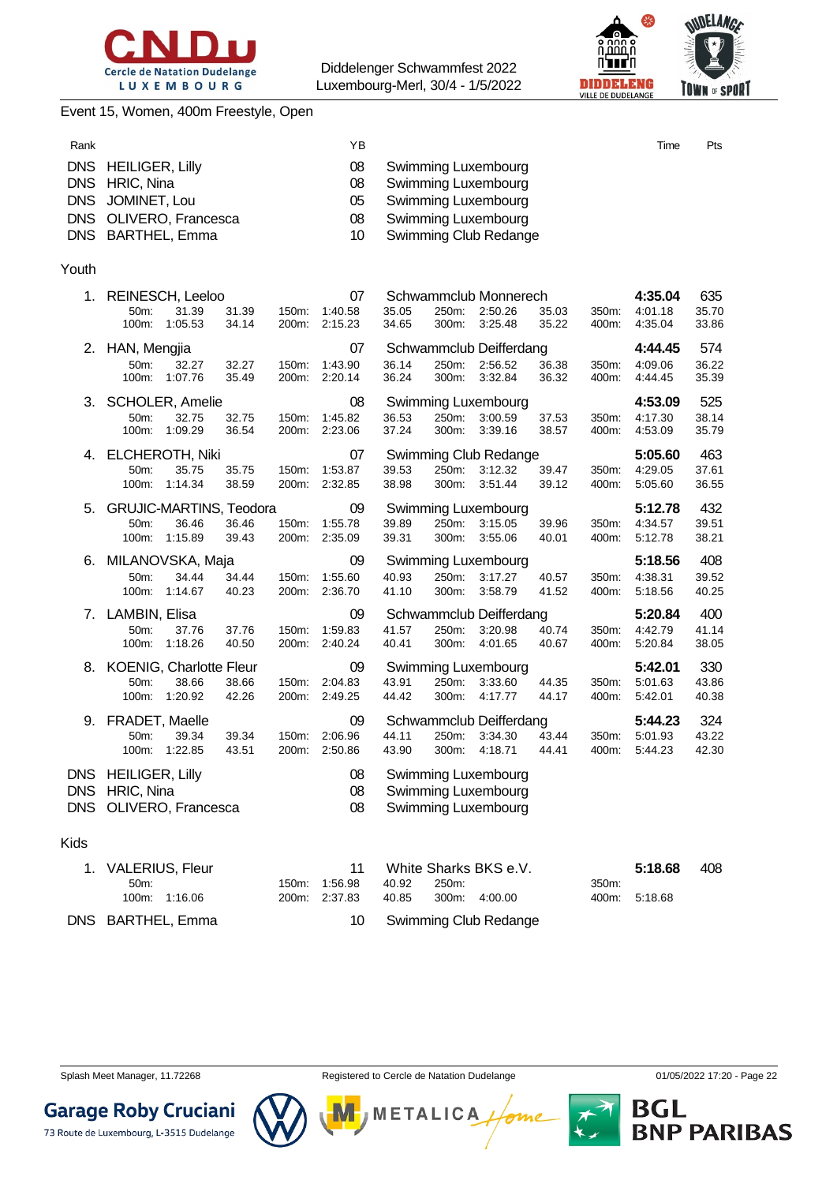Diddelenger Schwammfest 2022
Luxembourg-Merl, 30/4 - 1/5/2022

## Event 15, Women, 400m Freestyle, Open

| Rank | Name | YB | Club | Time | Pts |
|---|---|---|---|---|---|
| DNS | HEILIGER, Lilly | 08 | Swimming Luxembourg | | |
| DNS | HRIC, Nina | 08 | Swimming Luxembourg | | |
| DNS | JOMINET, Lou | 05 | Swimming Luxembourg | | |
| DNS | OLIVERO, Francesca | 08 | Swimming Luxembourg | | |
| DNS | BARTHEL, Emma | 10 | Swimming Club Redange | | |

### Youth

| Rank | Name | YB | Club | Time | Pts |
|---|---|---|---|---|---|
| 1. | REINESCH, Leeloo | 07 | Schwammclub Monnerech | **4:35.04** | 635 |
| | 50m: 31.39 31.39 · 100m: 1:05.53 34.14 · 150m: 1:40.58 35.05 · 200m: 2:15.23 34.65 · 250m: 2:50.26 35.03 · 300m: 3:25.48 35.22 · 350m: 4:01.18 35.70 · 400m: 4:35.04 33.86 | | | | |
| 2. | HAN, Mengjia | 07 | Schwammclub Deifferdang | **4:44.45** | 574 |
| | 50m: 32.27 32.27 · 100m: 1:07.76 35.49 · 150m: 1:43.90 36.14 · 200m: 2:20.14 36.24 · 250m: 2:56.52 36.38 · 300m: 3:32.84 36.32 · 350m: 4:09.06 36.22 · 400m: 4:44.45 35.39 | | | | |
| 3. | SCHOLER, Amelie | 08 | Swimming Luxembourg | **4:53.09** | 525 |
| | 50m: 32.75 32.75 · 100m: 1:09.29 36.54 · 150m: 1:45.82 36.53 · 200m: 2:23.06 37.24 · 250m: 3:00.59 37.53 · 300m: 3:39.16 38.57 · 350m: 4:17.30 38.14 · 400m: 4:53.09 35.79 | | | | |
| 4. | ELCHEROTH, Niki | 07 | Swimming Club Redange | **5:05.60** | 463 |
| | 50m: 35.75 35.75 · 100m: 1:14.34 38.59 · 150m: 1:53.87 39.53 · 200m: 2:32.85 38.98 · 250m: 3:12.32 39.47 · 300m: 3:51.44 39.12 · 350m: 4:29.05 37.61 · 400m: 5:05.60 36.55 | | | | |
| 5. | GRUJIC-MARTINS, Teodora | 09 | Swimming Luxembourg | **5:12.78** | 432 |
| | 50m: 36.46 36.46 · 100m: 1:15.89 39.43 · 150m: 1:55.78 39.89 · 200m: 2:35.09 39.31 · 250m: 3:15.05 39.96 · 300m: 3:55.06 40.01 · 350m: 4:34.57 39.51 · 400m: 5:12.78 38.21 | | | | |
| 6. | MILANOVSKA, Maja | 09 | Swimming Luxembourg | **5:18.56** | 408 |
| | 50m: 34.44 34.44 · 100m: 1:14.67 40.23 · 150m: 1:55.60 40.93 · 200m: 2:36.70 41.10 · 250m: 3:17.27 40.57 · 300m: 3:58.79 41.52 · 350m: 4:38.31 39.52 · 400m: 5:18.56 40.25 | | | | |
| 7. | LAMBIN, Elisa | 09 | Schwammclub Deifferdang | **5:20.84** | 400 |
| | 50m: 37.76 37.76 · 100m: 1:18.26 40.50 · 150m: 1:59.83 41.57 · 200m: 2:40.24 40.41 · 250m: 3:20.98 40.74 · 300m: 4:01.65 40.67 · 350m: 4:42.79 41.14 · 400m: 5:20.84 38.05 | | | | |
| 8. | KOENIG, Charlotte Fleur | 09 | Swimming Luxembourg | **5:42.01** | 330 |
| | 50m: 38.66 38.66 · 100m: 1:20.92 42.26 · 150m: 2:04.83 43.91 · 200m: 2:49.25 44.42 · 250m: 3:33.60 44.35 · 300m: 4:17.77 44.17 · 350m: 5:01.63 43.86 · 400m: 5:42.01 40.38 | | | | |
| 9. | FRADET, Maelle | 09 | Schwammclub Deifferdang | **5:44.23** | 324 |
| | 50m: 39.34 39.34 · 100m: 1:22.85 43.51 · 150m: 2:06.96 44.11 · 200m: 2:50.86 43.90 · 250m: 3:34.30 43.44 · 300m: 4:18.71 44.41 · 350m: 5:01.93 43.22 · 400m: 5:44.23 42.30 | | | | |
| DNS | HEILIGER, Lilly | 08 | Swimming Luxembourg | | |
| DNS | HRIC, Nina | 08 | Swimming Luxembourg | | |
| DNS | OLIVERO, Francesca | 08 | Swimming Luxembourg | | |

### Kids

| Rank | Name | YB | Club | Time | Pts |
|---|---|---|---|---|---|
| 1. | VALERIUS, Fleur | 11 | White Sharks BKS e.V. | **5:18.68** | 408 |
| | 50m: · 100m: 1:16.06 · 150m: 1:56.98 40.92 · 200m: 2:37.83 40.85 · 250m: · 300m: 4:00.00 · 350m: · 400m: 5:18.68 | | | | |
| DNS | BARTHEL, Emma | 10 | Swimming Club Redange | | |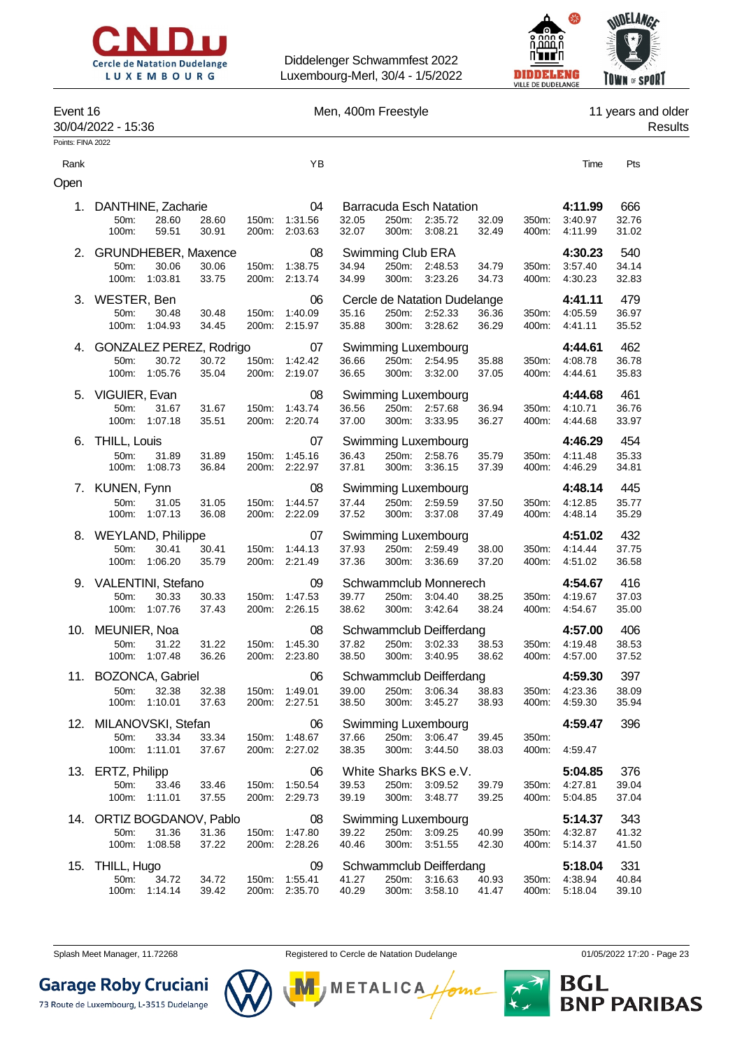Event 16 — Men, 400m Freestyle — 11 years and older

30/04/2022 - 15:36 — Results

Points: FINA 2022

| Rank | Name | YB | Club | Time | Pts |
|---|---|---|---|---|---|
| **Open** | | | | | |
| 1. | DANTHINE, Zacharie | 04 | Barracuda Esch Natation | 4:11.99 | 666 |
| 2. | GRUNDHEBER, Maxence | 08 | Swimming Club ERA | 4:30.23 | 540 |
| 3. | WESTER, Ben | 06 | Cercle de Natation Dudelange | 4:41.11 | 479 |
| 4. | GONZALEZ PEREZ, Rodrigo | 07 | Swimming Luxembourg | 4:44.61 | 462 |
| 5. | VIGUIER, Evan | 08 | Swimming Luxembourg | 4:44.68 | 461 |
| 6. | THILL, Louis | 07 | Swimming Luxembourg | 4:46.29 | 454 |
| 7. | KUNEN, Fynn | 08 | Swimming Luxembourg | 4:48.14 | 445 |
| 8. | WEYLAND, Philippe | 07 | Swimming Luxembourg | 4:51.02 | 432 |
| 9. | VALENTINI, Stefano | 09 | Schwammclub Monnerech | 4:54.67 | 416 |
| 10. | MEUNIER, Noa | 08 | Schwammclub Deifferdang | 4:57.00 | 406 |
| 11. | BOZONCA, Gabriel | 06 | Schwammclub Deifferdang | 4:59.30 | 397 |
| 12. | MILANOVSKI, Stefan | 06 | Swimming Luxembourg | 4:59.47 | 396 |
| 13. | ERTZ, Philipp | 06 | White Sharks BKS e.V. | 5:04.85 | 376 |
| 14. | ORTIZ BOGDANOV, Pablo | 08 | Swimming Luxembourg | 5:14.37 | 343 |
| 15. | THILL, Hugo | 09 | Schwammclub Deifferdang | 5:18.04 | 331 |

Split times:

| Rank | Name | 50m | 100m | 150m | 200m | 250m | 300m | 350m | 400m |
|---|---|---|---|---|---|---|---|---|---|
| 1. | DANTHINE, Zacharie | 28.60 (28.60) | 59.51 (30.91) | 1:31.56 (32.05) | 2:03.63 (32.07) | 2:35.72 (32.09) | 3:08.21 (32.49) | 3:40.97 (32.76) | 4:11.99 (31.02) |
| 2. | GRUNDHEBER, Maxence | 30.06 (30.06) | 1:03.81 (33.75) | 1:38.75 (34.94) | 2:13.74 (34.99) | 2:48.53 (34.79) | 3:23.26 (34.73) | 3:57.40 (34.14) | 4:30.23 (32.83) |
| 3. | WESTER, Ben | 30.48 (30.48) | 1:04.93 (34.45) | 1:40.09 (35.16) | 2:15.97 (35.88) | 2:52.33 (36.36) | 3:28.62 (36.29) | 4:05.59 (36.97) | 4:41.11 (35.52) |
| 4. | GONZALEZ PEREZ, Rodrigo | 30.72 (30.72) | 1:05.76 (35.04) | 1:42.42 (36.66) | 2:19.07 (36.65) | 2:54.95 (35.88) | 3:32.00 (37.05) | 4:08.78 (36.78) | 4:44.61 (35.83) |
| 5. | VIGUIER, Evan | 31.67 (31.67) | 1:07.18 (35.51) | 1:43.74 (36.56) | 2:20.74 (37.00) | 2:57.68 (36.94) | 3:33.95 (36.27) | 4:10.71 (36.76) | 4:44.68 (33.97) |
| 6. | THILL, Louis | 31.89 (31.89) | 1:08.73 (36.84) | 1:45.16 (36.43) | 2:22.97 (37.81) | 2:58.76 (35.79) | 3:36.15 (37.39) | 4:11.48 (35.33) | 4:46.29 (34.81) |
| 7. | KUNEN, Fynn | 31.05 (31.05) | 1:07.13 (36.08) | 1:44.57 (37.44) | 2:22.09 (37.52) | 2:59.59 (37.50) | 3:37.08 (37.49) | 4:12.85 (35.77) | 4:48.14 (35.29) |
| 8. | WEYLAND, Philippe | 30.41 (30.41) | 1:06.20 (35.79) | 1:44.13 (37.93) | 2:21.49 (37.36) | 2:59.49 (38.00) | 3:36.69 (37.20) | 4:14.44 (37.75) | 4:51.02 (36.58) |
| 9. | VALENTINI, Stefano | 30.33 (30.33) | 1:07.76 (37.43) | 1:47.53 (39.77) | 2:26.15 (38.62) | 3:04.40 (38.25) | 3:42.64 (38.24) | 4:19.67 (37.03) | 4:54.67 (35.00) |
| 10. | MEUNIER, Noa | 31.22 (31.22) | 1:07.48 (36.26) | 1:45.30 (37.82) | 2:23.80 (38.50) | 3:02.33 (38.53) | 3:40.95 (38.62) | 4:19.48 (38.53) | 4:57.00 (37.52) |
| 11. | BOZONCA, Gabriel | 32.38 (32.38) | 1:10.01 (37.63) | 1:49.01 (39.00) | 2:27.51 (38.50) | 3:06.34 (38.83) | 3:45.27 (38.93) | 4:23.36 (38.09) | 4:59.30 (35.94) |
| 12. | MILANOVSKI, Stefan | 33.34 (33.34) | 1:11.01 (37.67) | 1:48.67 (37.66) | 2:27.02 (38.35) | 3:06.47 (39.45) | 3:44.50 (38.03) | | 4:59.47 |
| 13. | ERTZ, Philipp | 33.46 (33.46) | 1:11.01 (37.55) | 1:50.54 (39.53) | 2:29.73 (39.19) | 3:09.52 (39.79) | 3:48.77 (39.25) | 4:27.81 (39.04) | 5:04.85 (37.04) |
| 14. | ORTIZ BOGDANOV, Pablo | 31.36 (31.36) | 1:08.58 (37.22) | 1:47.80 (39.22) | 2:28.26 (40.46) | 3:09.25 (40.99) | 3:51.55 (42.30) | 4:32.87 (41.32) | 5:14.37 (41.50) |
| 15. | THILL, Hugo | 34.72 (34.72) | 1:14.14 (39.42) | 1:55.41 (41.27) | 2:35.70 (40.29) | 3:16.63 (40.93) | 3:58.10 (41.47) | 4:38.94 (40.84) | 5:18.04 (39.10) |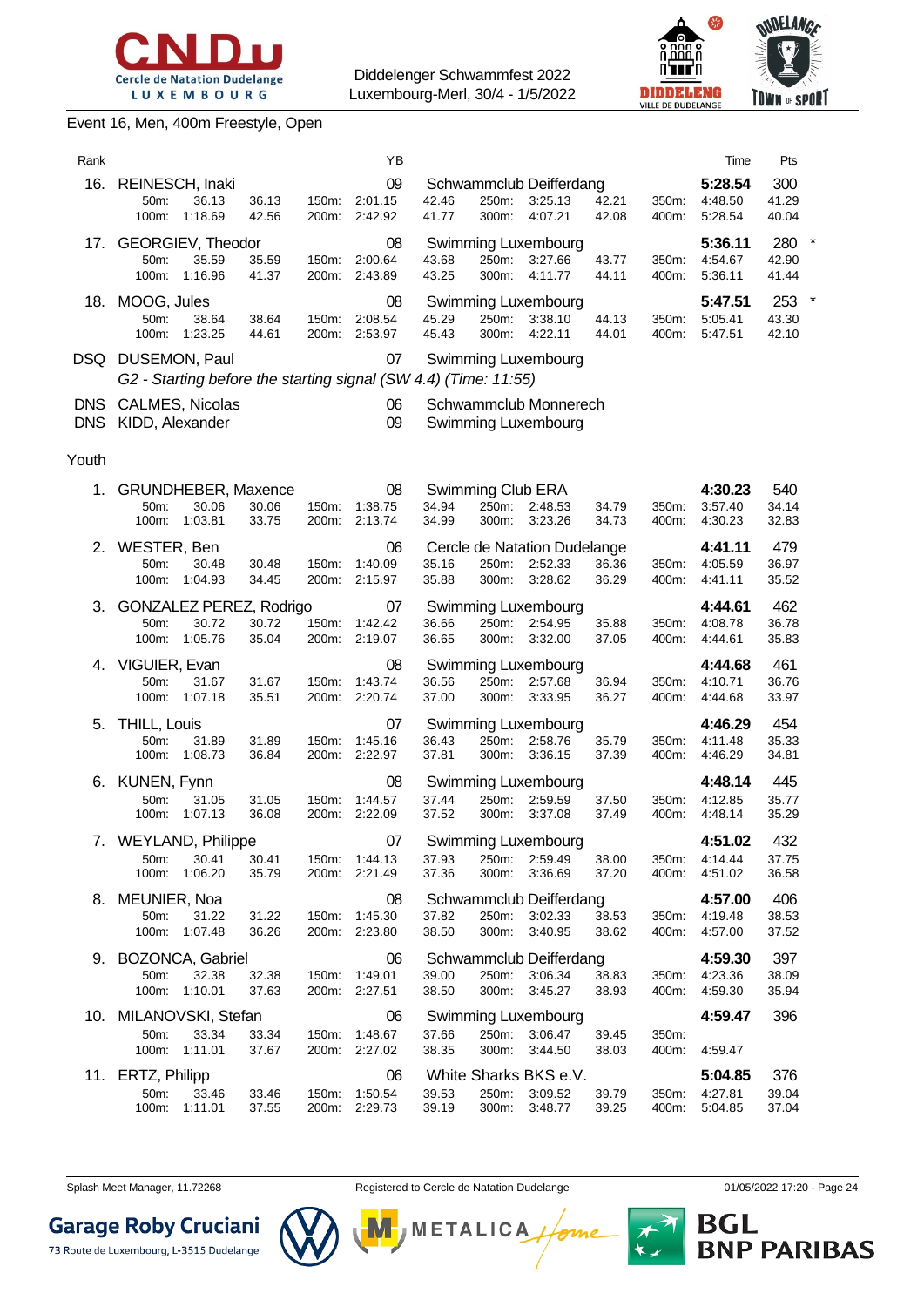Event 16, Men, 400m Freestyle, Open

| Rank | Name | YB | Club | Time | Pts |
|---|---|---|---|---|---|
| 16. | REINESCH, Inaki | 09 | Schwammclub Deifferdang | 5:28.54 | 300 |
| | 50m: 36.13 36.13 / 100m: 1:18.69 42.56 / 150m: 2:01.15 42.46 / 200m: 2:42.92 41.77 / 250m: 3:25.13 42.21 / 300m: 4:07.21 42.08 / 350m: 4:48.50 41.29 / 400m: 5:28.54 40.04 | | | | |
| 17. | GEORGIEV, Theodor | 08 | Swimming Luxembourg | 5:36.11 | 280 * |
| | 50m: 35.59 35.59 / 100m: 1:16.96 41.37 / 150m: 2:00.64 43.68 / 200m: 2:43.89 43.25 / 250m: 3:27.66 43.77 / 300m: 4:11.77 44.11 / 350m: 4:54.67 42.90 / 400m: 5:36.11 41.44 | | | | |
| 18. | MOOG, Jules | 08 | Swimming Luxembourg | 5:47.51 | 253 * |
| | 50m: 38.64 38.64 / 100m: 1:23.25 44.61 / 150m: 2:08.54 45.29 / 200m: 2:53.97 45.43 / 250m: 3:38.10 44.13 / 300m: 4:22.11 44.01 / 350m: 5:05.41 43.30 / 400m: 5:47.51 42.10 | | | | |
| DSQ | DUSEMON, Paul | 07 | Swimming Luxembourg | | |
| | *G2 - Starting before the starting signal (SW 4.4) (Time: 11:55)* | | | | |
| DNS | CALMES, Nicolas | 06 | Schwammclub Monnerech | | |
| DNS | KIDD, Alexander | 09 | Swimming Luxembourg | | |

Youth

| Rank | Name | YB | Club | Time | Pts |
|---|---|---|---|---|---|
| 1. | GRUNDHEBER, Maxence | 08 | Swimming Club ERA | 4:30.23 | 540 |
| | 50m: 30.06 30.06 / 100m: 1:03.81 33.75 / 150m: 1:38.75 34.94 / 200m: 2:13.74 34.99 / 250m: 2:48.53 34.79 / 300m: 3:23.26 34.73 / 350m: 3:57.40 34.14 / 400m: 4:30.23 32.83 | | | | |
| 2. | WESTER, Ben | 06 | Cercle de Natation Dudelange | 4:41.11 | 479 |
| | 50m: 30.48 30.48 / 100m: 1:04.93 34.45 / 150m: 1:40.09 35.16 / 200m: 2:15.97 35.88 / 250m: 2:52.33 36.36 / 300m: 3:28.62 36.29 / 350m: 4:05.59 36.97 / 400m: 4:41.11 35.52 | | | | |
| 3. | GONZALEZ PEREZ, Rodrigo | 07 | Swimming Luxembourg | 4:44.61 | 462 |
| | 50m: 30.72 30.72 / 100m: 1:05.76 35.04 / 150m: 1:42.42 36.66 / 200m: 2:19.07 36.65 / 250m: 2:54.95 35.88 / 300m: 3:32.00 37.05 / 350m: 4:08.78 36.78 / 400m: 4:44.61 35.83 | | | | |
| 4. | VIGUIER, Evan | 08 | Swimming Luxembourg | 4:44.68 | 461 |
| | 50m: 31.67 31.67 / 100m: 1:07.18 35.51 / 150m: 1:43.74 36.56 / 200m: 2:20.74 37.00 / 250m: 2:57.68 36.94 / 300m: 3:33.95 36.27 / 350m: 4:10.71 36.76 / 400m: 4:44.68 33.97 | | | | |
| 5. | THILL, Louis | 07 | Swimming Luxembourg | 4:46.29 | 454 |
| | 50m: 31.89 31.89 / 100m: 1:08.73 36.84 / 150m: 1:45.16 36.43 / 200m: 2:22.97 37.81 / 250m: 2:58.76 35.79 / 300m: 3:36.15 37.39 / 350m: 4:11.48 35.33 / 400m: 4:46.29 34.81 | | | | |
| 6. | KUNEN, Fynn | 08 | Swimming Luxembourg | 4:48.14 | 445 |
| | 50m: 31.05 31.05 / 100m: 1:07.13 36.08 / 150m: 1:44.57 37.44 / 200m: 2:22.09 37.52 / 250m: 2:59.59 37.50 / 300m: 3:37.08 37.49 / 350m: 4:12.85 35.77 / 400m: 4:48.14 35.29 | | | | |
| 7. | WEYLAND, Philippe | 07 | Swimming Luxembourg | 4:51.02 | 432 |
| | 50m: 30.41 30.41 / 100m: 1:06.20 35.79 / 150m: 1:44.13 37.93 / 200m: 2:21.49 37.36 / 250m: 2:59.49 38.00 / 300m: 3:36.69 37.20 / 350m: 4:14.44 37.75 / 400m: 4:51.02 36.58 | | | | |
| 8. | MEUNIER, Noa | 08 | Schwammclub Deifferdang | 4:57.00 | 406 |
| | 50m: 31.22 31.22 / 100m: 1:07.48 36.26 / 150m: 1:45.30 37.82 / 200m: 2:23.80 38.50 / 250m: 3:02.33 38.53 / 300m: 3:40.95 38.62 / 350m: 4:19.48 38.53 / 400m: 4:57.00 37.52 | | | | |
| 9. | BOZONCA, Gabriel | 06 | Schwammclub Deifferdang | 4:59.30 | 397 |
| | 50m: 32.38 32.38 / 100m: 1:10.01 37.63 / 150m: 1:49.01 39.00 / 200m: 2:27.51 38.50 / 250m: 3:06.34 38.83 / 300m: 3:45.27 38.93 / 350m: 4:23.36 38.09 / 400m: 4:59.30 35.94 | | | | |
| 10. | MILANOVSKI, Stefan | 06 | Swimming Luxembourg | 4:59.47 | 396 |
| | 50m: 33.34 33.34 / 100m: 1:11.01 37.67 / 150m: 1:48.67 37.66 / 200m: 2:27.02 38.35 / 250m: 3:06.47 39.45 / 300m: 3:44.50 38.03 / 350m: / 400m: 4:59.47 | | | | |
| 11. | ERTZ, Philipp | 06 | White Sharks BKS e.V. | 5:04.85 | 376 |
| | 50m: 33.46 33.46 / 100m: 1:11.01 37.55 / 150m: 1:50.54 39.53 / 200m: 2:29.73 39.19 / 250m: 3:09.52 39.79 / 300m: 3:48.77 39.25 / 350m: 4:27.81 39.04 / 400m: 5:04.85 37.04 | | | | |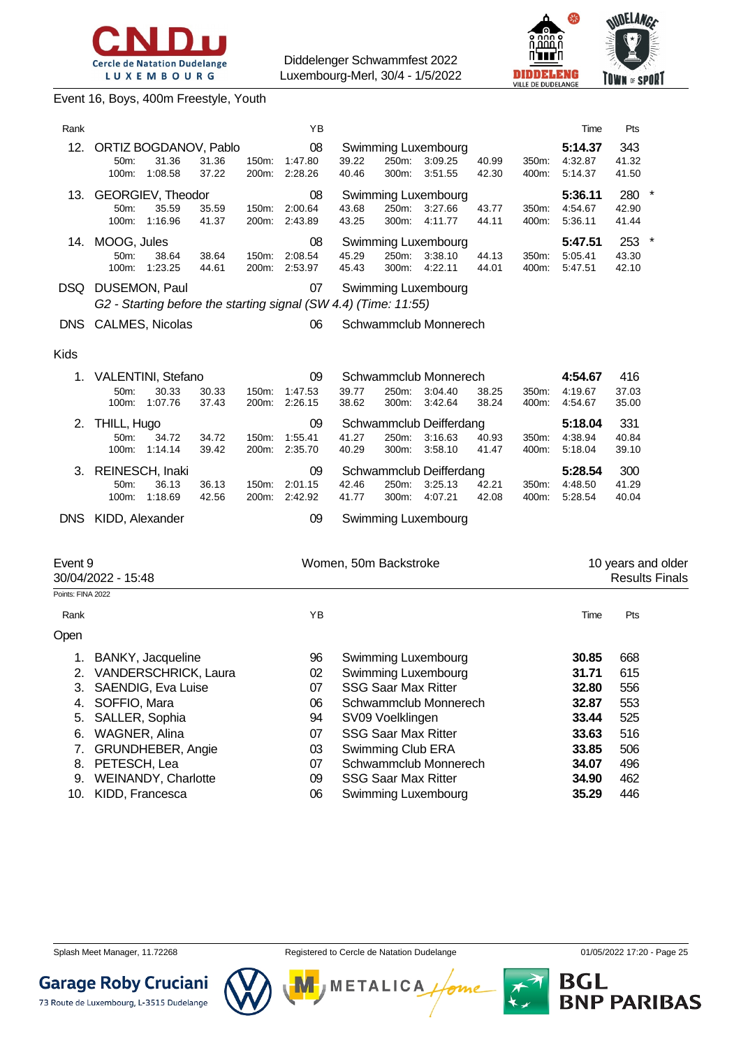Event 16, Boys, 400m Freestyle, Youth

| Rank | Name | YB | Club | Time | Pts |
|---|---|---|---|---|---|
| 12. | ORTIZ BOGDANOV, Pablo | 08 | Swimming Luxembourg | **5:14.37** | 343 |
| | 50m: 31.36 (31.36) / 100m: 1:08.58 (37.22) / 150m: 1:47.80 (39.22) / 200m: 2:28.26 (40.46) / 250m: 3:09.25 (40.99) / 300m: 3:51.55 (42.30) / 350m: 4:32.87 (41.32) / 400m: 5:14.37 (41.50) | | | | |
| 13. | GEORGIEV, Theodor | 08 | Swimming Luxembourg | **5:36.11** | 280 * |
| | 50m: 35.59 (35.59) / 100m: 1:16.96 (41.37) / 150m: 2:00.64 (43.68) / 200m: 2:43.89 (43.25) / 250m: 3:27.66 (43.77) / 300m: 4:11.77 (44.11) / 350m: 4:54.67 (42.90) / 400m: 5:36.11 (41.44) | | | | |
| 14. | MOOG, Jules | 08 | Swimming Luxembourg | **5:47.51** | 253 * |
| | 50m: 38.64 (38.64) / 100m: 1:23.25 (44.61) / 150m: 2:08.54 (45.29) / 200m: 2:53.97 (45.43) / 250m: 3:38.10 (44.13) / 300m: 4:22.11 (44.01) / 350m: 5:05.41 (43.30) / 400m: 5:47.51 (42.10) | | | | |
| DSQ | DUSEMON, Paul | 07 | Swimming Luxembourg | | |
| | *G2 - Starting before the starting signal (SW 4.4) (Time: 11:55)* | | | | |
| DNS | CALMES, Nicolas | 06 | Schwammclub Monnerech | | |

Kids

| Rank | Name | YB | Club | Time | Pts |
|---|---|---|---|---|---|
| 1. | VALENTINI, Stefano | 09 | Schwammclub Monnerech | **4:54.67** | 416 |
| | 50m: 30.33 (30.33) / 100m: 1:07.76 (37.43) / 150m: 1:47.53 (39.77) / 200m: 2:26.15 (38.62) / 250m: 3:04.40 (38.25) / 300m: 3:42.64 (38.24) / 350m: 4:19.67 (37.03) / 400m: 4:54.67 (35.00) | | | | |
| 2. | THILL, Hugo | 09 | Schwammclub Deifferdang | **5:18.04** | 331 |
| | 50m: 34.72 (34.72) / 100m: 1:14.14 (39.42) / 150m: 1:55.41 (41.27) / 200m: 2:35.70 (40.29) / 250m: 3:16.63 (40.93) / 300m: 3:58.10 (41.47) / 350m: 4:38.94 (40.84) / 400m: 5:18.04 (39.10) | | | | |
| 3. | REINESCH, Inaki | 09 | Schwammclub Deifferdang | **5:28.54** | 300 |
| | 50m: 36.13 (36.13) / 100m: 1:18.69 (42.56) / 150m: 2:01.15 (42.46) / 200m: 2:42.92 (41.77) / 250m: 3:25.13 (42.21) / 300m: 4:07.21 (42.08) / 350m: 4:48.50 (41.29) / 400m: 5:28.54 (40.04) | | | | |
| DNS | KIDD, Alexander | 09 | Swimming Luxembourg | | |

## Event 9 — Women, 50m Backstroke — 10 years and older

30/04/2022 - 15:48 — Results Finals

Points: FINA 2022

Open

| Rank | Name | YB | Club | Time | Pts |
|---|---|---|---|---|---|
| 1. | BANKY, Jacqueline | 96 | Swimming Luxembourg | **30.85** | 668 |
| 2. | VANDERSCHRICK, Laura | 02 | Swimming Luxembourg | **31.71** | 615 |
| 3. | SAENDIG, Eva Luise | 07 | SSG Saar Max Ritter | **32.80** | 556 |
| 4. | SOFFIO, Mara | 06 | Schwammclub Monnerech | **32.87** | 553 |
| 5. | SALLER, Sophia | 94 | SV09 Voelklingen | **33.44** | 525 |
| 6. | WAGNER, Alina | 07 | SSG Saar Max Ritter | **33.63** | 516 |
| 7. | GRUNDHEBER, Angie | 03 | Swimming Club ERA | **33.85** | 506 |
| 8. | PETESCH, Lea | 07 | Schwammclub Monnerech | **34.07** | 496 |
| 9. | WEINANDY, Charlotte | 09 | SSG Saar Max Ritter | **34.90** | 462 |
| 10. | KIDD, Francesca | 06 | Swimming Luxembourg | **35.29** | 446 |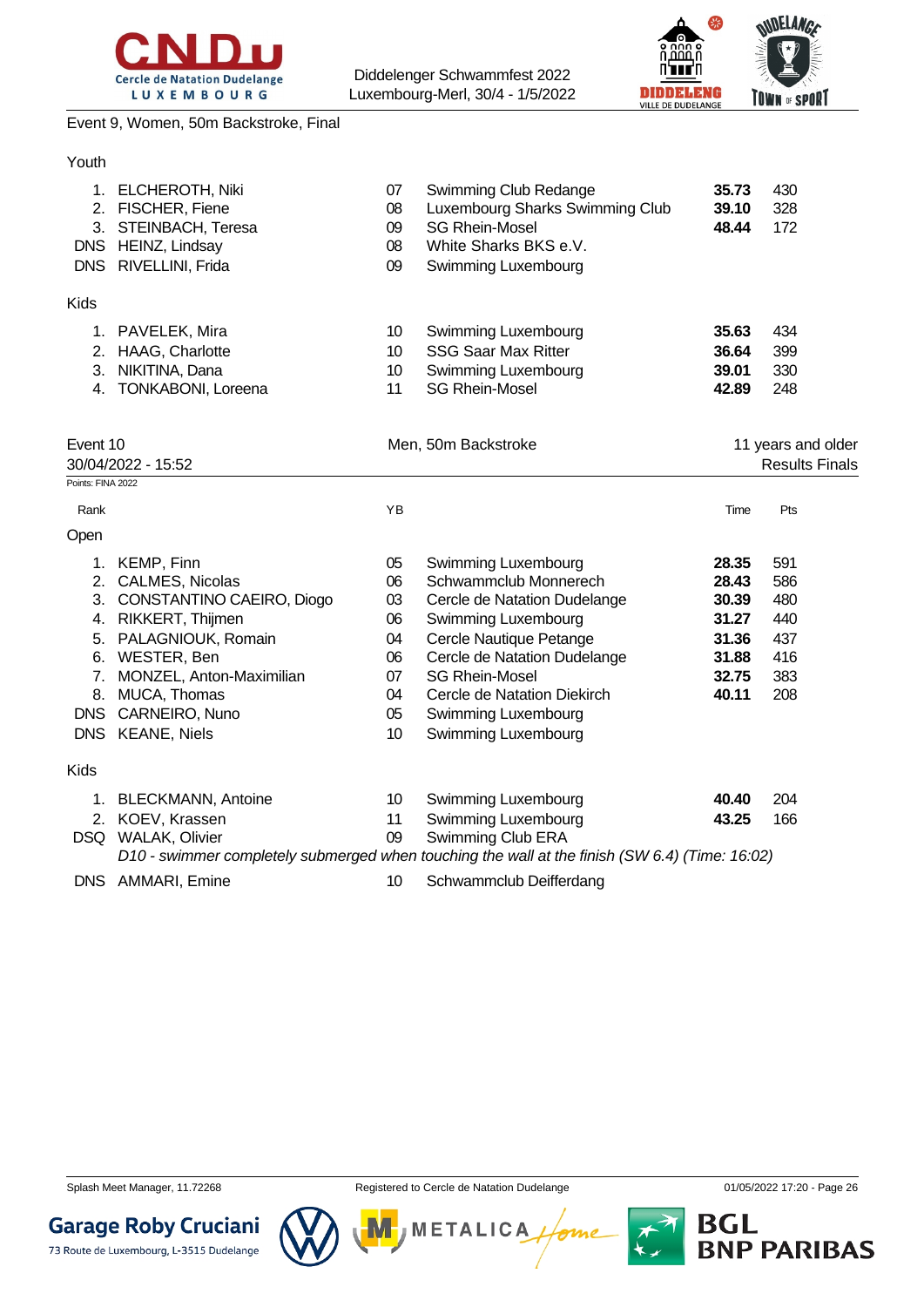Event 9, Women, 50m Backstroke, Final

Youth

| Rank | Name | YB | Club | Time | Pts |
|---|---|---|---|---|---|
| 1. | ELCHEROTH, Niki | 07 | Swimming Club Redange | **35.73** | 430 |
| 2. | FISCHER, Fiene | 08 | Luxembourg Sharks Swimming Club | **39.10** | 328 |
| 3. | STEINBACH, Teresa | 09 | SG Rhein-Mosel | **48.44** | 172 |
| DNS | HEINZ, Lindsay | 08 | White Sharks BKS e.V. | | |
| DNS | RIVELLINI, Frida | 09 | Swimming Luxembourg | | |

Kids

| Rank | Name | YB | Club | Time | Pts |
|---|---|---|---|---|---|
| 1. | PAVELEK, Mira | 10 | Swimming Luxembourg | **35.63** | 434 |
| 2. | HAAG, Charlotte | 10 | SSG Saar Max Ritter | **36.64** | 399 |
| 3. | NIKITINA, Dana | 10 | Swimming Luxembourg | **39.01** | 330 |
| 4. | TONKABONI, Loreena | 11 | SG Rhein-Mosel | **42.89** | 248 |

Event 10 — Men, 50m Backstroke — 11 years and older

30/04/2022 - 15:52 — Results Finals

Points: FINA 2022

Open

| Rank | Name | YB | Club | Time | Pts |
|---|---|---|---|---|---|
| 1. | KEMP, Finn | 05 | Swimming Luxembourg | **28.35** | 591 |
| 2. | CALMES, Nicolas | 06 | Schwammclub Monnerech | **28.43** | 586 |
| 3. | CONSTANTINO CAEIRO, Diogo | 03 | Cercle de Natation Dudelange | **30.39** | 480 |
| 4. | RIKKERT, Thijmen | 06 | Swimming Luxembourg | **31.27** | 440 |
| 5. | PALAGNIOUK, Romain | 04 | Cercle Nautique Petange | **31.36** | 437 |
| 6. | WESTER, Ben | 06 | Cercle de Natation Dudelange | **31.88** | 416 |
| 7. | MONZEL, Anton-Maximilian | 07 | SG Rhein-Mosel | **32.75** | 383 |
| 8. | MUCA, Thomas | 04 | Cercle de Natation Diekirch | **40.11** | 208 |
| DNS | CARNEIRO, Nuno | 05 | Swimming Luxembourg | | |
| DNS | KEANE, Niels | 10 | Swimming Luxembourg | | |

Kids

| Rank | Name | YB | Club | Time | Pts |
|---|---|---|---|---|---|
| 1. | BLECKMANN, Antoine | 10 | Swimming Luxembourg | **40.40** | 204 |
| 2. | KOEV, Krassen | 11 | Swimming Luxembourg | **43.25** | 166 |
| DSQ | WALAK, Olivier | 09 | Swimming Club ERA | | |
| | *D10 - swimmer completely submerged when touching the wall at the finish (SW 6.4) (Time: 16:02)* | | | | |
| DNS | AMMARI, Emine | 10 | Schwammclub Deifferdang | | |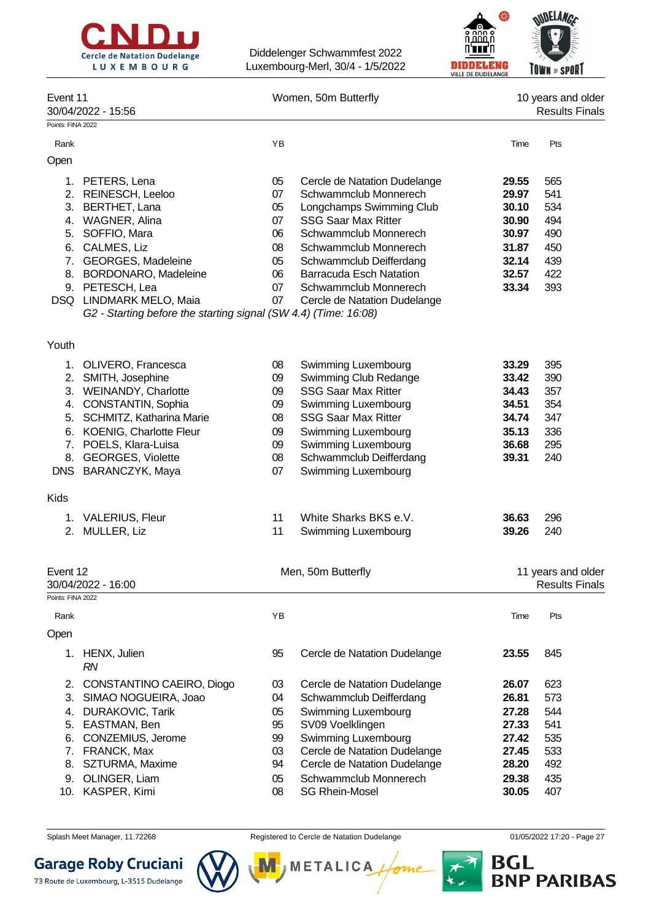Diddelenger Schwammfest 2022
Luxembourg-Merl, 30/4 - 1/5/2022

## Event 11 — Women, 50m Butterfly — 10 years and older

30/04/2022 - 15:56 — Results Finals

Points: FINA 2022

### Open

| Rank | Name | YB | Club | Time | Pts |
|---|---|---|---|---|---|
| 1. | PETERS, Lena | 05 | Cercle de Natation Dudelange | **29.55** | 565 |
| 2. | REINESCH, Leeloo | 07 | Schwammclub Monnerech | **29.97** | 541 |
| 3. | BERTHET, Lana | 05 | Longchamps Swimming Club | **30.10** | 534 |
| 4. | WAGNER, Alina | 07 | SSG Saar Max Ritter | **30.90** | 494 |
| 5. | SOFFIO, Mara | 06 | Schwammclub Monnerech | **30.97** | 490 |
| 6. | CALMES, Liz | 08 | Schwammclub Monnerech | **31.87** | 450 |
| 7. | GEORGES, Madeleine | 05 | Schwammclub Deifferdang | **32.14** | 439 |
| 8. | BORDONARO, Madeleine | 06 | Barracuda Esch Natation | **32.57** | 422 |
| 9. | PETESCH, Lea | 07 | Schwammclub Monnerech | **33.34** | 393 |
| DSQ | LINDMARK MELO, Maia | 07 | Cercle de Natation Dudelange | | |

*G2 - Starting before the starting signal (SW 4.4) (Time: 16:08)*

### Youth

| Rank | Name | YB | Club | Time | Pts |
|---|---|---|---|---|---|
| 1. | OLIVERO, Francesca | 08 | Swimming Luxembourg | **33.29** | 395 |
| 2. | SMITH, Josephine | 09 | Swimming Club Redange | **33.42** | 390 |
| 3. | WEINANDY, Charlotte | 09 | SSG Saar Max Ritter | **34.43** | 357 |
| 4. | CONSTANTIN, Sophia | 09 | Swimming Luxembourg | **34.51** | 354 |
| 5. | SCHMITZ, Katharina Marie | 08 | SSG Saar Max Ritter | **34.74** | 347 |
| 6. | KOENIG, Charlotte Fleur | 09 | Swimming Luxembourg | **35.13** | 336 |
| 7. | POELS, Klara-Luisa | 09 | Swimming Luxembourg | **36.68** | 295 |
| 8. | GEORGES, Violette | 08 | Schwammclub Deifferdang | **39.31** | 240 |
| DNS | BARANCZYK, Maya | 07 | Swimming Luxembourg | | |

### Kids

| Rank | Name | YB | Club | Time | Pts |
|---|---|---|---|---|---|
| 1. | VALERIUS, Fleur | 11 | White Sharks BKS e.V. | **36.63** | 296 |
| 2. | MULLER, Liz | 11 | Swimming Luxembourg | **39.26** | 240 |

## Event 12 — Men, 50m Butterfly — 11 years and older

30/04/2022 - 16:00 — Results Finals

Points: FINA 2022

### Open

| Rank | Name | YB | Club | Time | Pts |
|---|---|---|---|---|---|
| 1. | HENX, Julien *RN* | 95 | Cercle de Natation Dudelange | **23.55** | 845 |
| 2. | CONSTANTINO CAEIRO, Diogo | 03 | Cercle de Natation Dudelange | **26.07** | 623 |
| 3. | SIMAO NOGUEIRA, Joao | 04 | Schwammclub Deifferdang | **26.81** | 573 |
| 4. | DURAKOVIC, Tarik | 05 | Swimming Luxembourg | **27.28** | 544 |
| 5. | EASTMAN, Ben | 95 | SV09 Voelklingen | **27.33** | 541 |
| 6. | CONZEMIUS, Jerome | 99 | Swimming Luxembourg | **27.42** | 535 |
| 7. | FRANCK, Max | 03 | Cercle de Natation Dudelange | **27.45** | 533 |
| 8. | SZTURMA, Maxime | 94 | Cercle de Natation Dudelange | **28.20** | 492 |
| 9. | OLINGER, Liam | 05 | Schwammclub Monnerech | **29.38** | 435 |
| 10. | KASPER, Kimi | 08 | SG Rhein-Mosel | **30.05** | 407 |

Splash Meet Manager, 11.72268 — Registered to Cercle de Natation Dudelange — 01/05/2022 17:20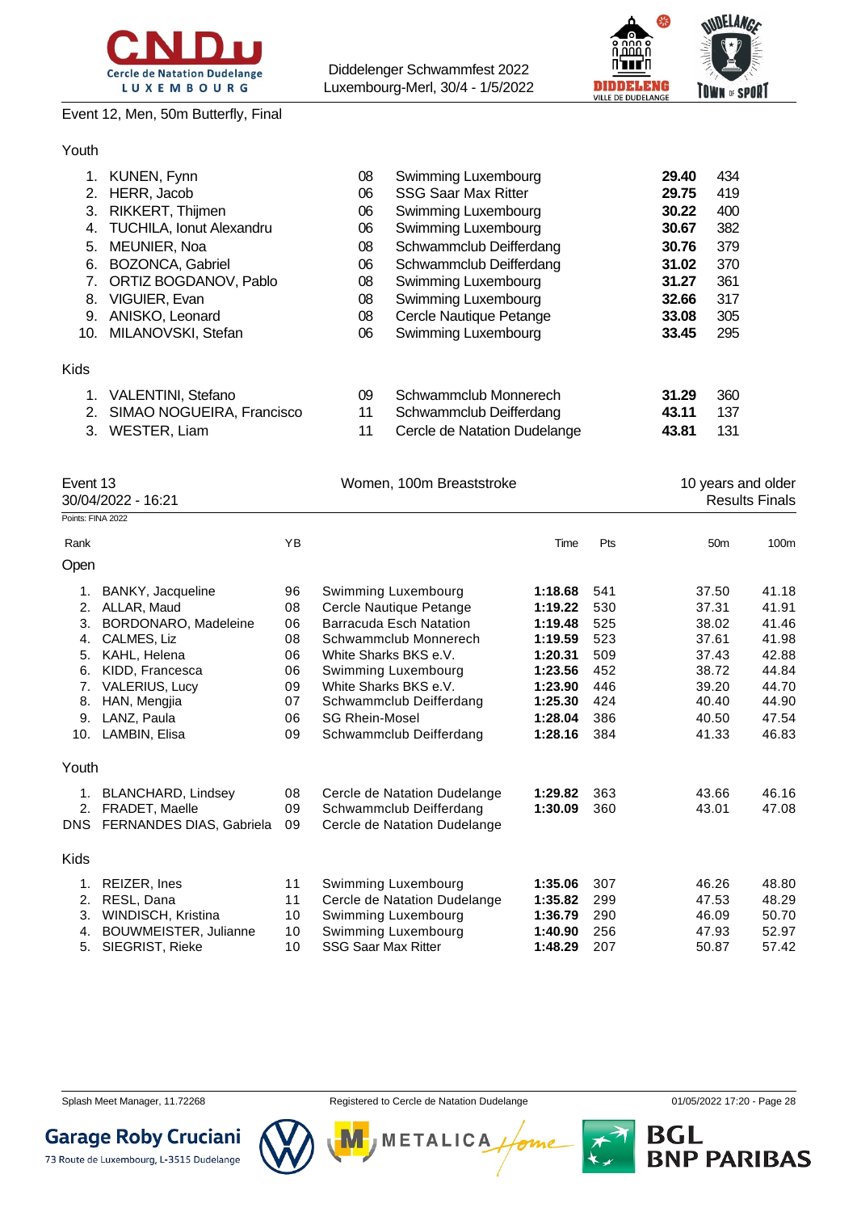Event 12, Men, 50m Butterfly, Final

### Youth

| Rank | Name | YB | Club | Time | Pts |
|---|---|---|---|---|---|
| 1. | KUNEN, Fynn | 08 | Swimming Luxembourg | **29.40** | 434 |
| 2. | HERR, Jacob | 06 | SSG Saar Max Ritter | **29.75** | 419 |
| 3. | RIKKERT, Thijmen | 06 | Swimming Luxembourg | **30.22** | 400 |
| 4. | TUCHILA, Ionut Alexandru | 06 | Swimming Luxembourg | **30.67** | 382 |
| 5. | MEUNIER, Noa | 08 | Schwammclub Deifferdang | **30.76** | 379 |
| 6. | BOZONCA, Gabriel | 06 | Schwammclub Deifferdang | **31.02** | 370 |
| 7. | ORTIZ BOGDANOV, Pablo | 08 | Swimming Luxembourg | **31.27** | 361 |
| 8. | VIGUIER, Evan | 08 | Swimming Luxembourg | **32.66** | 317 |
| 9. | ANISKO, Leonard | 08 | Cercle Nautique Petange | **33.08** | 305 |
| 10. | MILANOVSKI, Stefan | 06 | Swimming Luxembourg | **33.45** | 295 |

### Kids

| Rank | Name | YB | Club | Time | Pts |
|---|---|---|---|---|---|
| 1. | VALENTINI, Stefano | 09 | Schwammclub Monnerech | **31.29** | 360 |
| 2. | SIMAO NOGUEIRA, Francisco | 11 | Schwammclub Deifferdang | **43.11** | 137 |
| 3. | WESTER, Liam | 11 | Cercle de Natation Dudelange | **43.81** | 131 |

## Event 13 — Women, 100m Breaststroke — 10 years and older

30/04/2022 - 16:21 — Results Finals

Points: FINA 2022

### Open

| Rank | Name | YB | Club | Time | Pts | 50m | 100m |
|---|---|---|---|---|---|---|---|
| 1. | BANKY, Jacqueline | 96 | Swimming Luxembourg | **1:18.68** | 541 | 37.50 | 41.18 |
| 2. | ALLAR, Maud | 08 | Cercle Nautique Petange | **1:19.22** | 530 | 37.31 | 41.91 |
| 3. | BORDONARO, Madeleine | 06 | Barracuda Esch Natation | **1:19.48** | 525 | 38.02 | 41.46 |
| 4. | CALMES, Liz | 08 | Schwammclub Monnerech | **1:19.59** | 523 | 37.61 | 41.98 |
| 5. | KAHL, Helena | 06 | White Sharks BKS e.V. | **1:20.31** | 509 | 37.43 | 42.88 |
| 6. | KIDD, Francesca | 06 | Swimming Luxembourg | **1:23.56** | 452 | 38.72 | 44.84 |
| 7. | VALERIUS, Lucy | 09 | White Sharks BKS e.V. | **1:23.90** | 446 | 39.20 | 44.70 |
| 8. | HAN, Mengjia | 07 | Schwammclub Deifferdang | **1:25.30** | 424 | 40.40 | 44.90 |
| 9. | LANZ, Paula | 06 | SG Rhein-Mosel | **1:28.04** | 386 | 40.50 | 47.54 |
| 10. | LAMBIN, Elisa | 09 | Schwammclub Deifferdang | **1:28.16** | 384 | 41.33 | 46.83 |

### Youth

| Rank | Name | YB | Club | Time | Pts | 50m | 100m |
|---|---|---|---|---|---|---|---|
| 1. | BLANCHARD, Lindsey | 08 | Cercle de Natation Dudelange | **1:29.82** | 363 | 43.66 | 46.16 |
| 2. | FRADET, Maelle | 09 | Schwammclub Deifferdang | **1:30.09** | 360 | 43.01 | 47.08 |
| DNS | FERNANDES DIAS, Gabriela | 09 | Cercle de Natation Dudelange | | | | |

### Kids

| Rank | Name | YB | Club | Time | Pts | 50m | 100m |
|---|---|---|---|---|---|---|---|
| 1. | REIZER, Ines | 11 | Swimming Luxembourg | **1:35.06** | 307 | 46.26 | 48.80 |
| 2. | RESL, Dana | 11 | Cercle de Natation Dudelange | **1:35.82** | 299 | 47.53 | 48.29 |
| 3. | WINDISCH, Kristina | 10 | Swimming Luxembourg | **1:36.79** | 290 | 46.09 | 50.70 |
| 4. | BOUWMEISTER, Julianne | 10 | Swimming Luxembourg | **1:40.90** | 256 | 47.93 | 52.97 |
| 5. | SIEGRIST, Rieke | 10 | SSG Saar Max Ritter | **1:48.29** | 207 | 50.87 | 57.42 |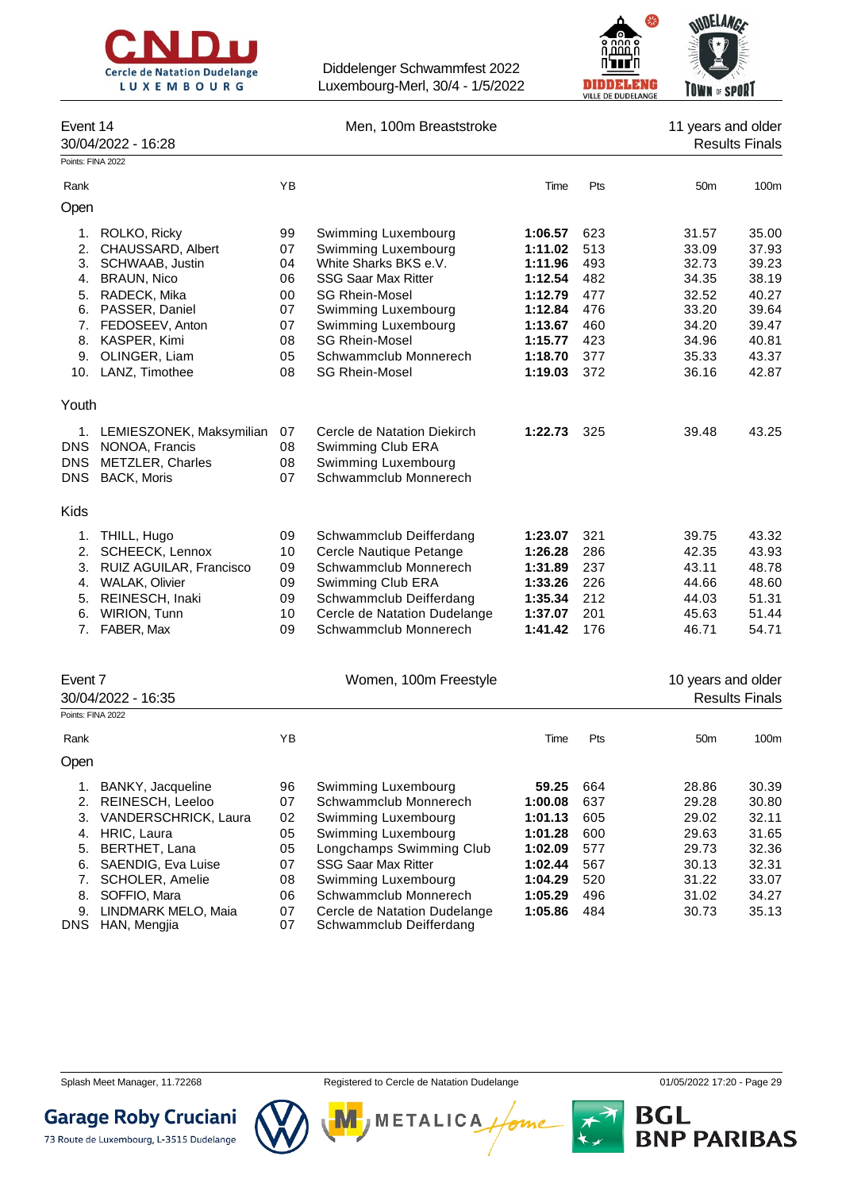## Event 14 — Men, 100m Breaststroke — 11 years and older

30/04/2022 - 16:28 — Results Finals

Points: FINA 2022

| Rank | | YB | | Time | Pts | 50m | 100m |
|---|---|---|---|---|---|---|---|
| **Open** | | | | | | | |
| 1. | ROLKO, Ricky | 99 | Swimming Luxembourg | **1:06.57** | 623 | 31.57 | 35.00 |
| 2. | CHAUSSARD, Albert | 07 | Swimming Luxembourg | **1:11.02** | 513 | 33.09 | 37.93 |
| 3. | SCHWAAB, Justin | 04 | White Sharks BKS e.V. | **1:11.96** | 493 | 32.73 | 39.23 |
| 4. | BRAUN, Nico | 06 | SSG Saar Max Ritter | **1:12.54** | 482 | 34.35 | 38.19 |
| 5. | RADECK, Mika | 00 | SG Rhein-Mosel | **1:12.79** | 477 | 32.52 | 40.27 |
| 6. | PASSER, Daniel | 07 | Swimming Luxembourg | **1:12.84** | 476 | 33.20 | 39.64 |
| 7. | FEDOSEEV, Anton | 07 | Swimming Luxembourg | **1:13.67** | 460 | 34.20 | 39.47 |
| 8. | KASPER, Kimi | 08 | SG Rhein-Mosel | **1:15.77** | 423 | 34.96 | 40.81 |
| 9. | OLINGER, Liam | 05 | Schwammclub Monnerech | **1:18.70** | 377 | 35.33 | 43.37 |
| 10. | LANZ, Timothee | 08 | SG Rhein-Mosel | **1:19.03** | 372 | 36.16 | 42.87 |
| **Youth** | | | | | | | |
| 1. | LEMIESZONEK, Maksymilian | 07 | Cercle de Natation Diekirch | **1:22.73** | 325 | 39.48 | 43.25 |
| DNS | NONOA, Francis | 08 | Swimming Club ERA | | | | |
| DNS | METZLER, Charles | 08 | Swimming Luxembourg | | | | |
| DNS | BACK, Moris | 07 | Schwammclub Monnerech | | | | |
| **Kids** | | | | | | | |
| 1. | THILL, Hugo | 09 | Schwammclub Deifferdang | **1:23.07** | 321 | 39.75 | 43.32 |
| 2. | SCHEECK, Lennox | 10 | Cercle Nautique Petange | **1:26.28** | 286 | 42.35 | 43.93 |
| 3. | RUIZ AGUILAR, Francisco | 09 | Schwammclub Monnerech | **1:31.89** | 237 | 43.11 | 48.78 |
| 4. | WALAK, Olivier | 09 | Swimming Club ERA | **1:33.26** | 226 | 44.66 | 48.60 |
| 5. | REINESCH, Inaki | 09 | Schwammclub Deifferdang | **1:35.34** | 212 | 44.03 | 51.31 |
| 6. | WIRION, Tunn | 10 | Cercle de Natation Dudelange | **1:37.07** | 201 | 45.63 | 51.44 |
| 7. | FABER, Max | 09 | Schwammclub Monnerech | **1:41.42** | 176 | 46.71 | 54.71 |

## Event 7 — Women, 100m Freestyle — 10 years and older

30/04/2022 - 16:35 — Results Finals

Points: FINA 2022

| Rank | | YB | | Time | Pts | 50m | 100m |
|---|---|---|---|---|---|---|---|
| **Open** | | | | | | | |
| 1. | BANKY, Jacqueline | 96 | Swimming Luxembourg | **59.25** | 664 | 28.86 | 30.39 |
| 2. | REINESCH, Leeloo | 07 | Schwammclub Monnerech | **1:00.08** | 637 | 29.28 | 30.80 |
| 3. | VANDERSCHRICK, Laura | 02 | Swimming Luxembourg | **1:01.13** | 605 | 29.02 | 32.11 |
| 4. | HRIC, Laura | 05 | Swimming Luxembourg | **1:01.28** | 600 | 29.63 | 31.65 |
| 5. | BERTHET, Lana | 05 | Longchamps Swimming Club | **1:02.09** | 577 | 29.73 | 32.36 |
| 6. | SAENDIG, Eva Luise | 07 | SSG Saar Max Ritter | **1:02.44** | 567 | 30.13 | 32.31 |
| 7. | SCHOLER, Amelie | 08 | Swimming Luxembourg | **1:04.29** | 520 | 31.22 | 33.07 |
| 8. | SOFFIO, Mara | 06 | Schwammclub Monnerech | **1:05.29** | 496 | 31.02 | 34.27 |
| 9. | LINDMARK MELO, Maia | 07 | Cercle de Natation Dudelange | **1:05.86** | 484 | 30.73 | 35.13 |
| DNS | HAN, Mengjia | 07 | Schwammclub Deifferdang | | | | |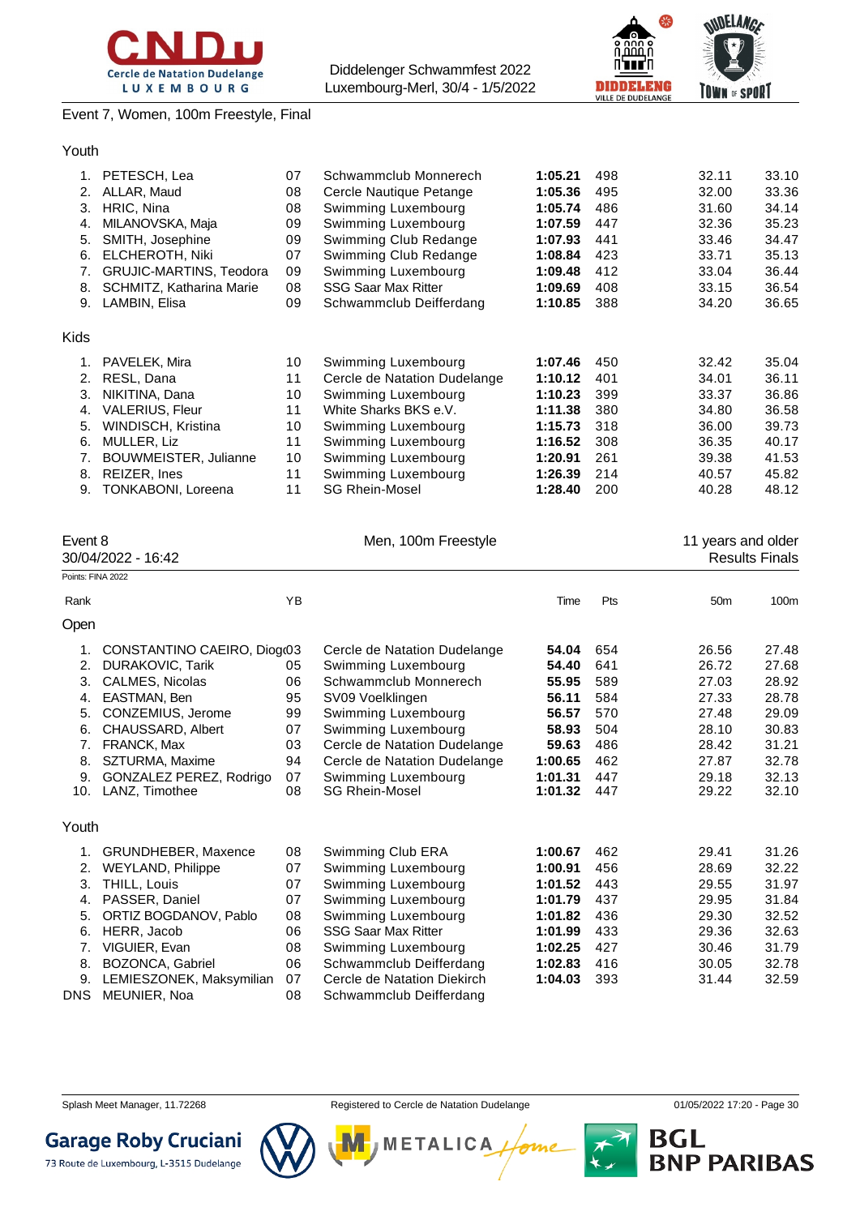Event 7, Women, 100m Freestyle, Final

Youth

| Rank | Name | YB | Club | Time | Pts | 50m | 100m |
|---|---|---|---|---|---|---|---|
| 1. | PETESCH, Lea | 07 | Schwammclub Monnerech | **1:05.21** | 498 | 32.11 | 33.10 |
| 2. | ALLAR, Maud | 08 | Cercle Nautique Petange | **1:05.36** | 495 | 32.00 | 33.36 |
| 3. | HRIC, Nina | 08 | Swimming Luxembourg | **1:05.74** | 486 | 31.60 | 34.14 |
| 4. | MILANOVSKA, Maja | 09 | Swimming Luxembourg | **1:07.59** | 447 | 32.36 | 35.23 |
| 5. | SMITH, Josephine | 09 | Swimming Club Redange | **1:07.93** | 441 | 33.46 | 34.47 |
| 6. | ELCHEROTH, Niki | 07 | Swimming Club Redange | **1:08.84** | 423 | 33.71 | 35.13 |
| 7. | GRUJIC-MARTINS, Teodora | 09 | Swimming Luxembourg | **1:09.48** | 412 | 33.04 | 36.44 |
| 8. | SCHMITZ, Katharina Marie | 08 | SSG Saar Max Ritter | **1:09.69** | 408 | 33.15 | 36.54 |
| 9. | LAMBIN, Elisa | 09 | Schwammclub Deifferdang | **1:10.85** | 388 | 34.20 | 36.65 |

Kids

| Rank | Name | YB | Club | Time | Pts | 50m | 100m |
|---|---|---|---|---|---|---|---|
| 1. | PAVELEK, Mira | 10 | Swimming Luxembourg | **1:07.46** | 450 | 32.42 | 35.04 |
| 2. | RESL, Dana | 11 | Cercle de Natation Dudelange | **1:10.12** | 401 | 34.01 | 36.11 |
| 3. | NIKITINA, Dana | 10 | Swimming Luxembourg | **1:10.23** | 399 | 33.37 | 36.86 |
| 4. | VALERIUS, Fleur | 11 | White Sharks BKS e.V. | **1:11.38** | 380 | 34.80 | 36.58 |
| 5. | WINDISCH, Kristina | 10 | Swimming Luxembourg | **1:15.73** | 318 | 36.00 | 39.73 |
| 6. | MULLER, Liz | 11 | Swimming Luxembourg | **1:16.52** | 308 | 36.35 | 40.17 |
| 7. | BOUWMEISTER, Julianne | 10 | Swimming Luxembourg | **1:20.91** | 261 | 39.38 | 41.53 |
| 8. | REIZER, Ines | 11 | Swimming Luxembourg | **1:26.39** | 214 | 40.57 | 45.82 |
| 9. | TONKABONI, Loreena | 11 | SG Rhein-Mosel | **1:28.40** | 200 | 40.28 | 48.12 |

## Event 8 — Men, 100m Freestyle — 11 years and older

30/04/2022 - 16:42 — Results Finals

Points: FINA 2022

Open

| Rank | Name | YB | Club | Time | Pts | 50m | 100m |
|---|---|---|---|---|---|---|---|
| 1. | CONSTANTINO CAEIRO, Diogo | 03 | Cercle de Natation Dudelange | **54.04** | 654 | 26.56 | 27.48 |
| 2. | DURAKOVIC, Tarik | 05 | Swimming Luxembourg | **54.40** | 641 | 26.72 | 27.68 |
| 3. | CALMES, Nicolas | 06 | Schwammclub Monnerech | **55.95** | 589 | 27.03 | 28.92 |
| 4. | EASTMAN, Ben | 95 | SV09 Voelklingen | **56.11** | 584 | 27.33 | 28.78 |
| 5. | CONZEMIUS, Jerome | 99 | Swimming Luxembourg | **56.57** | 570 | 27.48 | 29.09 |
| 6. | CHAUSSARD, Albert | 07 | Swimming Luxembourg | **58.93** | 504 | 28.10 | 30.83 |
| 7. | FRANCK, Max | 03 | Cercle de Natation Dudelange | **59.63** | 486 | 28.42 | 31.21 |
| 8. | SZTURMA, Maxime | 94 | Cercle de Natation Dudelange | **1:00.65** | 462 | 27.87 | 32.78 |
| 9. | GONZALEZ PEREZ, Rodrigo | 07 | Swimming Luxembourg | **1:01.31** | 447 | 29.18 | 32.13 |
| 10. | LANZ, Timothee | 08 | SG Rhein-Mosel | **1:01.32** | 447 | 29.22 | 32.10 |

Youth

| Rank | Name | YB | Club | Time | Pts | 50m | 100m |
|---|---|---|---|---|---|---|---|
| 1. | GRUNDHEBER, Maxence | 08 | Swimming Club ERA | **1:00.67** | 462 | 29.41 | 31.26 |
| 2. | WEYLAND, Philippe | 07 | Swimming Luxembourg | **1:00.91** | 456 | 28.69 | 32.22 |
| 3. | THILL, Louis | 07 | Swimming Luxembourg | **1:01.52** | 443 | 29.55 | 31.97 |
| 4. | PASSER, Daniel | 07 | Swimming Luxembourg | **1:01.79** | 437 | 29.95 | 31.84 |
| 5. | ORTIZ BOGDANOV, Pablo | 08 | Swimming Luxembourg | **1:01.82** | 436 | 29.30 | 32.52 |
| 6. | HERR, Jacob | 06 | SSG Saar Max Ritter | **1:01.99** | 433 | 29.36 | 32.63 |
| 7. | VIGUIER, Evan | 08 | Swimming Luxembourg | **1:02.25** | 427 | 30.46 | 31.79 |
| 8. | BOZONCA, Gabriel | 06 | Schwammclub Deifferdang | **1:02.83** | 416 | 30.05 | 32.78 |
| 9. | LEMIESZONEK, Maksymilian | 07 | Cercle de Natation Diekirch | **1:04.03** | 393 | 31.44 | 32.59 |
| DNS | MEUNIER, Noa | 08 | Schwammclub Deifferdang | | | | |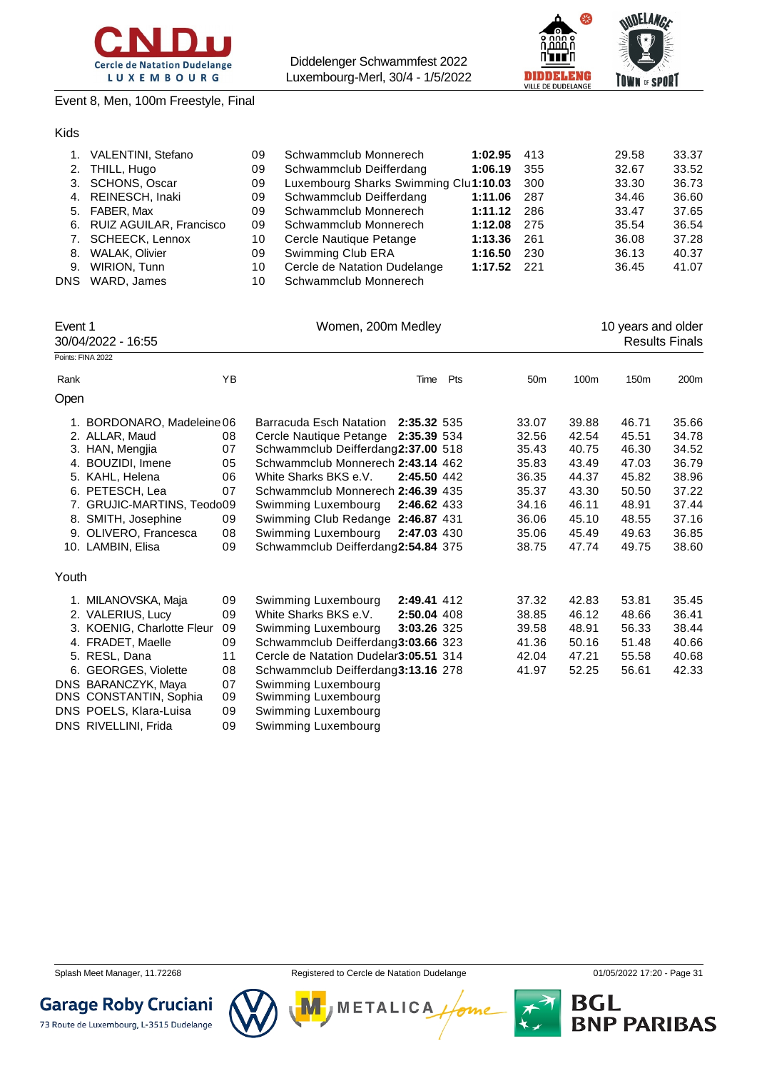Event 8, Men, 100m Freestyle, Final

Kids

| Rank | Name | YB | Club | Time | Pts | 50m | 100m |
|---|---|---|---|---|---|---|---|
| 1. | VALENTINI, Stefano | 09 | Schwammclub Monnerech | **1:02.95** | 413 | 29.58 | 33.37 |
| 2. | THILL, Hugo | 09 | Schwammclub Deifferdang | **1:06.19** | 355 | 32.67 | 33.52 |
| 3. | SCHONS, Oscar | 09 | Luxembourg Sharks Swimming Clu | **1:10.03** | 300 | 33.30 | 36.73 |
| 4. | REINESCH, Inaki | 09 | Schwammclub Deifferdang | **1:11.06** | 287 | 34.46 | 36.60 |
| 5. | FABER, Max | 09 | Schwammclub Monnerech | **1:11.12** | 286 | 33.47 | 37.65 |
| 6. | RUIZ AGUILAR, Francisco | 09 | Schwammclub Monnerech | **1:12.08** | 275 | 35.54 | 36.54 |
| 7. | SCHEECK, Lennox | 10 | Cercle Nautique Petange | **1:13.36** | 261 | 36.08 | 37.28 |
| 8. | WALAK, Olivier | 09 | Swimming Club ERA | **1:16.50** | 230 | 36.13 | 40.37 |
| 9. | WIRION, Tunn | 10 | Cercle de Natation Dudelange | **1:17.52** | 221 | 36.45 | 41.07 |
| DNS | WARD, James | 10 | Schwammclub Monnerech | | | | |

Event 1 — Women, 200m Medley — 10 years and older

30/04/2022 - 16:55 — Results Finals

Points: FINA 2022

Open

| Rank | Name | YB | Club | Time | Pts | 50m | 100m | 150m | 200m |
|---|---|---|---|---|---|---|---|---|---|
| 1. | BORDONARO, Madeleine | 06 | Barracuda Esch Natation | **2:35.32** | 535 | 33.07 | 39.88 | 46.71 | 35.66 |
| 2. | ALLAR, Maud | 08 | Cercle Nautique Petange | **2:35.39** | 534 | 32.56 | 42.54 | 45.51 | 34.78 |
| 3. | HAN, Mengjia | 07 | Schwammclub Deifferdang | **2:37.00** | 518 | 35.43 | 40.75 | 46.30 | 34.52 |
| 4. | BOUZIDI, Imene | 05 | Schwammclub Monnerech | **2:43.14** | 462 | 35.83 | 43.49 | 47.03 | 36.79 |
| 5. | KAHL, Helena | 06 | White Sharks BKS e.V. | **2:45.50** | 442 | 36.35 | 44.37 | 45.82 | 38.96 |
| 6. | PETESCH, Lea | 07 | Schwammclub Monnerech | **2:46.39** | 435 | 35.37 | 43.30 | 50.50 | 37.22 |
| 7. | GRUJIC-MARTINS, Teodo | 09 | Swimming Luxembourg | **2:46.62** | 433 | 34.16 | 46.11 | 48.91 | 37.44 |
| 8. | SMITH, Josephine | 09 | Swimming Club Redange | **2:46.87** | 431 | 36.06 | 45.10 | 48.55 | 37.16 |
| 9. | OLIVERO, Francesca | 08 | Swimming Luxembourg | **2:47.03** | 430 | 35.06 | 45.49 | 49.63 | 36.85 |
| 10. | LAMBIN, Elisa | 09 | Schwammclub Deifferdang | **2:54.84** | 375 | 38.75 | 47.74 | 49.75 | 38.60 |

Youth

| Rank | Name | YB | Club | Time | Pts | 50m | 100m | 150m | 200m |
|---|---|---|---|---|---|---|---|---|---|
| 1. | MILANOVSKA, Maja | 09 | Swimming Luxembourg | **2:49.41** | 412 | 37.32 | 42.83 | 53.81 | 35.45 |
| 2. | VALERIUS, Lucy | 09 | White Sharks BKS e.V. | **2:50.04** | 408 | 38.85 | 46.12 | 48.66 | 36.41 |
| 3. | KOENIG, Charlotte Fleur | 09 | Swimming Luxembourg | **3:03.26** | 325 | 39.58 | 48.91 | 56.33 | 38.44 |
| 4. | FRADET, Maelle | 09 | Schwammclub Deifferdang | **3:03.66** | 323 | 41.36 | 50.16 | 51.48 | 40.66 |
| 5. | RESL, Dana | 11 | Cercle de Natation Dudelar | **3:05.51** | 314 | 42.04 | 47.21 | 55.58 | 40.68 |
| 6. | GEORGES, Violette | 08 | Schwammclub Deifferdang | **3:13.16** | 278 | 41.97 | 52.25 | 56.61 | 42.33 |
| DNS | BARANCZYK, Maya | 07 | Swimming Luxembourg | | | | | | |
| DNS | CONSTANTIN, Sophia | 09 | Swimming Luxembourg | | | | | | |
| DNS | POELS, Klara-Luisa | 09 | Swimming Luxembourg | | | | | | |
| DNS | RIVELLINI, Frida | 09 | Swimming Luxembourg | | | | | | |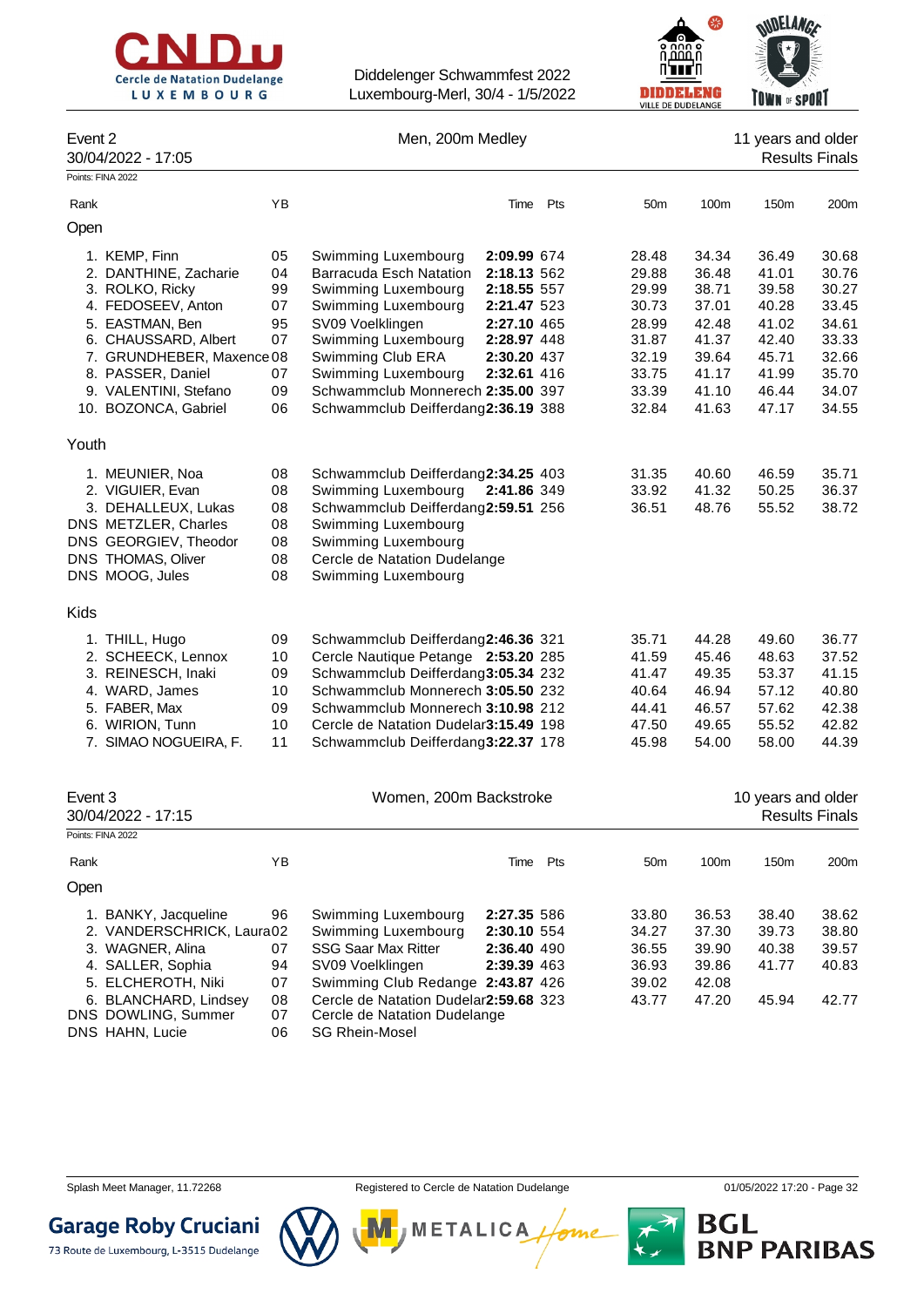## Event 2 — Men, 200m Medley — 11 years and older

30/04/2022 - 17:05 — Results Finals

Points: FINA 2022

| Rank | | YB | | Time | Pts | 50m | 100m | 150m | 200m |
|---|---|---|---|---|---|---|---|---|---|
| **Open** | | | | | | | | | |
| 1. | KEMP, Finn | 05 | Swimming Luxembourg | **2:09.99** | 674 | 28.48 | 34.34 | 36.49 | 30.68 |
| 2. | DANTHINE, Zacharie | 04 | Barracuda Esch Natation | **2:18.13** | 562 | 29.88 | 36.48 | 41.01 | 30.76 |
| 3. | ROLKO, Ricky | 99 | Swimming Luxembourg | **2:18.55** | 557 | 29.99 | 38.71 | 39.58 | 30.27 |
| 4. | FEDOSEEV, Anton | 07 | Swimming Luxembourg | **2:21.47** | 523 | 30.73 | 37.01 | 40.28 | 33.45 |
| 5. | EASTMAN, Ben | 95 | SV09 Voelklingen | **2:27.10** | 465 | 28.99 | 42.48 | 41.02 | 34.61 |
| 6. | CHAUSSARD, Albert | 07 | Swimming Luxembourg | **2:28.97** | 448 | 31.87 | 41.37 | 42.40 | 33.33 |
| 7. | GRUNDHEBER, Maxence | 08 | Swimming Club ERA | **2:30.20** | 437 | 32.19 | 39.64 | 45.71 | 32.66 |
| 8. | PASSER, Daniel | 07 | Swimming Luxembourg | **2:32.61** | 416 | 33.75 | 41.17 | 41.99 | 35.70 |
| 9. | VALENTINI, Stefano | 09 | Schwammclub Monnerech | **2:35.00** | 397 | 33.39 | 41.10 | 46.44 | 34.07 |
| 10. | BOZONCA, Gabriel | 06 | Schwammclub Deifferdang | **2:36.19** | 388 | 32.84 | 41.63 | 47.17 | 34.55 |
| **Youth** | | | | | | | | | |
| 1. | MEUNIER, Noa | 08 | Schwammclub Deifferdang | **2:34.25** | 403 | 31.35 | 40.60 | 46.59 | 35.71 |
| 2. | VIGUIER, Evan | 08 | Swimming Luxembourg | **2:41.86** | 349 | 33.92 | 41.32 | 50.25 | 36.37 |
| 3. | DEHALLEUX, Lukas | 08 | Schwammclub Deifferdang | **2:59.51** | 256 | 36.51 | 48.76 | 55.52 | 38.72 |
| DNS | METZLER, Charles | 08 | Swimming Luxembourg | | | | | | |
| DNS | GEORGIEV, Theodor | 08 | Swimming Luxembourg | | | | | | |
| DNS | THOMAS, Oliver | 08 | Cercle de Natation Dudelange | | | | | | |
| DNS | MOOG, Jules | 08 | Swimming Luxembourg | | | | | | |
| **Kids** | | | | | | | | | |
| 1. | THILL, Hugo | 09 | Schwammclub Deifferdang | **2:46.36** | 321 | 35.71 | 44.28 | 49.60 | 36.77 |
| 2. | SCHEECK, Lennox | 10 | Cercle Nautique Petange | **2:53.20** | 285 | 41.59 | 45.46 | 48.63 | 37.52 |
| 3. | REINESCH, Inaki | 09 | Schwammclub Deifferdang | **3:05.34** | 232 | 41.47 | 49.35 | 53.37 | 41.15 |
| 4. | WARD, James | 10 | Schwammclub Monnerech | **3:05.50** | 232 | 40.64 | 46.94 | 57.12 | 40.80 |
| 5. | FABER, Max | 09 | Schwammclub Monnerech | **3:10.98** | 212 | 44.41 | 46.57 | 57.62 | 42.38 |
| 6. | WIRION, Tunn | 10 | Cercle de Natation Dudelar | **3:15.49** | 198 | 47.50 | 49.65 | 55.52 | 42.82 |
| 7. | SIMAO NOGUEIRA, F. | 11 | Schwammclub Deifferdang | **3:22.37** | 178 | 45.98 | 54.00 | 58.00 | 44.39 |

## Event 3 — Women, 200m Backstroke — 10 years and older

30/04/2022 - 17:15 — Results Finals

Points: FINA 2022

| Rank | | YB | | Time | Pts | 50m | 100m | 150m | 200m |
|---|---|---|---|---|---|---|---|---|---|
| **Open** | | | | | | | | | |
| 1. | BANKY, Jacqueline | 96 | Swimming Luxembourg | **2:27.35** | 586 | 33.80 | 36.53 | 38.40 | 38.62 |
| 2. | VANDERSCHRICK, Laura | 02 | Swimming Luxembourg | **2:30.10** | 554 | 34.27 | 37.30 | 39.73 | 38.80 |
| 3. | WAGNER, Alina | 07 | SSG Saar Max Ritter | **2:36.40** | 490 | 36.55 | 39.90 | 40.38 | 39.57 |
| 4. | SALLER, Sophia | 94 | SV09 Voelklingen | **2:39.39** | 463 | 36.93 | 39.86 | 41.77 | 40.83 |
| 5. | ELCHEROTH, Niki | 07 | Swimming Club Redange | **2:43.87** | 426 | 39.02 | 42.08 | | |
| 6. | BLANCHARD, Lindsey | 08 | Cercle de Natation Dudelar | **2:59.68** | 323 | 43.77 | 47.20 | 45.94 | 42.77 |
| DNS | DOWLING, Summer | 07 | Cercle de Natation Dudelange | | | | | | |
| DNS | HAHN, Lucie | 06 | SG Rhein-Mosel | | | | | | |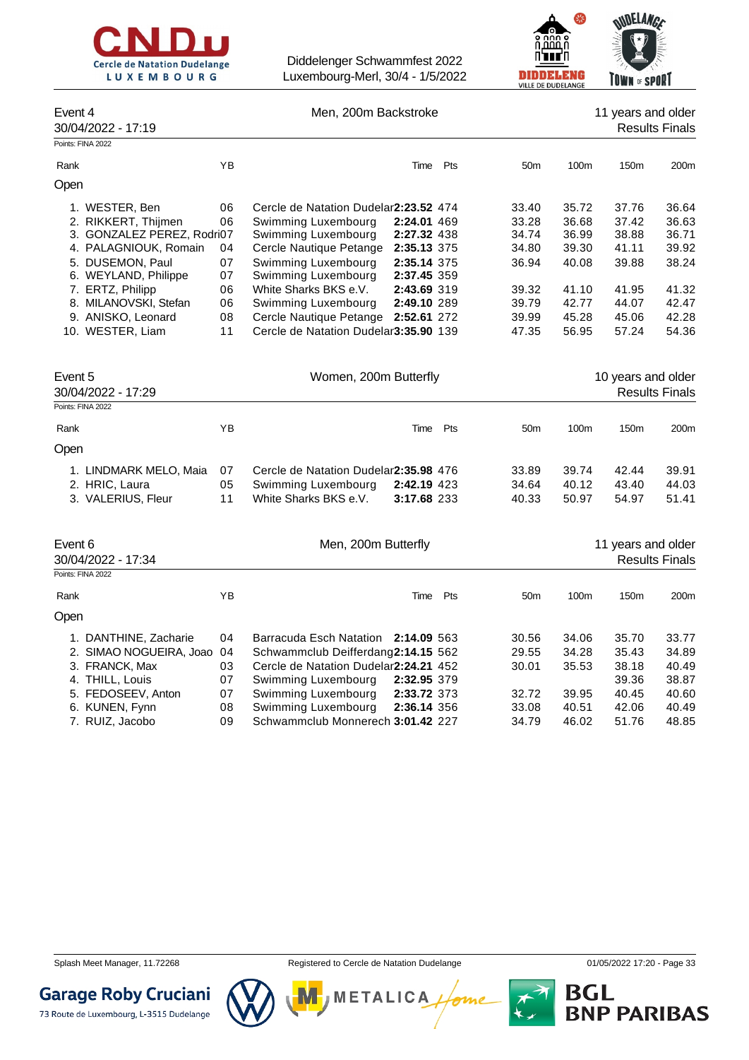## Event 4 — Men, 200m Backstroke — 11 years and older

30/04/2022 - 17:19 — Results Finals

Points: FINA 2022

**Open**

| Rank | Name | YB | Club | Time | Pts | 50m | 100m | 150m | 200m |
|---|---|---|---|---|---|---|---|---|---|
| 1. | WESTER, Ben | 06 | Cercle de Natation Dudelar | **2:23.52** | 474 | 33.40 | 35.72 | 37.76 | 36.64 |
| 2. | RIKKERT, Thijmen | 06 | Swimming Luxembourg | **2:24.01** | 469 | 33.28 | 36.68 | 37.42 | 36.63 |
| 3. | GONZALEZ PEREZ, Rodri | 07 | Swimming Luxembourg | **2:27.32** | 438 | 34.74 | 36.99 | 38.88 | 36.71 |
| 4. | PALAGNIOUK, Romain | 04 | Cercle Nautique Petange | **2:35.13** | 375 | 34.80 | 39.30 | 41.11 | 39.92 |
| 5. | DUSEMON, Paul | 07 | Swimming Luxembourg | **2:35.14** | 375 | 36.94 | 40.08 | 39.88 | 38.24 |
| 6. | WEYLAND, Philippe | 07 | Swimming Luxembourg | **2:37.45** | 359 | | | | |
| 7. | ERTZ, Philipp | 06 | White Sharks BKS e.V. | **2:43.69** | 319 | 39.32 | 41.10 | 41.95 | 41.32 |
| 8. | MILANOVSKI, Stefan | 06 | Swimming Luxembourg | **2:49.10** | 289 | 39.79 | 42.77 | 44.07 | 42.47 |
| 9. | ANISKO, Leonard | 08 | Cercle Nautique Petange | **2:52.61** | 272 | 39.99 | 45.28 | 45.06 | 42.28 |
| 10. | WESTER, Liam | 11 | Cercle de Natation Dudelar | **3:35.90** | 139 | 47.35 | 56.95 | 57.24 | 54.36 |

## Event 5 — Women, 200m Butterfly — 10 years and older

30/04/2022 - 17:29 — Results Finals

Points: FINA 2022

**Open**

| Rank | Name | YB | Club | Time | Pts | 50m | 100m | 150m | 200m |
|---|---|---|---|---|---|---|---|---|---|
| 1. | LINDMARK MELO, Maia | 07 | Cercle de Natation Dudelar | **2:35.98** | 476 | 33.89 | 39.74 | 42.44 | 39.91 |
| 2. | HRIC, Laura | 05 | Swimming Luxembourg | **2:42.19** | 423 | 34.64 | 40.12 | 43.40 | 44.03 |
| 3. | VALERIUS, Fleur | 11 | White Sharks BKS e.V. | **3:17.68** | 233 | 40.33 | 50.97 | 54.97 | 51.41 |

## Event 6 — Men, 200m Butterfly — 11 years and older

30/04/2022 - 17:34 — Results Finals

Points: FINA 2022

**Open**

| Rank | Name | YB | Club | Time | Pts | 50m | 100m | 150m | 200m |
|---|---|---|---|---|---|---|---|---|---|
| 1. | DANTHINE, Zacharie | 04 | Barracuda Esch Natation | **2:14.09** | 563 | 30.56 | 34.06 | 35.70 | 33.77 |
| 2. | SIMAO NOGUEIRA, Joao | 04 | Schwammclub Deifferdang | **2:14.15** | 562 | 29.55 | 34.28 | 35.43 | 34.89 |
| 3. | FRANCK, Max | 03 | Cercle de Natation Dudelar | **2:24.21** | 452 | 30.01 | 35.53 | 38.18 | 40.49 |
| 4. | THILL, Louis | 07 | Swimming Luxembourg | **2:32.95** | 379 | | | 39.36 | 38.87 |
| 5. | FEDOSEEV, Anton | 07 | Swimming Luxembourg | **2:33.72** | 373 | 32.72 | 39.95 | 40.45 | 40.60 |
| 6. | KUNEN, Fynn | 08 | Swimming Luxembourg | **2:36.14** | 356 | 33.08 | 40.51 | 42.06 | 40.49 |
| 7. | RUIZ, Jacobo | 09 | Schwammclub Monnerech | **3:01.42** | 227 | 34.79 | 46.02 | 51.76 | 48.85 |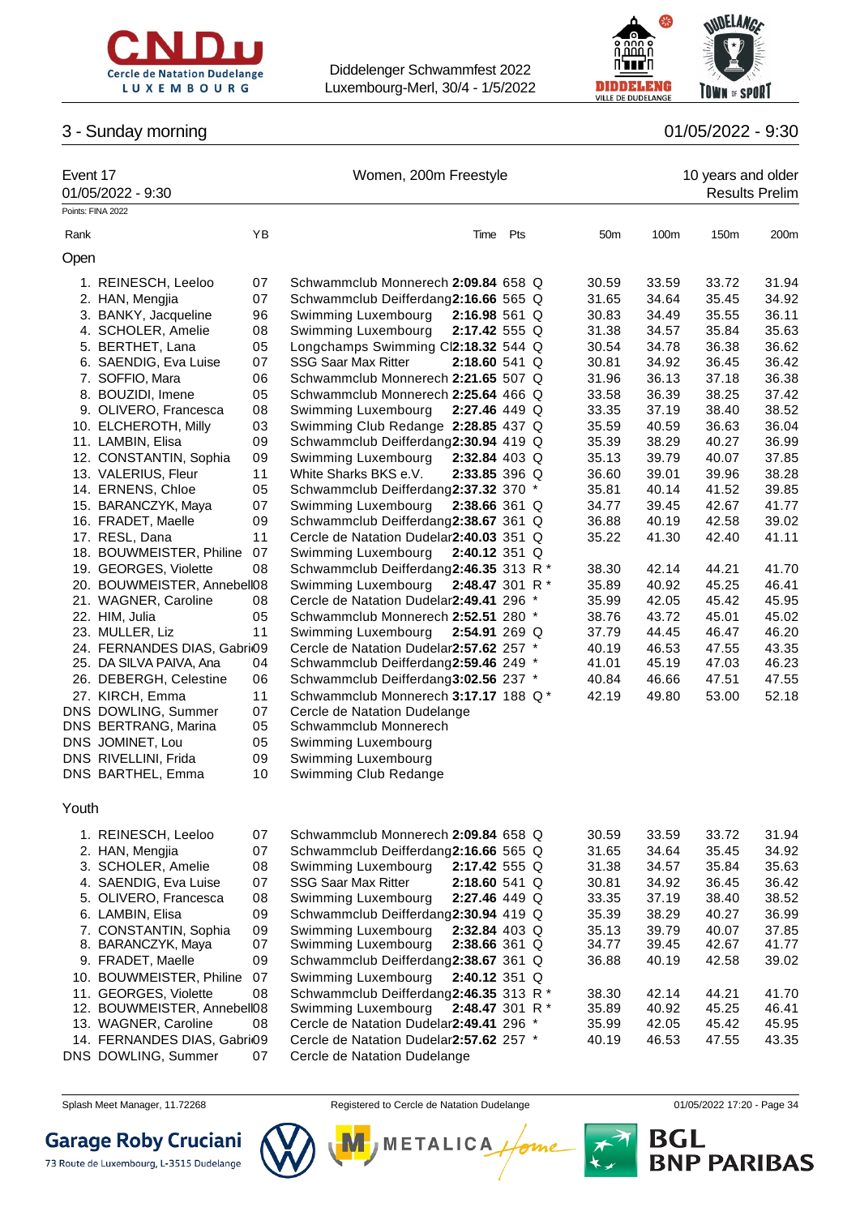Diddelenger Schwammfest 2022
Luxembourg-Merl, 30/4 - 1/5/2022

## 3 - Sunday morning

01/05/2022 - 9:30

### Event 17 — Women, 200m Freestyle — 10 years and older

01/05/2022 - 9:30 — Results Prelim

Points: FINA 2022

#### Open

| Rank | Name | YB | Club | Time | Pts | | 50m | 100m | 150m | 200m |
|---|---|---|---|---|---|---|---|---|---|---|
| 1. | REINESCH, Leeloo | 07 | Schwammclub Monnerech | **2:09.84** | 658 | Q | 30.59 | 33.59 | 33.72 | 31.94 |
| 2. | HAN, Mengjia | 07 | Schwammclub Deifferdang | **2:16.66** | 565 | Q | 31.65 | 34.64 | 35.45 | 34.92 |
| 3. | BANKY, Jacqueline | 96 | Swimming Luxembourg | **2:16.98** | 561 | Q | 30.83 | 34.49 | 35.55 | 36.11 |
| 4. | SCHOLER, Amelie | 08 | Swimming Luxembourg | **2:17.42** | 555 | Q | 31.38 | 34.57 | 35.84 | 35.63 |
| 5. | BERTHET, Lana | 05 | Longchamps Swimming Cl | **2:18.32** | 544 | Q | 30.54 | 34.78 | 36.38 | 36.62 |
| 6. | SAENDIG, Eva Luise | 07 | SSG Saar Max Ritter | **2:18.60** | 541 | Q | 30.81 | 34.92 | 36.45 | 36.42 |
| 7. | SOFFIO, Mara | 06 | Schwammclub Monnerech | **2:21.65** | 507 | Q | 31.96 | 36.13 | 37.18 | 36.38 |
| 8. | BOUZIDI, Imene | 05 | Schwammclub Monnerech | **2:25.64** | 466 | Q | 33.58 | 36.39 | 38.25 | 37.42 |
| 9. | OLIVERO, Francesca | 08 | Swimming Luxembourg | **2:27.46** | 449 | Q | 33.35 | 37.19 | 38.40 | 38.52 |
| 10. | ELCHEROTH, Milly | 03 | Swimming Club Redange | **2:28.85** | 437 | Q | 35.59 | 40.59 | 36.63 | 36.04 |
| 11. | LAMBIN, Elisa | 09 | Schwammclub Deifferdang | **2:30.94** | 419 | Q | 35.39 | 38.29 | 40.27 | 36.99 |
| 12. | CONSTANTIN, Sophia | 09 | Swimming Luxembourg | **2:32.84** | 403 | Q | 35.13 | 39.79 | 40.07 | 37.85 |
| 13. | VALERIUS, Fleur | 11 | White Sharks BKS e.V. | **2:33.85** | 396 | Q | 36.60 | 39.01 | 39.96 | 38.28 |
| 14. | ERNENS, Chloe | 05 | Schwammclub Deifferdang | **2:37.32** | 370 | * | 35.81 | 40.14 | 41.52 | 39.85 |
| 15. | BARANCZYK, Maya | 07 | Swimming Luxembourg | **2:38.66** | 361 | Q | 34.77 | 39.45 | 42.67 | 41.77 |
| 16. | FRADET, Maelle | 09 | Schwammclub Deifferdang | **2:38.67** | 361 | Q | 36.88 | 40.19 | 42.58 | 39.02 |
| 17. | RESL, Dana | 11 | Cercle de Natation Dudelar | **2:40.03** | 351 | Q | 35.22 | 41.30 | 42.40 | 41.11 |
| 18. | BOUWMEISTER, Philine | 07 | Swimming Luxembourg | **2:40.12** | 351 | Q | | | | |
| 19. | GEORGES, Violette | 08 | Schwammclub Deifferdang | **2:46.35** | 313 | R * | 38.30 | 42.14 | 44.21 | 41.70 |
| 20. | BOUWMEISTER, Annebell | 08 | Swimming Luxembourg | **2:48.47** | 301 | R * | 35.89 | 40.92 | 45.25 | 46.41 |
| 21. | WAGNER, Caroline | 08 | Cercle de Natation Dudelar | **2:49.41** | 296 | * | 35.99 | 42.05 | 45.42 | 45.95 |
| 22. | HIM, Julia | 05 | Schwammclub Monnerech | **2:52.51** | 280 | * | 38.76 | 43.72 | 45.01 | 45.02 |
| 23. | MULLER, Liz | 11 | Swimming Luxembourg | **2:54.91** | 269 | Q | 37.79 | 44.45 | 46.47 | 46.20 |
| 24. | FERNANDES DIAS, Gabri | 09 | Cercle de Natation Dudelar | **2:57.62** | 257 | * | 40.19 | 46.53 | 47.55 | 43.35 |
| 25. | DA SILVA PAIVA, Ana | 04 | Schwammclub Deifferdang | **2:59.46** | 249 | * | 41.01 | 45.19 | 47.03 | 46.23 |
| 26. | DEBERGH, Celestine | 06 | Schwammclub Deifferdang | **3:02.56** | 237 | * | 40.84 | 46.66 | 47.51 | 47.55 |
| 27. | KIRCH, Emma | 11 | Schwammclub Monnerech | **3:17.17** | 188 | Q * | 42.19 | 49.80 | 53.00 | 52.18 |
| DNS | DOWLING, Summer | 07 | Cercle de Natation Dudelange | | | | | | | |
| DNS | BERTRANG, Marina | 05 | Schwammclub Monnerech | | | | | | | |
| DNS | JOMINET, Lou | 05 | Swimming Luxembourg | | | | | | | |
| DNS | RIVELLINI, Frida | 09 | Swimming Luxembourg | | | | | | | |
| DNS | BARTHEL, Emma | 10 | Swimming Club Redange | | | | | | | |

#### Youth

| Rank | Name | YB | Club | Time | Pts | | 50m | 100m | 150m | 200m |
|---|---|---|---|---|---|---|---|---|---|---|
| 1. | REINESCH, Leeloo | 07 | Schwammclub Monnerech | **2:09.84** | 658 | Q | 30.59 | 33.59 | 33.72 | 31.94 |
| 2. | HAN, Mengjia | 07 | Schwammclub Deifferdang | **2:16.66** | 565 | Q | 31.65 | 34.64 | 35.45 | 34.92 |
| 3. | SCHOLER, Amelie | 08 | Swimming Luxembourg | **2:17.42** | 555 | Q | 31.38 | 34.57 | 35.84 | 35.63 |
| 4. | SAENDIG, Eva Luise | 07 | SSG Saar Max Ritter | **2:18.60** | 541 | Q | 30.81 | 34.92 | 36.45 | 36.42 |
| 5. | OLIVERO, Francesca | 08 | Swimming Luxembourg | **2:27.46** | 449 | Q | 33.35 | 37.19 | 38.40 | 38.52 |
| 6. | LAMBIN, Elisa | 09 | Schwammclub Deifferdang | **2:30.94** | 419 | Q | 35.39 | 38.29 | 40.27 | 36.99 |
| 7. | CONSTANTIN, Sophia | 09 | Swimming Luxembourg | **2:32.84** | 403 | Q | 35.13 | 39.79 | 40.07 | 37.85 |
| 8. | BARANCZYK, Maya | 07 | Swimming Luxembourg | **2:38.66** | 361 | Q | 34.77 | 39.45 | 42.67 | 41.77 |
| 9. | FRADET, Maelle | 09 | Schwammclub Deifferdang | **2:38.67** | 361 | Q | 36.88 | 40.19 | 42.58 | 39.02 |
| 10. | BOUWMEISTER, Philine | 07 | Swimming Luxembourg | **2:40.12** | 351 | Q | | | | |
| 11. | GEORGES, Violette | 08 | Schwammclub Deifferdang | **2:46.35** | 313 | R * | 38.30 | 42.14 | 44.21 | 41.70 |
| 12. | BOUWMEISTER, Annebell | 08 | Swimming Luxembourg | **2:48.47** | 301 | R * | 35.89 | 40.92 | 45.25 | 46.41 |
| 13. | WAGNER, Caroline | 08 | Cercle de Natation Dudelar | **2:49.41** | 296 | * | 35.99 | 42.05 | 45.42 | 45.95 |
| 14. | FERNANDES DIAS, Gabri | 09 | Cercle de Natation Dudelar | **2:57.62** | 257 | * | 40.19 | 46.53 | 47.55 | 43.35 |
| DNS | DOWLING, Summer | 07 | Cercle de Natation Dudelange | | | | | | | |

Splash Meet Manager, 11.72268 — Registered to Cercle de Natation Dudelange — 01/05/2022 17:20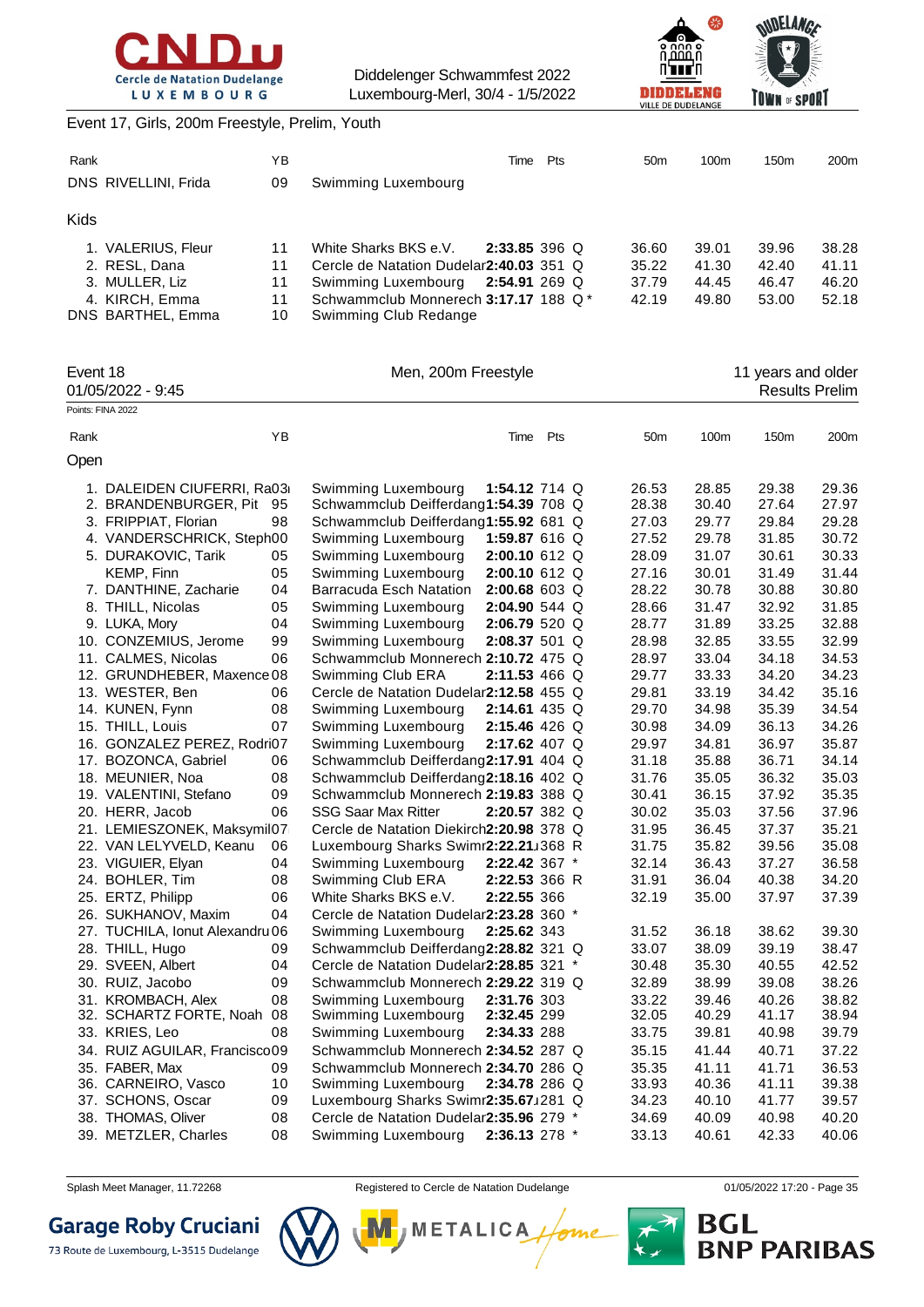Diddelenger Schwammfest 2022
Luxembourg-Merl, 30/4 - 1/5/2022

Event 17, Girls, 200m Freestyle, Prelim, Youth

| Rank | | YB | | Time | Pts | | 50m | 100m | 150m | 200m |
|---|---|---|---|---|---|---|---|---|---|---|
| DNS | RIVELLINI, Frida | 09 | Swimming Luxembourg | | | | | | | |

Kids

| Rank | | YB | | Time | Pts | | 50m | 100m | 150m | 200m |
|---|---|---|---|---|---|---|---|---|---|---|
| 1. | VALERIUS, Fleur | 11 | White Sharks BKS e.V. | **2:33.85** | 396 | Q | 36.60 | 39.01 | 39.96 | 38.28 |
| 2. | RESL, Dana | 11 | Cercle de Natation Dudelar | **2:40.03** | 351 | Q | 35.22 | 41.30 | 42.40 | 41.11 |
| 3. | MULLER, Liz | 11 | Swimming Luxembourg | **2:54.91** | 269 | Q | 37.79 | 44.45 | 46.47 | 46.20 |
| 4. | KIRCH, Emma | 11 | Schwammclub Monnerech | **3:17.17** | 188 | Q * | 42.19 | 49.80 | 53.00 | 52.18 |
| DNS | BARTHEL, Emma | 10 | Swimming Club Redange | | | | | | | |

## Event 18 — Men, 200m Freestyle — 11 years and older

01/05/2022 - 9:45 — Results Prelim

Points: FINA 2022

Open

| Rank | | YB | | Time | Pts | | 50m | 100m | 150m | 200m |
|---|---|---|---|---|---|---|---|---|---|---|
| 1. | DALEIDEN CIUFERRI, Ra | 03 | Swimming Luxembourg | **1:54.12** | 714 | Q | 26.53 | 28.85 | 29.38 | 29.36 |
| 2. | BRANDENBURGER, Pit | 95 | Schwammclub Deifferdang | **1:54.39** | 708 | Q | 28.38 | 30.40 | 27.64 | 27.97 |
| 3. | FRIPPIAT, Florian | 98 | Schwammclub Deifferdang | **1:55.92** | 681 | Q | 27.03 | 29.77 | 29.84 | 29.28 |
| 4. | VANDERSCHRICK, Steph | 00 | Swimming Luxembourg | **1:59.87** | 616 | Q | 27.52 | 29.78 | 31.85 | 30.72 |
| 5. | DURAKOVIC, Tarik | 05 | Swimming Luxembourg | **2:00.10** | 612 | Q | 28.09 | 31.07 | 30.61 | 30.33 |
| | KEMP, Finn | 05 | Swimming Luxembourg | **2:00.10** | 612 | Q | 27.16 | 30.01 | 31.49 | 31.44 |
| 7. | DANTHINE, Zacharie | 04 | Barracuda Esch Natation | **2:00.68** | 603 | Q | 28.22 | 30.78 | 30.88 | 30.80 |
| 8. | THILL, Nicolas | 05 | Swimming Luxembourg | **2:04.90** | 544 | Q | 28.66 | 31.47 | 32.92 | 31.85 |
| 9. | LUKA, Mory | 04 | Swimming Luxembourg | **2:06.79** | 520 | Q | 28.77 | 31.89 | 33.25 | 32.88 |
| 10. | CONZEMIUS, Jerome | 99 | Swimming Luxembourg | **2:08.37** | 501 | Q | 28.98 | 32.85 | 33.55 | 32.99 |
| 11. | CALMES, Nicolas | 06 | Schwammclub Monnerech | **2:10.72** | 475 | Q | 28.97 | 33.04 | 34.18 | 34.53 |
| 12. | GRUNDHEBER, Maxence | 08 | Swimming Club ERA | **2:11.53** | 466 | Q | 29.77 | 33.33 | 34.20 | 34.23 |
| 13. | WESTER, Ben | 06 | Cercle de Natation Dudelar | **2:12.58** | 455 | Q | 29.81 | 33.19 | 34.42 | 35.16 |
| 14. | KUNEN, Fynn | 08 | Swimming Luxembourg | **2:14.61** | 435 | Q | 29.70 | 34.98 | 35.39 | 34.54 |
| 15. | THILL, Louis | 07 | Swimming Luxembourg | **2:15.46** | 426 | Q | 30.98 | 34.09 | 36.13 | 34.26 |
| 16. | GONZALEZ PEREZ, Rodri | 07 | Swimming Luxembourg | **2:17.62** | 407 | Q | 29.97 | 34.81 | 36.97 | 35.87 |
| 17. | BOZONCA, Gabriel | 06 | Schwammclub Deifferdang | **2:17.91** | 404 | Q | 31.18 | 35.88 | 36.71 | 34.14 |
| 18. | MEUNIER, Noa | 08 | Schwammclub Deifferdang | **2:18.16** | 402 | Q | 31.76 | 35.05 | 36.32 | 35.03 |
| 19. | VALENTINI, Stefano | 09 | Schwammclub Monnerech | **2:19.83** | 388 | Q | 30.41 | 36.15 | 37.92 | 35.35 |
| 20. | HERR, Jacob | 06 | SSG Saar Max Ritter | **2:20.57** | 382 | Q | 30.02 | 35.03 | 37.56 | 37.96 |
| 21. | LEMIESZONEK, Maksymil | 07 | Cercle de Natation Diekirch | **2:20.98** | 378 | Q | 31.95 | 36.45 | 37.37 | 35.21 |
| 22. | VAN LELYVELD, Keanu | 06 | Luxembourg Sharks Swimr | **2:22.21** | 368 | R | 31.75 | 35.82 | 39.56 | 35.08 |
| 23. | VIGUIER, Elyan | 04 | Swimming Luxembourg | **2:22.42** | 367 | * | 32.14 | 36.43 | 37.27 | 36.58 |
| 24. | BOHLER, Tim | 08 | Swimming Club ERA | **2:22.53** | 366 | R | 31.91 | 36.04 | 40.38 | 34.20 |
| 25. | ERTZ, Philipp | 06 | White Sharks BKS e.V. | **2:22.55** | 366 | | 32.19 | 35.00 | 37.97 | 37.39 |
| 26. | SUKHANOV, Maxim | 04 | Cercle de Natation Dudelar | **2:23.28** | 360 | * | | | | |
| 27. | TUCHILA, Ionut Alexandru | 06 | Swimming Luxembourg | **2:25.62** | 343 | | 31.52 | 36.18 | 38.62 | 39.30 |
| 28. | THILL, Hugo | 09 | Schwammclub Deifferdang | **2:28.82** | 321 | Q | 33.07 | 38.09 | 39.19 | 38.47 |
| 29. | SVEEN, Albert | 04 | Cercle de Natation Dudelar | **2:28.85** | 321 | * | 30.48 | 35.30 | 40.55 | 42.52 |
| 30. | RUIZ, Jacobo | 09 | Schwammclub Monnerech | **2:29.22** | 319 | Q | 32.89 | 38.99 | 39.08 | 38.26 |
| 31. | KROMBACH, Alex | 08 | Swimming Luxembourg | **2:31.76** | 303 | | 33.22 | 39.46 | 40.26 | 38.82 |
| 32. | SCHARTZ FORTE, Noah | 08 | Swimming Luxembourg | **2:32.45** | 299 | | 32.05 | 40.29 | 41.17 | 38.94 |
| 33. | KRIES, Leo | 08 | Swimming Luxembourg | **2:34.33** | 288 | | 33.75 | 39.81 | 40.98 | 39.79 |
| 34. | RUIZ AGUILAR, Francisco | 09 | Schwammclub Monnerech | **2:34.52** | 287 | Q | 35.15 | 41.44 | 40.71 | 37.22 |
| 35. | FABER, Max | 09 | Schwammclub Monnerech | **2:34.70** | 286 | Q | 35.35 | 41.11 | 41.71 | 36.53 |
| 36. | CARNEIRO, Vasco | 10 | Swimming Luxembourg | **2:34.78** | 286 | Q | 33.93 | 40.36 | 41.11 | 39.38 |
| 37. | SCHONS, Oscar | 09 | Luxembourg Sharks Swimr | **2:35.67** | 281 | Q | 34.23 | 40.10 | 41.77 | 39.57 |
| 38. | THOMAS, Oliver | 08 | Cercle de Natation Dudelar | **2:35.96** | 279 | * | 34.69 | 40.09 | 40.98 | 40.20 |
| 39. | METZLER, Charles | 08 | Swimming Luxembourg | **2:36.13** | 278 | * | 33.13 | 40.61 | 42.33 | 40.06 |

Splash Meet Manager, 11.72268 — Registered to Cercle de Natation Dudelange — 01/05/2022 17:20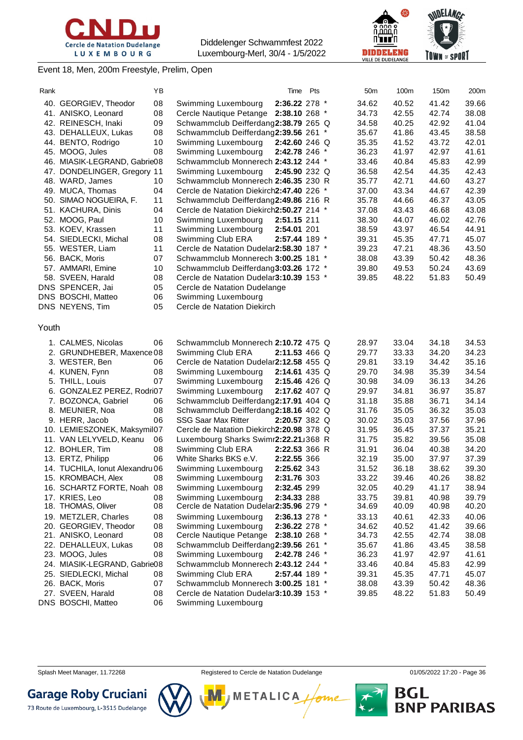Diddelenger Schwammfest 2022
Luxembourg-Merl, 30/4 - 1/5/2022

## Event 18, Men, 200m Freestyle, Prelim, Open

| Rank | | YB | | Time | Pts | | 50m | 100m | 150m | 200m |
|---|---|---|---|---|---|---|---|---|---|---|
| 40. | GEORGIEV, Theodor | 08 | Swimming Luxembourg | **2:36.22** | 278 | * | 34.62 | 40.52 | 41.42 | 39.66 |
| 41. | ANISKO, Leonard | 08 | Cercle Nautique Petange | **2:38.10** | 268 | * | 34.73 | 42.55 | 42.74 | 38.08 |
| 42. | REINESCH, Inaki | 09 | Schwammclub Deifferdang | **2:38.79** | 265 | Q | 34.58 | 40.25 | 42.92 | 41.04 |
| 43. | DEHALLEUX, Lukas | 08 | Schwammclub Deifferdang | **2:39.56** | 261 | * | 35.67 | 41.86 | 43.45 | 38.58 |
| 44. | BENTO, Rodrigo | 10 | Swimming Luxembourg | **2:42.60** | 246 | Q | 35.35 | 41.52 | 43.72 | 42.01 |
| 45. | MOOG, Jules | 08 | Swimming Luxembourg | **2:42.78** | 246 | * | 36.23 | 41.97 | 42.97 | 41.61 |
| 46. | MIASIK-LEGRAND, Gabrie | 08 | Schwammclub Monnerech | **2:43.12** | 244 | * | 33.46 | 40.84 | 45.83 | 42.99 |
| 47. | DONDELINGER, Gregory | 11 | Swimming Luxembourg | **2:45.90** | 232 | Q | 36.58 | 42.54 | 44.35 | 42.43 |
| 48. | WARD, James | 10 | Schwammclub Monnerech | **2:46.35** | 230 | R | 35.77 | 42.71 | 44.60 | 43.27 |
| 49. | MUCA, Thomas | 04 | Cercle de Natation Diekirch | **2:47.40** | 226 | * | 37.00 | 43.34 | 44.67 | 42.39 |
| 50. | SIMAO NOGUEIRA, F. | 11 | Schwammclub Deifferdang | **2:49.86** | 216 | R | 35.78 | 44.66 | 46.37 | 43.05 |
| 51. | KACHURA, Dinis | 04 | Cercle de Natation Diekirch | **2:50.27** | 214 | * | 37.08 | 43.43 | 46.68 | 43.08 |
| 52. | MOOG, Paul | 10 | Swimming Luxembourg | **2:51.15** | 211 | | 38.30 | 44.07 | 46.02 | 42.76 |
| 53. | KOEV, Krassen | 11 | Swimming Luxembourg | **2:54.01** | 201 | | 38.59 | 43.97 | 46.54 | 44.91 |
| 54. | SIEDLECKI, Michal | 08 | Swimming Club ERA | **2:57.44** | 189 | * | 39.31 | 45.35 | 47.71 | 45.07 |
| 55. | WESTER, Liam | 11 | Cercle de Natation Dudelar | **2:58.30** | 187 | * | 39.23 | 47.21 | 48.36 | 43.50 |
| 56. | BACK, Moris | 07 | Schwammclub Monnerech | **3:00.25** | 181 | * | 38.08 | 43.39 | 50.42 | 48.36 |
| 57. | AMMARI, Emine | 10 | Schwammclub Deifferdang | **3:03.26** | 172 | * | 39.80 | 49.53 | 50.24 | 43.69 |
| 58. | SVEEN, Harald | 08 | Cercle de Natation Dudelar | **3:10.39** | 153 | * | 39.85 | 48.22 | 51.83 | 50.49 |
| DNS | SPENCER, Jai | 05 | Cercle de Natation Dudelange | | | | | | | |
| DNS | BOSCHI, Matteo | 06 | Swimming Luxembourg | | | | | | | |
| DNS | NEYENS, Tim | 05 | Cercle de Natation Diekirch | | | | | | | |

### Youth

| Rank | | YB | | Time | Pts | | 50m | 100m | 150m | 200m |
|---|---|---|---|---|---|---|---|---|---|---|
| 1. | CALMES, Nicolas | 06 | Schwammclub Monnerech | **2:10.72** | 475 | Q | 28.97 | 33.04 | 34.18 | 34.53 |
| 2. | GRUNDHEBER, Maxence | 08 | Swimming Club ERA | **2:11.53** | 466 | Q | 29.77 | 33.33 | 34.20 | 34.23 |
| 3. | WESTER, Ben | 06 | Cercle de Natation Dudelar | **2:12.58** | 455 | Q | 29.81 | 33.19 | 34.42 | 35.16 |
| 4. | KUNEN, Fynn | 08 | Swimming Luxembourg | **2:14.61** | 435 | Q | 29.70 | 34.98 | 35.39 | 34.54 |
| 5. | THILL, Louis | 07 | Swimming Luxembourg | **2:15.46** | 426 | Q | 30.98 | 34.09 | 36.13 | 34.26 |
| 6. | GONZALEZ PEREZ, Rodri | 07 | Swimming Luxembourg | **2:17.62** | 407 | Q | 29.97 | 34.81 | 36.97 | 35.87 |
| 7. | BOZONCA, Gabriel | 06 | Schwammclub Deifferdang | **2:17.91** | 404 | Q | 31.18 | 35.88 | 36.71 | 34.14 |
| 8. | MEUNIER, Noa | 08 | Schwammclub Deifferdang | **2:18.16** | 402 | Q | 31.76 | 35.05 | 36.32 | 35.03 |
| 9. | HERR, Jacob | 06 | SSG Saar Max Ritter | **2:20.57** | 382 | Q | 30.02 | 35.03 | 37.56 | 37.96 |
| 10. | LEMIESZONEK, Maksymil | 07 | Cercle de Natation Diekirch | **2:20.98** | 378 | Q | 31.95 | 36.45 | 37.37 | 35.21 |
| 11. | VAN LELYVELD, Keanu | 06 | Luxembourg Sharks Swimr | **2:22.21** | 368 | R | 31.75 | 35.82 | 39.56 | 35.08 |
| 12. | BOHLER, Tim | 08 | Swimming Club ERA | **2:22.53** | 366 | R | 31.91 | 36.04 | 40.38 | 34.20 |
| 13. | ERTZ, Philipp | 06 | White Sharks BKS e.V. | **2:22.55** | 366 | | 32.19 | 35.00 | 37.97 | 37.39 |
| 14. | TUCHILA, Ionut Alexandru | 06 | Swimming Luxembourg | **2:25.62** | 343 | | 31.52 | 36.18 | 38.62 | 39.30 |
| 15. | KROMBACH, Alex | 08 | Swimming Luxembourg | **2:31.76** | 303 | | 33.22 | 39.46 | 40.26 | 38.82 |
| 16. | SCHARTZ FORTE, Noah | 08 | Swimming Luxembourg | **2:32.45** | 299 | | 32.05 | 40.29 | 41.17 | 38.94 |
| 17. | KRIES, Leo | 08 | Swimming Luxembourg | **2:34.33** | 288 | | 33.75 | 39.81 | 40.98 | 39.79 |
| 18. | THOMAS, Oliver | 08 | Cercle de Natation Dudelar | **2:35.96** | 279 | * | 34.69 | 40.09 | 40.98 | 40.20 |
| 19. | METZLER, Charles | 08 | Swimming Luxembourg | **2:36.13** | 278 | * | 33.13 | 40.61 | 42.33 | 40.06 |
| 20. | GEORGIEV, Theodor | 08 | Swimming Luxembourg | **2:36.22** | 278 | * | 34.62 | 40.52 | 41.42 | 39.66 |
| 21. | ANISKO, Leonard | 08 | Cercle Nautique Petange | **2:38.10** | 268 | * | 34.73 | 42.55 | 42.74 | 38.08 |
| 22. | DEHALLEUX, Lukas | 08 | Schwammclub Deifferdang | **2:39.56** | 261 | * | 35.67 | 41.86 | 43.45 | 38.58 |
| 23. | MOOG, Jules | 08 | Swimming Luxembourg | **2:42.78** | 246 | * | 36.23 | 41.97 | 42.97 | 41.61 |
| 24. | MIASIK-LEGRAND, Gabrie | 08 | Schwammclub Monnerech | **2:43.12** | 244 | * | 33.46 | 40.84 | 45.83 | 42.99 |
| 25. | SIEDLECKI, Michal | 08 | Swimming Club ERA | **2:57.44** | 189 | * | 39.31 | 45.35 | 47.71 | 45.07 |
| 26. | BACK, Moris | 07 | Schwammclub Monnerech | **3:00.25** | 181 | * | 38.08 | 43.39 | 50.42 | 48.36 |
| 27. | SVEEN, Harald | 08 | Cercle de Natation Dudelar | **3:10.39** | 153 | * | 39.85 | 48.22 | 51.83 | 50.49 |
| DNS | BOSCHI, Matteo | 06 | Swimming Luxembourg | | | | | | | |

Splash Meet Manager, 11.72268 — Registered to Cercle de Natation Dudelange — 01/05/2022 17:20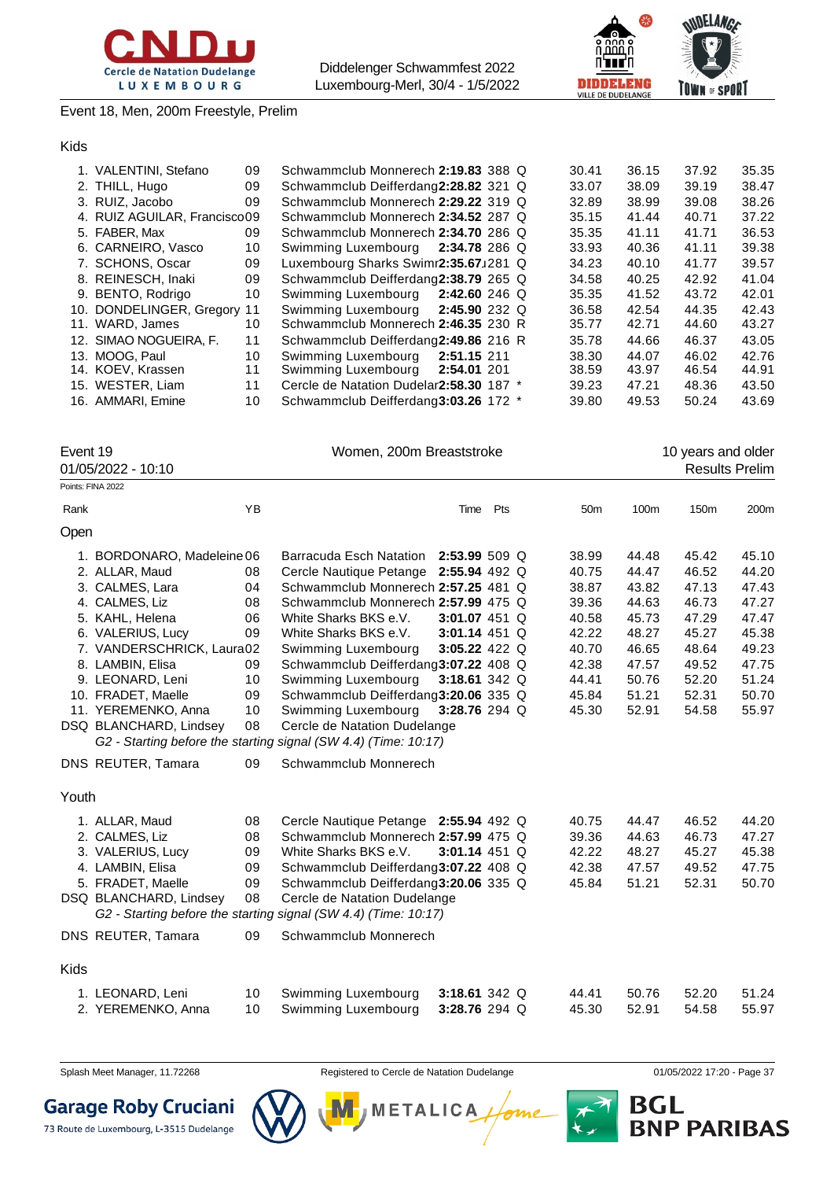Event 18, Men, 200m Freestyle, Prelim

### Kids

| Rank | Name | YB | Club | Time | Pts | | 50m | 100m | 150m | 200m |
|---|---|---|---|---|---|---|---|---|---|---|
| 1. | VALENTINI, Stefano | 09 | Schwammclub Monnerech | **2:19.83** | 388 | Q | 30.41 | 36.15 | 37.92 | 35.35 |
| 2. | THILL, Hugo | 09 | Schwammclub Deifferdang | **2:28.82** | 321 | Q | 33.07 | 38.09 | 39.19 | 38.47 |
| 3. | RUIZ, Jacobo | 09 | Schwammclub Monnerech | **2:29.22** | 319 | Q | 32.89 | 38.99 | 39.08 | 38.26 |
| 4. | RUIZ AGUILAR, Francisco | 09 | Schwammclub Monnerech | **2:34.52** | 287 | Q | 35.15 | 41.44 | 40.71 | 37.22 |
| 5. | FABER, Max | 09 | Schwammclub Monnerech | **2:34.70** | 286 | Q | 35.35 | 41.11 | 41.71 | 36.53 |
| 6. | CARNEIRO, Vasco | 10 | Swimming Luxembourg | **2:34.78** | 286 | Q | 33.93 | 40.36 | 41.11 | 39.38 |
| 7. | SCHONS, Oscar | 09 | Luxembourg Sharks Swimr | **2:35.67** | 281 | Q | 34.23 | 40.10 | 41.77 | 39.57 |
| 8. | REINESCH, Inaki | 09 | Schwammclub Deifferdang | **2:38.79** | 265 | Q | 34.58 | 40.25 | 42.92 | 41.04 |
| 9. | BENTO, Rodrigo | 10 | Swimming Luxembourg | **2:42.60** | 246 | Q | 35.35 | 41.52 | 43.72 | 42.01 |
| 10. | DONDELINGER, Gregory | 11 | Swimming Luxembourg | **2:45.90** | 232 | Q | 36.58 | 42.54 | 44.35 | 42.43 |
| 11. | WARD, James | 10 | Schwammclub Monnerech | **2:46.35** | 230 | R | 35.77 | 42.71 | 44.60 | 43.27 |
| 12. | SIMAO NOGUEIRA, F. | 11 | Schwammclub Deifferdang | **2:49.86** | 216 | R | 35.78 | 44.66 | 46.37 | 43.05 |
| 13. | MOOG, Paul | 10 | Swimming Luxembourg | **2:51.15** | 211 | | 38.30 | 44.07 | 46.02 | 42.76 |
| 14. | KOEV, Krassen | 11 | Swimming Luxembourg | **2:54.01** | 201 | | 38.59 | 43.97 | 46.54 | 44.91 |
| 15. | WESTER, Liam | 11 | Cercle de Natation Dudelar | **2:58.30** | 187 | * | 39.23 | 47.21 | 48.36 | 43.50 |
| 16. | AMMARI, Emine | 10 | Schwammclub Deifferdang | **3:03.26** | 172 | * | 39.80 | 49.53 | 50.24 | 43.69 |

## Event 19 — Women, 200m Breaststroke — 10 years and older

01/05/2022 - 10:10 — Results Prelim

Points: FINA 2022

### Open

| Rank | Name | YB | Club | Time | Pts | | 50m | 100m | 150m | 200m |
|---|---|---|---|---|---|---|---|---|---|---|
| 1. | BORDONARO, Madeleine | 06 | Barracuda Esch Natation | **2:53.99** | 509 | Q | 38.99 | 44.48 | 45.42 | 45.10 |
| 2. | ALLAR, Maud | 08 | Cercle Nautique Petange | **2:55.94** | 492 | Q | 40.75 | 44.47 | 46.52 | 44.20 |
| 3. | CALMES, Lara | 04 | Schwammclub Monnerech | **2:57.25** | 481 | Q | 38.87 | 43.82 | 47.13 | 47.43 |
| 4. | CALMES, Liz | 08 | Schwammclub Monnerech | **2:57.99** | 475 | Q | 39.36 | 44.63 | 46.73 | 47.27 |
| 5. | KAHL, Helena | 06 | White Sharks BKS e.V. | **3:01.07** | 451 | Q | 40.58 | 45.73 | 47.29 | 47.47 |
| 6. | VALERIUS, Lucy | 09 | White Sharks BKS e.V. | **3:01.14** | 451 | Q | 42.22 | 48.27 | 45.27 | 45.38 |
| 7. | VANDERSCHRICK, Laura | 02 | Swimming Luxembourg | **3:05.22** | 422 | Q | 40.70 | 46.65 | 48.64 | 49.23 |
| 8. | LAMBIN, Elisa | 09 | Schwammclub Deifferdang | **3:07.22** | 408 | Q | 42.38 | 47.57 | 49.52 | 47.75 |
| 9. | LEONARD, Leni | 10 | Swimming Luxembourg | **3:18.61** | 342 | Q | 44.41 | 50.76 | 52.20 | 51.24 |
| 10. | FRADET, Maelle | 09 | Schwammclub Deifferdang | **3:20.06** | 335 | Q | 45.84 | 51.21 | 52.31 | 50.70 |
| 11. | YEREMENKO, Anna | 10 | Swimming Luxembourg | **3:28.76** | 294 | Q | 45.30 | 52.91 | 54.58 | 55.97 |
| DSQ | BLANCHARD, Lindsey | 08 | Cercle de Natation Dudelange | | | | | | | |
| | *G2 - Starting before the starting signal (SW 4.4) (Time: 10:17)* | | | | | | | | | |
| DNS | REUTER, Tamara | 09 | Schwammclub Monnerech | | | | | | | |

### Youth

| Rank | Name | YB | Club | Time | Pts | | 50m | 100m | 150m | 200m |
|---|---|---|---|---|---|---|---|---|---|---|
| 1. | ALLAR, Maud | 08 | Cercle Nautique Petange | **2:55.94** | 492 | Q | 40.75 | 44.47 | 46.52 | 44.20 |
| 2. | CALMES, Liz | 08 | Schwammclub Monnerech | **2:57.99** | 475 | Q | 39.36 | 44.63 | 46.73 | 47.27 |
| 3. | VALERIUS, Lucy | 09 | White Sharks BKS e.V. | **3:01.14** | 451 | Q | 42.22 | 48.27 | 45.27 | 45.38 |
| 4. | LAMBIN, Elisa | 09 | Schwammclub Deifferdang | **3:07.22** | 408 | Q | 42.38 | 47.57 | 49.52 | 47.75 |
| 5. | FRADET, Maelle | 09 | Schwammclub Deifferdang | **3:20.06** | 335 | Q | 45.84 | 51.21 | 52.31 | 50.70 |
| DSQ | BLANCHARD, Lindsey | 08 | Cercle de Natation Dudelange | | | | | | | |
| | *G2 - Starting before the starting signal (SW 4.4) (Time: 10:17)* | | | | | | | | | |
| DNS | REUTER, Tamara | 09 | Schwammclub Monnerech | | | | | | | |

### Kids

| Rank | Name | YB | Club | Time | Pts | | 50m | 100m | 150m | 200m |
|---|---|---|---|---|---|---|---|---|---|---|
| 1. | LEONARD, Leni | 10 | Swimming Luxembourg | **3:18.61** | 342 | Q | 44.41 | 50.76 | 52.20 | 51.24 |
| 2. | YEREMENKO, Anna | 10 | Swimming Luxembourg | **3:28.76** | 294 | Q | 45.30 | 52.91 | 54.58 | 55.97 |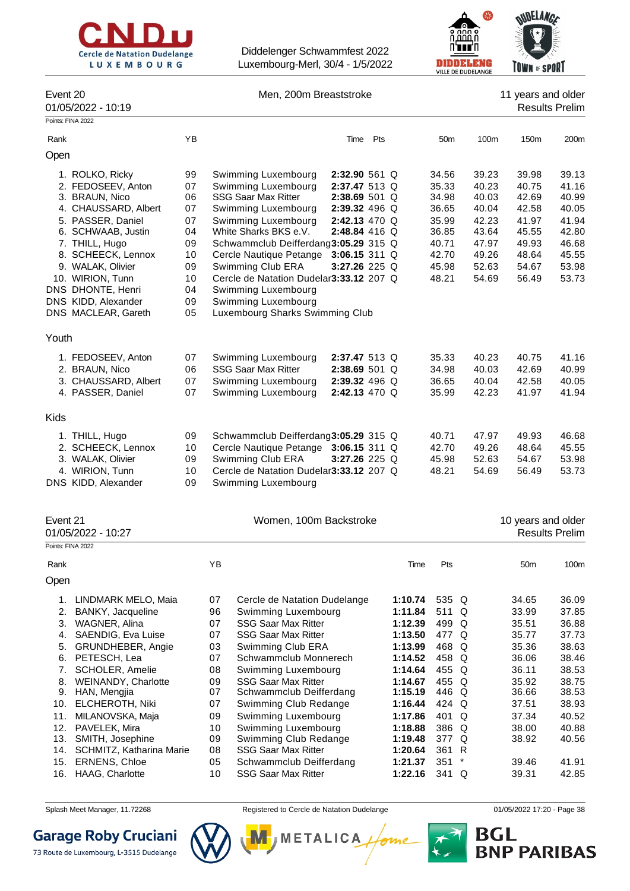## Event 20 — Men, 200m Breaststroke — 11 years and older

01/05/2022 - 10:19 — Results Prelim

Points: FINA 2022

| Rank | Name | YB | Club | Time | Pts | | 50m | 100m | 150m | 200m |
|---|---|---|---|---|---|---|---|---|---|---|
| **Open** | | | | | | | | | | |
| 1. | ROLKO, Ricky | 99 | Swimming Luxembourg | **2:32.90** | 561 | Q | 34.56 | 39.23 | 39.98 | 39.13 |
| 2. | FEDOSEEV, Anton | 07 | Swimming Luxembourg | **2:37.47** | 513 | Q | 35.33 | 40.23 | 40.75 | 41.16 |
| 3. | BRAUN, Nico | 06 | SSG Saar Max Ritter | **2:38.69** | 501 | Q | 34.98 | 40.03 | 42.69 | 40.99 |
| 4. | CHAUSSARD, Albert | 07 | Swimming Luxembourg | **2:39.32** | 496 | Q | 36.65 | 40.04 | 42.58 | 40.05 |
| 5. | PASSER, Daniel | 07 | Swimming Luxembourg | **2:42.13** | 470 | Q | 35.99 | 42.23 | 41.97 | 41.94 |
| 6. | SCHWAAB, Justin | 04 | White Sharks BKS e.V. | **2:48.84** | 416 | Q | 36.85 | 43.64 | 45.55 | 42.80 |
| 7. | THILL, Hugo | 09 | Schwammclub Deifferdang | **3:05.29** | 315 | Q | 40.71 | 47.97 | 49.93 | 46.68 |
| 8. | SCHEECK, Lennox | 10 | Cercle Nautique Petange | **3:06.15** | 311 | Q | 42.70 | 49.26 | 48.64 | 45.55 |
| 9. | WALAK, Olivier | 09 | Swimming Club ERA | **3:27.26** | 225 | Q | 45.98 | 52.63 | 54.67 | 53.98 |
| 10. | WIRION, Tunn | 10 | Cercle de Natation Dudelar | **3:33.12** | 207 | Q | 48.21 | 54.69 | 56.49 | 53.73 |
| DNS | DHONTE, Henri | 04 | Swimming Luxembourg | | | | | | | |
| DNS | KIDD, Alexander | 09 | Swimming Luxembourg | | | | | | | |
| DNS | MACLEAR, Gareth | 05 | Luxembourg Sharks Swimming Club | | | | | | | |
| **Youth** | | | | | | | | | | |
| 1. | FEDOSEEV, Anton | 07 | Swimming Luxembourg | **2:37.47** | 513 | Q | 35.33 | 40.23 | 40.75 | 41.16 |
| 2. | BRAUN, Nico | 06 | SSG Saar Max Ritter | **2:38.69** | 501 | Q | 34.98 | 40.03 | 42.69 | 40.99 |
| 3. | CHAUSSARD, Albert | 07 | Swimming Luxembourg | **2:39.32** | 496 | Q | 36.65 | 40.04 | 42.58 | 40.05 |
| 4. | PASSER, Daniel | 07 | Swimming Luxembourg | **2:42.13** | 470 | Q | 35.99 | 42.23 | 41.97 | 41.94 |
| **Kids** | | | | | | | | | | |
| 1. | THILL, Hugo | 09 | Schwammclub Deifferdang | **3:05.29** | 315 | Q | 40.71 | 47.97 | 49.93 | 46.68 |
| 2. | SCHEECK, Lennox | 10 | Cercle Nautique Petange | **3:06.15** | 311 | Q | 42.70 | 49.26 | 48.64 | 45.55 |
| 3. | WALAK, Olivier | 09 | Swimming Club ERA | **3:27.26** | 225 | Q | 45.98 | 52.63 | 54.67 | 53.98 |
| 4. | WIRION, Tunn | 10 | Cercle de Natation Dudelar | **3:33.12** | 207 | Q | 48.21 | 54.69 | 56.49 | 53.73 |
| DNS | KIDD, Alexander | 09 | Swimming Luxembourg | | | | | | | |

## Event 21 — Women, 100m Backstroke — 10 years and older

01/05/2022 - 10:27 — Results Prelim

Points: FINA 2022

| Rank | Name | YB | Club | Time | Pts | | 50m | 100m |
|---|---|---|---|---|---|---|---|---|
| **Open** | | | | | | | | |
| 1. | LINDMARK MELO, Maia | 07 | Cercle de Natation Dudelange | **1:10.74** | 535 | Q | 34.65 | 36.09 |
| 2. | BANKY, Jacqueline | 96 | Swimming Luxembourg | **1:11.84** | 511 | Q | 33.99 | 37.85 |
| 3. | WAGNER, Alina | 07 | SSG Saar Max Ritter | **1:12.39** | 499 | Q | 35.51 | 36.88 |
| 4. | SAENDIG, Eva Luise | 07 | SSG Saar Max Ritter | **1:13.50** | 477 | Q | 35.77 | 37.73 |
| 5. | GRUNDHEBER, Angie | 03 | Swimming Club ERA | **1:13.99** | 468 | Q | 35.36 | 38.63 |
| 6. | PETESCH, Lea | 07 | Schwammclub Monnerech | **1:14.52** | 458 | Q | 36.06 | 38.46 |
| 7. | SCHOLER, Amelie | 08 | Swimming Luxembourg | **1:14.64** | 455 | Q | 36.11 | 38.53 |
| 8. | WEINANDY, Charlotte | 09 | SSG Saar Max Ritter | **1:14.67** | 455 | Q | 35.92 | 38.75 |
| 9. | HAN, Mengjia | 07 | Schwammclub Deifferdang | **1:15.19** | 446 | Q | 36.66 | 38.53 |
| 10. | ELCHEROTH, Niki | 07 | Swimming Club Redange | **1:16.44** | 424 | Q | 37.51 | 38.93 |
| 11. | MILANOVSKA, Maja | 09 | Swimming Luxembourg | **1:17.86** | 401 | Q | 37.34 | 40.52 |
| 12. | PAVELEK, Mira | 10 | Swimming Luxembourg | **1:18.88** | 386 | Q | 38.00 | 40.88 |
| 13. | SMITH, Josephine | 09 | Swimming Club Redange | **1:19.48** | 377 | Q | 38.92 | 40.56 |
| 14. | SCHMITZ, Katharina Marie | 08 | SSG Saar Max Ritter | **1:20.64** | 361 | R | | |
| 15. | ERNENS, Chloe | 05 | Schwammclub Deifferdang | **1:21.37** | 351 | * | 39.46 | 41.91 |
| 16. | HAAG, Charlotte | 10 | SSG Saar Max Ritter | **1:22.16** | 341 | Q | 39.31 | 42.85 |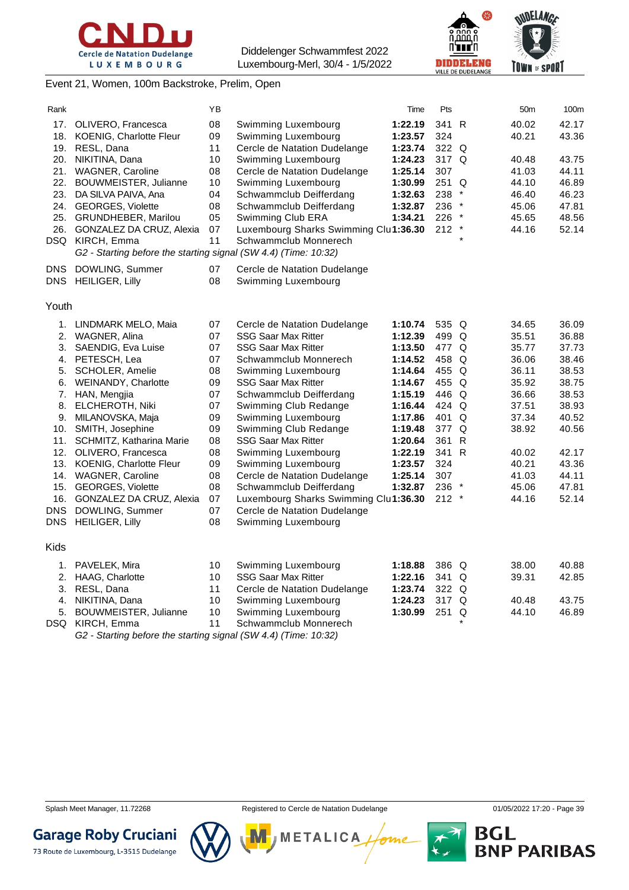Diddelenger Schwammfest 2022
Luxembourg-Merl, 30/4 - 1/5/2022

## Event 21, Women, 100m Backstroke, Prelim, Open

| Rank | | YB | | Time | Pts | | 50m | 100m |
|---|---|---|---|---|---|---|---|---|
| 17. | OLIVERO, Francesca | 08 | Swimming Luxembourg | **1:22.19** | 341 | R | 40.02 | 42.17 |
| 18. | KOENIG, Charlotte Fleur | 09 | Swimming Luxembourg | **1:23.57** | 324 | | 40.21 | 43.36 |
| 19. | RESL, Dana | 11 | Cercle de Natation Dudelange | **1:23.74** | 322 | Q | | |
| 20. | NIKITINA, Dana | 10 | Swimming Luxembourg | **1:24.23** | 317 | Q | 40.48 | 43.75 |
| 21. | WAGNER, Caroline | 08 | Cercle de Natation Dudelange | **1:25.14** | 307 | | 41.03 | 44.11 |
| 22. | BOUWMEISTER, Julianne | 10 | Swimming Luxembourg | **1:30.99** | 251 | Q | 44.10 | 46.89 |
| 23. | DA SILVA PAIVA, Ana | 04 | Schwammclub Deifferdang | **1:32.63** | 238 | * | 46.40 | 46.23 |
| 24. | GEORGES, Violette | 08 | Schwammclub Deifferdang | **1:32.87** | 236 | * | 45.06 | 47.81 |
| 25. | GRUNDHEBER, Marilou | 05 | Swimming Club ERA | **1:34.21** | 226 | * | 45.65 | 48.56 |
| 26. | GONZALEZ DA CRUZ, Alexia | 07 | Luxembourg Sharks Swimming Clu | **1:36.30** | 212 | * | 44.16 | 52.14 |
| DSQ | KIRCH, Emma | 11 | Schwammclub Monnerech | | | * | | |
| | *G2 - Starting before the starting signal (SW 4.4) (Time: 10:32)* | | | | | | | |
| DNS | DOWLING, Summer | 07 | Cercle de Natation Dudelange | | | | | |
| DNS | HEILIGER, Lilly | 08 | Swimming Luxembourg | | | | | |

### Youth

| Rank | | YB | | Time | Pts | | 50m | 100m |
|---|---|---|---|---|---|---|---|---|
| 1. | LINDMARK MELO, Maia | 07 | Cercle de Natation Dudelange | **1:10.74** | 535 | Q | 34.65 | 36.09 |
| 2. | WAGNER, Alina | 07 | SSG Saar Max Ritter | **1:12.39** | 499 | Q | 35.51 | 36.88 |
| 3. | SAENDIG, Eva Luise | 07 | SSG Saar Max Ritter | **1:13.50** | 477 | Q | 35.77 | 37.73 |
| 4. | PETESCH, Lea | 07 | Schwammclub Monnerech | **1:14.52** | 458 | Q | 36.06 | 38.46 |
| 5. | SCHOLER, Amelie | 08 | Swimming Luxembourg | **1:14.64** | 455 | Q | 36.11 | 38.53 |
| 6. | WEINANDY, Charlotte | 09 | SSG Saar Max Ritter | **1:14.67** | 455 | Q | 35.92 | 38.75 |
| 7. | HAN, Mengjia | 07 | Schwammclub Deifferdang | **1:15.19** | 446 | Q | 36.66 | 38.53 |
| 8. | ELCHEROTH, Niki | 07 | Swimming Club Redange | **1:16.44** | 424 | Q | 37.51 | 38.93 |
| 9. | MILANOVSKA, Maja | 09 | Swimming Luxembourg | **1:17.86** | 401 | Q | 37.34 | 40.52 |
| 10. | SMITH, Josephine | 09 | Swimming Club Redange | **1:19.48** | 377 | Q | 38.92 | 40.56 |
| 11. | SCHMITZ, Katharina Marie | 08 | SSG Saar Max Ritter | **1:20.64** | 361 | R | | |
| 12. | OLIVERO, Francesca | 08 | Swimming Luxembourg | **1:22.19** | 341 | R | 40.02 | 42.17 |
| 13. | KOENIG, Charlotte Fleur | 09 | Swimming Luxembourg | **1:23.57** | 324 | | 40.21 | 43.36 |
| 14. | WAGNER, Caroline | 08 | Cercle de Natation Dudelange | **1:25.14** | 307 | | 41.03 | 44.11 |
| 15. | GEORGES, Violette | 08 | Schwammclub Deifferdang | **1:32.87** | 236 | * | 45.06 | 47.81 |
| 16. | GONZALEZ DA CRUZ, Alexia | 07 | Luxembourg Sharks Swimming Clu | **1:36.30** | 212 | * | 44.16 | 52.14 |
| DNS | DOWLING, Summer | 07 | Cercle de Natation Dudelange | | | | | |
| DNS | HEILIGER, Lilly | 08 | Swimming Luxembourg | | | | | |

### Kids

| Rank | | YB | | Time | Pts | | 50m | 100m |
|---|---|---|---|---|---|---|---|---|
| 1. | PAVELEK, Mira | 10 | Swimming Luxembourg | **1:18.88** | 386 | Q | 38.00 | 40.88 |
| 2. | HAAG, Charlotte | 10 | SSG Saar Max Ritter | **1:22.16** | 341 | Q | 39.31 | 42.85 |
| 3. | RESL, Dana | 11 | Cercle de Natation Dudelange | **1:23.74** | 322 | Q | | |
| 4. | NIKITINA, Dana | 10 | Swimming Luxembourg | **1:24.23** | 317 | Q | 40.48 | 43.75 |
| 5. | BOUWMEISTER, Julianne | 10 | Swimming Luxembourg | **1:30.99** | 251 | Q | 44.10 | 46.89 |
| DSQ | KIRCH, Emma | 11 | Schwammclub Monnerech | | | * | | |
| | *G2 - Starting before the starting signal (SW 4.4) (Time: 10:32)* | | | | | | | |

Splash Meet Manager, 11.72268 — Registered to Cercle de Natation Dudelange — 01/05/2022 17:20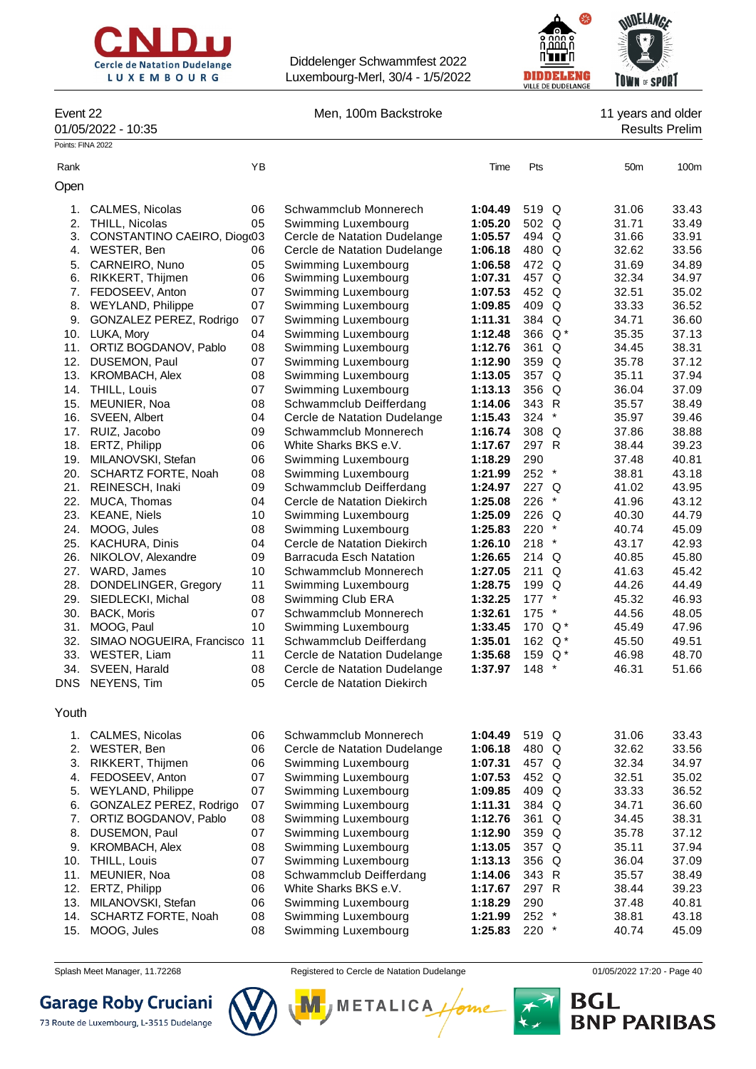Diddelenger Schwammfest 2022
Luxembourg-Merl, 30/4 - 1/5/2022

Event 22 — Men, 100m Backstroke — 11 years and older
01/05/2022 - 10:35 — Results Prelim

Points: FINA 2022

### Open

| Rank | | YB | | Time | Pts | | 50m | 100m |
|---|---|---|---|---|---|---|---|---|
| 1. | CALMES, Nicolas | 06 | Schwammclub Monnerech | **1:04.49** | 519 | Q | 31.06 | 33.43 |
| 2. | THILL, Nicolas | 05 | Swimming Luxembourg | **1:05.20** | 502 | Q | 31.71 | 33.49 |
| 3. | CONSTANTINO CAEIRO, Diogo | 03 | Cercle de Natation Dudelange | **1:05.57** | 494 | Q | 31.66 | 33.91 |
| 4. | WESTER, Ben | 06 | Cercle de Natation Dudelange | **1:06.18** | 480 | Q | 32.62 | 33.56 |
| 5. | CARNEIRO, Nuno | 05 | Swimming Luxembourg | **1:06.58** | 472 | Q | 31.69 | 34.89 |
| 6. | RIKKERT, Thijmen | 06 | Swimming Luxembourg | **1:07.31** | 457 | Q | 32.34 | 34.97 |
| 7. | FEDOSEEV, Anton | 07 | Swimming Luxembourg | **1:07.53** | 452 | Q | 32.51 | 35.02 |
| 8. | WEYLAND, Philippe | 07 | Swimming Luxembourg | **1:09.85** | 409 | Q | 33.33 | 36.52 |
| 9. | GONZALEZ PEREZ, Rodrigo | 07 | Swimming Luxembourg | **1:11.31** | 384 | Q | 34.71 | 36.60 |
| 10. | LUKA, Mory | 04 | Swimming Luxembourg | **1:12.48** | 366 | Q * | 35.35 | 37.13 |
| 11. | ORTIZ BOGDANOV, Pablo | 08 | Swimming Luxembourg | **1:12.76** | 361 | Q | 34.45 | 38.31 |
| 12. | DUSEMON, Paul | 07 | Swimming Luxembourg | **1:12.90** | 359 | Q | 35.78 | 37.12 |
| 13. | KROMBACH, Alex | 08 | Swimming Luxembourg | **1:13.05** | 357 | Q | 35.11 | 37.94 |
| 14. | THILL, Louis | 07 | Swimming Luxembourg | **1:13.13** | 356 | Q | 36.04 | 37.09 |
| 15. | MEUNIER, Noa | 08 | Schwammclub Deifferdang | **1:14.06** | 343 | R | 35.57 | 38.49 |
| 16. | SVEEN, Albert | 04 | Cercle de Natation Dudelange | **1:15.43** | 324 | * | 35.97 | 39.46 |
| 17. | RUIZ, Jacobo | 09 | Schwammclub Monnerech | **1:16.74** | 308 | Q | 37.86 | 38.88 |
| 18. | ERTZ, Philipp | 06 | White Sharks BKS e.V. | **1:17.67** | 297 | R | 38.44 | 39.23 |
| 19. | MILANOVSKI, Stefan | 06 | Swimming Luxembourg | **1:18.29** | 290 | | 37.48 | 40.81 |
| 20. | SCHARTZ FORTE, Noah | 08 | Swimming Luxembourg | **1:21.99** | 252 | * | 38.81 | 43.18 |
| 21. | REINESCH, Inaki | 09 | Schwammclub Deifferdang | **1:24.97** | 227 | Q | 41.02 | 43.95 |
| 22. | MUCA, Thomas | 04 | Cercle de Natation Diekirch | **1:25.08** | 226 | * | 41.96 | 43.12 |
| 23. | KEANE, Niels | 10 | Swimming Luxembourg | **1:25.09** | 226 | Q | 40.30 | 44.79 |
| 24. | MOOG, Jules | 08 | Swimming Luxembourg | **1:25.83** | 220 | * | 40.74 | 45.09 |
| 25. | KACHURA, Dinis | 04 | Cercle de Natation Diekirch | **1:26.10** | 218 | * | 43.17 | 42.93 |
| 26. | NIKOLOV, Alexandre | 09 | Barracuda Esch Natation | **1:26.65** | 214 | Q | 40.85 | 45.80 |
| 27. | WARD, James | 10 | Schwammclub Monnerech | **1:27.05** | 211 | Q | 41.63 | 45.42 |
| 28. | DONDELINGER, Gregory | 11 | Swimming Luxembourg | **1:28.75** | 199 | Q | 44.26 | 44.49 |
| 29. | SIEDLECKI, Michal | 08 | Swimming Club ERA | **1:32.25** | 177 | * | 45.32 | 46.93 |
| 30. | BACK, Moris | 07 | Schwammclub Monnerech | **1:32.61** | 175 | * | 44.56 | 48.05 |
| 31. | MOOG, Paul | 10 | Swimming Luxembourg | **1:33.45** | 170 | Q * | 45.49 | 47.96 |
| 32. | SIMAO NOGUEIRA, Francisco | 11 | Schwammclub Deifferdang | **1:35.01** | 162 | Q * | 45.50 | 49.51 |
| 33. | WESTER, Liam | 11 | Cercle de Natation Dudelange | **1:35.68** | 159 | Q * | 46.98 | 48.70 |
| 34. | SVEEN, Harald | 08 | Cercle de Natation Dudelange | **1:37.97** | 148 | * | 46.31 | 51.66 |
| DNS | NEYENS, Tim | 05 | Cercle de Natation Diekirch | | | | | |

### Youth

| Rank | | YB | | Time | Pts | | 50m | 100m |
|---|---|---|---|---|---|---|---|---|
| 1. | CALMES, Nicolas | 06 | Schwammclub Monnerech | **1:04.49** | 519 | Q | 31.06 | 33.43 |
| 2. | WESTER, Ben | 06 | Cercle de Natation Dudelange | **1:06.18** | 480 | Q | 32.62 | 33.56 |
| 3. | RIKKERT, Thijmen | 06 | Swimming Luxembourg | **1:07.31** | 457 | Q | 32.34 | 34.97 |
| 4. | FEDOSEEV, Anton | 07 | Swimming Luxembourg | **1:07.53** | 452 | Q | 32.51 | 35.02 |
| 5. | WEYLAND, Philippe | 07 | Swimming Luxembourg | **1:09.85** | 409 | Q | 33.33 | 36.52 |
| 6. | GONZALEZ PEREZ, Rodrigo | 07 | Swimming Luxembourg | **1:11.31** | 384 | Q | 34.71 | 36.60 |
| 7. | ORTIZ BOGDANOV, Pablo | 08 | Swimming Luxembourg | **1:12.76** | 361 | Q | 34.45 | 38.31 |
| 8. | DUSEMON, Paul | 07 | Swimming Luxembourg | **1:12.90** | 359 | Q | 35.78 | 37.12 |
| 9. | KROMBACH, Alex | 08 | Swimming Luxembourg | **1:13.05** | 357 | Q | 35.11 | 37.94 |
| 10. | THILL, Louis | 07 | Swimming Luxembourg | **1:13.13** | 356 | Q | 36.04 | 37.09 |
| 11. | MEUNIER, Noa | 08 | Schwammclub Deifferdang | **1:14.06** | 343 | R | 35.57 | 38.49 |
| 12. | ERTZ, Philipp | 06 | White Sharks BKS e.V. | **1:17.67** | 297 | R | 38.44 | 39.23 |
| 13. | MILANOVSKI, Stefan | 06 | Swimming Luxembourg | **1:18.29** | 290 | | 37.48 | 40.81 |
| 14. | SCHARTZ FORTE, Noah | 08 | Swimming Luxembourg | **1:21.99** | 252 | * | 38.81 | 43.18 |
| 15. | MOOG, Jules | 08 | Swimming Luxembourg | **1:25.83** | 220 | * | 40.74 | 45.09 |

Splash Meet Manager, 11.72268 — Registered to Cercle de Natation Dudelange — 01/05/2022 17:20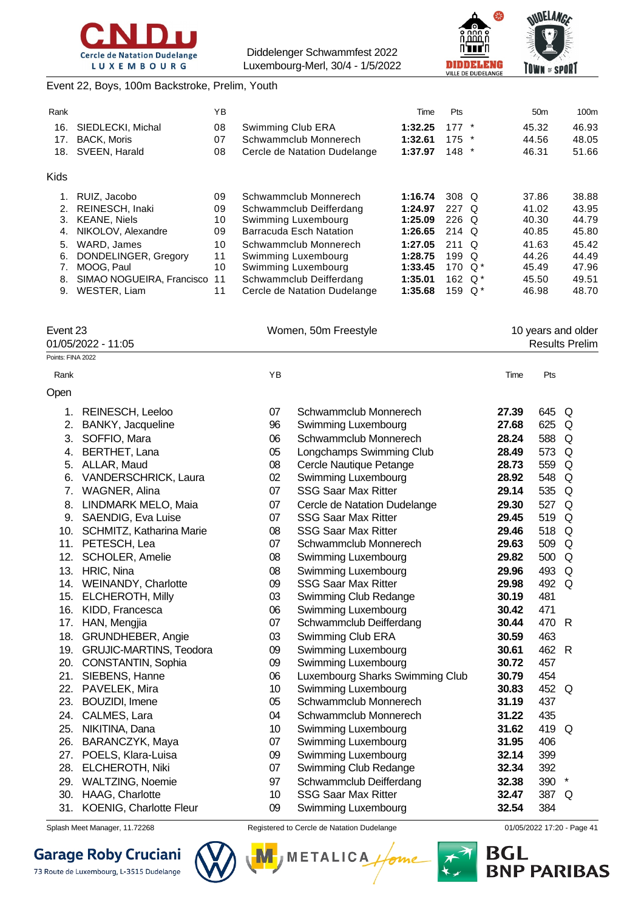Event 22, Boys, 100m Backstroke, Prelim, Youth

| Rank | | YB | | Time | Pts | | 50m | 100m |
|---|---|---|---|---|---|---|---|---|
| 16. | SIEDLECKI, Michal | 08 | Swimming Club ERA | **1:32.25** | 177 | * | 45.32 | 46.93 |
| 17. | BACK, Moris | 07 | Schwammclub Monnerech | **1:32.61** | 175 | * | 44.56 | 48.05 |
| 18. | SVEEN, Harald | 08 | Cercle de Natation Dudelange | **1:37.97** | 148 | * | 46.31 | 51.66 |

Kids

| Rank | | YB | | Time | Pts | | 50m | 100m |
|---|---|---|---|---|---|---|---|---|
| 1. | RUIZ, Jacobo | 09 | Schwammclub Monnerech | **1:16.74** | 308 | Q | 37.86 | 38.88 |
| 2. | REINESCH, Inaki | 09 | Schwammclub Deifferdang | **1:24.97** | 227 | Q | 41.02 | 43.95 |
| 3. | KEANE, Niels | 10 | Swimming Luxembourg | **1:25.09** | 226 | Q | 40.30 | 44.79 |
| 4. | NIKOLOV, Alexandre | 09 | Barracuda Esch Natation | **1:26.65** | 214 | Q | 40.85 | 45.80 |
| 5. | WARD, James | 10 | Schwammclub Monnerech | **1:27.05** | 211 | Q | 41.63 | 45.42 |
| 6. | DONDELINGER, Gregory | 11 | Swimming Luxembourg | **1:28.75** | 199 | Q | 44.26 | 44.49 |
| 7. | MOOG, Paul | 10 | Swimming Luxembourg | **1:33.45** | 170 | Q * | 45.49 | 47.96 |
| 8. | SIMAO NOGUEIRA, Francisco | 11 | Schwammclub Deifferdang | **1:35.01** | 162 | Q * | 45.50 | 49.51 |
| 9. | WESTER, Liam | 11 | Cercle de Natation Dudelange | **1:35.68** | 159 | Q * | 46.98 | 48.70 |

Event 23 — Women, 50m Freestyle — 10 years and older

01/05/2022 - 11:05 — Results Prelim

Points: FINA 2022

Open

| Rank | | YB | | Time | Pts | |
|---|---|---|---|---|---|---|
| 1. | REINESCH, Leeloo | 07 | Schwammclub Monnerech | **27.39** | 645 | Q |
| 2. | BANKY, Jacqueline | 96 | Swimming Luxembourg | **27.68** | 625 | Q |
| 3. | SOFFIO, Mara | 06 | Schwammclub Monnerech | **28.24** | 588 | Q |
| 4. | BERTHET, Lana | 05 | Longchamps Swimming Club | **28.49** | 573 | Q |
| 5. | ALLAR, Maud | 08 | Cercle Nautique Petange | **28.73** | 559 | Q |
| 6. | VANDERSCHRICK, Laura | 02 | Swimming Luxembourg | **28.92** | 548 | Q |
| 7. | WAGNER, Alina | 07 | SSG Saar Max Ritter | **29.14** | 535 | Q |
| 8. | LINDMARK MELO, Maia | 07 | Cercle de Natation Dudelange | **29.30** | 527 | Q |
| 9. | SAENDIG, Eva Luise | 07 | SSG Saar Max Ritter | **29.45** | 519 | Q |
| 10. | SCHMITZ, Katharina Marie | 08 | SSG Saar Max Ritter | **29.46** | 518 | Q |
| 11. | PETESCH, Lea | 07 | Schwammclub Monnerech | **29.63** | 509 | Q |
| 12. | SCHOLER, Amelie | 08 | Swimming Luxembourg | **29.82** | 500 | Q |
| 13. | HRIC, Nina | 08 | Swimming Luxembourg | **29.96** | 493 | Q |
| 14. | WEINANDY, Charlotte | 09 | SSG Saar Max Ritter | **29.98** | 492 | Q |
| 15. | ELCHEROTH, Milly | 03 | Swimming Club Redange | **30.19** | 481 | |
| 16. | KIDD, Francesca | 06 | Swimming Luxembourg | **30.42** | 471 | |
| 17. | HAN, Mengjia | 07 | Schwammclub Deifferdang | **30.44** | 470 | R |
| 18. | GRUNDHEBER, Angie | 03 | Swimming Club ERA | **30.59** | 463 | |
| 19. | GRUJIC-MARTINS, Teodora | 09 | Swimming Luxembourg | **30.61** | 462 | R |
| 20. | CONSTANTIN, Sophia | 09 | Swimming Luxembourg | **30.72** | 457 | |
| 21. | SIEBENS, Hanne | 06 | Luxembourg Sharks Swimming Club | **30.79** | 454 | |
| 22. | PAVELEK, Mira | 10 | Swimming Luxembourg | **30.83** | 452 | Q |
| 23. | BOUZIDI, Imene | 05 | Schwammclub Monnerech | **31.19** | 437 | |
| 24. | CALMES, Lara | 04 | Schwammclub Monnerech | **31.22** | 435 | |
| 25. | NIKITINA, Dana | 10 | Swimming Luxembourg | **31.62** | 419 | Q |
| 26. | BARANCZYK, Maya | 07 | Swimming Luxembourg | **31.95** | 406 | |
| 27. | POELS, Klara-Luisa | 09 | Swimming Luxembourg | **32.14** | 399 | |
| 28. | ELCHEROTH, Niki | 07 | Swimming Club Redange | **32.34** | 392 | |
| 29. | WALTZING, Noemie | 97 | Schwammclub Deifferdang | **32.38** | 390 | * |
| 30. | HAAG, Charlotte | 10 | SSG Saar Max Ritter | **32.47** | 387 | Q |
| 31. | KOENIG, Charlotte Fleur | 09 | Swimming Luxembourg | **32.54** | 384 | |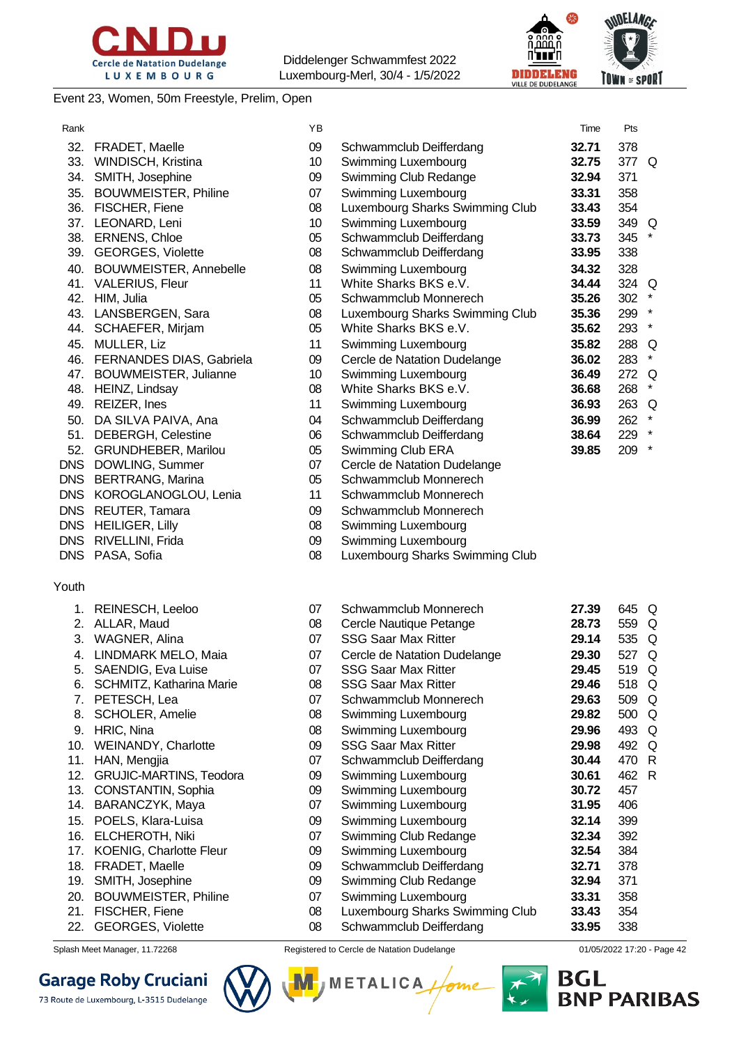Diddelenger Schwammfest 2022
Luxembourg-Merl, 30/4 - 1/5/2022

Event 23, Women, 50m Freestyle, Prelim, Open

| Rank | | YB | | Time | Pts | |
|---|---|---|---|---|---|---|
| 32. | FRADET, Maelle | 09 | Schwammclub Deifferdang | **32.71** | 378 | |
| 33. | WINDISCH, Kristina | 10 | Swimming Luxembourg | **32.75** | 377 | Q |
| 34. | SMITH, Josephine | 09 | Swimming Club Redange | **32.94** | 371 | |
| 35. | BOUWMEISTER, Philine | 07 | Swimming Luxembourg | **33.31** | 358 | |
| 36. | FISCHER, Fiene | 08 | Luxembourg Sharks Swimming Club | **33.43** | 354 | |
| 37. | LEONARD, Leni | 10 | Swimming Luxembourg | **33.59** | 349 | Q |
| 38. | ERNENS, Chloe | 05 | Schwammclub Deifferdang | **33.73** | 345 | * |
| 39. | GEORGES, Violette | 08 | Schwammclub Deifferdang | **33.95** | 338 | |
| 40. | BOUWMEISTER, Annebelle | 08 | Swimming Luxembourg | **34.32** | 328 | |
| 41. | VALERIUS, Fleur | 11 | White Sharks BKS e.V. | **34.44** | 324 | Q |
| 42. | HIM, Julia | 05 | Schwammclub Monnerech | **35.26** | 302 | * |
| 43. | LANSBERGEN, Sara | 08 | Luxembourg Sharks Swimming Club | **35.36** | 299 | * |
| 44. | SCHAEFER, Mirjam | 05 | White Sharks BKS e.V. | **35.62** | 293 | * |
| 45. | MULLER, Liz | 11 | Swimming Luxembourg | **35.82** | 288 | Q |
| 46. | FERNANDES DIAS, Gabriela | 09 | Cercle de Natation Dudelange | **36.02** | 283 | * |
| 47. | BOUWMEISTER, Julianne | 10 | Swimming Luxembourg | **36.49** | 272 | Q |
| 48. | HEINZ, Lindsay | 08 | White Sharks BKS e.V. | **36.68** | 268 | * |
| 49. | REIZER, Ines | 11 | Swimming Luxembourg | **36.93** | 263 | Q |
| 50. | DA SILVA PAIVA, Ana | 04 | Schwammclub Deifferdang | **36.99** | 262 | * |
| 51. | DEBERGH, Celestine | 06 | Schwammclub Deifferdang | **38.64** | 229 | * |
| 52. | GRUNDHEBER, Marilou | 05 | Swimming Club ERA | **39.85** | 209 | * |
| DNS | DOWLING, Summer | 07 | Cercle de Natation Dudelange | | | |
| DNS | BERTRANG, Marina | 05 | Schwammclub Monnerech | | | |
| DNS | KOROGLANOGLOU, Lenia | 11 | Schwammclub Monnerech | | | |
| DNS | REUTER, Tamara | 09 | Schwammclub Monnerech | | | |
| DNS | HEILIGER, Lilly | 08 | Swimming Luxembourg | | | |
| DNS | RIVELLINI, Frida | 09 | Swimming Luxembourg | | | |
| DNS | PASA, Sofia | 08 | Luxembourg Sharks Swimming Club | | | |

Youth

| Rank | | YB | | Time | Pts | |
|---|---|---|---|---|---|---|
| 1. | REINESCH, Leeloo | 07 | Schwammclub Monnerech | **27.39** | 645 | Q |
| 2. | ALLAR, Maud | 08 | Cercle Nautique Petange | **28.73** | 559 | Q |
| 3. | WAGNER, Alina | 07 | SSG Saar Max Ritter | **29.14** | 535 | Q |
| 4. | LINDMARK MELO, Maia | 07 | Cercle de Natation Dudelange | **29.30** | 527 | Q |
| 5. | SAENDIG, Eva Luise | 07 | SSG Saar Max Ritter | **29.45** | 519 | Q |
| 6. | SCHMITZ, Katharina Marie | 08 | SSG Saar Max Ritter | **29.46** | 518 | Q |
| 7. | PETESCH, Lea | 07 | Schwammclub Monnerech | **29.63** | 509 | Q |
| 8. | SCHOLER, Amelie | 08 | Swimming Luxembourg | **29.82** | 500 | Q |
| 9. | HRIC, Nina | 08 | Swimming Luxembourg | **29.96** | 493 | Q |
| 10. | WEINANDY, Charlotte | 09 | SSG Saar Max Ritter | **29.98** | 492 | Q |
| 11. | HAN, Mengjia | 07 | Schwammclub Deifferdang | **30.44** | 470 | R |
| 12. | GRUJIC-MARTINS, Teodora | 09 | Swimming Luxembourg | **30.61** | 462 | R |
| 13. | CONSTANTIN, Sophia | 09 | Swimming Luxembourg | **30.72** | 457 | |
| 14. | BARANCZYK, Maya | 07 | Swimming Luxembourg | **31.95** | 406 | |
| 15. | POELS, Klara-Luisa | 09 | Swimming Luxembourg | **32.14** | 399 | |
| 16. | ELCHEROTH, Niki | 07 | Swimming Club Redange | **32.34** | 392 | |
| 17. | KOENIG, Charlotte Fleur | 09 | Swimming Luxembourg | **32.54** | 384 | |
| 18. | FRADET, Maelle | 09 | Schwammclub Deifferdang | **32.71** | 378 | |
| 19. | SMITH, Josephine | 09 | Swimming Club Redange | **32.94** | 371 | |
| 20. | BOUWMEISTER, Philine | 07 | Swimming Luxembourg | **33.31** | 358 | |
| 21. | FISCHER, Fiene | 08 | Luxembourg Sharks Swimming Club | **33.43** | 354 | |
| 22. | GEORGES, Violette | 08 | Schwammclub Deifferdang | **33.95** | 338 | |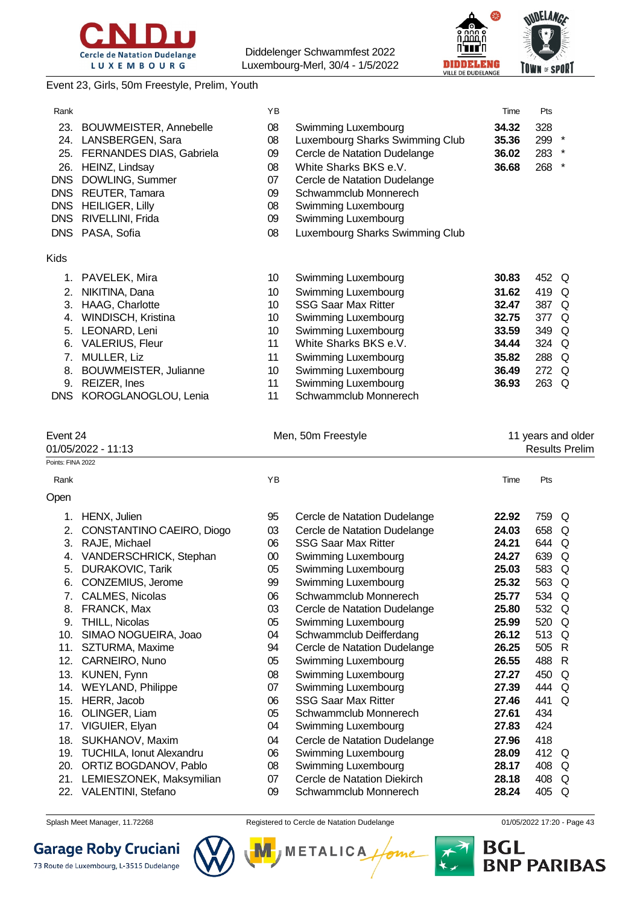Event 23, Girls, 50m Freestyle, Prelim, Youth

| Rank | | YB | | Time | Pts | |
|---|---|---|---|---|---|---|
| 23. | BOUWMEISTER, Annebelle | 08 | Swimming Luxembourg | **34.32** | 328 | |
| 24. | LANSBERGEN, Sara | 08 | Luxembourg Sharks Swimming Club | **35.36** | 299 | * |
| 25. | FERNANDES DIAS, Gabriela | 09 | Cercle de Natation Dudelange | **36.02** | 283 | * |
| 26. | HEINZ, Lindsay | 08 | White Sharks BKS e.V. | **36.68** | 268 | * |
| DNS | DOWLING, Summer | 07 | Cercle de Natation Dudelange | | | |
| DNS | REUTER, Tamara | 09 | Schwammclub Monnerech | | | |
| DNS | HEILIGER, Lilly | 08 | Swimming Luxembourg | | | |
| DNS | RIVELLINI, Frida | 09 | Swimming Luxembourg | | | |
| DNS | PASA, Sofia | 08 | Luxembourg Sharks Swimming Club | | | |

Kids

| Rank | | YB | | Time | Pts | |
|---|---|---|---|---|---|---|
| 1. | PAVELEK, Mira | 10 | Swimming Luxembourg | **30.83** | 452 | Q |
| 2. | NIKITINA, Dana | 10 | Swimming Luxembourg | **31.62** | 419 | Q |
| 3. | HAAG, Charlotte | 10 | SSG Saar Max Ritter | **32.47** | 387 | Q |
| 4. | WINDISCH, Kristina | 10 | Swimming Luxembourg | **32.75** | 377 | Q |
| 5. | LEONARD, Leni | 10 | Swimming Luxembourg | **33.59** | 349 | Q |
| 6. | VALERIUS, Fleur | 11 | White Sharks BKS e.V. | **34.44** | 324 | Q |
| 7. | MULLER, Liz | 11 | Swimming Luxembourg | **35.82** | 288 | Q |
| 8. | BOUWMEISTER, Julianne | 10 | Swimming Luxembourg | **36.49** | 272 | Q |
| 9. | REIZER, Ines | 11 | Swimming Luxembourg | **36.93** | 263 | Q |
| DNS | KOROGLANOGLOU, Lenia | 11 | Schwammclub Monnerech | | | |

Event 24 — Men, 50m Freestyle — 11 years and older
01/05/2022 - 11:13 — Results Prelim

Points: FINA 2022

Open

| Rank | | YB | | Time | Pts | |
|---|---|---|---|---|---|---|
| 1. | HENX, Julien | 95 | Cercle de Natation Dudelange | **22.92** | 759 | Q |
| 2. | CONSTANTINO CAEIRO, Diogo | 03 | Cercle de Natation Dudelange | **24.03** | 658 | Q |
| 3. | RAJE, Michael | 06 | SSG Saar Max Ritter | **24.21** | 644 | Q |
| 4. | VANDERSCHRICK, Stephan | 00 | Swimming Luxembourg | **24.27** | 639 | Q |
| 5. | DURAKOVIC, Tarik | 05 | Swimming Luxembourg | **25.03** | 583 | Q |
| 6. | CONZEMIUS, Jerome | 99 | Swimming Luxembourg | **25.32** | 563 | Q |
| 7. | CALMES, Nicolas | 06 | Schwammclub Monnerech | **25.77** | 534 | Q |
| 8. | FRANCK, Max | 03 | Cercle de Natation Dudelange | **25.80** | 532 | Q |
| 9. | THILL, Nicolas | 05 | Swimming Luxembourg | **25.99** | 520 | Q |
| 10. | SIMAO NOGUEIRA, Joao | 04 | Schwammclub Deifferdang | **26.12** | 513 | Q |
| 11. | SZTURMA, Maxime | 94 | Cercle de Natation Dudelange | **26.25** | 505 | R |
| 12. | CARNEIRO, Nuno | 05 | Swimming Luxembourg | **26.55** | 488 | R |
| 13. | KUNEN, Fynn | 08 | Swimming Luxembourg | **27.27** | 450 | Q |
| 14. | WEYLAND, Philippe | 07 | Swimming Luxembourg | **27.39** | 444 | Q |
| 15. | HERR, Jacob | 06 | SSG Saar Max Ritter | **27.46** | 441 | Q |
| 16. | OLINGER, Liam | 05 | Schwammclub Monnerech | **27.61** | 434 | |
| 17. | VIGUIER, Elyan | 04 | Swimming Luxembourg | **27.83** | 424 | |
| 18. | SUKHANOV, Maxim | 04 | Cercle de Natation Dudelange | **27.96** | 418 | |
| 19. | TUCHILA, Ionut Alexandru | 06 | Swimming Luxembourg | **28.09** | 412 | Q |
| 20. | ORTIZ BOGDANOV, Pablo | 08 | Swimming Luxembourg | **28.17** | 408 | Q |
| 21. | LEMIESZONEK, Maksymilian | 07 | Cercle de Natation Diekirch | **28.18** | 408 | Q |
| 22. | VALENTINI, Stefano | 09 | Schwammclub Monnerech | **28.24** | 405 | Q |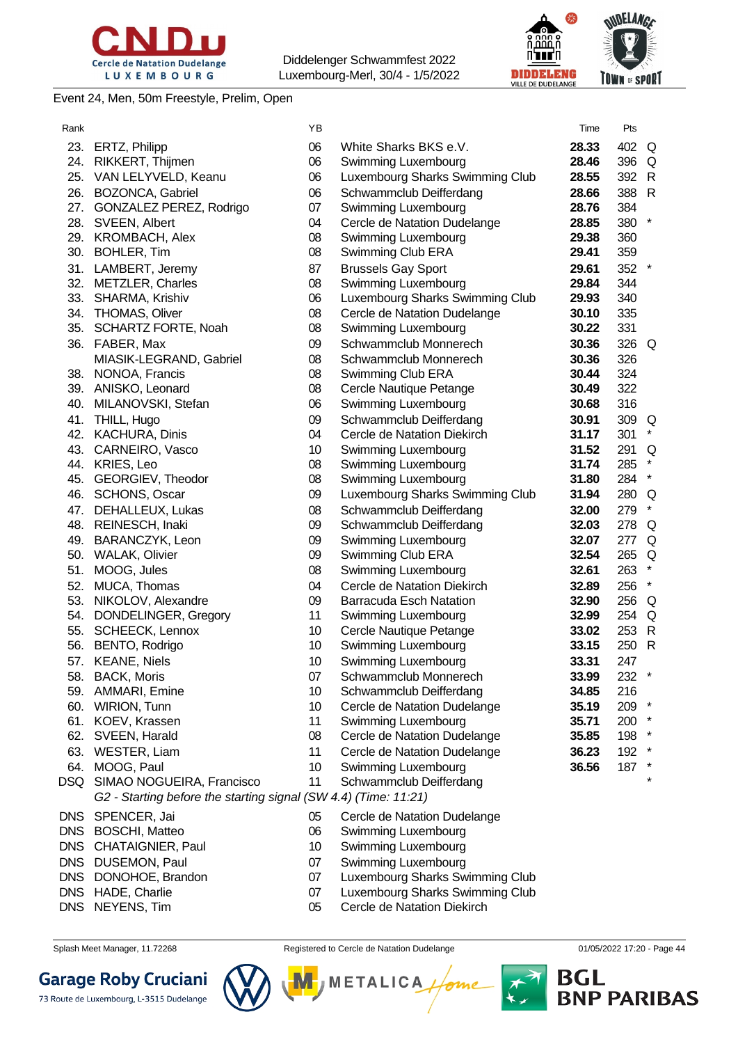Diddelenger Schwammfest 2022
Luxembourg-Merl, 30/4 - 1/5/2022

Event 24, Men, 50m Freestyle, Prelim, Open

| Rank | | YB | | Time | Pts | |
|---|---|---|---|---|---|---|
| 23. | ERTZ, Philipp | 06 | White Sharks BKS e.V. | **28.33** | 402 | Q |
| 24. | RIKKERT, Thijmen | 06 | Swimming Luxembourg | **28.46** | 396 | Q |
| 25. | VAN LELYVELD, Keanu | 06 | Luxembourg Sharks Swimming Club | **28.55** | 392 | R |
| 26. | BOZONCA, Gabriel | 06 | Schwammclub Deifferdang | **28.66** | 388 | R |
| 27. | GONZALEZ PEREZ, Rodrigo | 07 | Swimming Luxembourg | **28.76** | 384 | |
| 28. | SVEEN, Albert | 04 | Cercle de Natation Dudelange | **28.85** | 380 | * |
| 29. | KROMBACH, Alex | 08 | Swimming Luxembourg | **29.38** | 360 | |
| 30. | BOHLER, Tim | 08 | Swimming Club ERA | **29.41** | 359 | |
| 31. | LAMBERT, Jeremy | 87 | Brussels Gay Sport | **29.61** | 352 | * |
| 32. | METZLER, Charles | 08 | Swimming Luxembourg | **29.84** | 344 | |
| 33. | SHARMA, Krishiv | 06 | Luxembourg Sharks Swimming Club | **29.93** | 340 | |
| 34. | THOMAS, Oliver | 08 | Cercle de Natation Dudelange | **30.10** | 335 | |
| 35. | SCHARTZ FORTE, Noah | 08 | Swimming Luxembourg | **30.22** | 331 | |
| 36. | FABER, Max | 09 | Schwammclub Monnerech | **30.36** | 326 | Q |
| | MIASIK-LEGRAND, Gabriel | 08 | Schwammclub Monnerech | **30.36** | 326 | |
| 38. | NONOA, Francis | 08 | Swimming Club ERA | **30.44** | 324 | |
| 39. | ANISKO, Leonard | 08 | Cercle Nautique Petange | **30.49** | 322 | |
| 40. | MILANOVSKI, Stefan | 06 | Swimming Luxembourg | **30.68** | 316 | |
| 41. | THILL, Hugo | 09 | Schwammclub Deifferdang | **30.91** | 309 | Q |
| 42. | KACHURA, Dinis | 04 | Cercle de Natation Diekirch | **31.17** | 301 | * |
| 43. | CARNEIRO, Vasco | 10 | Swimming Luxembourg | **31.52** | 291 | Q |
| 44. | KRIES, Leo | 08 | Swimming Luxembourg | **31.74** | 285 | * |
| 45. | GEORGIEV, Theodor | 08 | Swimming Luxembourg | **31.80** | 284 | * |
| 46. | SCHONS, Oscar | 09 | Luxembourg Sharks Swimming Club | **31.94** | 280 | Q |
| 47. | DEHALLEUX, Lukas | 08 | Schwammclub Deifferdang | **32.00** | 279 | * |
| 48. | REINESCH, Inaki | 09 | Schwammclub Deifferdang | **32.03** | 278 | Q |
| 49. | BARANCZYK, Leon | 09 | Swimming Luxembourg | **32.07** | 277 | Q |
| 50. | WALAK, Olivier | 09 | Swimming Club ERA | **32.54** | 265 | Q |
| 51. | MOOG, Jules | 08 | Swimming Luxembourg | **32.61** | 263 | * |
| 52. | MUCA, Thomas | 04 | Cercle de Natation Diekirch | **32.89** | 256 | * |
| 53. | NIKOLOV, Alexandre | 09 | Barracuda Esch Natation | **32.90** | 256 | Q |
| 54. | DONDELINGER, Gregory | 11 | Swimming Luxembourg | **32.99** | 254 | Q |
| 55. | SCHEECK, Lennox | 10 | Cercle Nautique Petange | **33.02** | 253 | R |
| 56. | BENTO, Rodrigo | 10 | Swimming Luxembourg | **33.15** | 250 | R |
| 57. | KEANE, Niels | 10 | Swimming Luxembourg | **33.31** | 247 | |
| 58. | BACK, Moris | 07 | Schwammclub Monnerech | **33.99** | 232 | * |
| 59. | AMMARI, Emine | 10 | Schwammclub Deifferdang | **34.85** | 216 | |
| 60. | WIRION, Tunn | 10 | Cercle de Natation Dudelange | **35.19** | 209 | * |
| 61. | KOEV, Krassen | 11 | Swimming Luxembourg | **35.71** | 200 | * |
| 62. | SVEEN, Harald | 08 | Cercle de Natation Dudelange | **35.85** | 198 | * |
| 63. | WESTER, Liam | 11 | Cercle de Natation Dudelange | **36.23** | 192 | * |
| 64. | MOOG, Paul | 10 | Swimming Luxembourg | **36.56** | 187 | * |
| DSQ | SIMAO NOGUEIRA, Francisco | 11 | Schwammclub Deifferdang | | | * |
| | *G2 - Starting before the starting signal (SW 4.4) (Time: 11:21)* | | | | | |
| DNS | SPENCER, Jai | 05 | Cercle de Natation Dudelange | | | |
| DNS | BOSCHI, Matteo | 06 | Swimming Luxembourg | | | |
| DNS | CHATAIGNIER, Paul | 10 | Swimming Luxembourg | | | |
| DNS | DUSEMON, Paul | 07 | Swimming Luxembourg | | | |
| DNS | DONOHOE, Brandon | 07 | Luxembourg Sharks Swimming Club | | | |
| DNS | HADE, Charlie | 07 | Luxembourg Sharks Swimming Club | | | |
| DNS | NEYENS, Tim | 05 | Cercle de Natation Diekirch | | | |

Splash Meet Manager, 11.72268 — Registered to Cercle de Natation Dudelange — 01/05/2022 17:20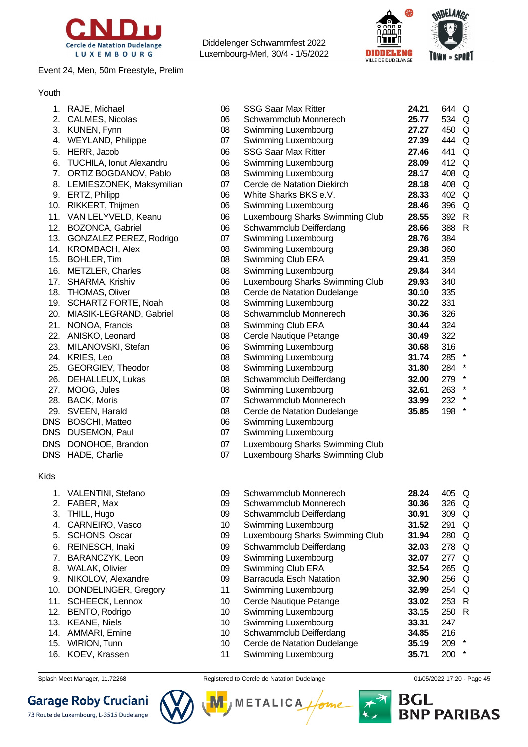Event 24, Men, 50m Freestyle, Prelim

## Youth

| Place | Name | Year | Club | Time | Points | |
|---|---|---|---|---|---|---|
| 1. | RAJE, Michael | 06 | SSG Saar Max Ritter | **24.21** | 644 | Q |
| 2. | CALMES, Nicolas | 06 | Schwammclub Monnerech | **25.77** | 534 | Q |
| 3. | KUNEN, Fynn | 08 | Swimming Luxembourg | **27.27** | 450 | Q |
| 4. | WEYLAND, Philippe | 07 | Swimming Luxembourg | **27.39** | 444 | Q |
| 5. | HERR, Jacob | 06 | SSG Saar Max Ritter | **27.46** | 441 | Q |
| 6. | TUCHILA, Ionut Alexandru | 06 | Swimming Luxembourg | **28.09** | 412 | Q |
| 7. | ORTIZ BOGDANOV, Pablo | 08 | Swimming Luxembourg | **28.17** | 408 | Q |
| 8. | LEMIESZONEK, Maksymilian | 07 | Cercle de Natation Diekirch | **28.18** | 408 | Q |
| 9. | ERTZ, Philipp | 06 | White Sharks BKS e.V. | **28.33** | 402 | Q |
| 10. | RIKKERT, Thijmen | 06 | Swimming Luxembourg | **28.46** | 396 | Q |
| 11. | VAN LELYVELD, Keanu | 06 | Luxembourg Sharks Swimming Club | **28.55** | 392 | R |
| 12. | BOZONCA, Gabriel | 06 | Schwammclub Deifferdang | **28.66** | 388 | R |
| 13. | GONZALEZ PEREZ, Rodrigo | 07 | Swimming Luxembourg | **28.76** | 384 | |
| 14. | KROMBACH, Alex | 08 | Swimming Luxembourg | **29.38** | 360 | |
| 15. | BOHLER, Tim | 08 | Swimming Club ERA | **29.41** | 359 | |
| 16. | METZLER, Charles | 08 | Swimming Luxembourg | **29.84** | 344 | |
| 17. | SHARMA, Krishiv | 06 | Luxembourg Sharks Swimming Club | **29.93** | 340 | |
| 18. | THOMAS, Oliver | 08 | Cercle de Natation Dudelange | **30.10** | 335 | |
| 19. | SCHARTZ FORTE, Noah | 08 | Swimming Luxembourg | **30.22** | 331 | |
| 20. | MIASIK-LEGRAND, Gabriel | 08 | Schwammclub Monnerech | **30.36** | 326 | |
| 21. | NONOA, Francis | 08 | Swimming Club ERA | **30.44** | 324 | |
| 22. | ANISKO, Leonard | 08 | Cercle Nautique Petange | **30.49** | 322 | |
| 23. | MILANOVSKI, Stefan | 06 | Swimming Luxembourg | **30.68** | 316 | |
| 24. | KRIES, Leo | 08 | Swimming Luxembourg | **31.74** | 285 | * |
| 25. | GEORGIEV, Theodor | 08 | Swimming Luxembourg | **31.80** | 284 | * |
| 26. | DEHALLEUX, Lukas | 08 | Schwammclub Deifferdang | **32.00** | 279 | * |
| 27. | MOOG, Jules | 08 | Swimming Luxembourg | **32.61** | 263 | * |
| 28. | BACK, Moris | 07 | Schwammclub Monnerech | **33.99** | 232 | * |
| 29. | SVEEN, Harald | 08 | Cercle de Natation Dudelange | **35.85** | 198 | * |
| DNS | BOSCHI, Matteo | 06 | Swimming Luxembourg | | | |
| DNS | DUSEMON, Paul | 07 | Swimming Luxembourg | | | |
| DNS | DONOHOE, Brandon | 07 | Luxembourg Sharks Swimming Club | | | |
| DNS | HADE, Charlie | 07 | Luxembourg Sharks Swimming Club | | | |

## Kids

| Place | Name | Year | Club | Time | Points | |
|---|---|---|---|---|---|---|
| 1. | VALENTINI, Stefano | 09 | Schwammclub Monnerech | **28.24** | 405 | Q |
| 2. | FABER, Max | 09 | Schwammclub Monnerech | **30.36** | 326 | Q |
| 3. | THILL, Hugo | 09 | Schwammclub Deifferdang | **30.91** | 309 | Q |
| 4. | CARNEIRO, Vasco | 10 | Swimming Luxembourg | **31.52** | 291 | Q |
| 5. | SCHONS, Oscar | 09 | Luxembourg Sharks Swimming Club | **31.94** | 280 | Q |
| 6. | REINESCH, Inaki | 09 | Schwammclub Deifferdang | **32.03** | 278 | Q |
| 7. | BARANCZYK, Leon | 09 | Swimming Luxembourg | **32.07** | 277 | Q |
| 8. | WALAK, Olivier | 09 | Swimming Club ERA | **32.54** | 265 | Q |
| 9. | NIKOLOV, Alexandre | 09 | Barracuda Esch Natation | **32.90** | 256 | Q |
| 10. | DONDELINGER, Gregory | 11 | Swimming Luxembourg | **32.99** | 254 | Q |
| 11. | SCHEECK, Lennox | 10 | Cercle Nautique Petange | **33.02** | 253 | R |
| 12. | BENTO, Rodrigo | 10 | Swimming Luxembourg | **33.15** | 250 | R |
| 13. | KEANE, Niels | 10 | Swimming Luxembourg | **33.31** | 247 | |
| 14. | AMMARI, Emine | 10 | Schwammclub Deifferdang | **34.85** | 216 | |
| 15. | WIRION, Tunn | 10 | Cercle de Natation Dudelange | **35.19** | 209 | * |
| 16. | KOEV, Krassen | 11 | Swimming Luxembourg | **35.71** | 200 | * |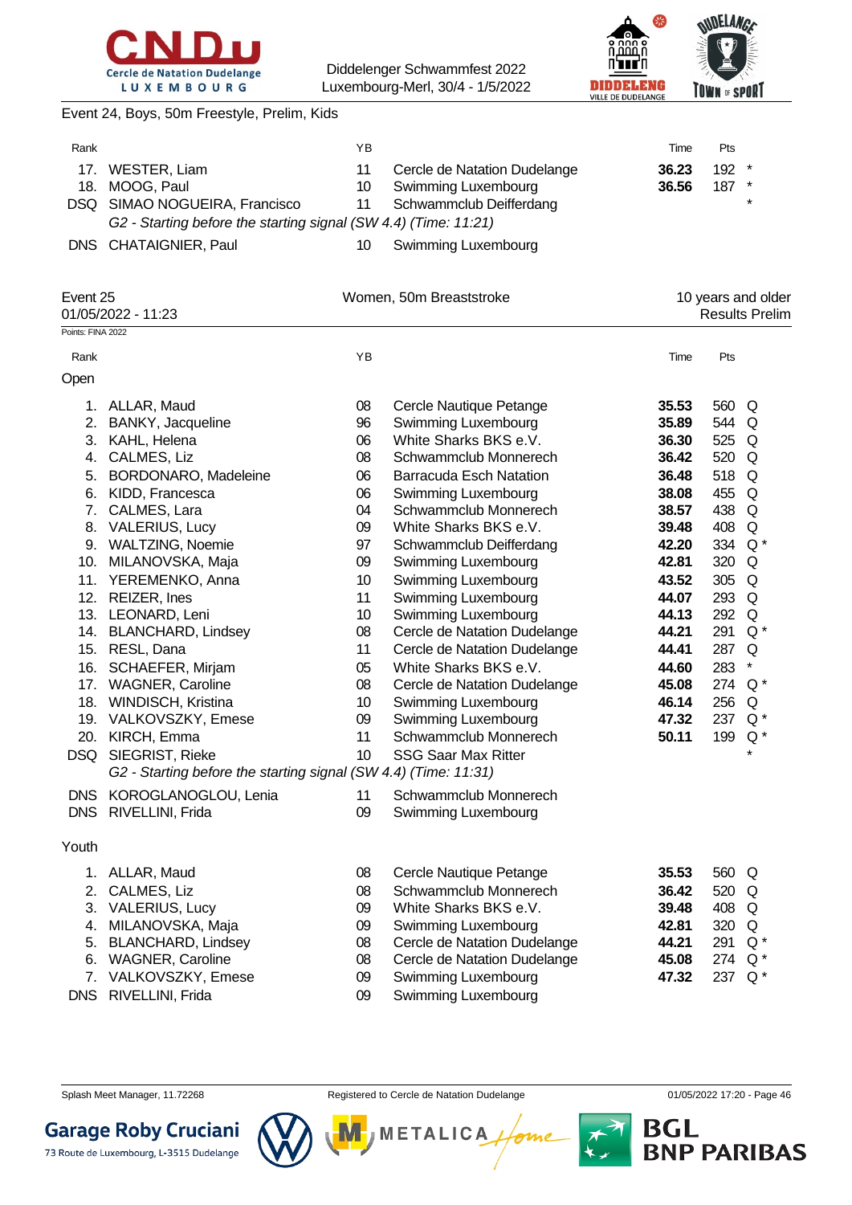Event 24, Boys, 50m Freestyle, Prelim, Kids

| Rank | | YB | | Time | Pts | |
|---|---|---|---|---|---|---|
| 17. | WESTER, Liam | 11 | Cercle de Natation Dudelange | **36.23** | 192 | * |
| 18. | MOOG, Paul | 10 | Swimming Luxembourg | **36.56** | 187 | * |
| DSQ | SIMAO NOGUEIRA, Francisco | 11 | Schwammclub Deifferdang | | | * |
| | *G2 - Starting before the starting signal (SW 4.4) (Time: 11:21)* | | | | | |
| DNS | CHATAIGNIER, Paul | 10 | Swimming Luxembourg | | | |

## Event 25 — Women, 50m Breaststroke — 10 years and older

01/05/2022 - 11:23 — Results Prelim

Points: FINA 2022

### Open

| Rank | | YB | | Time | Pts | |
|---|---|---|---|---|---|---|
| 1. | ALLAR, Maud | 08 | Cercle Nautique Petange | **35.53** | 560 | Q |
| 2. | BANKY, Jacqueline | 96 | Swimming Luxembourg | **35.89** | 544 | Q |
| 3. | KAHL, Helena | 06 | White Sharks BKS e.V. | **36.30** | 525 | Q |
| 4. | CALMES, Liz | 08 | Schwammclub Monnerech | **36.42** | 520 | Q |
| 5. | BORDONARO, Madeleine | 06 | Barracuda Esch Natation | **36.48** | 518 | Q |
| 6. | KIDD, Francesca | 06 | Swimming Luxembourg | **38.08** | 455 | Q |
| 7. | CALMES, Lara | 04 | Schwammclub Monnerech | **38.57** | 438 | Q |
| 8. | VALERIUS, Lucy | 09 | White Sharks BKS e.V. | **39.48** | 408 | Q |
| 9. | WALTZING, Noemie | 97 | Schwammclub Deifferdang | **42.20** | 334 | Q * |
| 10. | MILANOVSKA, Maja | 09 | Swimming Luxembourg | **42.81** | 320 | Q |
| 11. | YEREMENKO, Anna | 10 | Swimming Luxembourg | **43.52** | 305 | Q |
| 12. | REIZER, Ines | 11 | Swimming Luxembourg | **44.07** | 293 | Q |
| 13. | LEONARD, Leni | 10 | Swimming Luxembourg | **44.13** | 292 | Q |
| 14. | BLANCHARD, Lindsey | 08 | Cercle de Natation Dudelange | **44.21** | 291 | Q * |
| 15. | RESL, Dana | 11 | Cercle de Natation Dudelange | **44.41** | 287 | Q |
| 16. | SCHAEFER, Mirjam | 05 | White Sharks BKS e.V. | **44.60** | 283 | * |
| 17. | WAGNER, Caroline | 08 | Cercle de Natation Dudelange | **45.08** | 274 | Q * |
| 18. | WINDISCH, Kristina | 10 | Swimming Luxembourg | **46.14** | 256 | Q |
| 19. | VALKOVSZKY, Emese | 09 | Swimming Luxembourg | **47.32** | 237 | Q * |
| 20. | KIRCH, Emma | 11 | Schwammclub Monnerech | **50.11** | 199 | Q * |
| DSQ | SIEGRIST, Rieke | 10 | SSG Saar Max Ritter | | | * |
| | *G2 - Starting before the starting signal (SW 4.4) (Time: 11:31)* | | | | | |
| DNS | KOROGLANOGLOU, Lenia | 11 | Schwammclub Monnerech | | | |
| DNS | RIVELLINI, Frida | 09 | Swimming Luxembourg | | | |

### Youth

| Rank | | YB | | Time | Pts | |
|---|---|---|---|---|---|---|
| 1. | ALLAR, Maud | 08 | Cercle Nautique Petange | **35.53** | 560 | Q |
| 2. | CALMES, Liz | 08 | Schwammclub Monnerech | **36.42** | 520 | Q |
| 3. | VALERIUS, Lucy | 09 | White Sharks BKS e.V. | **39.48** | 408 | Q |
| 4. | MILANOVSKA, Maja | 09 | Swimming Luxembourg | **42.81** | 320 | Q |
| 5. | BLANCHARD, Lindsey | 08 | Cercle de Natation Dudelange | **44.21** | 291 | Q * |
| 6. | WAGNER, Caroline | 08 | Cercle de Natation Dudelange | **45.08** | 274 | Q * |
| 7. | VALKOVSZKY, Emese | 09 | Swimming Luxembourg | **47.32** | 237 | Q * |
| DNS | RIVELLINI, Frida | 09 | Swimming Luxembourg | | | |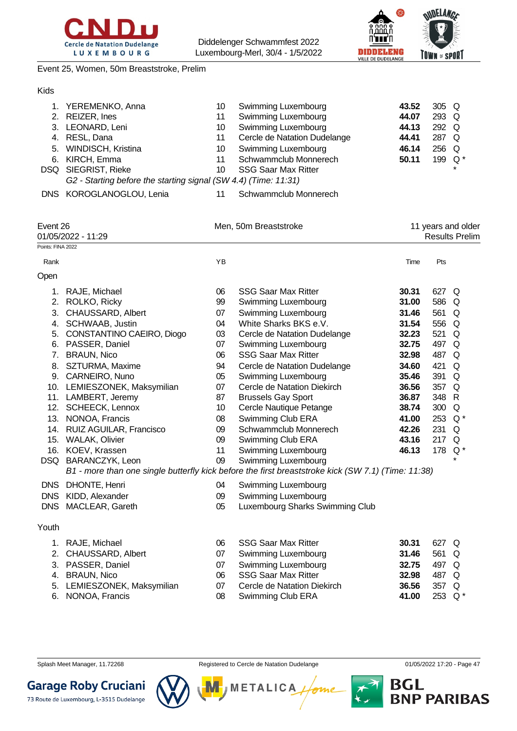Event 25, Women, 50m Breaststroke, Prelim

Kids

| Rank | Name | YB | Club | Time | Pts | |
|---|---|---|---|---|---|---|
| 1. | YEREMENKO, Anna | 10 | Swimming Luxembourg | **43.52** | 305 | Q |
| 2. | REIZER, Ines | 11 | Swimming Luxembourg | **44.07** | 293 | Q |
| 3. | LEONARD, Leni | 10 | Swimming Luxembourg | **44.13** | 292 | Q |
| 4. | RESL, Dana | 11 | Cercle de Natation Dudelange | **44.41** | 287 | Q |
| 5. | WINDISCH, Kristina | 10 | Swimming Luxembourg | **46.14** | 256 | Q |
| 6. | KIRCH, Emma | 11 | Schwammclub Monnerech | **50.11** | 199 | Q * |
| DSQ | SIEGRIST, Rieke | 10 | SSG Saar Max Ritter | | | * |
| | *G2 - Starting before the starting signal (SW 4.4) (Time: 11:31)* | | | | | |
| DNS | KOROGLANOGLOU, Lenia | 11 | Schwammclub Monnerech | | | |

Event 26 — Men, 50m Breaststroke — 11 years and older
01/05/2022 - 11:29 — Results Prelim

Points: FINA 2022

Open

| Rank | Name | YB | Club | Time | Pts | |
|---|---|---|---|---|---|---|
| 1. | RAJE, Michael | 06 | SSG Saar Max Ritter | **30.31** | 627 | Q |
| 2. | ROLKO, Ricky | 99 | Swimming Luxembourg | **31.00** | 586 | Q |
| 3. | CHAUSSARD, Albert | 07 | Swimming Luxembourg | **31.46** | 561 | Q |
| 4. | SCHWAAB, Justin | 04 | White Sharks BKS e.V. | **31.54** | 556 | Q |
| 5. | CONSTANTINO CAEIRO, Diogo | 03 | Cercle de Natation Dudelange | **32.23** | 521 | Q |
| 6. | PASSER, Daniel | 07 | Swimming Luxembourg | **32.75** | 497 | Q |
| 7. | BRAUN, Nico | 06 | SSG Saar Max Ritter | **32.98** | 487 | Q |
| 8. | SZTURMA, Maxime | 94 | Cercle de Natation Dudelange | **34.60** | 421 | Q |
| 9. | CARNEIRO, Nuno | 05 | Swimming Luxembourg | **35.46** | 391 | Q |
| 10. | LEMIESZONEK, Maksymilian | 07 | Cercle de Natation Diekirch | **36.56** | 357 | Q |
| 11. | LAMBERT, Jeremy | 87 | Brussels Gay Sport | **36.87** | 348 | R |
| 12. | SCHEECK, Lennox | 10 | Cercle Nautique Petange | **38.74** | 300 | Q |
| 13. | NONOA, Francis | 08 | Swimming Club ERA | **41.00** | 253 | Q * |
| 14. | RUIZ AGUILAR, Francisco | 09 | Schwammclub Monnerech | **42.26** | 231 | Q |
| 15. | WALAK, Olivier | 09 | Swimming Club ERA | **43.16** | 217 | Q |
| 16. | KOEV, Krassen | 11 | Swimming Luxembourg | **46.13** | 178 | Q * |
| DSQ | BARANCZYK, Leon | 09 | Swimming Luxembourg | | | * |
| | *B1 - more than one single butterfly kick before the first breaststroke kick (SW 7.1) (Time: 11:38)* | | | | | |
| DNS | DHONTE, Henri | 04 | Swimming Luxembourg | | | |
| DNS | KIDD, Alexander | 09 | Swimming Luxembourg | | | |
| DNS | MACLEAR, Gareth | 05 | Luxembourg Sharks Swimming Club | | | |

Youth

| Rank | Name | YB | Club | Time | Pts | |
|---|---|---|---|---|---|---|
| 1. | RAJE, Michael | 06 | SSG Saar Max Ritter | **30.31** | 627 | Q |
| 2. | CHAUSSARD, Albert | 07 | Swimming Luxembourg | **31.46** | 561 | Q |
| 3. | PASSER, Daniel | 07 | Swimming Luxembourg | **32.75** | 497 | Q |
| 4. | BRAUN, Nico | 06 | SSG Saar Max Ritter | **32.98** | 487 | Q |
| 5. | LEMIESZONEK, Maksymilian | 07 | Cercle de Natation Diekirch | **36.56** | 357 | Q |
| 6. | NONOA, Francis | 08 | Swimming Club ERA | **41.00** | 253 | Q * |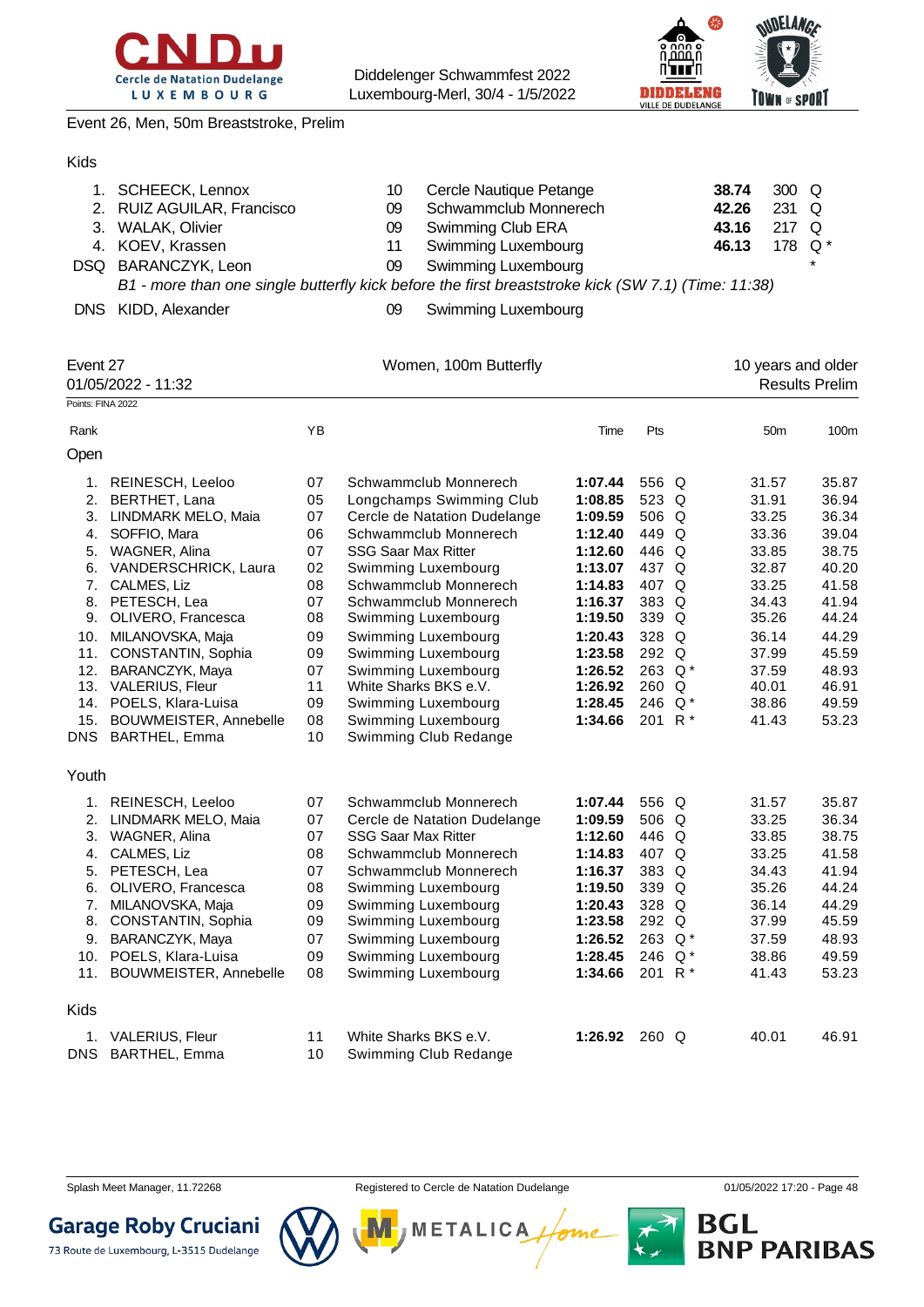Event 26, Men, 50m Breaststroke, Prelim

Kids

| Rank | Name | YB | Club | Time | Pts | |
|---|---|---|---|---|---|---|
| 1. | SCHEECK, Lennox | 10 | Cercle Nautique Petange | **38.74** | 300 | Q |
| 2. | RUIZ AGUILAR, Francisco | 09 | Schwammclub Monnerech | **42.26** | 231 | Q |
| 3. | WALAK, Olivier | 09 | Swimming Club ERA | **43.16** | 217 | Q |
| 4. | KOEV, Krassen | 11 | Swimming Luxembourg | **46.13** | 178 | Q * |
| DSQ | BARANCZYK, Leon | 09 | Swimming Luxembourg | | | * |
| | *B1 - more than one single butterfly kick before the first breaststroke kick (SW 7.1) (Time: 11:38)* | | | | | |
| DNS | KIDD, Alexander | 09 | Swimming Luxembourg | | | |

Event 27 — Women, 100m Butterfly — 10 years and older

01/05/2022 - 11:32 — Results Prelim

Points: FINA 2022

| Rank | | YB | | Time | Pts | | 50m | 100m |
|---|---|---|---|---|---|---|---|---|
| **Open** | | | | | | | | |
| 1. | REINESCH, Leeloo | 07 | Schwammclub Monnerech | **1:07.44** | 556 | Q | 31.57 | 35.87 |
| 2. | BERTHET, Lana | 05 | Longchamps Swimming Club | **1:08.85** | 523 | Q | 31.91 | 36.94 |
| 3. | LINDMARK MELO, Maia | 07 | Cercle de Natation Dudelange | **1:09.59** | 506 | Q | 33.25 | 36.34 |
| 4. | SOFFIO, Mara | 06 | Schwammclub Monnerech | **1:12.40** | 449 | Q | 33.36 | 39.04 |
| 5. | WAGNER, Alina | 07 | SSG Saar Max Ritter | **1:12.60** | 446 | Q | 33.85 | 38.75 |
| 6. | VANDERSCHRICK, Laura | 02 | Swimming Luxembourg | **1:13.07** | 437 | Q | 32.87 | 40.20 |
| 7. | CALMES, Liz | 08 | Schwammclub Monnerech | **1:14.83** | 407 | Q | 33.25 | 41.58 |
| 8. | PETESCH, Lea | 07 | Schwammclub Monnerech | **1:16.37** | 383 | Q | 34.43 | 41.94 |
| 9. | OLIVERO, Francesca | 08 | Swimming Luxembourg | **1:19.50** | 339 | Q | 35.26 | 44.24 |
| 10. | MILANOVSKA, Maja | 09 | Swimming Luxembourg | **1:20.43** | 328 | Q | 36.14 | 44.29 |
| 11. | CONSTANTIN, Sophia | 09 | Swimming Luxembourg | **1:23.58** | 292 | Q | 37.99 | 45.59 |
| 12. | BARANCZYK, Maya | 07 | Swimming Luxembourg | **1:26.52** | 263 | Q * | 37.59 | 48.93 |
| 13. | VALERIUS, Fleur | 11 | White Sharks BKS e.V. | **1:26.92** | 260 | Q | 40.01 | 46.91 |
| 14. | POELS, Klara-Luisa | 09 | Swimming Luxembourg | **1:28.45** | 246 | Q * | 38.86 | 49.59 |
| 15. | BOUWMEISTER, Annebelle | 08 | Swimming Luxembourg | **1:34.66** | 201 | R * | 41.43 | 53.23 |
| DNS | BARTHEL, Emma | 10 | Swimming Club Redange | | | | | |
| **Youth** | | | | | | | | |
| 1. | REINESCH, Leeloo | 07 | Schwammclub Monnerech | **1:07.44** | 556 | Q | 31.57 | 35.87 |
| 2. | LINDMARK MELO, Maia | 07 | Cercle de Natation Dudelange | **1:09.59** | 506 | Q | 33.25 | 36.34 |
| 3. | WAGNER, Alina | 07 | SSG Saar Max Ritter | **1:12.60** | 446 | Q | 33.85 | 38.75 |
| 4. | CALMES, Liz | 08 | Schwammclub Monnerech | **1:14.83** | 407 | Q | 33.25 | 41.58 |
| 5. | PETESCH, Lea | 07 | Schwammclub Monnerech | **1:16.37** | 383 | Q | 34.43 | 41.94 |
| 6. | OLIVERO, Francesca | 08 | Swimming Luxembourg | **1:19.50** | 339 | Q | 35.26 | 44.24 |
| 7. | MILANOVSKA, Maja | 09 | Swimming Luxembourg | **1:20.43** | 328 | Q | 36.14 | 44.29 |
| 8. | CONSTANTIN, Sophia | 09 | Swimming Luxembourg | **1:23.58** | 292 | Q | 37.99 | 45.59 |
| 9. | BARANCZYK, Maya | 07 | Swimming Luxembourg | **1:26.52** | 263 | Q * | 37.59 | 48.93 |
| 10. | POELS, Klara-Luisa | 09 | Swimming Luxembourg | **1:28.45** | 246 | Q * | 38.86 | 49.59 |
| 11. | BOUWMEISTER, Annebelle | 08 | Swimming Luxembourg | **1:34.66** | 201 | R * | 41.43 | 53.23 |
| **Kids** | | | | | | | | |
| 1. | VALERIUS, Fleur | 11 | White Sharks BKS e.V. | **1:26.92** | 260 | Q | 40.01 | 46.91 |
| DNS | BARTHEL, Emma | 10 | Swimming Club Redange | | | | | |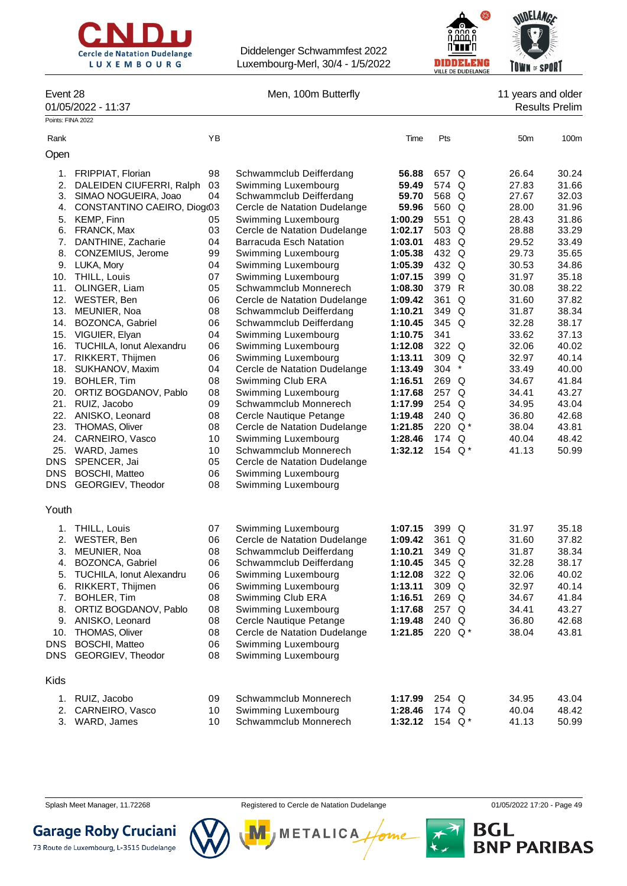Diddelenger Schwammfest 2022
Luxembourg-Merl, 30/4 - 1/5/2022

Event 28 — Men, 100m Butterfly — 11 years and older
01/05/2022 - 11:37 — Results Prelim

Points: FINA 2022

## Open

| Rank | Name | YB | Club | Time | Pts | | 50m | 100m |
|---|---|---|---|---|---|---|---|---|
| 1. | FRIPPIAT, Florian | 98 | Schwammclub Deifferdang | **56.88** | 657 | Q | 26.64 | 30.24 |
| 2. | DALEIDEN CIUFERRI, Ralph | 03 | Swimming Luxembourg | **59.49** | 574 | Q | 27.83 | 31.66 |
| 3. | SIMAO NOGUEIRA, Joao | 04 | Schwammclub Deifferdang | **59.70** | 568 | Q | 27.67 | 32.03 |
| 4. | CONSTANTINO CAEIRO, Diog | 03 | Cercle de Natation Dudelange | **59.96** | 560 | Q | 28.00 | 31.96 |
| 5. | KEMP, Finn | 05 | Swimming Luxembourg | **1:00.29** | 551 | Q | 28.43 | 31.86 |
| 6. | FRANCK, Max | 03 | Cercle de Natation Dudelange | **1:02.17** | 503 | Q | 28.88 | 33.29 |
| 7. | DANTHINE, Zacharie | 04 | Barracuda Esch Natation | **1:03.01** | 483 | Q | 29.52 | 33.49 |
| 8. | CONZEMIUS, Jerome | 99 | Swimming Luxembourg | **1:05.38** | 432 | Q | 29.73 | 35.65 |
| 9. | LUKA, Mory | 04 | Swimming Luxembourg | **1:05.39** | 432 | Q | 30.53 | 34.86 |
| 10. | THILL, Louis | 07 | Swimming Luxembourg | **1:07.15** | 399 | Q | 31.97 | 35.18 |
| 11. | OLINGER, Liam | 05 | Schwammclub Monnerech | **1:08.30** | 379 | R | 30.08 | 38.22 |
| 12. | WESTER, Ben | 06 | Cercle de Natation Dudelange | **1:09.42** | 361 | Q | 31.60 | 37.82 |
| 13. | MEUNIER, Noa | 08 | Schwammclub Deifferdang | **1:10.21** | 349 | Q | 31.87 | 38.34 |
| 14. | BOZONCA, Gabriel | 06 | Schwammclub Deifferdang | **1:10.45** | 345 | Q | 32.28 | 38.17 |
| 15. | VIGUIER, Elyan | 04 | Swimming Luxembourg | **1:10.75** | 341 | | 33.62 | 37.13 |
| 16. | TUCHILA, Ionut Alexandru | 06 | Swimming Luxembourg | **1:12.08** | 322 | Q | 32.06 | 40.02 |
| 17. | RIKKERT, Thijmen | 06 | Swimming Luxembourg | **1:13.11** | 309 | Q | 32.97 | 40.14 |
| 18. | SUKHANOV, Maxim | 04 | Cercle de Natation Dudelange | **1:13.49** | 304 | * | 33.49 | 40.00 |
| 19. | BOHLER, Tim | 08 | Swimming Club ERA | **1:16.51** | 269 | Q | 34.67 | 41.84 |
| 20. | ORTIZ BOGDANOV, Pablo | 08 | Swimming Luxembourg | **1:17.68** | 257 | Q | 34.41 | 43.27 |
| 21. | RUIZ, Jacobo | 09 | Schwammclub Monnerech | **1:17.99** | 254 | Q | 34.95 | 43.04 |
| 22. | ANISKO, Leonard | 08 | Cercle Nautique Petange | **1:19.48** | 240 | Q | 36.80 | 42.68 |
| 23. | THOMAS, Oliver | 08 | Cercle de Natation Dudelange | **1:21.85** | 220 | Q * | 38.04 | 43.81 |
| 24. | CARNEIRO, Vasco | 10 | Swimming Luxembourg | **1:28.46** | 174 | Q | 40.04 | 48.42 |
| 25. | WARD, James | 10 | Schwammclub Monnerech | **1:32.12** | 154 | Q * | 41.13 | 50.99 |
| DNS | SPENCER, Jai | 05 | Cercle de Natation Dudelange | | | | | |
| DNS | BOSCHI, Matteo | 06 | Swimming Luxembourg | | | | | |
| DNS | GEORGIEV, Theodor | 08 | Swimming Luxembourg | | | | | |

## Youth

| Rank | Name | YB | Club | Time | Pts | | 50m | 100m |
|---|---|---|---|---|---|---|---|---|
| 1. | THILL, Louis | 07 | Swimming Luxembourg | **1:07.15** | 399 | Q | 31.97 | 35.18 |
| 2. | WESTER, Ben | 06 | Cercle de Natation Dudelange | **1:09.42** | 361 | Q | 31.60 | 37.82 |
| 3. | MEUNIER, Noa | 08 | Schwammclub Deifferdang | **1:10.21** | 349 | Q | 31.87 | 38.34 |
| 4. | BOZONCA, Gabriel | 06 | Schwammclub Deifferdang | **1:10.45** | 345 | Q | 32.28 | 38.17 |
| 5. | TUCHILA, Ionut Alexandru | 06 | Swimming Luxembourg | **1:12.08** | 322 | Q | 32.06 | 40.02 |
| 6. | RIKKERT, Thijmen | 06 | Swimming Luxembourg | **1:13.11** | 309 | Q | 32.97 | 40.14 |
| 7. | BOHLER, Tim | 08 | Swimming Club ERA | **1:16.51** | 269 | Q | 34.67 | 41.84 |
| 8. | ORTIZ BOGDANOV, Pablo | 08 | Swimming Luxembourg | **1:17.68** | 257 | Q | 34.41 | 43.27 |
| 9. | ANISKO, Leonard | 08 | Cercle Nautique Petange | **1:19.48** | 240 | Q | 36.80 | 42.68 |
| 10. | THOMAS, Oliver | 08 | Cercle de Natation Dudelange | **1:21.85** | 220 | Q * | 38.04 | 43.81 |
| DNS | BOSCHI, Matteo | 06 | Swimming Luxembourg | | | | | |
| DNS | GEORGIEV, Theodor | 08 | Swimming Luxembourg | | | | | |

## Kids

| Rank | Name | YB | Club | Time | Pts | | 50m | 100m |
|---|---|---|---|---|---|---|---|---|
| 1. | RUIZ, Jacobo | 09 | Schwammclub Monnerech | **1:17.99** | 254 | Q | 34.95 | 43.04 |
| 2. | CARNEIRO, Vasco | 10 | Swimming Luxembourg | **1:28.46** | 174 | Q | 40.04 | 48.42 |
| 3. | WARD, James | 10 | Schwammclub Monnerech | **1:32.12** | 154 | Q * | 41.13 | 50.99 |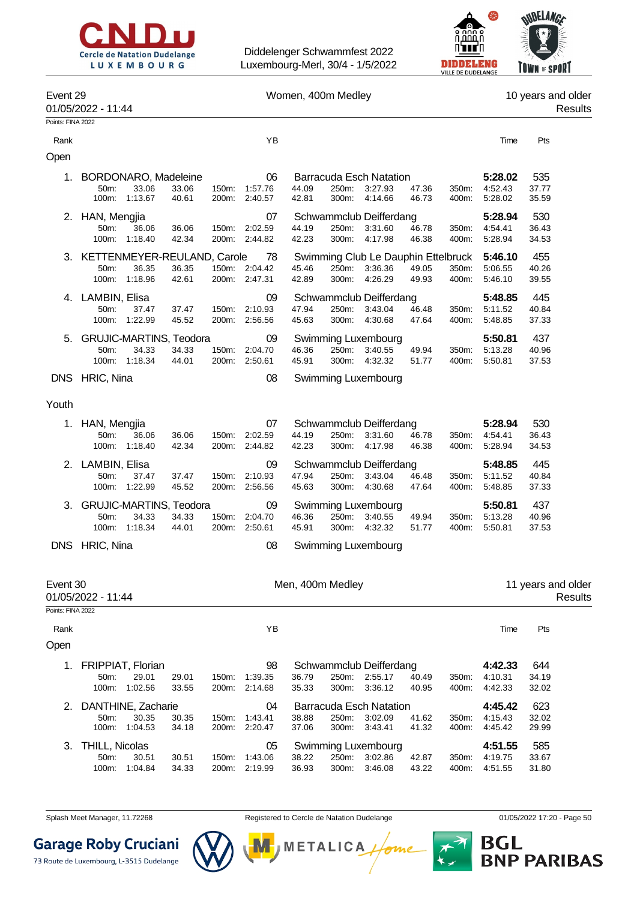Diddelenger Schwammfest 2022
Luxembourg-Merl, 30/4 - 1/5/2022

## Event 29 — Women, 400m Medley — 10 years and older

01/05/2022 - 11:44 — Results

Points: FINA 2022

### Open

| Rank | Name | YB | Club | Time | Pts |
|---|---|---|---|---|---|
| 1. | BORDONARO, Madeleine | 06 | Barracuda Esch Natation | 5:28.02 | 535 |
| | 50m: 33.06 33.06 / 100m: 1:13.67 40.61 / 150m: 1:57.76 44.09 / 200m: 2:40.57 42.81 / 250m: 3:27.93 47.36 / 300m: 4:14.66 46.73 / 350m: 4:52.43 37.77 / 400m: 5:28.02 35.59 | | | | |
| 2. | HAN, Mengjia | 07 | Schwammclub Deifferdang | 5:28.94 | 530 |
| | 50m: 36.06 36.06 / 100m: 1:18.40 42.34 / 150m: 2:02.59 44.19 / 200m: 2:44.82 42.23 / 250m: 3:31.60 46.78 / 300m: 4:17.98 46.38 / 350m: 4:54.41 36.43 / 400m: 5:28.94 34.53 | | | | |
| 3. | KETTENMEYER-REULAND, Carole | 78 | Swimming Club Le Dauphin Ettelbruck | 5:46.10 | 455 |
| | 50m: 36.35 36.35 / 100m: 1:18.96 42.61 / 150m: 2:04.42 45.46 / 200m: 2:47.31 42.89 / 250m: 3:36.36 49.05 / 300m: 4:26.29 49.93 / 350m: 5:06.55 40.26 / 400m: 5:46.10 39.55 | | | | |
| 4. | LAMBIN, Elisa | 09 | Schwammclub Deifferdang | 5:48.85 | 445 |
| | 50m: 37.47 37.47 / 100m: 1:22.99 45.52 / 150m: 2:10.93 47.94 / 200m: 2:56.56 45.63 / 250m: 3:43.04 46.48 / 300m: 4:30.68 47.64 / 350m: 5:11.52 40.84 / 400m: 5:48.85 37.33 | | | | |
| 5. | GRUJIC-MARTINS, Teodora | 09 | Swimming Luxembourg | 5:50.81 | 437 |
| | 50m: 34.33 34.33 / 100m: 1:18.34 44.01 / 150m: 2:04.70 46.36 / 200m: 2:50.61 45.91 / 250m: 3:40.55 49.94 / 300m: 4:32.32 51.77 / 350m: 5:13.28 40.96 / 400m: 5:50.81 37.53 | | | | |
| DNS | HRIC, Nina | 08 | Swimming Luxembourg | | |

### Youth

| Rank | Name | YB | Club | Time | Pts |
|---|---|---|---|---|---|
| 1. | HAN, Mengjia | 07 | Schwammclub Deifferdang | 5:28.94 | 530 |
| | 50m: 36.06 36.06 / 100m: 1:18.40 42.34 / 150m: 2:02.59 44.19 / 200m: 2:44.82 42.23 / 250m: 3:31.60 46.78 / 300m: 4:17.98 46.38 / 350m: 4:54.41 36.43 / 400m: 5:28.94 34.53 | | | | |
| 2. | LAMBIN, Elisa | 09 | Schwammclub Deifferdang | 5:48.85 | 445 |
| | 50m: 37.47 37.47 / 100m: 1:22.99 45.52 / 150m: 2:10.93 47.94 / 200m: 2:56.56 45.63 / 250m: 3:43.04 46.48 / 300m: 4:30.68 47.64 / 350m: 5:11.52 40.84 / 400m: 5:48.85 37.33 | | | | |
| 3. | GRUJIC-MARTINS, Teodora | 09 | Swimming Luxembourg | 5:50.81 | 437 |
| | 50m: 34.33 34.33 / 100m: 1:18.34 44.01 / 150m: 2:04.70 46.36 / 200m: 2:50.61 45.91 / 250m: 3:40.55 49.94 / 300m: 4:32.32 51.77 / 350m: 5:13.28 40.96 / 400m: 5:50.81 37.53 | | | | |
| DNS | HRIC, Nina | 08 | Swimming Luxembourg | | |

## Event 30 — Men, 400m Medley — 11 years and older

01/05/2022 - 11:44 — Results

Points: FINA 2022

### Open

| Rank | Name | YB | Club | Time | Pts |
|---|---|---|---|---|---|
| 1. | FRIPPIAT, Florian | 98 | Schwammclub Deifferdang | 4:42.33 | 644 |
| | 50m: 29.01 29.01 / 100m: 1:02.56 33.55 / 150m: 1:39.35 36.79 / 200m: 2:14.68 35.33 / 250m: 2:55.17 40.49 / 300m: 3:36.12 40.95 / 350m: 4:10.31 34.19 / 400m: 4:42.33 32.02 | | | | |
| 2. | DANTHINE, Zacharie | 04 | Barracuda Esch Natation | 4:45.42 | 623 |
| | 50m: 30.35 30.35 / 100m: 1:04.53 34.18 / 150m: 1:43.41 38.88 / 200m: 2:20.47 37.06 / 250m: 3:02.09 41.62 / 300m: 3:43.41 41.32 / 350m: 4:15.43 32.02 / 400m: 4:45.42 29.99 | | | | |
| 3. | THILL, Nicolas | 05 | Swimming Luxembourg | 4:51.55 | 585 |
| | 50m: 30.51 30.51 / 100m: 1:04.84 34.33 / 150m: 1:43.06 38.22 / 200m: 2:19.99 36.93 / 250m: 3:02.86 42.87 / 300m: 3:46.08 43.22 / 350m: 4:19.75 33.67 / 400m: 4:51.55 31.80 | | | | |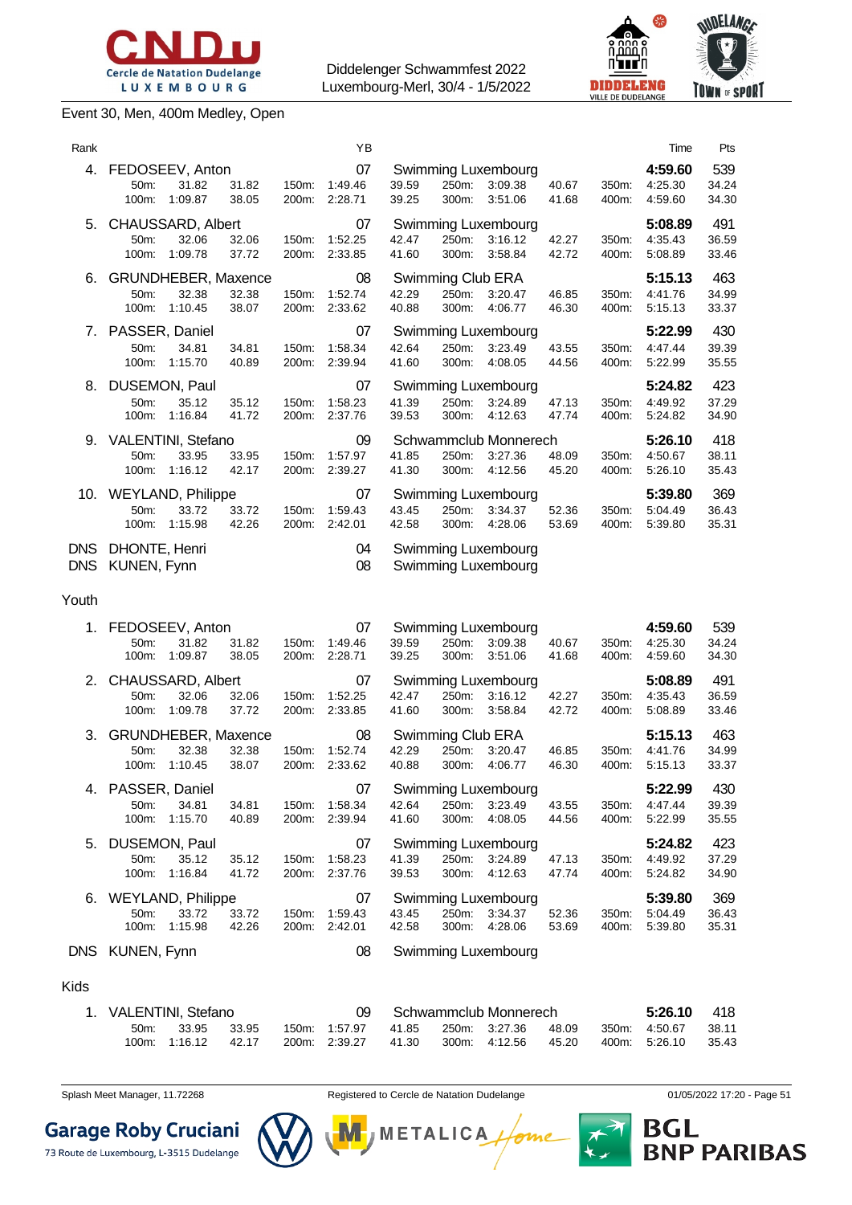Diddelenger Schwammfest 2022
Luxembourg-Merl, 30/4 - 1/5/2022

### Event 30, Men, 400m Medley, Open

| Rank | Name | YB | Club | Time | Pts |
|---|---|---|---|---|---|
| 4. | FEDOSEEV, Anton | 07 | Swimming Luxembourg | **4:59.60** | 539 |
| | 50m: 31.82 31.82 · 100m: 1:09.87 38.05 · 150m: 1:49.46 39.59 · 200m: 2:28.71 39.25 · 250m: 3:09.38 40.67 · 300m: 3:51.06 41.68 · 350m: 4:25.30 34.24 · 400m: 4:59.60 34.30 | | | | |
| 5. | CHAUSSARD, Albert | 07 | Swimming Luxembourg | **5:08.89** | 491 |
| | 50m: 32.06 32.06 · 100m: 1:09.78 37.72 · 150m: 1:52.25 42.47 · 200m: 2:33.85 41.60 · 250m: 3:16.12 42.27 · 300m: 3:58.84 42.72 · 350m: 4:35.43 36.59 · 400m: 5:08.89 33.46 | | | | |
| 6. | GRUNDHEBER, Maxence | 08 | Swimming Club ERA | **5:15.13** | 463 |
| | 50m: 32.38 32.38 · 100m: 1:10.45 38.07 · 150m: 1:52.74 42.29 · 200m: 2:33.62 40.88 · 250m: 3:20.47 46.85 · 300m: 4:06.77 46.30 · 350m: 4:41.76 34.99 · 400m: 5:15.13 33.37 | | | | |
| 7. | PASSER, Daniel | 07 | Swimming Luxembourg | **5:22.99** | 430 |
| | 50m: 34.81 34.81 · 100m: 1:15.70 40.89 · 150m: 1:58.34 42.64 · 200m: 2:39.94 41.60 · 250m: 3:23.49 43.55 · 300m: 4:08.05 44.56 · 350m: 4:47.44 39.39 · 400m: 5:22.99 35.55 | | | | |
| 8. | DUSEMON, Paul | 07 | Swimming Luxembourg | **5:24.82** | 423 |
| | 50m: 35.12 35.12 · 100m: 1:16.84 41.72 · 150m: 1:58.23 41.39 · 200m: 2:37.76 39.53 · 250m: 3:24.89 47.13 · 300m: 4:12.63 47.74 · 350m: 4:49.92 37.29 · 400m: 5:24.82 34.90 | | | | |
| 9. | VALENTINI, Stefano | 09 | Schwammclub Monnerech | **5:26.10** | 418 |
| | 50m: 33.95 33.95 · 100m: 1:16.12 42.17 · 150m: 1:57.97 41.85 · 200m: 2:39.27 41.30 · 250m: 3:27.36 48.09 · 300m: 4:12.56 45.20 · 350m: 4:50.67 38.11 · 400m: 5:26.10 35.43 | | | | |
| 10. | WEYLAND, Philippe | 07 | Swimming Luxembourg | **5:39.80** | 369 |
| | 50m: 33.72 33.72 · 100m: 1:15.98 42.26 · 150m: 1:59.43 43.45 · 200m: 2:42.01 42.58 · 250m: 3:34.37 52.36 · 300m: 4:28.06 53.69 · 350m: 5:04.49 36.43 · 400m: 5:39.80 35.31 | | | | |
| DNS | DHONTE, Henri | 04 | Swimming Luxembourg | | |
| DNS | KUNEN, Fynn | 08 | Swimming Luxembourg | | |

### Youth

| Rank | Name | YB | Club | Time | Pts |
|---|---|---|---|---|---|
| 1. | FEDOSEEV, Anton | 07 | Swimming Luxembourg | **4:59.60** | 539 |
| | 50m: 31.82 31.82 · 100m: 1:09.87 38.05 · 150m: 1:49.46 39.59 · 200m: 2:28.71 39.25 · 250m: 3:09.38 40.67 · 300m: 3:51.06 41.68 · 350m: 4:25.30 34.24 · 400m: 4:59.60 34.30 | | | | |
| 2. | CHAUSSARD, Albert | 07 | Swimming Luxembourg | **5:08.89** | 491 |
| | 50m: 32.06 32.06 · 100m: 1:09.78 37.72 · 150m: 1:52.25 42.47 · 200m: 2:33.85 41.60 · 250m: 3:16.12 42.27 · 300m: 3:58.84 42.72 · 350m: 4:35.43 36.59 · 400m: 5:08.89 33.46 | | | | |
| 3. | GRUNDHEBER, Maxence | 08 | Swimming Club ERA | **5:15.13** | 463 |
| | 50m: 32.38 32.38 · 100m: 1:10.45 38.07 · 150m: 1:52.74 42.29 · 200m: 2:33.62 40.88 · 250m: 3:20.47 46.85 · 300m: 4:06.77 46.30 · 350m: 4:41.76 34.99 · 400m: 5:15.13 33.37 | | | | |
| 4. | PASSER, Daniel | 07 | Swimming Luxembourg | **5:22.99** | 430 |
| | 50m: 34.81 34.81 · 100m: 1:15.70 40.89 · 150m: 1:58.34 42.64 · 200m: 2:39.94 41.60 · 250m: 3:23.49 43.55 · 300m: 4:08.05 44.56 · 350m: 4:47.44 39.39 · 400m: 5:22.99 35.55 | | | | |
| 5. | DUSEMON, Paul | 07 | Swimming Luxembourg | **5:24.82** | 423 |
| | 50m: 35.12 35.12 · 100m: 1:16.84 41.72 · 150m: 1:58.23 41.39 · 200m: 2:37.76 39.53 · 250m: 3:24.89 47.13 · 300m: 4:12.63 47.74 · 350m: 4:49.92 37.29 · 400m: 5:24.82 34.90 | | | | |
| 6. | WEYLAND, Philippe | 07 | Swimming Luxembourg | **5:39.80** | 369 |
| | 50m: 33.72 33.72 · 100m: 1:15.98 42.26 · 150m: 1:59.43 43.45 · 200m: 2:42.01 42.58 · 250m: 3:34.37 52.36 · 300m: 4:28.06 53.69 · 350m: 5:04.49 36.43 · 400m: 5:39.80 35.31 | | | | |
| DNS | KUNEN, Fynn | 08 | Swimming Luxembourg | | |

### Kids

| Rank | Name | YB | Club | Time | Pts |
|---|---|---|---|---|---|
| 1. | VALENTINI, Stefano | 09 | Schwammclub Monnerech | **5:26.10** | 418 |
| | 50m: 33.95 33.95 · 100m: 1:16.12 42.17 · 150m: 1:57.97 41.85 · 200m: 2:39.27 41.30 · 250m: 3:27.36 48.09 · 300m: 4:12.56 45.20 · 350m: 4:50.67 38.11 · 400m: 5:26.10 35.43 | | | | |

Splash Meet Manager, 11.72268 — Registered to Cercle de Natation Dudelange — 01/05/2022 17:20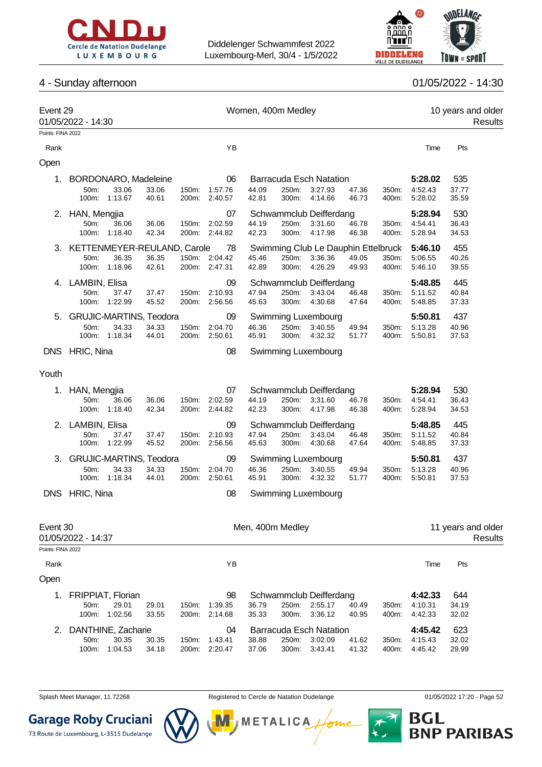Diddelenger Schwammfest 2022
Luxembourg-Merl, 30/4 - 1/5/2022

## 4 - Sunday afternoon

01/05/2022 - 14:30

### Event 29 — Women, 400m Medley — 10 years and older

01/05/2022 - 14:30

Results

Points: FINA 2022

| Rank | Name | YB | Club | Time | Pts |
|---|---|---|---|---|---|
| **Open** | | | | | |
| 1. | BORDONARO, Madeleine | 06 | Barracuda Esch Natation | **5:28.02** | 535 |
| | 50m: 33.06 33.06 / 100m: 1:13.67 40.61 / 150m: 1:57.76 44.09 / 200m: 2:40.57 42.81 / 250m: 3:27.93 47.36 / 300m: 4:14.66 46.73 / 350m: 4:52.43 37.77 / 400m: 5:28.02 35.59 | | | | |
| 2. | HAN, Mengjia | 07 | Schwammclub Deifferdang | **5:28.94** | 530 |
| | 50m: 36.06 36.06 / 100m: 1:18.40 42.34 / 150m: 2:02.59 44.19 / 200m: 2:44.82 42.23 / 250m: 3:31.60 46.78 / 300m: 4:17.98 46.38 / 350m: 4:54.41 36.43 / 400m: 5:28.94 34.53 | | | | |
| 3. | KETTENMEYER-REULAND, Carole | 78 | Swimming Club Le Dauphin Ettelbruck | **5:46.10** | 455 |
| | 50m: 36.35 36.35 / 100m: 1:18.96 42.61 / 150m: 2:04.42 45.46 / 200m: 2:47.31 42.89 / 250m: 3:36.36 49.05 / 300m: 4:26.29 49.93 / 350m: 5:06.55 40.26 / 400m: 5:46.10 39.55 | | | | |
| 4. | LAMBIN, Elisa | 09 | Schwammclub Deifferdang | **5:48.85** | 445 |
| | 50m: 37.47 37.47 / 100m: 1:22.99 45.52 / 150m: 2:10.93 47.94 / 200m: 2:56.56 45.63 / 250m: 3:43.04 46.48 / 300m: 4:30.68 47.64 / 350m: 5:11.52 40.84 / 400m: 5:48.85 37.33 | | | | |
| 5. | GRUJIC-MARTINS, Teodora | 09 | Swimming Luxembourg | **5:50.81** | 437 |
| | 50m: 34.33 34.33 / 100m: 1:18.34 44.01 / 150m: 2:04.70 46.36 / 200m: 2:50.61 45.91 / 250m: 3:40.55 49.94 / 300m: 4:32.32 51.77 / 350m: 5:13.28 40.96 / 400m: 5:50.81 37.53 | | | | |
| DNS | HRIC, Nina | 08 | Swimming Luxembourg | | |
| **Youth** | | | | | |
| 1. | HAN, Mengjia | 07 | Schwammclub Deifferdang | **5:28.94** | 530 |
| | 50m: 36.06 36.06 / 100m: 1:18.40 42.34 / 150m: 2:02.59 44.19 / 200m: 2:44.82 42.23 / 250m: 3:31.60 46.78 / 300m: 4:17.98 46.38 / 350m: 4:54.41 36.43 / 400m: 5:28.94 34.53 | | | | |
| 2. | LAMBIN, Elisa | 09 | Schwammclub Deifferdang | **5:48.85** | 445 |
| | 50m: 37.47 37.47 / 100m: 1:22.99 45.52 / 150m: 2:10.93 47.94 / 200m: 2:56.56 45.63 / 250m: 3:43.04 46.48 / 300m: 4:30.68 47.64 / 350m: 5:11.52 40.84 / 400m: 5:48.85 37.33 | | | | |
| 3. | GRUJIC-MARTINS, Teodora | 09 | Swimming Luxembourg | **5:50.81** | 437 |
| | 50m: 34.33 34.33 / 100m: 1:18.34 44.01 / 150m: 2:04.70 46.36 / 200m: 2:50.61 45.91 / 250m: 3:40.55 49.94 / 300m: 4:32.32 51.77 / 350m: 5:13.28 40.96 / 400m: 5:50.81 37.53 | | | | |
| DNS | HRIC, Nina | 08 | Swimming Luxembourg | | |

### Event 30 — Men, 400m Medley — 11 years and older

01/05/2022 - 14:37

Results

Points: FINA 2022

| Rank | Name | YB | Club | Time | Pts |
|---|---|---|---|---|---|
| **Open** | | | | | |
| 1. | FRIPPIAT, Florian | 98 | Schwammclub Deifferdang | **4:42.33** | 644 |
| | 50m: 29.01 29.01 / 100m: 1:02.56 33.55 / 150m: 1:39.35 36.79 / 200m: 2:14.68 35.33 / 250m: 2:55.17 40.49 / 300m: 3:36.12 40.95 / 350m: 4:10.31 34.19 / 400m: 4:42.33 32.02 | | | | |
| 2. | DANTHINE, Zacharie | 04 | Barracuda Esch Natation | **4:45.42** | 623 |
| | 50m: 30.35 30.35 / 100m: 1:04.53 34.18 / 150m: 1:43.41 38.88 / 200m: 2:20.47 37.06 / 250m: 3:02.09 41.62 / 300m: 3:43.41 41.32 / 350m: 4:15.43 32.02 / 400m: 4:45.42 29.99 | | | | |

Splash Meet Manager, 11.72268 — Registered to Cercle de Natation Dudelange — 01/05/2022 17:20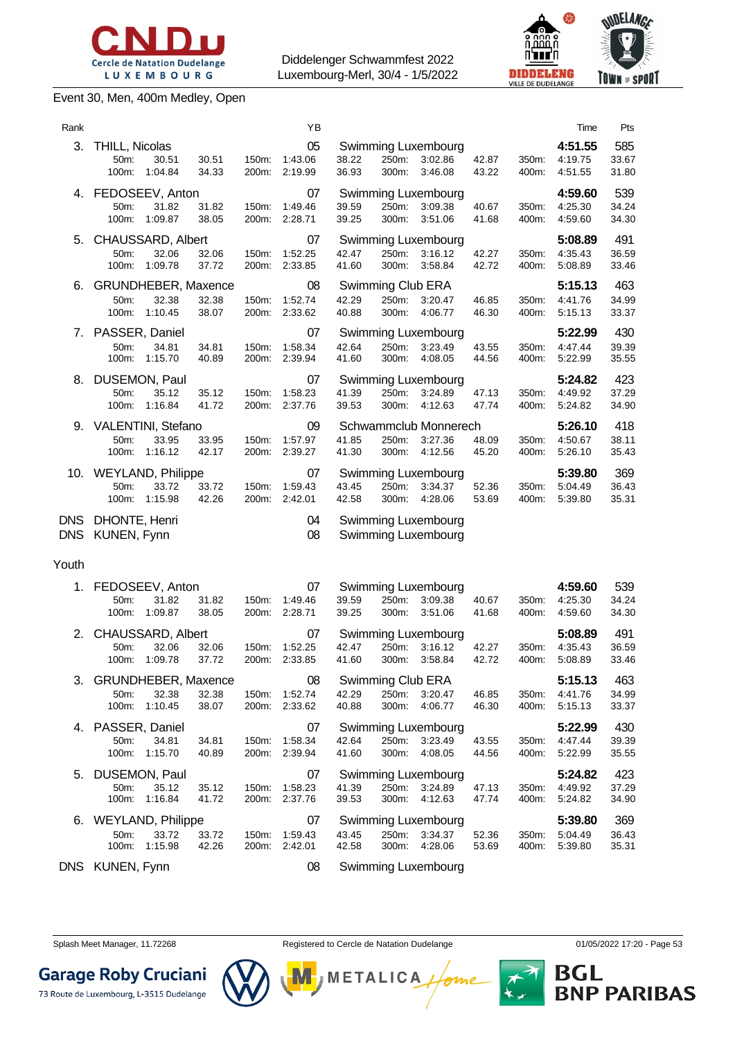Diddelenger Schwammfest 2022
Luxembourg-Merl, 30/4 - 1/5/2022

## Event 30, Men, 400m Medley, Open

| Rank | Name | YB | Club | Time | Pts |
|---|---|---|---|---|---|
| 3. | THILL, Nicolas | 05 | Swimming Luxembourg | 4:51.55 | 585 |
| | 50m: 30.51 30.51 / 100m: 1:04.84 34.33 / 150m: 1:43.06 38.22 / 200m: 2:19.99 36.93 / 250m: 3:02.86 42.87 / 300m: 3:46.08 43.22 / 350m: 4:19.75 33.67 / 400m: 4:51.55 31.80 | | | | |
| 4. | FEDOSEEV, Anton | 07 | Swimming Luxembourg | 4:59.60 | 539 |
| | 50m: 31.82 31.82 / 100m: 1:09.87 38.05 / 150m: 1:49.46 39.59 / 200m: 2:28.71 39.25 / 250m: 3:09.38 40.67 / 300m: 3:51.06 41.68 / 350m: 4:25.30 34.24 / 400m: 4:59.60 34.30 | | | | |
| 5. | CHAUSSARD, Albert | 07 | Swimming Luxembourg | 5:08.89 | 491 |
| | 50m: 32.06 32.06 / 100m: 1:09.78 37.72 / 150m: 1:52.25 42.47 / 200m: 2:33.85 41.60 / 250m: 3:16.12 42.27 / 300m: 3:58.84 42.72 / 350m: 4:35.43 36.59 / 400m: 5:08.89 33.46 | | | | |
| 6. | GRUNDHEBER, Maxence | 08 | Swimming Club ERA | 5:15.13 | 463 |
| | 50m: 32.38 32.38 / 100m: 1:10.45 38.07 / 150m: 1:52.74 42.29 / 200m: 2:33.62 40.88 / 250m: 3:20.47 46.85 / 300m: 4:06.77 46.30 / 350m: 4:41.76 34.99 / 400m: 5:15.13 33.37 | | | | |
| 7. | PASSER, Daniel | 07 | Swimming Luxembourg | 5:22.99 | 430 |
| | 50m: 34.81 34.81 / 100m: 1:15.70 40.89 / 150m: 1:58.34 42.64 / 200m: 2:39.94 41.60 / 250m: 3:23.49 43.55 / 300m: 4:08.05 44.56 / 350m: 4:47.44 39.39 / 400m: 5:22.99 35.55 | | | | |
| 8. | DUSEMON, Paul | 07 | Swimming Luxembourg | 5:24.82 | 423 |
| | 50m: 35.12 35.12 / 100m: 1:16.84 41.72 / 150m: 1:58.23 41.39 / 200m: 2:37.76 39.53 / 250m: 3:24.89 47.13 / 300m: 4:12.63 47.74 / 350m: 4:49.92 37.29 / 400m: 5:24.82 34.90 | | | | |
| 9. | VALENTINI, Stefano | 09 | Schwammclub Monnerech | 5:26.10 | 418 |
| | 50m: 33.95 33.95 / 100m: 1:16.12 42.17 / 150m: 1:57.97 41.85 / 200m: 2:39.27 41.30 / 250m: 3:27.36 48.09 / 300m: 4:12.56 45.20 / 350m: 4:50.67 38.11 / 400m: 5:26.10 35.43 | | | | |
| 10. | WEYLAND, Philippe | 07 | Swimming Luxembourg | 5:39.80 | 369 |
| | 50m: 33.72 33.72 / 100m: 1:15.98 42.26 / 150m: 1:59.43 43.45 / 200m: 2:42.01 42.58 / 250m: 3:34.37 52.36 / 300m: 4:28.06 53.69 / 350m: 5:04.49 36.43 / 400m: 5:39.80 35.31 | | | | |
| DNS | DHONTE, Henri | 04 | Swimming Luxembourg | | |
| DNS | KUNEN, Fynn | 08 | Swimming Luxembourg | | |

### Youth

| Rank | Name | YB | Club | Time | Pts |
|---|---|---|---|---|---|
| 1. | FEDOSEEV, Anton | 07 | Swimming Luxembourg | 4:59.60 | 539 |
| | 50m: 31.82 31.82 / 100m: 1:09.87 38.05 / 150m: 1:49.46 39.59 / 200m: 2:28.71 39.25 / 250m: 3:09.38 40.67 / 300m: 3:51.06 41.68 / 350m: 4:25.30 34.24 / 400m: 4:59.60 34.30 | | | | |
| 2. | CHAUSSARD, Albert | 07 | Swimming Luxembourg | 5:08.89 | 491 |
| | 50m: 32.06 32.06 / 100m: 1:09.78 37.72 / 150m: 1:52.25 42.47 / 200m: 2:33.85 41.60 / 250m: 3:16.12 42.27 / 300m: 3:58.84 42.72 / 350m: 4:35.43 36.59 / 400m: 5:08.89 33.46 | | | | |
| 3. | GRUNDHEBER, Maxence | 08 | Swimming Club ERA | 5:15.13 | 463 |
| | 50m: 32.38 32.38 / 100m: 1:10.45 38.07 / 150m: 1:52.74 42.29 / 200m: 2:33.62 40.88 / 250m: 3:20.47 46.85 / 300m: 4:06.77 46.30 / 350m: 4:41.76 34.99 / 400m: 5:15.13 33.37 | | | | |
| 4. | PASSER, Daniel | 07 | Swimming Luxembourg | 5:22.99 | 430 |
| | 50m: 34.81 34.81 / 100m: 1:15.70 40.89 / 150m: 1:58.34 42.64 / 200m: 2:39.94 41.60 / 250m: 3:23.49 43.55 / 300m: 4:08.05 44.56 / 350m: 4:47.44 39.39 / 400m: 5:22.99 35.55 | | | | |
| 5. | DUSEMON, Paul | 07 | Swimming Luxembourg | 5:24.82 | 423 |
| | 50m: 35.12 35.12 / 100m: 1:16.84 41.72 / 150m: 1:58.23 41.39 / 200m: 2:37.76 39.53 / 250m: 3:24.89 47.13 / 300m: 4:12.63 47.74 / 350m: 4:49.92 37.29 / 400m: 5:24.82 34.90 | | | | |
| 6. | WEYLAND, Philippe | 07 | Swimming Luxembourg | 5:39.80 | 369 |
| | 50m: 33.72 33.72 / 100m: 1:15.98 42.26 / 150m: 1:59.43 43.45 / 200m: 2:42.01 42.58 / 250m: 3:34.37 52.36 / 300m: 4:28.06 53.69 / 350m: 5:04.49 36.43 / 400m: 5:39.80 35.31 | | | | |
| DNS | KUNEN, Fynn | 08 | Swimming Luxembourg | | |

Splash Meet Manager, 11.72268 — Registered to Cercle de Natation Dudelange — 01/05/2022 17:20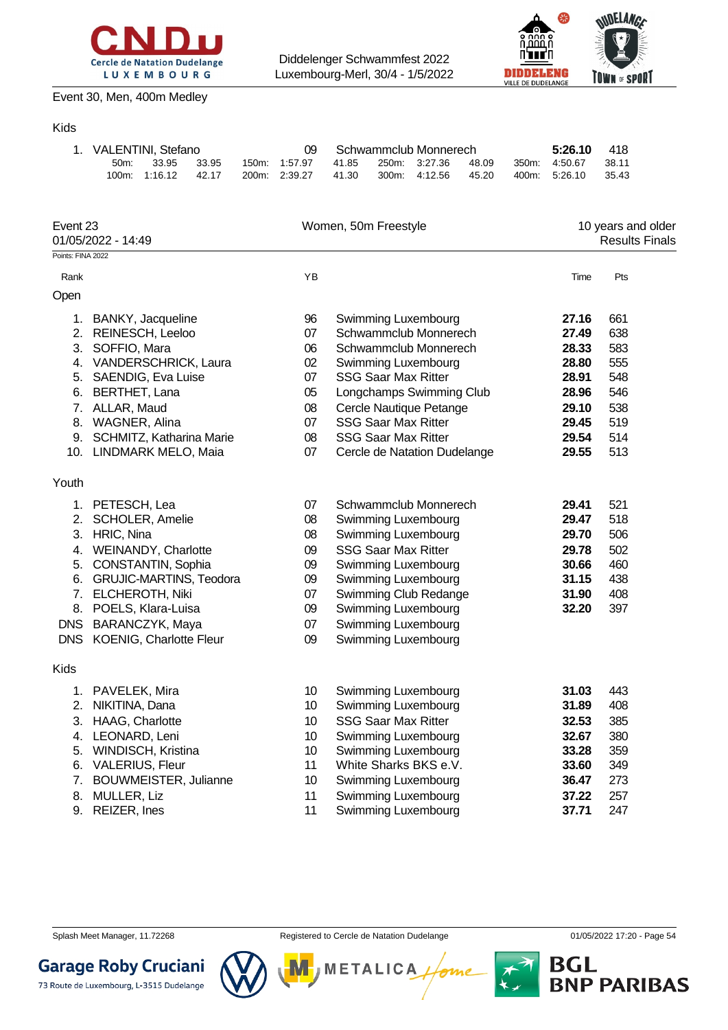Event 30, Men, 400m Medley

Kids

| Rank | Name | YB | Club | Time | Pts |
|---|---|---|---|---|---|
| 1. | VALENTINI, Stefano | 09 | Schwammclub Monnerech | **5:26.10** | 418 |

| 50m: | 33.95 | 33.95 | 150m: | 1:57.97 | 41.85 | 250m: | 3:27.36 | 48.09 | 350m: | 4:50.67 | 38.11 |
|---|---|---|---|---|---|---|---|---|---|---|---|
| 100m: | 1:16.12 | 42.17 | 200m: | 2:39.27 | 41.30 | 300m: | 4:12.56 | 45.20 | 400m: | 5:26.10 | 35.43 |

## Event 23 — Women, 50m Freestyle — 10 years and older

01/05/2022 - 14:49 — Results Finals

Points: FINA 2022

| Rank | Name | YB | Club | Time | Pts |
|---|---|---|---|---|---|
| **Open** | | | | | |
| 1. | BANKY, Jacqueline | 96 | Swimming Luxembourg | **27.16** | 661 |
| 2. | REINESCH, Leeloo | 07 | Schwammclub Monnerech | **27.49** | 638 |
| 3. | SOFFIO, Mara | 06 | Schwammclub Monnerech | **28.33** | 583 |
| 4. | VANDERSCHRICK, Laura | 02 | Swimming Luxembourg | **28.80** | 555 |
| 5. | SAENDIG, Eva Luise | 07 | SSG Saar Max Ritter | **28.91** | 548 |
| 6. | BERTHET, Lana | 05 | Longchamps Swimming Club | **28.96** | 546 |
| 7. | ALLAR, Maud | 08 | Cercle Nautique Petange | **29.10** | 538 |
| 8. | WAGNER, Alina | 07 | SSG Saar Max Ritter | **29.45** | 519 |
| 9. | SCHMITZ, Katharina Marie | 08 | SSG Saar Max Ritter | **29.54** | 514 |
| 10. | LINDMARK MELO, Maia | 07 | Cercle de Natation Dudelange | **29.55** | 513 |
| **Youth** | | | | | |
| 1. | PETESCH, Lea | 07 | Schwammclub Monnerech | **29.41** | 521 |
| 2. | SCHOLER, Amelie | 08 | Swimming Luxembourg | **29.47** | 518 |
| 3. | HRIC, Nina | 08 | Swimming Luxembourg | **29.70** | 506 |
| 4. | WEINANDY, Charlotte | 09 | SSG Saar Max Ritter | **29.78** | 502 |
| 5. | CONSTANTIN, Sophia | 09 | Swimming Luxembourg | **30.66** | 460 |
| 6. | GRUJIC-MARTINS, Teodora | 09 | Swimming Luxembourg | **31.15** | 438 |
| 7. | ELCHEROTH, Niki | 07 | Swimming Club Redange | **31.90** | 408 |
| 8. | POELS, Klara-Luisa | 09 | Swimming Luxembourg | **32.20** | 397 |
| DNS | BARANCZYK, Maya | 07 | Swimming Luxembourg | | |
| DNS | KOENIG, Charlotte Fleur | 09 | Swimming Luxembourg | | |
| **Kids** | | | | | |
| 1. | PAVELEK, Mira | 10 | Swimming Luxembourg | **31.03** | 443 |
| 2. | NIKITINA, Dana | 10 | Swimming Luxembourg | **31.89** | 408 |
| 3. | HAAG, Charlotte | 10 | SSG Saar Max Ritter | **32.53** | 385 |
| 4. | LEONARD, Leni | 10 | Swimming Luxembourg | **32.67** | 380 |
| 5. | WINDISCH, Kristina | 10 | Swimming Luxembourg | **33.28** | 359 |
| 6. | VALERIUS, Fleur | 11 | White Sharks BKS e.V. | **33.60** | 349 |
| 7. | BOUWMEISTER, Julianne | 10 | Swimming Luxembourg | **36.47** | 273 |
| 8. | MULLER, Liz | 11 | Swimming Luxembourg | **37.22** | 257 |
| 9. | REIZER, Ines | 11 | Swimming Luxembourg | **37.71** | 247 |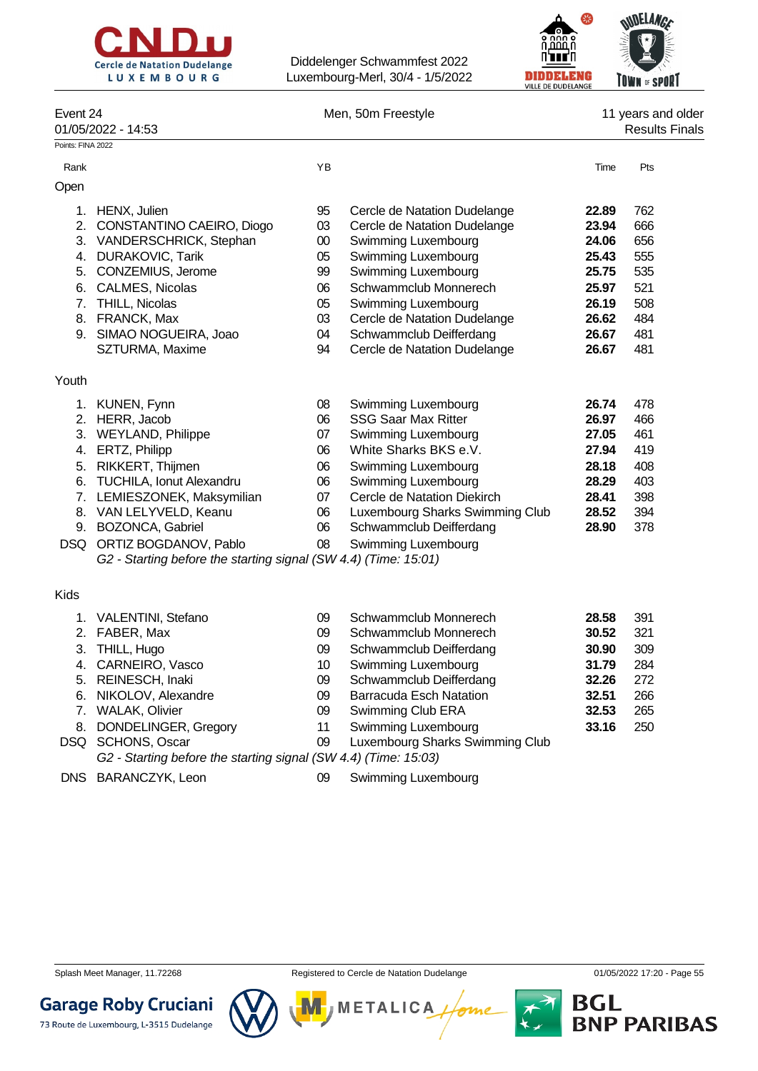Event 24 — Men, 50m Freestyle — 11 years and older

01/05/2022 - 14:53 — Results Finals

Points: FINA 2022

| Rank | | YB | | Time | Pts |
|---|---|---|---|---|---|
| **Open** | | | | | |
| 1. | HENX, Julien | 95 | Cercle de Natation Dudelange | **22.89** | 762 |
| 2. | CONSTANTINO CAEIRO, Diogo | 03 | Cercle de Natation Dudelange | **23.94** | 666 |
| 3. | VANDERSCHRICK, Stephan | 00 | Swimming Luxembourg | **24.06** | 656 |
| 4. | DURAKOVIC, Tarik | 05 | Swimming Luxembourg | **25.43** | 555 |
| 5. | CONZEMIUS, Jerome | 99 | Swimming Luxembourg | **25.75** | 535 |
| 6. | CALMES, Nicolas | 06 | Schwammclub Monnerech | **25.97** | 521 |
| 7. | THILL, Nicolas | 05 | Swimming Luxembourg | **26.19** | 508 |
| 8. | FRANCK, Max | 03 | Cercle de Natation Dudelange | **26.62** | 484 |
| 9. | SIMAO NOGUEIRA, Joao | 04 | Schwammclub Deifferdang | **26.67** | 481 |
| | SZTURMA, Maxime | 94 | Cercle de Natation Dudelange | **26.67** | 481 |
| **Youth** | | | | | |
| 1. | KUNEN, Fynn | 08 | Swimming Luxembourg | **26.74** | 478 |
| 2. | HERR, Jacob | 06 | SSG Saar Max Ritter | **26.97** | 466 |
| 3. | WEYLAND, Philippe | 07 | Swimming Luxembourg | **27.05** | 461 |
| 4. | ERTZ, Philipp | 06 | White Sharks BKS e.V. | **27.94** | 419 |
| 5. | RIKKERT, Thijmen | 06 | Swimming Luxembourg | **28.18** | 408 |
| 6. | TUCHILA, Ionut Alexandru | 06 | Swimming Luxembourg | **28.29** | 403 |
| 7. | LEMIESZONEK, Maksymilian | 07 | Cercle de Natation Diekirch | **28.41** | 398 |
| 8. | VAN LELYVELD, Keanu | 06 | Luxembourg Sharks Swimming Club | **28.52** | 394 |
| 9. | BOZONCA, Gabriel | 06 | Schwammclub Deifferdang | **28.90** | 378 |
| DSQ | ORTIZ BOGDANOV, Pablo | 08 | Swimming Luxembourg | | |
| | *G2 - Starting before the starting signal (SW 4.4) (Time: 15:01)* | | | | |
| **Kids** | | | | | |
| 1. | VALENTINI, Stefano | 09 | Schwammclub Monnerech | **28.58** | 391 |
| 2. | FABER, Max | 09 | Schwammclub Monnerech | **30.52** | 321 |
| 3. | THILL, Hugo | 09 | Schwammclub Deifferdang | **30.90** | 309 |
| 4. | CARNEIRO, Vasco | 10 | Swimming Luxembourg | **31.79** | 284 |
| 5. | REINESCH, Inaki | 09 | Schwammclub Deifferdang | **32.26** | 272 |
| 6. | NIKOLOV, Alexandre | 09 | Barracuda Esch Natation | **32.51** | 266 |
| 7. | WALAK, Olivier | 09 | Swimming Club ERA | **32.53** | 265 |
| 8. | DONDELINGER, Gregory | 11 | Swimming Luxembourg | **33.16** | 250 |
| DSQ | SCHONS, Oscar | 09 | Luxembourg Sharks Swimming Club | | |
| | *G2 - Starting before the starting signal (SW 4.4) (Time: 15:03)* | | | | |
| DNS | BARANCZYK, Leon | 09 | Swimming Luxembourg | | |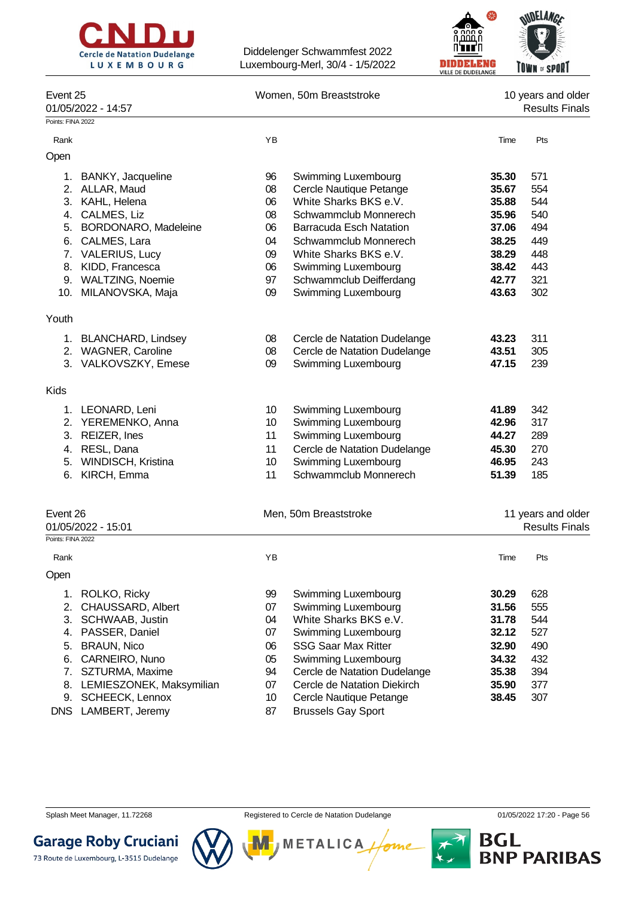Diddelenger Schwammfest 2022
Luxembourg-Merl, 30/4 - 1/5/2022

## Event 25 — Women, 50m Breaststroke — 10 years and older

01/05/2022 - 14:57 — Results Finals

Points: FINA 2022

| Rank | | YB | | Time | Pts |
|---|---|---|---|---|---|
| **Open** | | | | | |
| 1. | BANKY, Jacqueline | 96 | Swimming Luxembourg | **35.30** | 571 |
| 2. | ALLAR, Maud | 08 | Cercle Nautique Petange | **35.67** | 554 |
| 3. | KAHL, Helena | 06 | White Sharks BKS e.V. | **35.88** | 544 |
| 4. | CALMES, Liz | 08 | Schwammclub Monnerech | **35.96** | 540 |
| 5. | BORDONARO, Madeleine | 06 | Barracuda Esch Natation | **37.06** | 494 |
| 6. | CALMES, Lara | 04 | Schwammclub Monnerech | **38.25** | 449 |
| 7. | VALERIUS, Lucy | 09 | White Sharks BKS e.V. | **38.29** | 448 |
| 8. | KIDD, Francesca | 06 | Swimming Luxembourg | **38.42** | 443 |
| 9. | WALTZING, Noemie | 97 | Schwammclub Deifferdang | **42.77** | 321 |
| 10. | MILANOVSKA, Maja | 09 | Swimming Luxembourg | **43.63** | 302 |
| **Youth** | | | | | |
| 1. | BLANCHARD, Lindsey | 08 | Cercle de Natation Dudelange | **43.23** | 311 |
| 2. | WAGNER, Caroline | 08 | Cercle de Natation Dudelange | **43.51** | 305 |
| 3. | VALKOVSZKY, Emese | 09 | Swimming Luxembourg | **47.15** | 239 |
| **Kids** | | | | | |
| 1. | LEONARD, Leni | 10 | Swimming Luxembourg | **41.89** | 342 |
| 2. | YEREMENKO, Anna | 10 | Swimming Luxembourg | **42.96** | 317 |
| 3. | REIZER, Ines | 11 | Swimming Luxembourg | **44.27** | 289 |
| 4. | RESL, Dana | 11 | Cercle de Natation Dudelange | **45.30** | 270 |
| 5. | WINDISCH, Kristina | 10 | Swimming Luxembourg | **46.95** | 243 |
| 6. | KIRCH, Emma | 11 | Schwammclub Monnerech | **51.39** | 185 |

## Event 26 — Men, 50m Breaststroke — 11 years and older

01/05/2022 - 15:01 — Results Finals

Points: FINA 2022

| Rank | | YB | | Time | Pts |
|---|---|---|---|---|---|
| **Open** | | | | | |
| 1. | ROLKO, Ricky | 99 | Swimming Luxembourg | **30.29** | 628 |
| 2. | CHAUSSARD, Albert | 07 | Swimming Luxembourg | **31.56** | 555 |
| 3. | SCHWAAB, Justin | 04 | White Sharks BKS e.V. | **31.78** | 544 |
| 4. | PASSER, Daniel | 07 | Swimming Luxembourg | **32.12** | 527 |
| 5. | BRAUN, Nico | 06 | SSG Saar Max Ritter | **32.90** | 490 |
| 6. | CARNEIRO, Nuno | 05 | Swimming Luxembourg | **34.32** | 432 |
| 7. | SZTURMA, Maxime | 94 | Cercle de Natation Dudelange | **35.38** | 394 |
| 8. | LEMIESZONEK, Maksymilian | 07 | Cercle de Natation Diekirch | **35.90** | 377 |
| 9. | SCHEECK, Lennox | 10 | Cercle Nautique Petange | **38.45** | 307 |
| DNS | LAMBERT, Jeremy | 87 | Brussels Gay Sport | | |

Splash Meet Manager, 11.72268 — Registered to Cercle de Natation Dudelange — 01/05/2022 17:20 - Page 56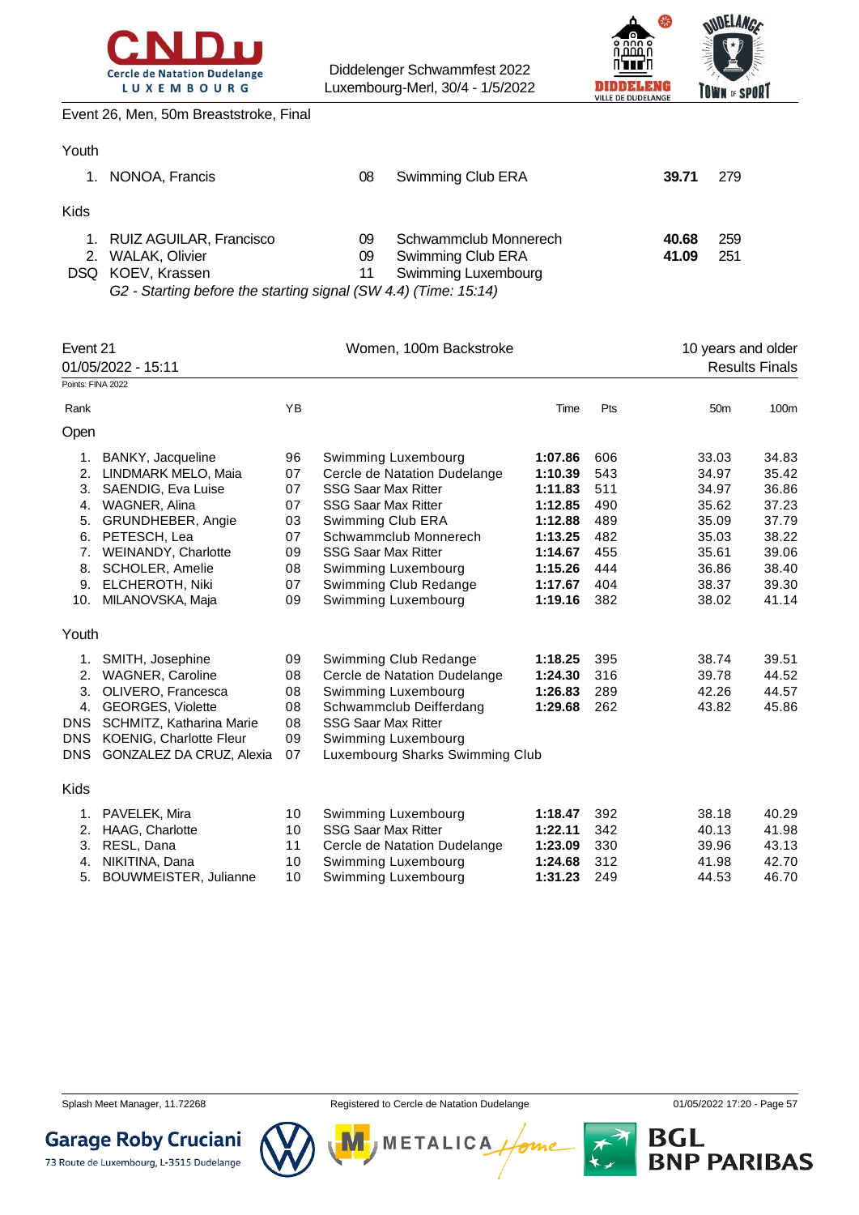Event 26, Men, 50m Breaststroke, Final

Youth

| Rank | Name | YB | Club | Time | Pts |
|---|---|---|---|---|---|
| 1. | NONOA, Francis | 08 | Swimming Club ERA | **39.71** | 279 |

Kids

| Rank | Name | YB | Club | Time | Pts |
|---|---|---|---|---|---|
| 1. | RUIZ AGUILAR, Francisco | 09 | Schwammclub Monnerech | **40.68** | 259 |
| 2. | WALAK, Olivier | 09 | Swimming Club ERA | **41.09** | 251 |
| DSQ | KOEV, Krassen | 11 | Swimming Luxembourg | | |

*G2 - Starting before the starting signal (SW 4.4) (Time: 15:14)*

## Event 21 — Women, 100m Backstroke — 10 years and older

01/05/2022 - 15:11 — Results Finals

Points: FINA 2022

Open

| Rank | Name | YB | Club | Time | Pts | 50m | 100m |
|---|---|---|---|---|---|---|---|
| 1. | BANKY, Jacqueline | 96 | Swimming Luxembourg | **1:07.86** | 606 | 33.03 | 34.83 |
| 2. | LINDMARK MELO, Maia | 07 | Cercle de Natation Dudelange | **1:10.39** | 543 | 34.97 | 35.42 |
| 3. | SAENDIG, Eva Luise | 07 | SSG Saar Max Ritter | **1:11.83** | 511 | 34.97 | 36.86 |
| 4. | WAGNER, Alina | 07 | SSG Saar Max Ritter | **1:12.85** | 490 | 35.62 | 37.23 |
| 5. | GRUNDHEBER, Angie | 03 | Swimming Club ERA | **1:12.88** | 489 | 35.09 | 37.79 |
| 6. | PETESCH, Lea | 07 | Schwammclub Monnerech | **1:13.25** | 482 | 35.03 | 38.22 |
| 7. | WEINANDY, Charlotte | 09 | SSG Saar Max Ritter | **1:14.67** | 455 | 35.61 | 39.06 |
| 8. | SCHOLER, Amelie | 08 | Swimming Luxembourg | **1:15.26** | 444 | 36.86 | 38.40 |
| 9. | ELCHEROTH, Niki | 07 | Swimming Club Redange | **1:17.67** | 404 | 38.37 | 39.30 |
| 10. | MILANOVSKA, Maja | 09 | Swimming Luxembourg | **1:19.16** | 382 | 38.02 | 41.14 |

Youth

| Rank | Name | YB | Club | Time | Pts | 50m | 100m |
|---|---|---|---|---|---|---|---|
| 1. | SMITH, Josephine | 09 | Swimming Club Redange | **1:18.25** | 395 | 38.74 | 39.51 |
| 2. | WAGNER, Caroline | 08 | Cercle de Natation Dudelange | **1:24.30** | 316 | 39.78 | 44.52 |
| 3. | OLIVERO, Francesca | 08 | Swimming Luxembourg | **1:26.83** | 289 | 42.26 | 44.57 |
| 4. | GEORGES, Violette | 08 | Schwammclub Deifferdang | **1:29.68** | 262 | 43.82 | 45.86 |
| DNS | SCHMITZ, Katharina Marie | 08 | SSG Saar Max Ritter | | | | |
| DNS | KOENIG, Charlotte Fleur | 09 | Swimming Luxembourg | | | | |
| DNS | GONZALEZ DA CRUZ, Alexia | 07 | Luxembourg Sharks Swimming Club | | | | |

Kids

| Rank | Name | YB | Club | Time | Pts | 50m | 100m |
|---|---|---|---|---|---|---|---|
| 1. | PAVELEK, Mira | 10 | Swimming Luxembourg | **1:18.47** | 392 | 38.18 | 40.29 |
| 2. | HAAG, Charlotte | 10 | SSG Saar Max Ritter | **1:22.11** | 342 | 40.13 | 41.98 |
| 3. | RESL, Dana | 11 | Cercle de Natation Dudelange | **1:23.09** | 330 | 39.96 | 43.13 |
| 4. | NIKITINA, Dana | 10 | Swimming Luxembourg | **1:24.68** | 312 | 41.98 | 42.70 |
| 5. | BOUWMEISTER, Julianne | 10 | Swimming Luxembourg | **1:31.23** | 249 | 44.53 | 46.70 |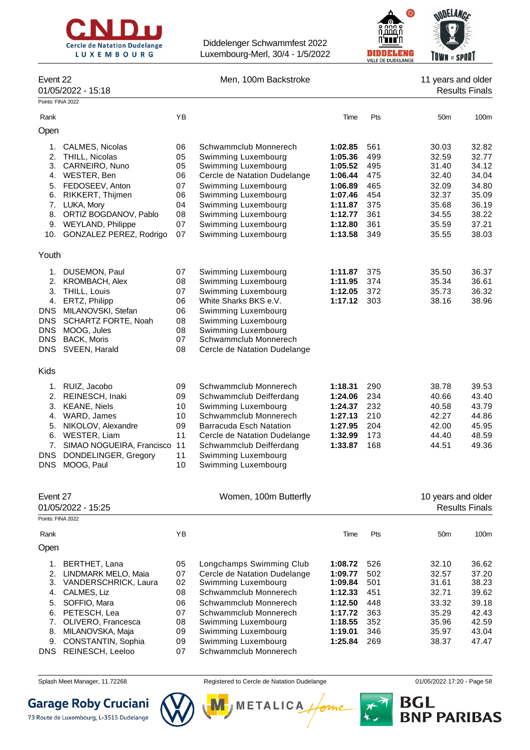Diddelenger Schwammfest 2022
Luxembourg-Merl, 30/4 - 1/5/2022

## Event 22 — Men, 100m Backstroke — 11 years and older

01/05/2022 - 15:18 — Results Finals

Points: FINA 2022

### Open

| Rank | Name | YB | Club | Time | Pts | 50m | 100m |
|---|---|---|---|---|---|---|---|
| 1. | CALMES, Nicolas | 06 | Schwammclub Monnerech | **1:02.85** | 561 | 30.03 | 32.82 |
| 2. | THILL, Nicolas | 05 | Swimming Luxembourg | **1:05.36** | 499 | 32.59 | 32.77 |
| 3. | CARNEIRO, Nuno | 05 | Swimming Luxembourg | **1:05.52** | 495 | 31.40 | 34.12 |
| 4. | WESTER, Ben | 06 | Cercle de Natation Dudelange | **1:06.44** | 475 | 32.40 | 34.04 |
| 5. | FEDOSEEV, Anton | 07 | Swimming Luxembourg | **1:06.89** | 465 | 32.09 | 34.80 |
| 6. | RIKKERT, Thijmen | 06 | Swimming Luxembourg | **1:07.46** | 454 | 32.37 | 35.09 |
| 7. | LUKA, Mory | 04 | Swimming Luxembourg | **1:11.87** | 375 | 35.68 | 36.19 |
| 8. | ORTIZ BOGDANOV, Pablo | 08 | Swimming Luxembourg | **1:12.77** | 361 | 34.55 | 38.22 |
| 9. | WEYLAND, Philippe | 07 | Swimming Luxembourg | **1:12.80** | 361 | 35.59 | 37.21 |
| 10. | GONZALEZ PEREZ, Rodrigo | 07 | Swimming Luxembourg | **1:13.58** | 349 | 35.55 | 38.03 |

### Youth

| Rank | Name | YB | Club | Time | Pts | 50m | 100m |
|---|---|---|---|---|---|---|---|
| 1. | DUSEMON, Paul | 07 | Swimming Luxembourg | **1:11.87** | 375 | 35.50 | 36.37 |
| 2. | KROMBACH, Alex | 08 | Swimming Luxembourg | **1:11.95** | 374 | 35.34 | 36.61 |
| 3. | THILL, Louis | 07 | Swimming Luxembourg | **1:12.05** | 372 | 35.73 | 36.32 |
| 4. | ERTZ, Philipp | 06 | White Sharks BKS e.V. | **1:17.12** | 303 | 38.16 | 38.96 |
| DNS | MILANOVSKI, Stefan | 06 | Swimming Luxembourg | | | | |
| DNS | SCHARTZ FORTE, Noah | 08 | Swimming Luxembourg | | | | |
| DNS | MOOG, Jules | 08 | Swimming Luxembourg | | | | |
| DNS | BACK, Moris | 07 | Schwammclub Monnerech | | | | |
| DNS | SVEEN, Harald | 08 | Cercle de Natation Dudelange | | | | |

### Kids

| Rank | Name | YB | Club | Time | Pts | 50m | 100m |
|---|---|---|---|---|---|---|---|
| 1. | RUIZ, Jacobo | 09 | Schwammclub Monnerech | **1:18.31** | 290 | 38.78 | 39.53 |
| 2. | REINESCH, Inaki | 09 | Schwammclub Deifferdang | **1:24.06** | 234 | 40.66 | 43.40 |
| 3. | KEANE, Niels | 10 | Swimming Luxembourg | **1:24.37** | 232 | 40.58 | 43.79 |
| 4. | WARD, James | 10 | Schwammclub Monnerech | **1:27.13** | 210 | 42.27 | 44.86 |
| 5. | NIKOLOV, Alexandre | 09 | Barracuda Esch Natation | **1:27.95** | 204 | 42.00 | 45.95 |
| 6. | WESTER, Liam | 11 | Cercle de Natation Dudelange | **1:32.99** | 173 | 44.40 | 48.59 |
| 7. | SIMAO NOGUEIRA, Francisco | 11 | Schwammclub Deifferdang | **1:33.87** | 168 | 44.51 | 49.36 |
| DNS | DONDELINGER, Gregory | 11 | Swimming Luxembourg | | | | |
| DNS | MOOG, Paul | 10 | Swimming Luxembourg | | | | |

## Event 27 — Women, 100m Butterfly — 10 years and older

01/05/2022 - 15:25 — Results Finals

Points: FINA 2022

### Open

| Rank | Name | YB | Club | Time | Pts | 50m | 100m |
|---|---|---|---|---|---|---|---|
| 1. | BERTHET, Lana | 05 | Longchamps Swimming Club | **1:08.72** | 526 | 32.10 | 36.62 |
| 2. | LINDMARK MELO, Maia | 07 | Cercle de Natation Dudelange | **1:09.77** | 502 | 32.57 | 37.20 |
| 3. | VANDERSCHRICK, Laura | 02 | Swimming Luxembourg | **1:09.84** | 501 | 31.61 | 38.23 |
| 4. | CALMES, Liz | 08 | Schwammclub Monnerech | **1:12.33** | 451 | 32.71 | 39.62 |
| 5. | SOFFIO, Mara | 06 | Schwammclub Monnerech | **1:12.50** | 448 | 33.32 | 39.18 |
| 6. | PETESCH, Lea | 07 | Schwammclub Monnerech | **1:17.72** | 363 | 35.29 | 42.43 |
| 7. | OLIVERO, Francesca | 08 | Swimming Luxembourg | **1:18.55** | 352 | 35.96 | 42.59 |
| 8. | MILANOVSKA, Maja | 09 | Swimming Luxembourg | **1:19.01** | 346 | 35.97 | 43.04 |
| 9. | CONSTANTIN, Sophia | 09 | Swimming Luxembourg | **1:25.84** | 269 | 38.37 | 47.47 |
| DNS | REINESCH, Leeloo | 07 | Schwammclub Monnerech | | | | |

Splash Meet Manager, 11.72268 — Registered to Cercle de Natation Dudelange — 01/05/2022 17:20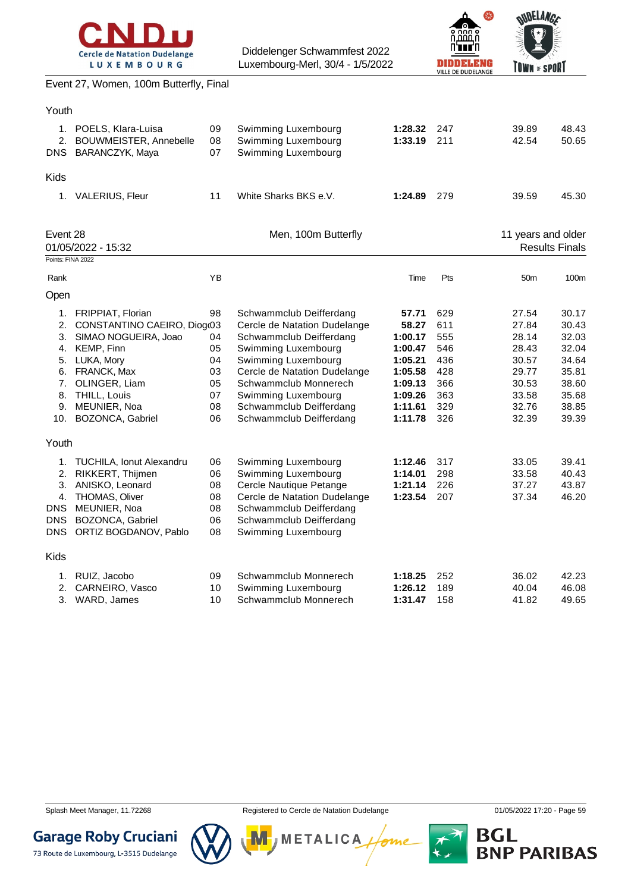Event 27, Women, 100m Butterfly, Final

Youth

| Rank | Name | YB | Club | Time | Pts | 50m | 100m |
|---|---|---|---|---|---|---|---|
| 1. | POELS, Klara-Luisa | 09 | Swimming Luxembourg | **1:28.32** | 247 | 39.89 | 48.43 |
| 2. | BOUWMEISTER, Annebelle | 08 | Swimming Luxembourg | **1:33.19** | 211 | 42.54 | 50.65 |
| DNS | BARANCZYK, Maya | 07 | Swimming Luxembourg | | | | |

Kids

| Rank | Name | YB | Club | Time | Pts | 50m | 100m |
|---|---|---|---|---|---|---|---|
| 1. | VALERIUS, Fleur | 11 | White Sharks BKS e.V. | **1:24.89** | 279 | 39.59 | 45.30 |

Event 28 — Men, 100m Butterfly — 11 years and older

01/05/2022 - 15:32 — Results Finals

Points: FINA 2022

Open

| Rank | Name | YB | Club | Time | Pts | 50m | 100m |
|---|---|---|---|---|---|---|---|
| 1. | FRIPPIAT, Florian | 98 | Schwammclub Deifferdang | **57.71** | 629 | 27.54 | 30.17 |
| 2. | CONSTANTINO CAEIRO, Diogo | 03 | Cercle de Natation Dudelange | **58.27** | 611 | 27.84 | 30.43 |
| 3. | SIMAO NOGUEIRA, Joao | 04 | Schwammclub Deifferdang | **1:00.17** | 555 | 28.14 | 32.03 |
| 4. | KEMP, Finn | 05 | Swimming Luxembourg | **1:00.47** | 546 | 28.43 | 32.04 |
| 5. | LUKA, Mory | 04 | Swimming Luxembourg | **1:05.21** | 436 | 30.57 | 34.64 |
| 6. | FRANCK, Max | 03 | Cercle de Natation Dudelange | **1:05.58** | 428 | 29.77 | 35.81 |
| 7. | OLINGER, Liam | 05 | Schwammclub Monnerech | **1:09.13** | 366 | 30.53 | 38.60 |
| 8. | THILL, Louis | 07 | Swimming Luxembourg | **1:09.26** | 363 | 33.58 | 35.68 |
| 9. | MEUNIER, Noa | 08 | Schwammclub Deifferdang | **1:11.61** | 329 | 32.76 | 38.85 |
| 10. | BOZONCA, Gabriel | 06 | Schwammclub Deifferdang | **1:11.78** | 326 | 32.39 | 39.39 |

Youth

| Rank | Name | YB | Club | Time | Pts | 50m | 100m |
|---|---|---|---|---|---|---|---|
| 1. | TUCHILA, Ionut Alexandru | 06 | Swimming Luxembourg | **1:12.46** | 317 | 33.05 | 39.41 |
| 2. | RIKKERT, Thijmen | 06 | Swimming Luxembourg | **1:14.01** | 298 | 33.58 | 40.43 |
| 3. | ANISKO, Leonard | 08 | Cercle Nautique Petange | **1:21.14** | 226 | 37.27 | 43.87 |
| 4. | THOMAS, Oliver | 08 | Cercle de Natation Dudelange | **1:23.54** | 207 | 37.34 | 46.20 |
| DNS | MEUNIER, Noa | 08 | Schwammclub Deifferdang | | | | |
| DNS | BOZONCA, Gabriel | 06 | Schwammclub Deifferdang | | | | |
| DNS | ORTIZ BOGDANOV, Pablo | 08 | Swimming Luxembourg | | | | |

Kids

| Rank | Name | YB | Club | Time | Pts | 50m | 100m |
|---|---|---|---|---|---|---|---|
| 1. | RUIZ, Jacobo | 09 | Schwammclub Monnerech | **1:18.25** | 252 | 36.02 | 42.23 |
| 2. | CARNEIRO, Vasco | 10 | Swimming Luxembourg | **1:26.12** | 189 | 40.04 | 46.08 |
| 3. | WARD, James | 10 | Schwammclub Monnerech | **1:31.47** | 158 | 41.82 | 49.65 |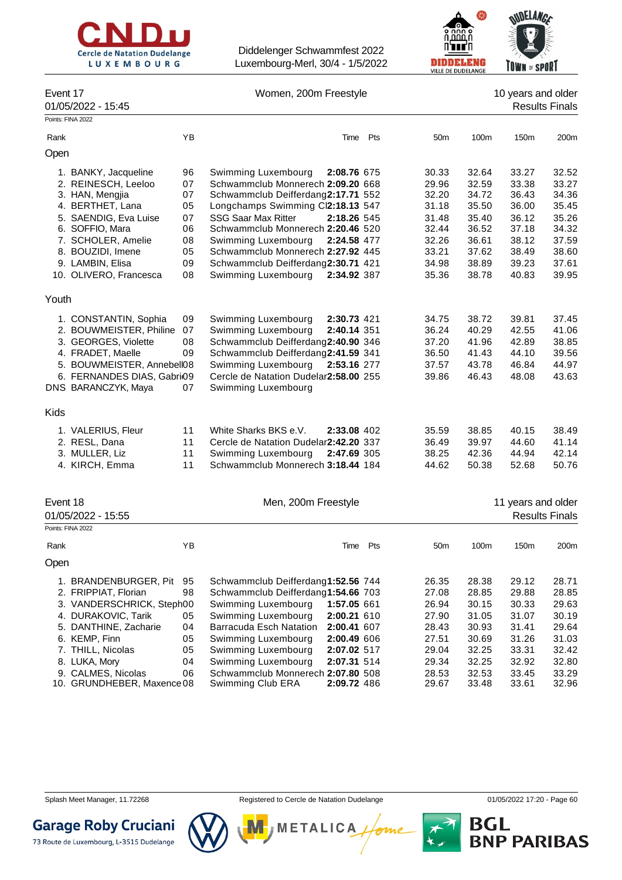Diddelenger Schwammfest 2022
Luxembourg-Merl, 30/4 - 1/5/2022

## Event 17 — Women, 200m Freestyle

01/05/2022 - 15:45

10 years and older
Results Finals

Points: FINA 2022

### Open

| Rank | Name | YB | Club | Time | Pts | 50m | 100m | 150m | 200m |
|---|---|---|---|---|---|---|---|---|---|
| 1. | BANKY, Jacqueline | 96 | Swimming Luxembourg | **2:08.76** | 675 | 30.33 | 32.64 | 33.27 | 32.52 |
| 2. | REINESCH, Leeloo | 07 | Schwammclub Monnerech | **2:09.20** | 668 | 29.96 | 32.59 | 33.38 | 33.27 |
| 3. | HAN, Mengjia | 07 | Schwammclub Deifferdang | **2:17.71** | 552 | 32.20 | 34.72 | 36.43 | 34.36 |
| 4. | BERTHET, Lana | 05 | Longchamps Swimming Cl | **2:18.13** | 547 | 31.18 | 35.50 | 36.00 | 35.45 |
| 5. | SAENDIG, Eva Luise | 07 | SSG Saar Max Ritter | **2:18.26** | 545 | 31.48 | 35.40 | 36.12 | 35.26 |
| 6. | SOFFIO, Mara | 06 | Schwammclub Monnerech | **2:20.46** | 520 | 32.44 | 36.52 | 37.18 | 34.32 |
| 7. | SCHOLER, Amelie | 08 | Swimming Luxembourg | **2:24.58** | 477 | 32.26 | 36.61 | 38.12 | 37.59 |
| 8. | BOUZIDI, Imene | 05 | Schwammclub Monnerech | **2:27.92** | 445 | 33.21 | 37.62 | 38.49 | 38.60 |
| 9. | LAMBIN, Elisa | 09 | Schwammclub Deifferdang | **2:30.71** | 421 | 34.98 | 38.89 | 39.23 | 37.61 |
| 10. | OLIVERO, Francesca | 08 | Swimming Luxembourg | **2:34.92** | 387 | 35.36 | 38.78 | 40.83 | 39.95 |

### Youth

| Rank | Name | YB | Club | Time | Pts | 50m | 100m | 150m | 200m |
|---|---|---|---|---|---|---|---|---|---|
| 1. | CONSTANTIN, Sophia | 09 | Swimming Luxembourg | **2:30.73** | 421 | 34.75 | 38.72 | 39.81 | 37.45 |
| 2. | BOUWMEISTER, Philine | 07 | Swimming Luxembourg | **2:40.14** | 351 | 36.24 | 40.29 | 42.55 | 41.06 |
| 3. | GEORGES, Violette | 08 | Schwammclub Deifferdang | **2:40.90** | 346 | 37.20 | 41.96 | 42.89 | 38.85 |
| 4. | FRADET, Maelle | 09 | Schwammclub Deifferdang | **2:41.59** | 341 | 36.50 | 41.43 | 44.10 | 39.56 |
| 5. | BOUWMEISTER, Annebell | 08 | Swimming Luxembourg | **2:53.16** | 277 | 37.57 | 43.78 | 46.84 | 44.97 |
| 6. | FERNANDES DIAS, Gabri | 09 | Cercle de Natation Dudelar | **2:58.00** | 255 | 39.86 | 46.43 | 48.08 | 43.63 |
| DNS | BARANCZYK, Maya | 07 | Swimming Luxembourg | | | | | | |

### Kids

| Rank | Name | YB | Club | Time | Pts | 50m | 100m | 150m | 200m |
|---|---|---|---|---|---|---|---|---|---|
| 1. | VALERIUS, Fleur | 11 | White Sharks BKS e.V. | **2:33.08** | 402 | 35.59 | 38.85 | 40.15 | 38.49 |
| 2. | RESL, Dana | 11 | Cercle de Natation Dudelar | **2:42.20** | 337 | 36.49 | 39.97 | 44.60 | 41.14 |
| 3. | MULLER, Liz | 11 | Swimming Luxembourg | **2:47.69** | 305 | 38.25 | 42.36 | 44.94 | 42.14 |
| 4. | KIRCH, Emma | 11 | Schwammclub Monnerech | **3:18.44** | 184 | 44.62 | 50.38 | 52.68 | 50.76 |

## Event 18 — Men, 200m Freestyle

01/05/2022 - 15:55

11 years and older
Results Finals

Points: FINA 2022

### Open

| Rank | Name | YB | Club | Time | Pts | 50m | 100m | 150m | 200m |
|---|---|---|---|---|---|---|---|---|---|
| 1. | BRANDENBURGER, Pit | 95 | Schwammclub Deifferdang | **1:52.56** | 744 | 26.35 | 28.38 | 29.12 | 28.71 |
| 2. | FRIPPIAT, Florian | 98 | Schwammclub Deifferdang | **1:54.66** | 703 | 27.08 | 28.85 | 29.88 | 28.85 |
| 3. | VANDERSCHRICK, Steph | 00 | Swimming Luxembourg | **1:57.05** | 661 | 26.94 | 30.15 | 30.33 | 29.63 |
| 4. | DURAKOVIC, Tarik | 05 | Swimming Luxembourg | **2:00.21** | 610 | 27.90 | 31.05 | 31.07 | 30.19 |
| 5. | DANTHINE, Zacharie | 04 | Barracuda Esch Natation | **2:00.41** | 607 | 28.43 | 30.93 | 31.41 | 29.64 |
| 6. | KEMP, Finn | 05 | Swimming Luxembourg | **2:00.49** | 606 | 27.51 | 30.69 | 31.26 | 31.03 |
| 7. | THILL, Nicolas | 05 | Swimming Luxembourg | **2:07.02** | 517 | 29.04 | 32.25 | 33.31 | 32.42 |
| 8. | LUKA, Mory | 04 | Swimming Luxembourg | **2:07.31** | 514 | 29.34 | 32.25 | 32.92 | 32.80 |
| 9. | CALMES, Nicolas | 06 | Schwammclub Monnerech | **2:07.80** | 508 | 28.53 | 32.53 | 33.45 | 33.29 |
| 10. | GRUNDHEBER, Maxence | 08 | Swimming Club ERA | **2:09.72** | 486 | 29.67 | 33.48 | 33.61 | 32.96 |

Splash Meet Manager, 11.72268 — Registered to Cercle de Natation Dudelange — 01/05/2022 17:20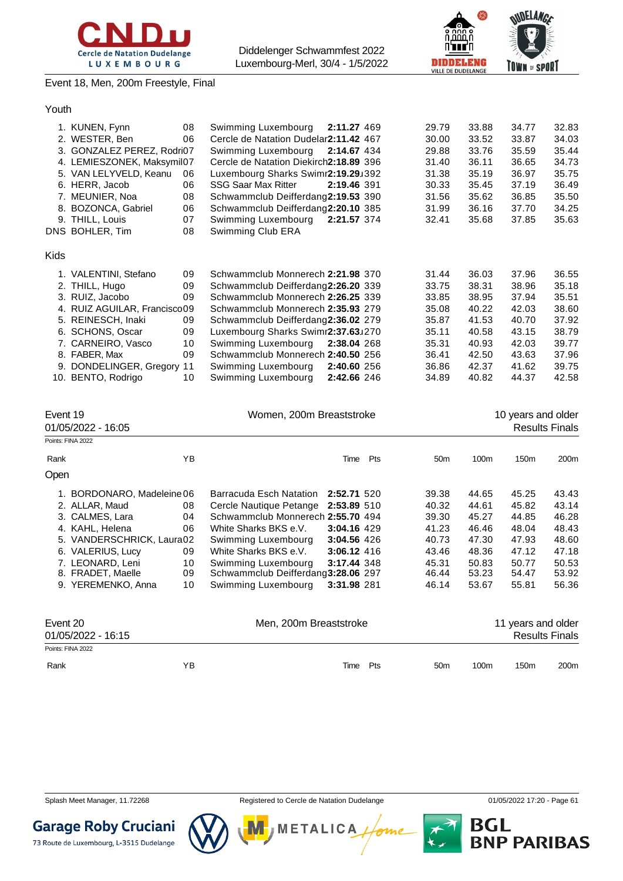Diddelenger Schwammfest 2022
Luxembourg-Merl, 30/4 - 1/5/2022

Event 18, Men, 200m Freestyle, Final

### Youth

| Rank | Name | YB | Club | Time | Pts | 50m | 100m | 150m | 200m |
|---|---|---|---|---|---|---|---|---|---|
| 1. | KUNEN, Fynn | 08 | Swimming Luxembourg | **2:11.27** | 469 | 29.79 | 33.88 | 34.77 | 32.83 |
| 2. | WESTER, Ben | 06 | Cercle de Natation Dudelar | **2:11.42** | 467 | 30.00 | 33.52 | 33.87 | 34.03 |
| 3. | GONZALEZ PEREZ, Rodri | 07 | Swimming Luxembourg | **2:14.67** | 434 | 29.88 | 33.76 | 35.59 | 35.44 |
| 4. | LEMIESZONEK, Maksymil | 07 | Cercle de Natation Diekirch | **2:18.89** | 396 | 31.40 | 36.11 | 36.65 | 34.73 |
| 5. | VAN LELYVELD, Keanu | 06 | Luxembourg Sharks Swimr | **2:19.29** | 392 | 31.38 | 35.19 | 36.97 | 35.75 |
| 6. | HERR, Jacob | 06 | SSG Saar Max Ritter | **2:19.46** | 391 | 30.33 | 35.45 | 37.19 | 36.49 |
| 7. | MEUNIER, Noa | 08 | Schwammclub Deifferdang | **2:19.53** | 390 | 31.56 | 35.62 | 36.85 | 35.50 |
| 8. | BOZONCA, Gabriel | 06 | Schwammclub Deifferdang | **2:20.10** | 385 | 31.99 | 36.16 | 37.70 | 34.25 |
| 9. | THILL, Louis | 07 | Swimming Luxembourg | **2:21.57** | 374 | 32.41 | 35.68 | 37.85 | 35.63 |
| DNS | BOHLER, Tim | 08 | Swimming Club ERA | | | | | | |

### Kids

| Rank | Name | YB | Club | Time | Pts | 50m | 100m | 150m | 200m |
|---|---|---|---|---|---|---|---|---|---|
| 1. | VALENTINI, Stefano | 09 | Schwammclub Monnerech | **2:21.98** | 370 | 31.44 | 36.03 | 37.96 | 36.55 |
| 2. | THILL, Hugo | 09 | Schwammclub Deifferdang | **2:26.20** | 339 | 33.75 | 38.31 | 38.96 | 35.18 |
| 3. | RUIZ, Jacobo | 09 | Schwammclub Monnerech | **2:26.25** | 339 | 33.85 | 38.95 | 37.94 | 35.51 |
| 4. | RUIZ AGUILAR, Francisco | 09 | Schwammclub Monnerech | **2:35.93** | 279 | 35.08 | 40.22 | 42.03 | 38.60 |
| 5. | REINESCH, Inaki | 09 | Schwammclub Deifferdang | **2:36.02** | 279 | 35.87 | 41.53 | 40.70 | 37.92 |
| 6. | SCHONS, Oscar | 09 | Luxembourg Sharks Swimr | **2:37.63** | 270 | 35.11 | 40.58 | 43.15 | 38.79 |
| 7. | CARNEIRO, Vasco | 10 | Swimming Luxembourg | **2:38.04** | 268 | 35.31 | 40.93 | 42.03 | 39.77 |
| 8. | FABER, Max | 09 | Schwammclub Monnerech | **2:40.50** | 256 | 36.41 | 42.50 | 43.63 | 37.96 |
| 9. | DONDELINGER, Gregory | 11 | Swimming Luxembourg | **2:40.60** | 256 | 36.86 | 42.37 | 41.62 | 39.75 |
| 10. | BENTO, Rodrigo | 10 | Swimming Luxembourg | **2:42.66** | 246 | 34.89 | 40.82 | 44.37 | 42.58 |

## Event 19 — Women, 200m Breaststroke

01/05/2022 - 16:05 — 10 years and older — Results Finals

Points: FINA 2022

### Open

| Rank | Name | YB | Club | Time | Pts | 50m | 100m | 150m | 200m |
|---|---|---|---|---|---|---|---|---|---|
| 1. | BORDONARO, Madeleine | 06 | Barracuda Esch Natation | **2:52.71** | 520 | 39.38 | 44.65 | 45.25 | 43.43 |
| 2. | ALLAR, Maud | 08 | Cercle Nautique Petange | **2:53.89** | 510 | 40.32 | 44.61 | 45.82 | 43.14 |
| 3. | CALMES, Lara | 04 | Schwammclub Monnerech | **2:55.70** | 494 | 39.30 | 45.27 | 44.85 | 46.28 |
| 4. | KAHL, Helena | 06 | White Sharks BKS e.V. | **3:04.16** | 429 | 41.23 | 46.46 | 48.04 | 48.43 |
| 5. | VANDERSCHRICK, Laura | 02 | Swimming Luxembourg | **3:04.56** | 426 | 40.73 | 47.30 | 47.93 | 48.60 |
| 6. | VALERIUS, Lucy | 09 | White Sharks BKS e.V. | **3:06.12** | 416 | 43.46 | 48.36 | 47.12 | 47.18 |
| 7. | LEONARD, Leni | 10 | Swimming Luxembourg | **3:17.44** | 348 | 45.31 | 50.83 | 50.77 | 50.53 |
| 8. | FRADET, Maelle | 09 | Schwammclub Deifferdang | **3:28.06** | 297 | 46.44 | 53.23 | 54.47 | 53.92 |
| 9. | YEREMENKO, Anna | 10 | Swimming Luxembourg | **3:31.98** | 281 | 46.14 | 53.67 | 55.81 | 56.36 |

## Event 20 — Men, 200m Breaststroke

01/05/2022 - 16:15 — 11 years and older — Results Finals

Points: FINA 2022

| Rank | YB | Time | Pts | 50m | 100m | 150m | 200m |
|---|---|---|---|---|---|---|---|

Splash Meet Manager, 11.72268 — Registered to Cercle de Natation Dudelange — 01/05/2022 17:20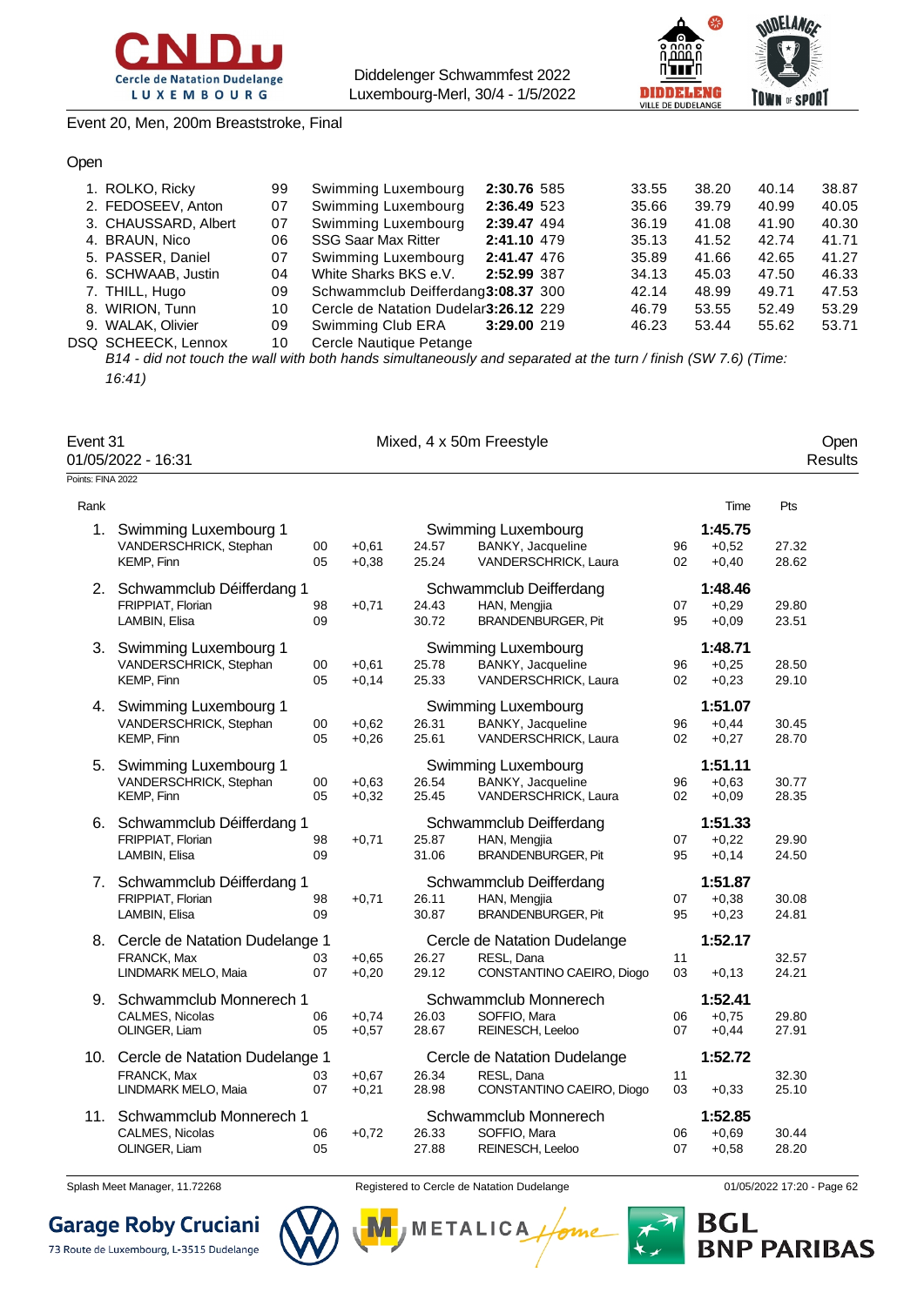Event 20, Men, 200m Breaststroke, Final

Open

| Rank | Name | YoB | Club | Time | Pts | 50m | 100m | 150m | 200m |
|---|---|---|---|---|---|---|---|---|---|
| 1. | ROLKO, Ricky | 99 | Swimming Luxembourg | **2:30.76** | 585 | 33.55 | 38.20 | 40.14 | 38.87 |
| 2. | FEDOSEEV, Anton | 07 | Swimming Luxembourg | **2:36.49** | 523 | 35.66 | 39.79 | 40.99 | 40.05 |
| 3. | CHAUSSARD, Albert | 07 | Swimming Luxembourg | **2:39.47** | 494 | 36.19 | 41.08 | 41.90 | 40.30 |
| 4. | BRAUN, Nico | 06 | SSG Saar Max Ritter | **2:41.10** | 479 | 35.13 | 41.52 | 42.74 | 41.71 |
| 5. | PASSER, Daniel | 07 | Swimming Luxembourg | **2:41.47** | 476 | 35.89 | 41.66 | 42.65 | 41.27 |
| 6. | SCHWAAB, Justin | 04 | White Sharks BKS e.V. | **2:52.99** | 387 | 34.13 | 45.03 | 47.50 | 46.33 |
| 7. | THILL, Hugo | 09 | Schwammclub Deifferdang | **3:08.37** | 300 | 42.14 | 48.99 | 49.71 | 47.53 |
| 8. | WIRION, Tunn | 10 | Cercle de Natation Dudelar | **3:26.12** | 229 | 46.79 | 53.55 | 52.49 | 53.29 |
| 9. | WALAK, Olivier | 09 | Swimming Club ERA | **3:29.00** | 219 | 46.23 | 53.44 | 55.62 | 53.71 |
| DSQ | SCHEECK, Lennox | 10 | Cercle Nautique Petange | | | | | | |

*B14 - did not touch the wall with both hands simultaneously and separated at the turn / finish (SW 7.6) (Time: 16:41)*

## Event 31 — Mixed, 4 x 50m Freestyle — Open

01/05/2022 - 16:31 — Results

Points: FINA 2022

| Rank | Team / Swimmer | YoB | RT | Split | Swimmer | YoB | RT | Time | Pts |
|---|---|---|---|---|---|---|---|---|---|
| 1. | Swimming Luxembourg 1 | | | | Swimming Luxembourg | | | **1:45.75** | |
| | VANDERSCHRICK, Stephan | 00 | +0,61 | 24.57 | BANKY, Jacqueline | 96 | +0,52 | | 27.32 |
| | KEMP, Finn | 05 | +0,38 | 25.24 | VANDERSCHRICK, Laura | 02 | +0,40 | | 28.62 |
| 2. | Schwammclub Déifferdang 1 | | | | Schwammclub Deifferdang | | | **1:48.46** | |
| | FRIPPIAT, Florian | 98 | +0,71 | 24.43 | HAN, Mengjia | 07 | +0,29 | | 29.80 |
| | LAMBIN, Elisa | 09 | | 30.72 | BRANDENBURGER, Pit | 95 | +0,09 | | 23.51 |
| 3. | Swimming Luxembourg 1 | | | | Swimming Luxembourg | | | **1:48.71** | |
| | VANDERSCHRICK, Stephan | 00 | +0,61 | 25.78 | BANKY, Jacqueline | 96 | +0,25 | | 28.50 |
| | KEMP, Finn | 05 | +0,14 | 25.33 | VANDERSCHRICK, Laura | 02 | +0,23 | | 29.10 |
| 4. | Swimming Luxembourg 1 | | | | Swimming Luxembourg | | | **1:51.07** | |
| | VANDERSCHRICK, Stephan | 00 | +0,62 | 26.31 | BANKY, Jacqueline | 96 | +0,44 | | 30.45 |
| | KEMP, Finn | 05 | +0,26 | 25.61 | VANDERSCHRICK, Laura | 02 | +0,27 | | 28.70 |
| 5. | Swimming Luxembourg 1 | | | | Swimming Luxembourg | | | **1:51.11** | |
| | VANDERSCHRICK, Stephan | 00 | +0,63 | 26.54 | BANKY, Jacqueline | 96 | +0,63 | | 30.77 |
| | KEMP, Finn | 05 | +0,32 | 25.45 | VANDERSCHRICK, Laura | 02 | +0,09 | | 28.35 |
| 6. | Schwammclub Déifferdang 1 | | | | Schwammclub Deifferdang | | | **1:51.33** | |
| | FRIPPIAT, Florian | 98 | +0,71 | 25.87 | HAN, Mengjia | 07 | +0,22 | | 29.90 |
| | LAMBIN, Elisa | 09 | | 31.06 | BRANDENBURGER, Pit | 95 | +0,14 | | 24.50 |
| 7. | Schwammclub Déifferdang 1 | | | | Schwammclub Deifferdang | | | **1:51.87** | |
| | FRIPPIAT, Florian | 98 | +0,71 | 26.11 | HAN, Mengjia | 07 | +0,38 | | 30.08 |
| | LAMBIN, Elisa | 09 | | 30.87 | BRANDENBURGER, Pit | 95 | +0,23 | | 24.81 |
| 8. | Cercle de Natation Dudelange 1 | | | | Cercle de Natation Dudelange | | | **1:52.17** | |
| | FRANCK, Max | 03 | +0,65 | 26.27 | RESL, Dana | 11 | | | 32.57 |
| | LINDMARK MELO, Maia | 07 | +0,20 | 29.12 | CONSTANTINO CAEIRO, Diogo | 03 | +0,13 | | 24.21 |
| 9. | Schwammclub Monnerech 1 | | | | Schwammclub Monnerech | | | **1:52.41** | |
| | CALMES, Nicolas | 06 | +0,74 | 26.03 | SOFFIO, Mara | 06 | +0,75 | | 29.80 |
| | OLINGER, Liam | 05 | +0,57 | 28.67 | REINESCH, Leeloo | 07 | +0,44 | | 27.91 |
| 10. | Cercle de Natation Dudelange 1 | | | | Cercle de Natation Dudelange | | | **1:52.72** | |
| | FRANCK, Max | 03 | +0,67 | 26.34 | RESL, Dana | 11 | | | 32.30 |
| | LINDMARK MELO, Maia | 07 | +0,21 | 28.98 | CONSTANTINO CAEIRO, Diogo | 03 | +0,33 | | 25.10 |
| 11. | Schwammclub Monnerech 1 | | | | Schwammclub Monnerech | | | **1:52.85** | |
| | CALMES, Nicolas | 06 | +0,72 | 26.33 | SOFFIO, Mara | 06 | +0,69 | | 30.44 |
| | OLINGER, Liam | 05 | | 27.88 | REINESCH, Leeloo | 07 | +0,58 | | 28.20 |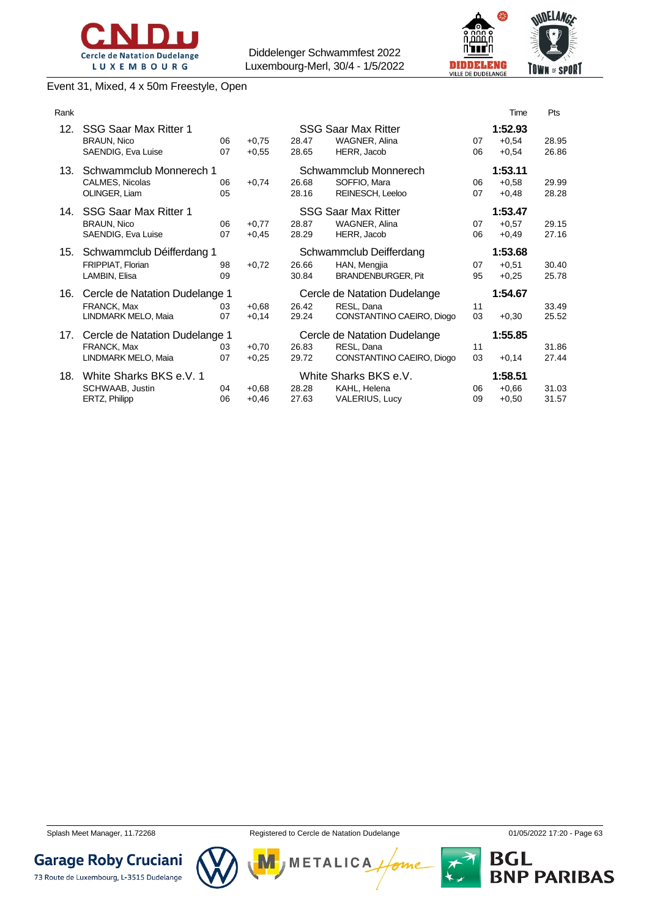Event 31, Mixed, 4 x 50m Freestyle, Open

| Rank | | | | | | | | Time | Pts |
|---|---|---|---|---|---|---|---|---|---|
| 12. | SSG Saar Max Ritter 1 | | | | SSG Saar Max Ritter | | | **1:52.93** | |
| | BRAUN, Nico | 06 | +0,75 | 28.47 | WAGNER, Alina | 07 | +0,54 | | 28.95 |
| | SAENDIG, Eva Luise | 07 | +0,55 | 28.65 | HERR, Jacob | 06 | +0,54 | | 26.86 |
| 13. | Schwammclub Monnerech 1 | | | | Schwammclub Monnerech | | | **1:53.11** | |
| | CALMES, Nicolas | 06 | +0,74 | 26.68 | SOFFIO, Mara | 06 | +0,58 | | 29.99 |
| | OLINGER, Liam | 05 | | 28.16 | REINESCH, Leeloo | 07 | +0,48 | | 28.28 |
| 14. | SSG Saar Max Ritter 1 | | | | SSG Saar Max Ritter | | | **1:53.47** | |
| | BRAUN, Nico | 06 | +0,77 | 28.87 | WAGNER, Alina | 07 | +0,57 | | 29.15 |
| | SAENDIG, Eva Luise | 07 | +0,45 | 28.29 | HERR, Jacob | 06 | +0,49 | | 27.16 |
| 15. | Schwammclub Déifferdang 1 | | | | Schwammclub Deifferdang | | | **1:53.68** | |
| | FRIPPIAT, Florian | 98 | +0,72 | 26.66 | HAN, Mengjia | 07 | +0,51 | | 30.40 |
| | LAMBIN, Elisa | 09 | | 30.84 | BRANDENBURGER, Pit | 95 | +0,25 | | 25.78 |
| 16. | Cercle de Natation Dudelange 1 | | | | Cercle de Natation Dudelange | | | **1:54.67** | |
| | FRANCK, Max | 03 | +0,68 | 26.42 | RESL, Dana | 11 | | | 33.49 |
| | LINDMARK MELO, Maia | 07 | +0,14 | 29.24 | CONSTANTINO CAEIRO, Diogo | 03 | +0,30 | | 25.52 |
| 17. | Cercle de Natation Dudelange 1 | | | | Cercle de Natation Dudelange | | | **1:55.85** | |
| | FRANCK, Max | 03 | +0,70 | 26.83 | RESL, Dana | 11 | | | 31.86 |
| | LINDMARK MELO, Maia | 07 | +0,25 | 29.72 | CONSTANTINO CAEIRO, Diogo | 03 | +0,14 | | 27.44 |
| 18. | White Sharks BKS e.V. 1 | | | | White Sharks BKS e.V. | | | **1:58.51** | |
| | SCHWAAB, Justin | 04 | +0,68 | 28.28 | KAHL, Helena | 06 | +0,66 | | 31.03 |
| | ERTZ, Philipp | 06 | +0,46 | 27.63 | VALERIUS, Lucy | 09 | +0,50 | | 31.57 |